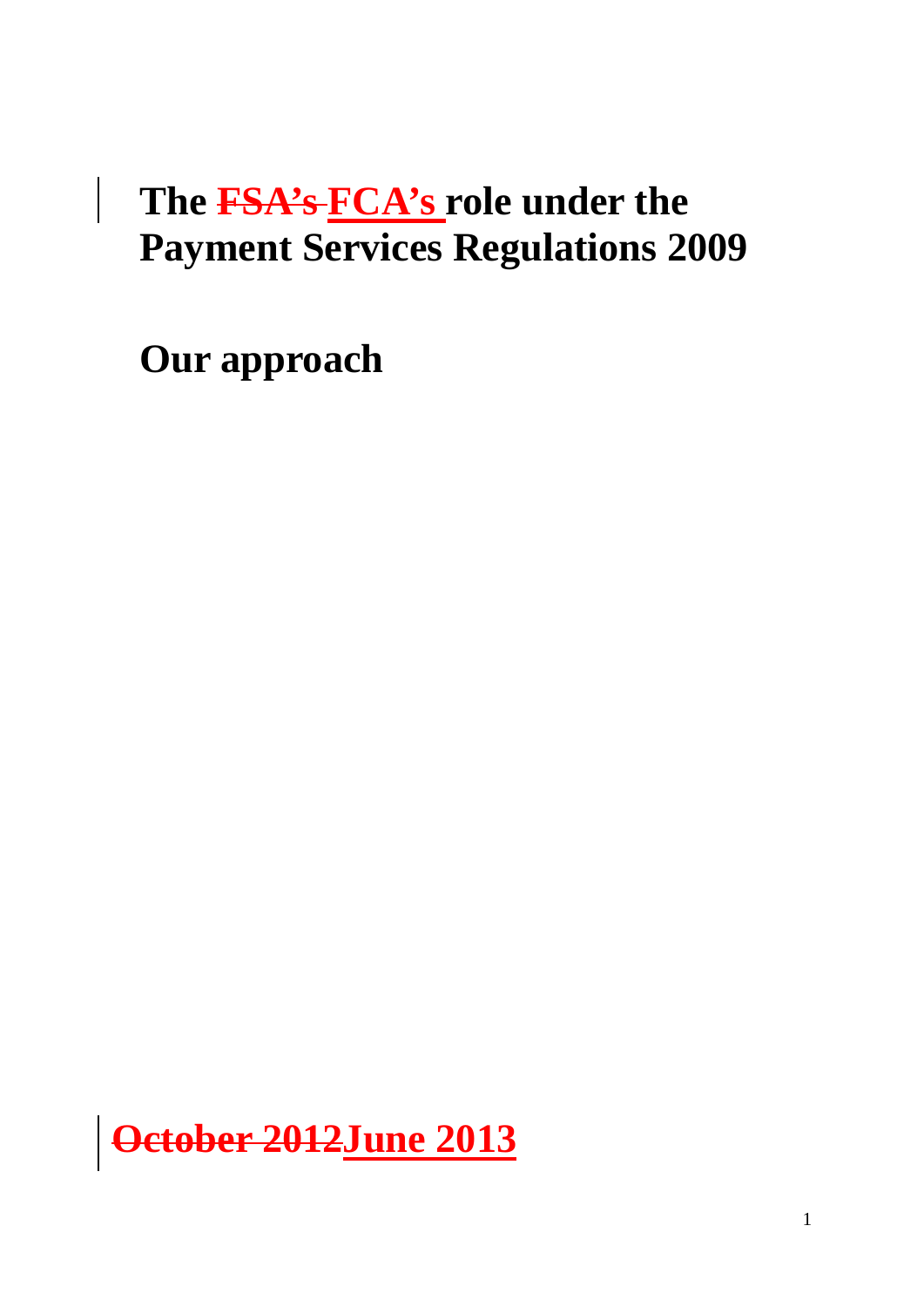# The ~~FSA's~~ FCA's role under the Payment Services Regulations 2009

# Our approach

**~~October 2012~~June 2013**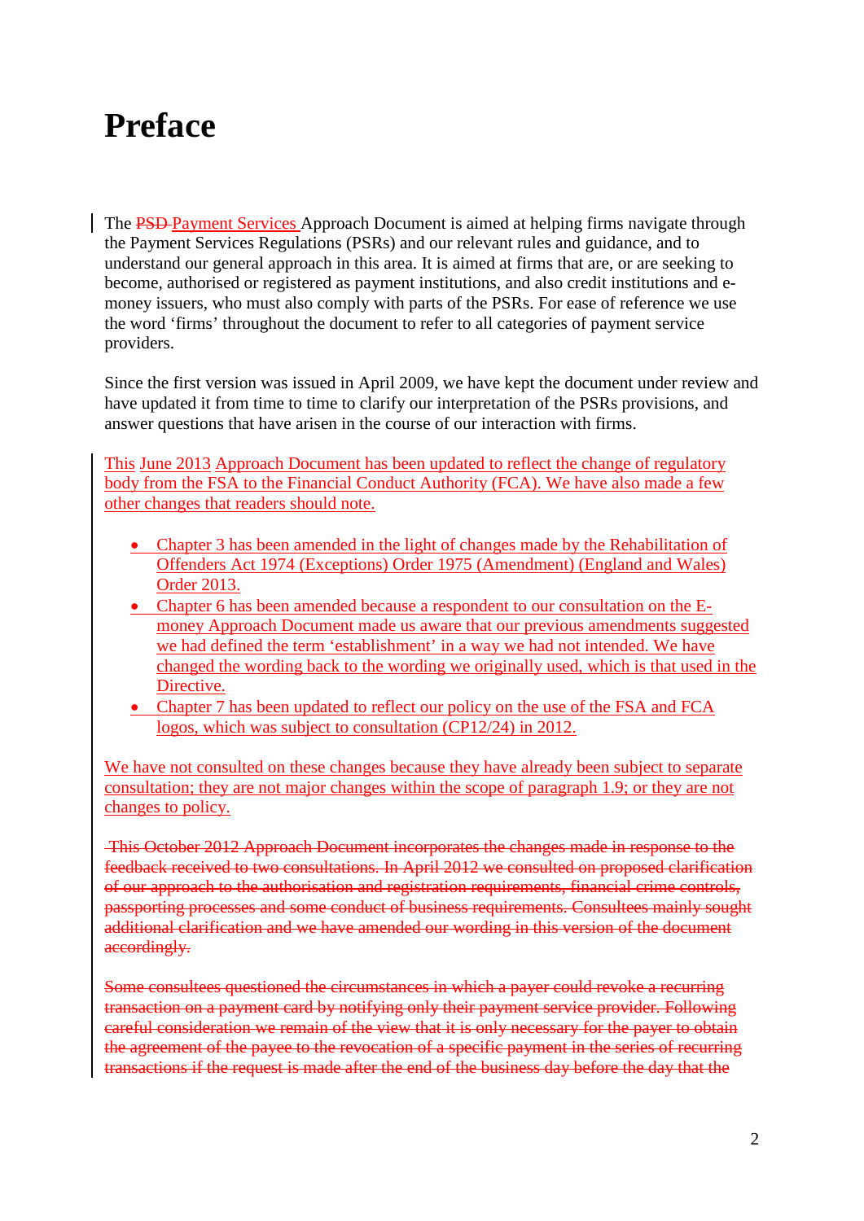# Preface

The ~~PSD~~ Payment Services Approach Document is aimed at helping firms navigate through the Payment Services Regulations (PSRs) and our relevant rules and guidance, and to understand our general approach in this area. It is aimed at firms that are, or are seeking to become, authorised or registered as payment institutions, and also credit institutions and e-money issuers, who must also comply with parts of the PSRs. For ease of reference we use the word 'firms' throughout the document to refer to all categories of payment service providers.

Since the first version was issued in April 2009, we have kept the document under review and have updated it from time to time to clarify our interpretation of the PSRs provisions, and answer questions that have arisen in the course of our interaction with firms.

This June 2013 Approach Document has been updated to reflect the change of regulatory body from the FSA to the Financial Conduct Authority (FCA). We have also made a few other changes that readers should note.

- Chapter 3 has been amended in the light of changes made by the Rehabilitation of Offenders Act 1974 (Exceptions) Order 1975 (Amendment) (England and Wales) Order 2013.
- Chapter 6 has been amended because a respondent to our consultation on the E-money Approach Document made us aware that our previous amendments suggested we had defined the term 'establishment' in a way we had not intended. We have changed the wording back to the wording we originally used, which is that used in the Directive.
- Chapter 7 has been updated to reflect our policy on the use of the FSA and FCA logos, which was subject to consultation (CP12/24) in 2012.

We have not consulted on these changes because they have already been subject to separate consultation; they are not major changes within the scope of paragraph 1.9; or they are not changes to policy.

~~This October 2012 Approach Document incorporates the changes made in response to the feedback received to two consultations. In April 2012 we consulted on proposed clarification of our approach to the authorisation and registration requirements, financial crime controls, passporting processes and some conduct of business requirements. Consultees mainly sought additional clarification and we have amended our wording in this version of the document accordingly.~~

~~Some consultees questioned the circumstances in which a payer could revoke a recurring transaction on a payment card by notifying only their payment service provider. Following careful consideration we remain of the view that it is only necessary for the payer to obtain the agreement of the payee to the revocation of a specific payment in the series of recurring transactions if the request is made after the end of the business day before the day that the~~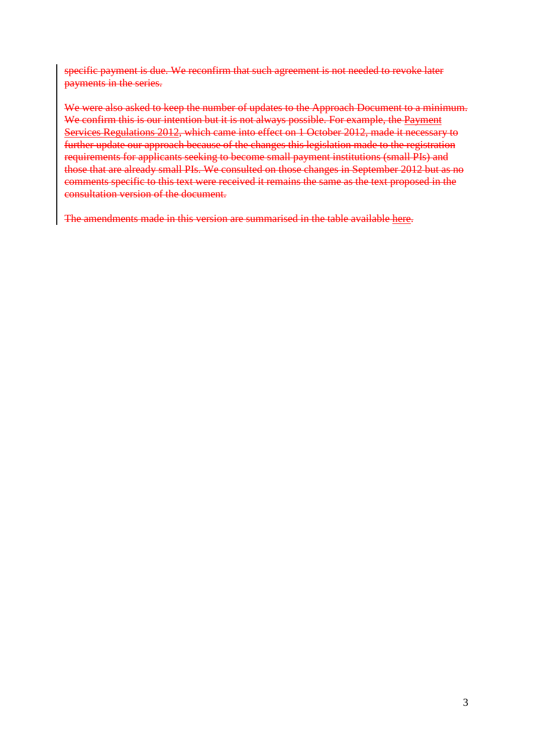~~specific payment is due. We reconfirm that such agreement is not needed to revoke later payments in the series.~~

~~We were also asked to keep the number of updates to the Approach Document to a minimum. We confirm this is our intention but it is not always possible. For example, the Payment Services Regulations 2012, which came into effect on 1 October 2012, made it necessary to further update our approach because of the changes this legislation made to the registration requirements for applicants seeking to become small payment institutions (small PIs) and those that are already small PIs. We consulted on those changes in September 2012 but as no comments specific to this text were received it remains the same as the text proposed in the consultation version of the document.~~

~~The amendments made in this version are summarised in the table available here.~~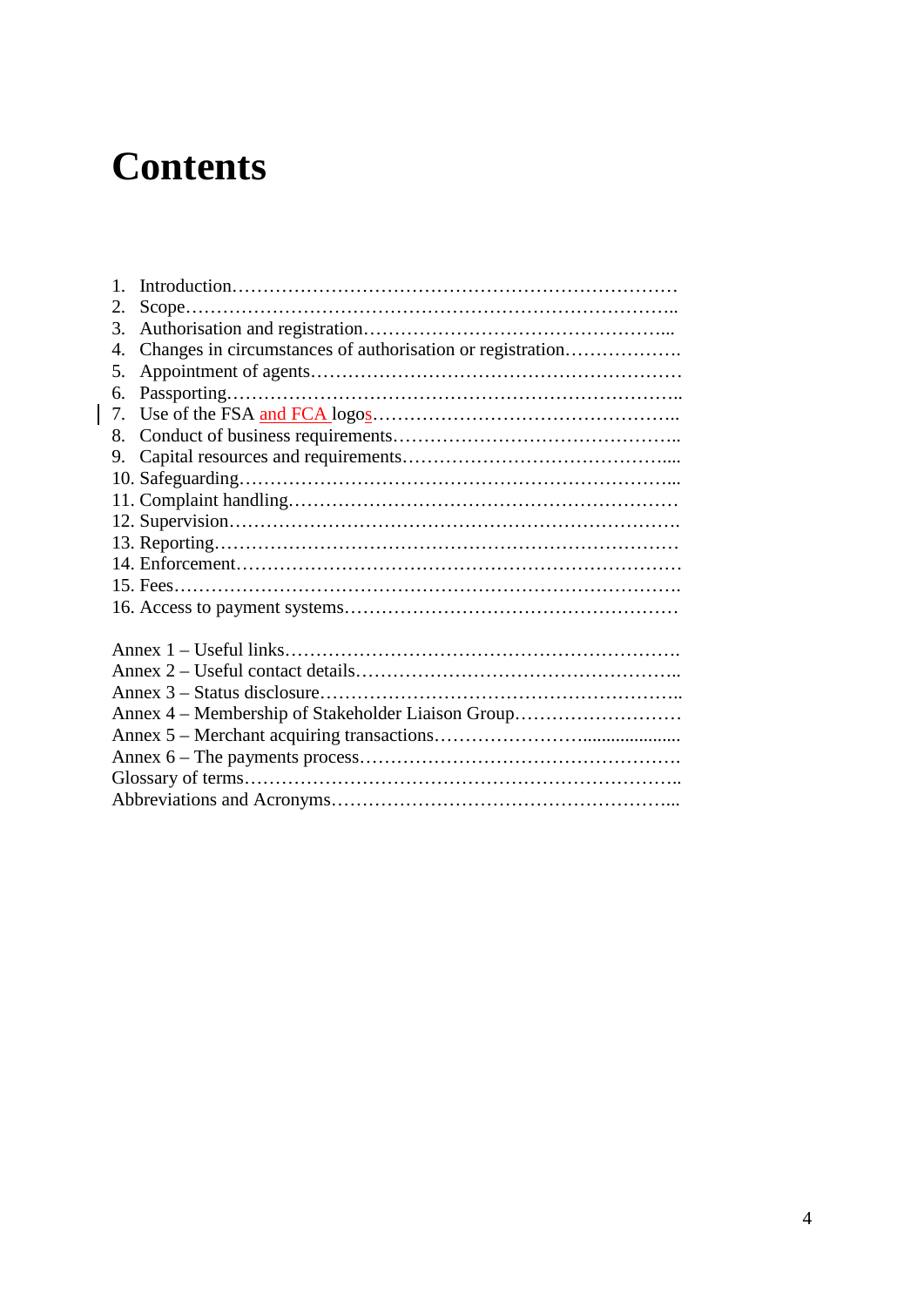# Contents

1. Introduction
2. Scope
3. Authorisation and registration
4. Changes in circumstances of authorisation or registration
5. Appointment of agents
6. Passporting
7. Use of the FSA and FCA logos
8. Conduct of business requirements
9. Capital resources and requirements
10. Safeguarding
11. Complaint handling
12. Supervision
13. Reporting
14. Enforcement
15. Fees
16. Access to payment systems

Annex 1 – Useful links
Annex 2 – Useful contact details
Annex 3 – Status disclosure
Annex 4 – Membership of Stakeholder Liaison Group
Annex 5 – Merchant acquiring transactions
Annex 6 – The payments process
Glossary of terms
Abbreviations and Acronyms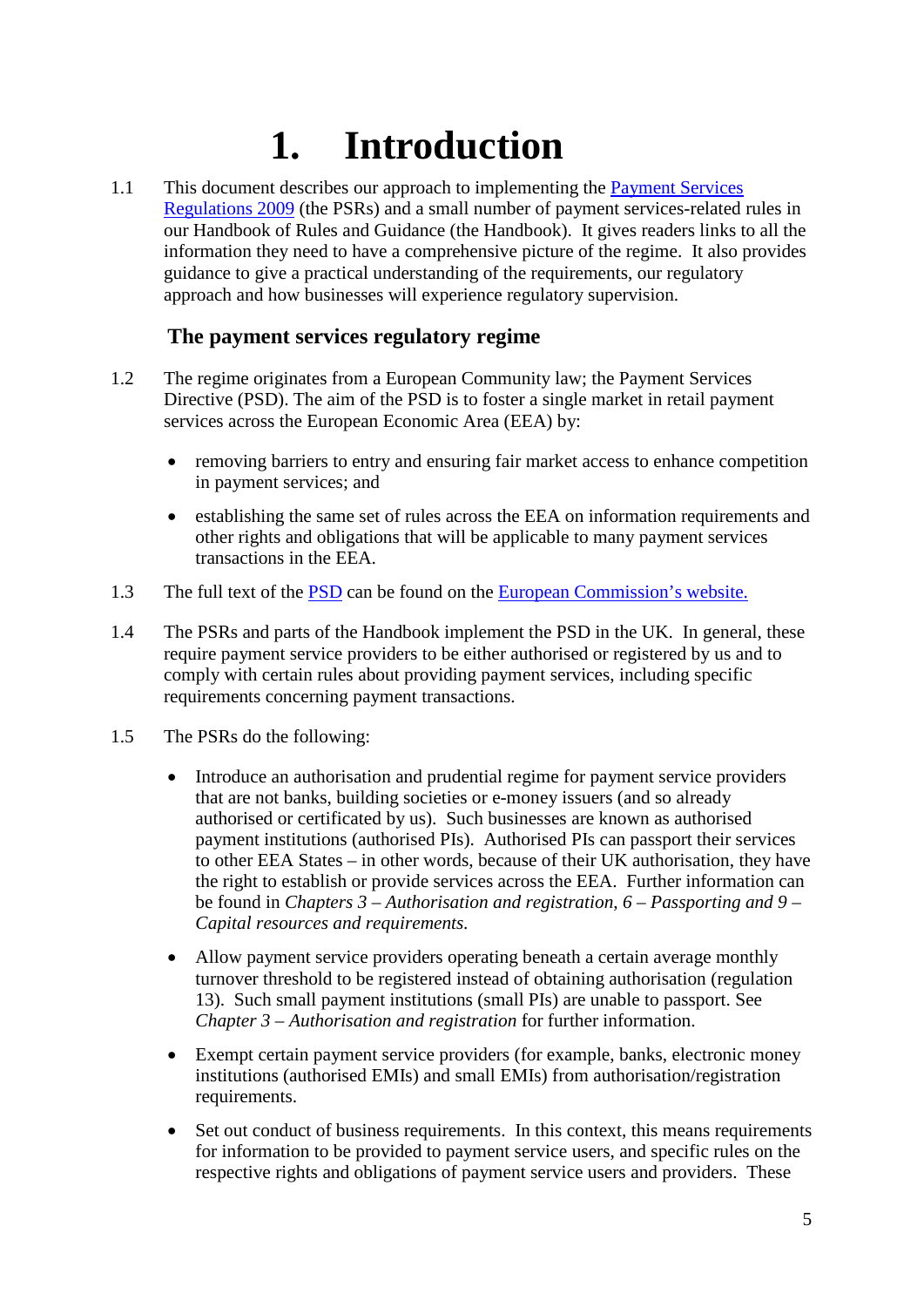# 1. Introduction

1.1 This document describes our approach to implementing the Payment Services Regulations 2009 (the PSRs) and a small number of payment services-related rules in our Handbook of Rules and Guidance (the Handbook). It gives readers links to all the information they need to have a comprehensive picture of the regime. It also provides guidance to give a practical understanding of the requirements, our regulatory approach and how businesses will experience regulatory supervision.

## The payment services regulatory regime

1.2 The regime originates from a European Community law; the Payment Services Directive (PSD). The aim of the PSD is to foster a single market in retail payment services across the European Economic Area (EEA) by:

- removing barriers to entry and ensuring fair market access to enhance competition in payment services; and
- establishing the same set of rules across the EEA on information requirements and other rights and obligations that will be applicable to many payment services transactions in the EEA.

1.3 The full text of the PSD can be found on the European Commission's website.

1.4 The PSRs and parts of the Handbook implement the PSD in the UK. In general, these require payment service providers to be either authorised or registered by us and to comply with certain rules about providing payment services, including specific requirements concerning payment transactions.

1.5 The PSRs do the following:

- Introduce an authorisation and prudential regime for payment service providers that are not banks, building societies or e-money issuers (and so already authorised or certificated by us). Such businesses are known as authorised payment institutions (authorised PIs). Authorised PIs can passport their services to other EEA States – in other words, because of their UK authorisation, they have the right to establish or provide services across the EEA. Further information can be found in *Chapters 3 – Authorisation and registration, 6 – Passporting and 9 – Capital resources and requirements.*
- Allow payment service providers operating beneath a certain average monthly turnover threshold to be registered instead of obtaining authorisation (regulation 13). Such small payment institutions (small PIs) are unable to passport. See *Chapter 3 – Authorisation and registration* for further information.
- Exempt certain payment service providers (for example, banks, electronic money institutions (authorised EMIs) and small EMIs) from authorisation/registration requirements.
- Set out conduct of business requirements. In this context, this means requirements for information to be provided to payment service users, and specific rules on the respective rights and obligations of payment service users and providers. These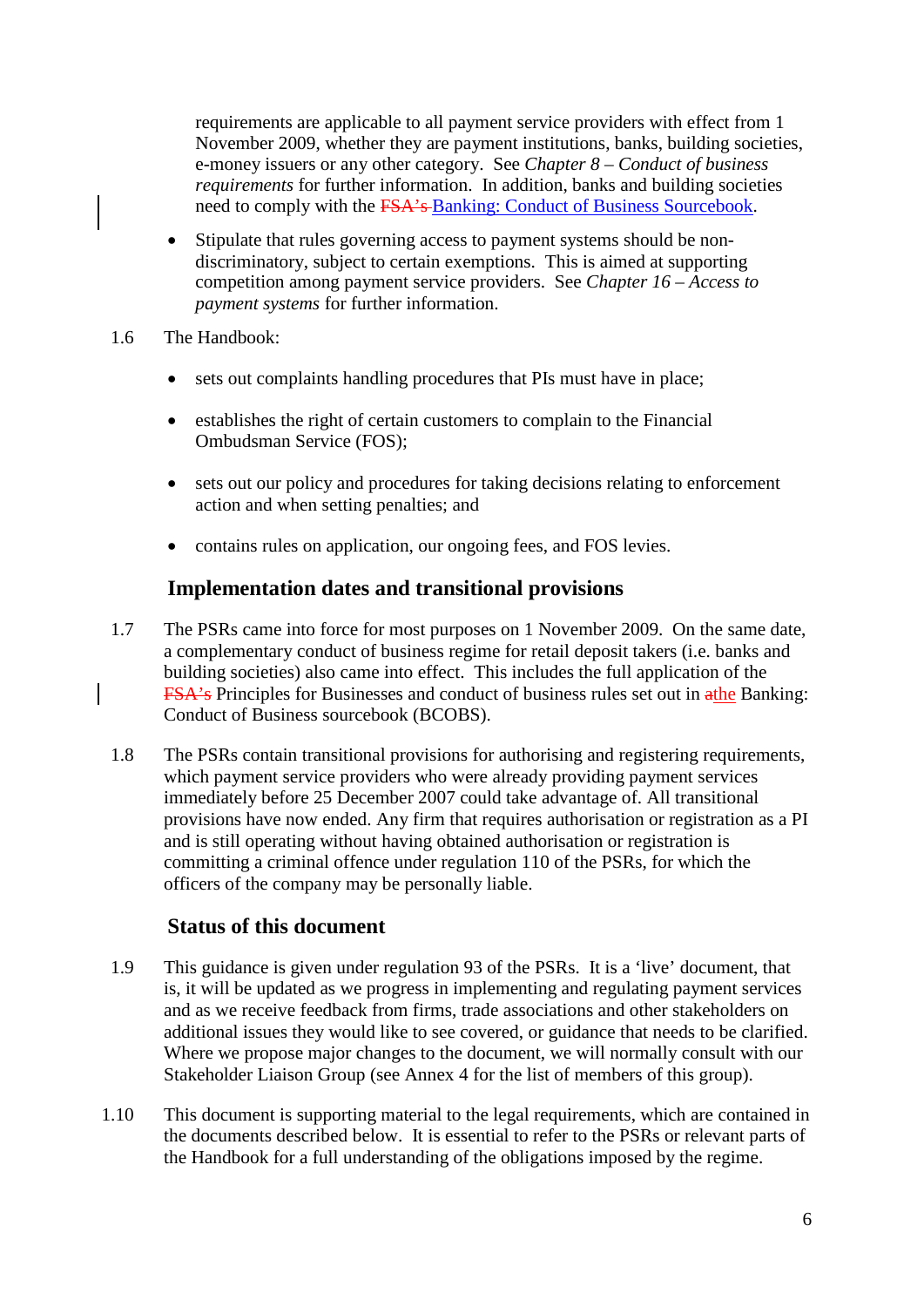requirements are applicable to all payment service providers with effect from 1 November 2009, whether they are payment institutions, banks, building societies, e-money issuers or any other category. See *Chapter 8 – Conduct of business requirements* for further information. In addition, banks and building societies need to comply with the ~~FSA's~~ Banking: Conduct of Business Sourcebook.

- Stipulate that rules governing access to payment systems should be non-discriminatory, subject to certain exemptions. This is aimed at supporting competition among payment service providers. See *Chapter 16 – Access to payment systems* for further information.

1.6 The Handbook:

- sets out complaints handling procedures that PIs must have in place;
- establishes the right of certain customers to complain to the Financial Ombudsman Service (FOS);
- sets out our policy and procedures for taking decisions relating to enforcement action and when setting penalties; and
- contains rules on application, our ongoing fees, and FOS levies.

## Implementation dates and transitional provisions

1.7 The PSRs came into force for most purposes on 1 November 2009. On the same date, a complementary conduct of business regime for retail deposit takers (i.e. banks and building societies) also came into effect. This includes the full application of the ~~FSA's~~ Principles for Businesses and conduct of business rules set out in ~~a~~the Banking: Conduct of Business sourcebook (BCOBS).

1.8 The PSRs contain transitional provisions for authorising and registering requirements, which payment service providers who were already providing payment services immediately before 25 December 2007 could take advantage of. All transitional provisions have now ended. Any firm that requires authorisation or registration as a PI and is still operating without having obtained authorisation or registration is committing a criminal offence under regulation 110 of the PSRs, for which the officers of the company may be personally liable.

## Status of this document

1.9 This guidance is given under regulation 93 of the PSRs. It is a 'live' document, that is, it will be updated as we progress in implementing and regulating payment services and as we receive feedback from firms, trade associations and other stakeholders on additional issues they would like to see covered, or guidance that needs to be clarified. Where we propose major changes to the document, we will normally consult with our Stakeholder Liaison Group (see Annex 4 for the list of members of this group).

1.10 This document is supporting material to the legal requirements, which are contained in the documents described below. It is essential to refer to the PSRs or relevant parts of the Handbook for a full understanding of the obligations imposed by the regime.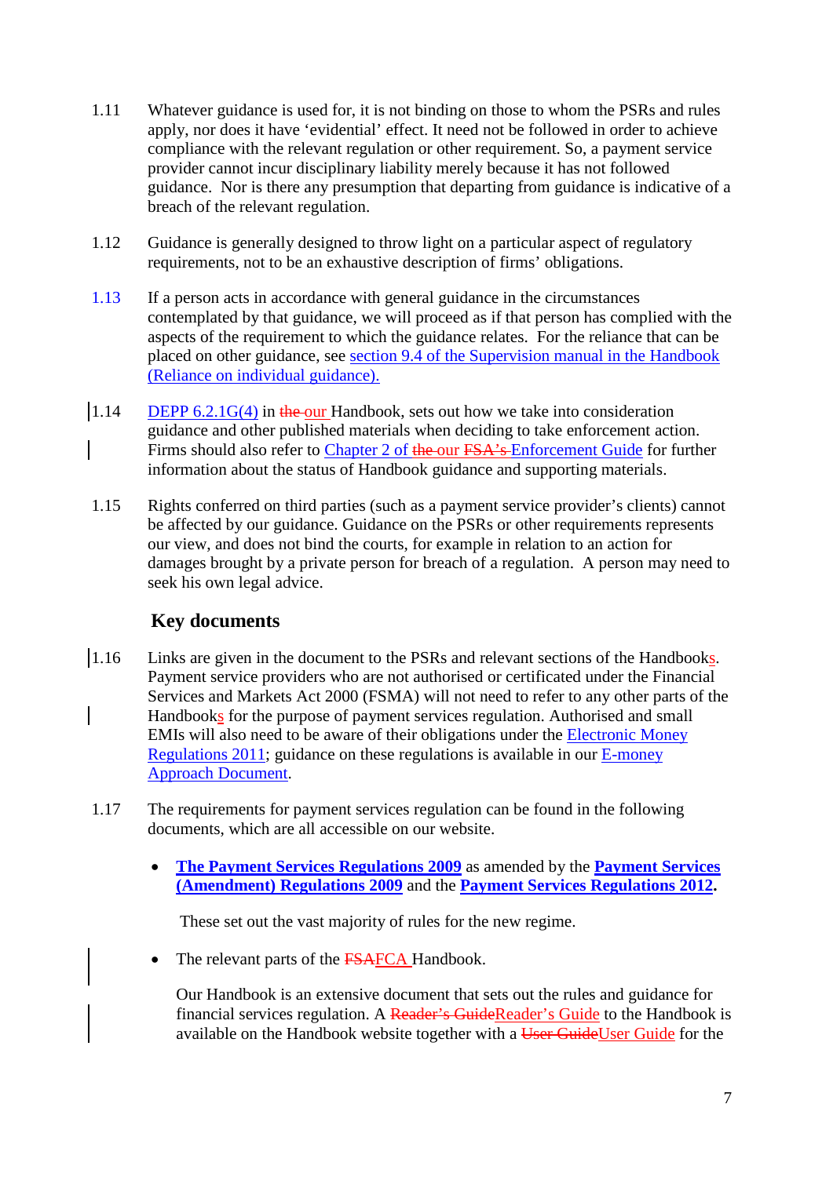1.11 Whatever guidance is used for, it is not binding on those to whom the PSRs and rules apply, nor does it have 'evidential' effect. It need not be followed in order to achieve compliance with the relevant regulation or other requirement. So, a payment service provider cannot incur disciplinary liability merely because it has not followed guidance. Nor is there any presumption that departing from guidance is indicative of a breach of the relevant regulation.

1.12 Guidance is generally designed to throw light on a particular aspect of regulatory requirements, not to be an exhaustive description of firms' obligations.

1.13 If a person acts in accordance with general guidance in the circumstances contemplated by that guidance, we will proceed as if that person has complied with the aspects of the requirement to which the guidance relates. For the reliance that can be placed on other guidance, see section 9.4 of the Supervision manual in the Handbook (Reliance on individual guidance).

1.14 DEPP 6.2.1G(4) in ~~the~~ our Handbook, sets out how we take into consideration guidance and other published materials when deciding to take enforcement action. Firms should also refer to Chapter 2 of ~~the~~ our ~~FSA's~~ Enforcement Guide for further information about the status of Handbook guidance and supporting materials.

1.15 Rights conferred on third parties (such as a payment service provider's clients) cannot be affected by our guidance. Guidance on the PSRs or other requirements represents our view, and does not bind the courts, for example in relation to an action for damages brought by a private person for breach of a regulation. A person may need to seek his own legal advice.

## Key documents

1.16 Links are given in the document to the PSRs and relevant sections of the Handbooks. Payment service providers who are not authorised or certificated under the Financial Services and Markets Act 2000 (FSMA) will not need to refer to any other parts of the Handbooks for the purpose of payment services regulation. Authorised and small EMIs will also need to be aware of their obligations under the Electronic Money Regulations 2011; guidance on these regulations is available in our E-money Approach Document.

1.17 The requirements for payment services regulation can be found in the following documents, which are all accessible on our website.

- **The Payment Services Regulations 2009** as amended by the **Payment Services (Amendment) Regulations 2009** and the **Payment Services Regulations 2012.**

  These set out the vast majority of rules for the new regime.

- The relevant parts of the ~~FSA~~FCA Handbook.

  Our Handbook is an extensive document that sets out the rules and guidance for financial services regulation. A ~~Reader's Guide~~Reader's Guide to the Handbook is available on the Handbook website together with a ~~User Guide~~User Guide for the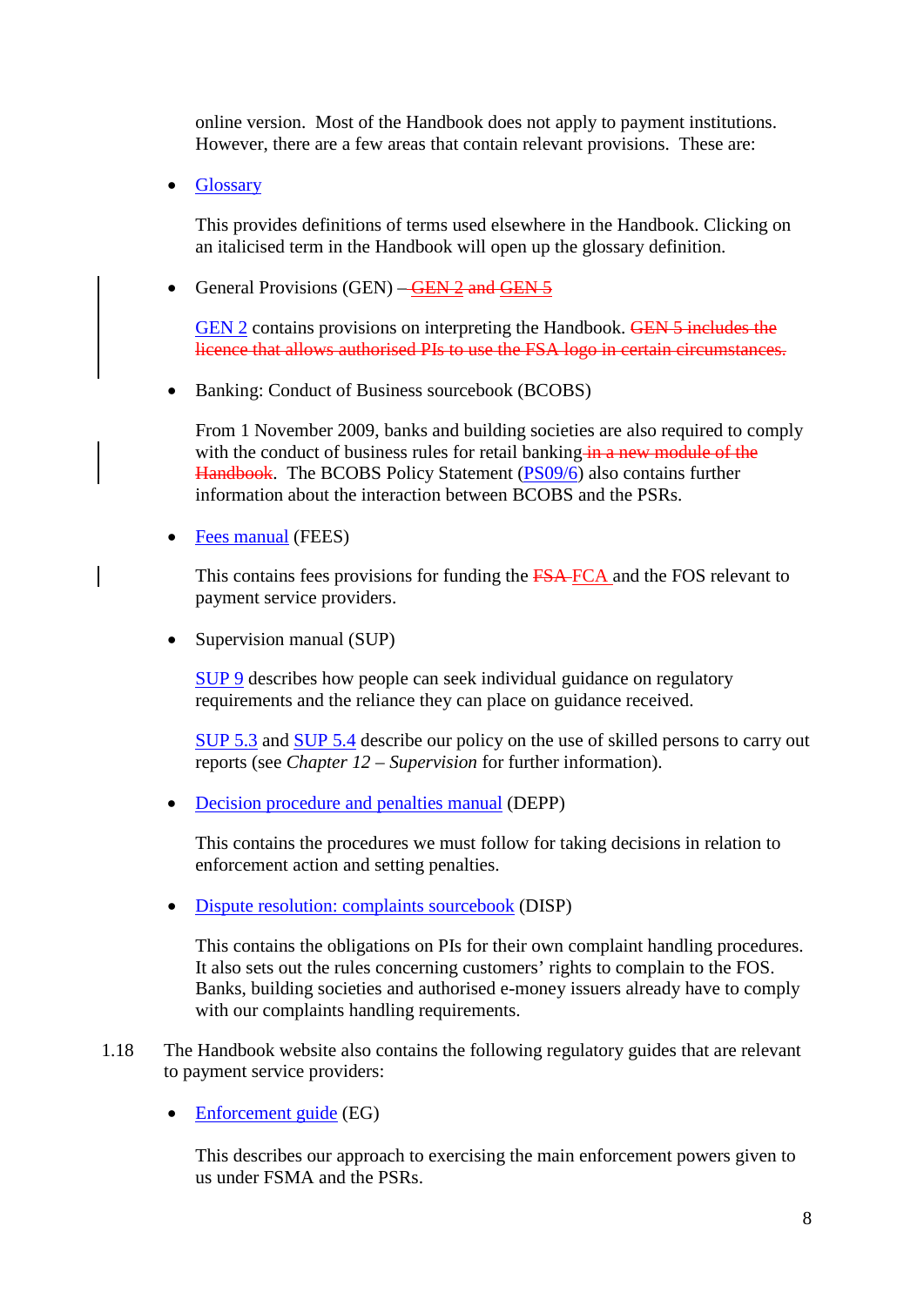online version. Most of the Handbook does not apply to payment institutions. However, there are a few areas that contain relevant provisions. These are:

- Glossary

  This provides definitions of terms used elsewhere in the Handbook. Clicking on an italicised term in the Handbook will open up the glossary definition.

- General Provisions (GEN) ~~– GEN 2 and GEN 5~~

  GEN 2 contains provisions on interpreting the Handbook. ~~GEN 5 includes the licence that allows authorised PIs to use the FSA logo in certain circumstances.~~

- Banking: Conduct of Business sourcebook (BCOBS)

  From 1 November 2009, banks and building societies are also required to comply with the conduct of business rules for retail banking ~~in a new module of the Handbook~~. The BCOBS Policy Statement (PS09/6) also contains further information about the interaction between BCOBS and the PSRs.

- Fees manual (FEES)

  This contains fees provisions for funding the ~~FSA~~ FCA and the FOS relevant to payment service providers.

- Supervision manual (SUP)

  SUP 9 describes how people can seek individual guidance on regulatory requirements and the reliance they can place on guidance received.

  SUP 5.3 and SUP 5.4 describe our policy on the use of skilled persons to carry out reports (see *Chapter 12 – Supervision* for further information).

- Decision procedure and penalties manual (DEPP)

  This contains the procedures we must follow for taking decisions in relation to enforcement action and setting penalties.

- Dispute resolution: complaints sourcebook (DISP)

  This contains the obligations on PIs for their own complaint handling procedures. It also sets out the rules concerning customers' rights to complain to the FOS. Banks, building societies and authorised e-money issuers already have to comply with our complaints handling requirements.

1.18 The Handbook website also contains the following regulatory guides that are relevant to payment service providers:

- Enforcement guide (EG)

  This describes our approach to exercising the main enforcement powers given to us under FSMA and the PSRs.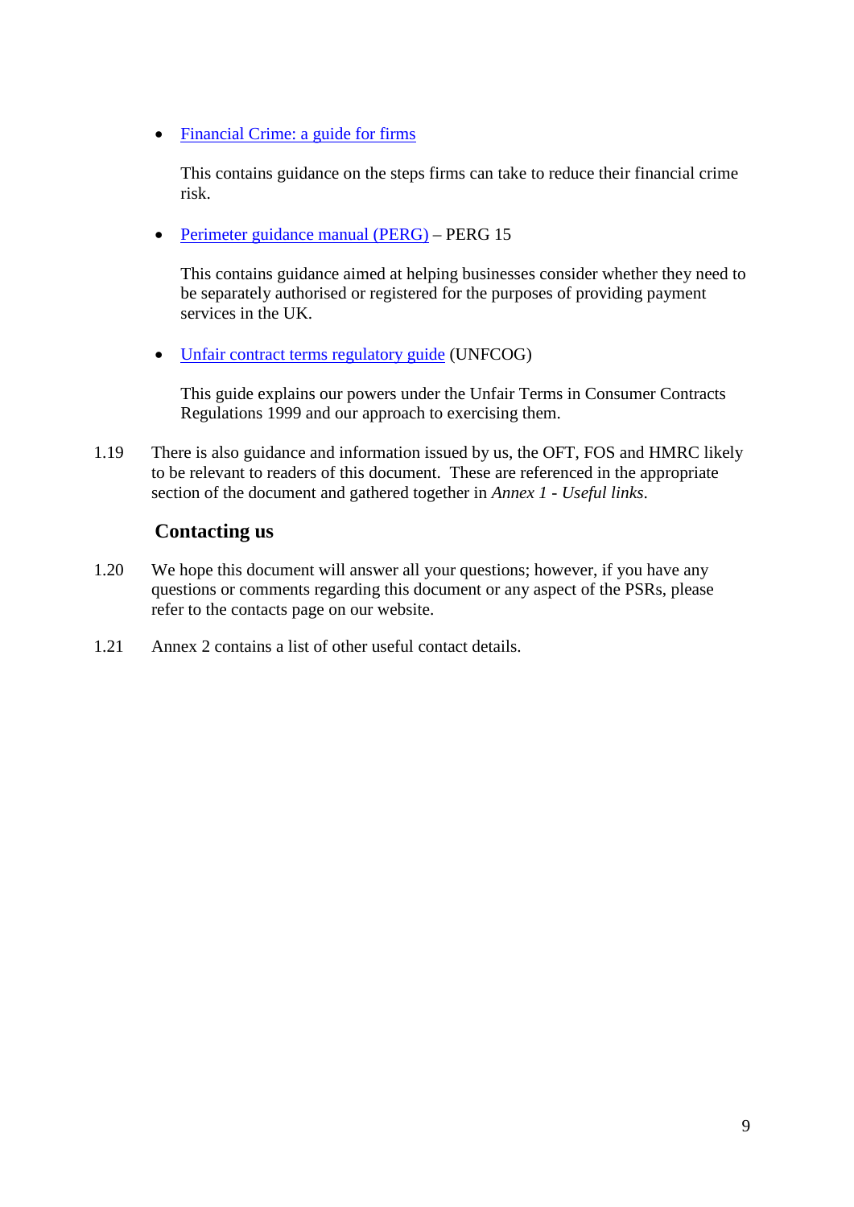- Financial Crime: a guide for firms

  This contains guidance on the steps firms can take to reduce their financial crime risk.

- Perimeter guidance manual (PERG) – PERG 15

  This contains guidance aimed at helping businesses consider whether they need to be separately authorised or registered for the purposes of providing payment services in the UK.

- Unfair contract terms regulatory guide (UNFCOG)

  This guide explains our powers under the Unfair Terms in Consumer Contracts Regulations 1999 and our approach to exercising them.

1.19 There is also guidance and information issued by us, the OFT, FOS and HMRC likely to be relevant to readers of this document. These are referenced in the appropriate section of the document and gathered together in *Annex 1 - Useful links*.

## Contacting us

1.20 We hope this document will answer all your questions; however, if you have any questions or comments regarding this document or any aspect of the PSRs, please refer to the contacts page on our website.

1.21 Annex 2 contains a list of other useful contact details.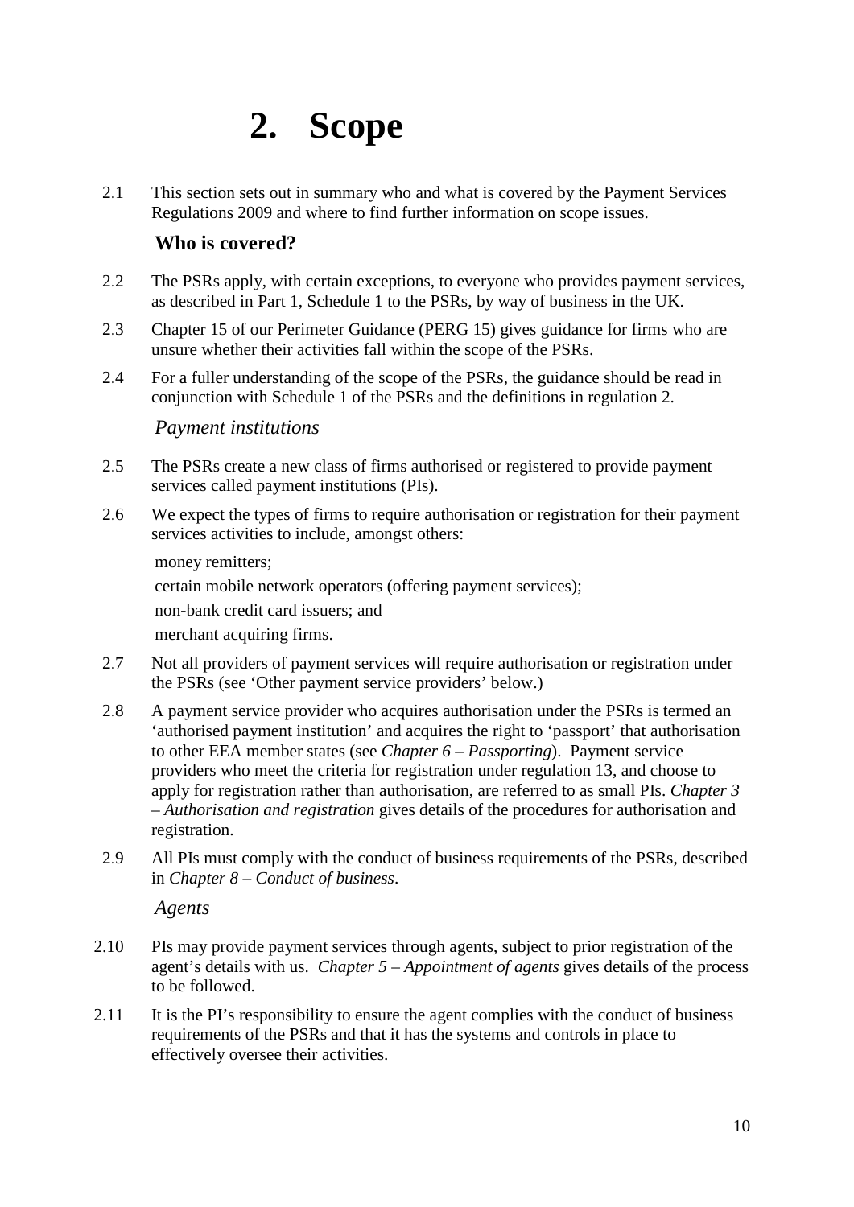# 2. Scope

2.1 This section sets out in summary who and what is covered by the Payment Services Regulations 2009 and where to find further information on scope issues.

## Who is covered?

2.2 The PSRs apply, with certain exceptions, to everyone who provides payment services, as described in Part 1, Schedule 1 to the PSRs, by way of business in the UK.

2.3 Chapter 15 of our Perimeter Guidance (PERG 15) gives guidance for firms who are unsure whether their activities fall within the scope of the PSRs.

2.4 For a fuller understanding of the scope of the PSRs, the guidance should be read in conjunction with Schedule 1 of the PSRs and the definitions in regulation 2.

### *Payment institutions*

2.5 The PSRs create a new class of firms authorised or registered to provide payment services called payment institutions (PIs).

2.6 We expect the types of firms to require authorisation or registration for their payment services activities to include, amongst others:

- money remitters;
- certain mobile network operators (offering payment services);
- non-bank credit card issuers; and
- merchant acquiring firms.

2.7 Not all providers of payment services will require authorisation or registration under the PSRs (see 'Other payment service providers' below.)

2.8 A payment service provider who acquires authorisation under the PSRs is termed an 'authorised payment institution' and acquires the right to 'passport' that authorisation to other EEA member states (see *Chapter 6 – Passporting*). Payment service providers who meet the criteria for registration under regulation 13, and choose to apply for registration rather than authorisation, are referred to as small PIs. *Chapter 3 – Authorisation and registration* gives details of the procedures for authorisation and registration.

2.9 All PIs must comply with the conduct of business requirements of the PSRs, described in *Chapter 8 – Conduct of business*.

### *Agents*

2.10 PIs may provide payment services through agents, subject to prior registration of the agent's details with us. *Chapter 5 – Appointment of agents* gives details of the process to be followed.

2.11 It is the PI's responsibility to ensure the agent complies with the conduct of business requirements of the PSRs and that it has the systems and controls in place to effectively oversee their activities.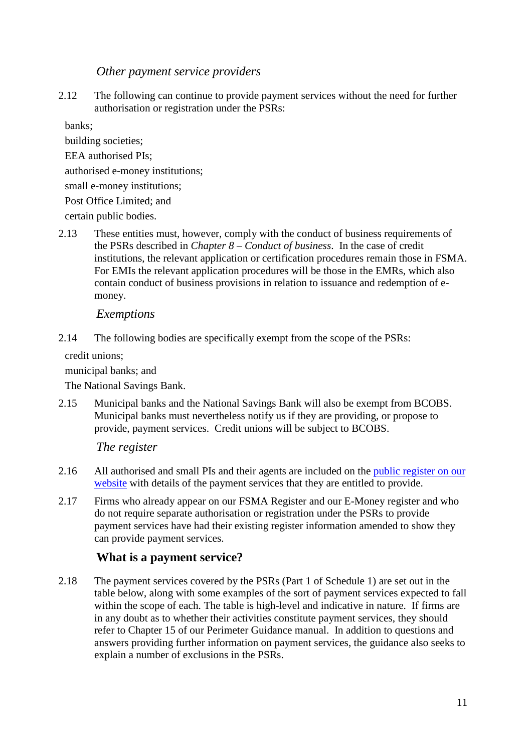### *Other payment service providers*

2.12 The following can continue to provide payment services without the need for further authorisation or registration under the PSRs:

- banks;
- building societies;
- EEA authorised PIs;
- authorised e-money institutions;
- small e-money institutions;
- Post Office Limited; and
- certain public bodies.

2.13 These entities must, however, comply with the conduct of business requirements of the PSRs described in *Chapter 8 – Conduct of business*. In the case of credit institutions, the relevant application or certification procedures remain those in FSMA. For EMIs the relevant application procedures will be those in the EMRs, which also contain conduct of business provisions in relation to issuance and redemption of e-money.

### *Exemptions*

2.14 The following bodies are specifically exempt from the scope of the PSRs:

- credit unions;
- municipal banks; and
- The National Savings Bank.

2.15 Municipal banks and the National Savings Bank will also be exempt from BCOBS. Municipal banks must nevertheless notify us if they are providing, or propose to provide, payment services. Credit unions will be subject to BCOBS.

### *The register*

2.16 All authorised and small PIs and their agents are included on the public register on our website with details of the payment services that they are entitled to provide.

2.17 Firms who already appear on our FSMA Register and our E-Money register and who do not require separate authorisation or registration under the PSRs to provide payment services have had their existing register information amended to show they can provide payment services.

## What is a payment service?

2.18 The payment services covered by the PSRs (Part 1 of Schedule 1) are set out in the table below, along with some examples of the sort of payment services expected to fall within the scope of each. The table is high-level and indicative in nature. If firms are in any doubt as to whether their activities constitute payment services, they should refer to Chapter 15 of our Perimeter Guidance manual. In addition to questions and answers providing further information on payment services, the guidance also seeks to explain a number of exclusions in the PSRs.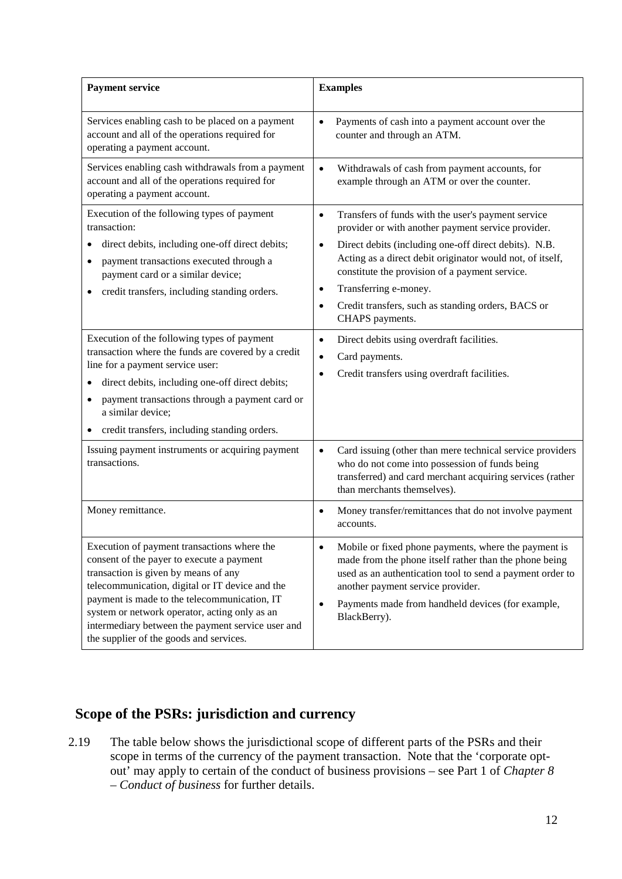| Payment service | Examples |
| --- | --- |
| Services enabling cash to be placed on a payment account and all of the operations required for operating a payment account. | • Payments of cash into a payment account over the counter and through an ATM. |
| Services enabling cash withdrawals from a payment account and all of the operations required for operating a payment account. | • Withdrawals of cash from payment accounts, for example through an ATM or over the counter. |
| Execution of the following types of payment transaction: <br>• direct debits, including one-off direct debits; <br>• payment transactions executed through a payment card or a similar device; <br>• credit transfers, including standing orders. | • Transfers of funds with the user's payment service provider or with another payment service provider. <br>• Direct debits (including one-off direct debits). N.B. Acting as a direct debit originator would not, of itself, constitute the provision of a payment service. <br>• Transferring e-money. <br>• Credit transfers, such as standing orders, BACS or CHAPS payments. |
| Execution of the following types of payment transaction where the funds are covered by a credit line for a payment service user: <br>• direct debits, including one-off direct debits; <br>• payment transactions through a payment card or a similar device; <br>• credit transfers, including standing orders. | • Direct debits using overdraft facilities. <br>• Card payments. <br>• Credit transfers using overdraft facilities. |
| Issuing payment instruments or acquiring payment transactions. | • Card issuing (other than mere technical service providers who do not come into possession of funds being transferred) and card merchant acquiring services (rather than merchants themselves). |
| Money remittance. | • Money transfer/remittances that do not involve payment accounts. |
| Execution of payment transactions where the consent of the payer to execute a payment transaction is given by means of any telecommunication, digital or IT device and the payment is made to the telecommunication, IT system or network operator, acting only as an intermediary between the payment service user and the supplier of the goods and services. | • Mobile or fixed phone payments, where the payment is made from the phone itself rather than the phone being used as an authentication tool to send a payment order to another payment service provider. <br>• Payments made from handheld devices (for example, BlackBerry). |

## Scope of the PSRs: jurisdiction and currency

2.19 The table below shows the jurisdictional scope of different parts of the PSRs and their scope in terms of the currency of the payment transaction. Note that the 'corporate opt-out' may apply to certain of the conduct of business provisions – see Part 1 of *Chapter 8 – Conduct of business* for further details.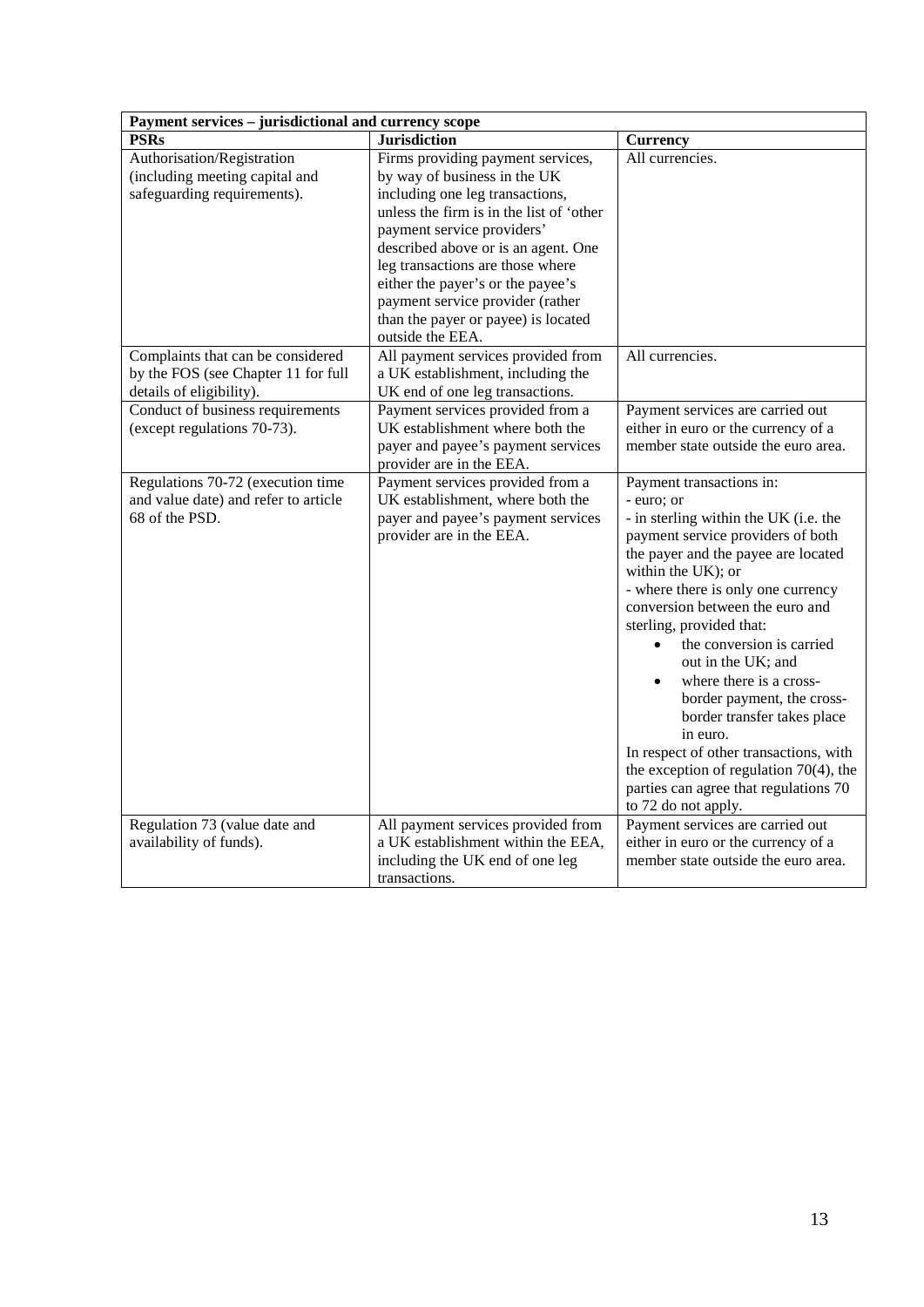| Payment services – jurisdictional and currency scope | | |
|---|---|---|
| **PSRs** | **Jurisdiction** | **Currency** |
| Authorisation/Registration (including meeting capital and safeguarding requirements). | Firms providing payment services, by way of business in the UK including one leg transactions, unless the firm is in the list of 'other payment service providers' described above or is an agent. One leg transactions are those where either the payer's or the payee's payment service provider (rather than the payer or payee) is located outside the EEA. | All currencies. |
| Complaints that can be considered by the FOS (see Chapter 11 for full details of eligibility). | All payment services provided from a UK establishment, including the UK end of one leg transactions. | All currencies. |
| Conduct of business requirements (except regulations 70-73). | Payment services provided from a UK establishment where both the payer and payee's payment services provider are in the EEA. | Payment services are carried out either in euro or the currency of a member state outside the euro area. |
| Regulations 70-72 (execution time and value date) and refer to article 68 of the PSD. | Payment services provided from a UK establishment, where both the payer and payee's payment services provider are in the EEA. | Payment transactions in:<br>- euro; or<br>- in sterling within the UK (i.e. the payment service providers of both the payer and the payee are located within the UK); or<br>- where there is only one currency conversion between the euro and sterling, provided that:<br>• the conversion is carried out in the UK; and<br>• where there is a cross-border payment, the cross-border transfer takes place in euro.<br>In respect of other transactions, with the exception of regulation 70(4), the parties can agree that regulations 70 to 72 do not apply. |
| Regulation 73 (value date and availability of funds). | All payment services provided from a UK establishment within the EEA, including the UK end of one leg transactions. | Payment services are carried out either in euro or the currency of a member state outside the euro area. |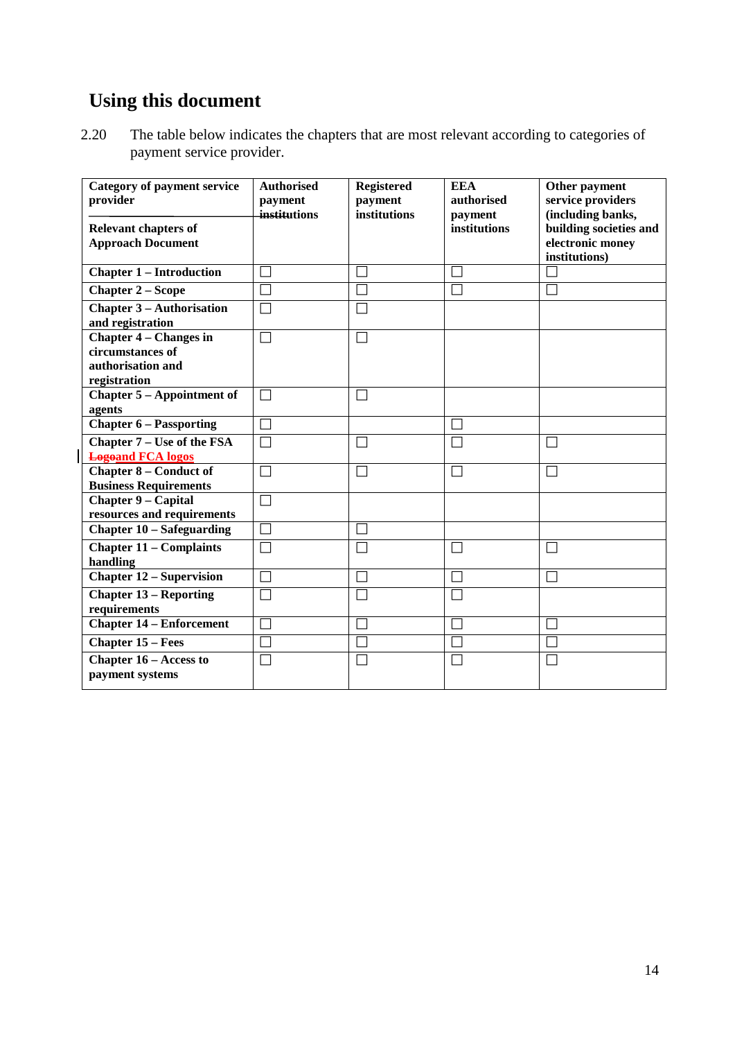## Using this document

2.20 The table below indicates the chapters that are most relevant according to categories of payment service provider.

| Category of payment service provider / Relevant chapters of Approach Document | Authorised payment institutions | Registered payment institutions | EEA authorised payment institutions | Other payment service providers (including banks, building societies and electronic money institutions) |
|---|---|---|---|---|
| **Chapter 1 – Introduction** | ☐ | ☐ | ☐ | ☐ |
| **Chapter 2 – Scope** | ☐ | ☐ | ☐ | ☐ |
| **Chapter 3 – Authorisation and registration** | ☐ | ☐ | | |
| **Chapter 4 – Changes in circumstances of authorisation and registration** | ☐ | ☐ | | |
| **Chapter 5 – Appointment of agents** | ☐ | ☐ | | |
| **Chapter 6 – Passporting** | ☐ | | ☐ | |
| **Chapter 7 – Use of the FSA ~~Logo~~and FCA logos** | ☐ | ☐ | ☐ | ☐ |
| **Chapter 8 – Conduct of Business Requirements** | ☐ | ☐ | ☐ | ☐ |
| **Chapter 9 – Capital resources and requirements** | ☐ | | | |
| **Chapter 10 – Safeguarding** | ☐ | ☐ | | |
| **Chapter 11 – Complaints handling** | ☐ | ☐ | ☐ | ☐ |
| **Chapter 12 – Supervision** | ☐ | ☐ | ☐ | ☐ |
| **Chapter 13 – Reporting requirements** | ☐ | ☐ | ☐ | |
| **Chapter 14 – Enforcement** | ☐ | ☐ | ☐ | ☐ |
| **Chapter 15 – Fees** | ☐ | ☐ | ☐ | ☐ |
| **Chapter 16 – Access to payment systems** | ☐ | ☐ | ☐ | ☐ |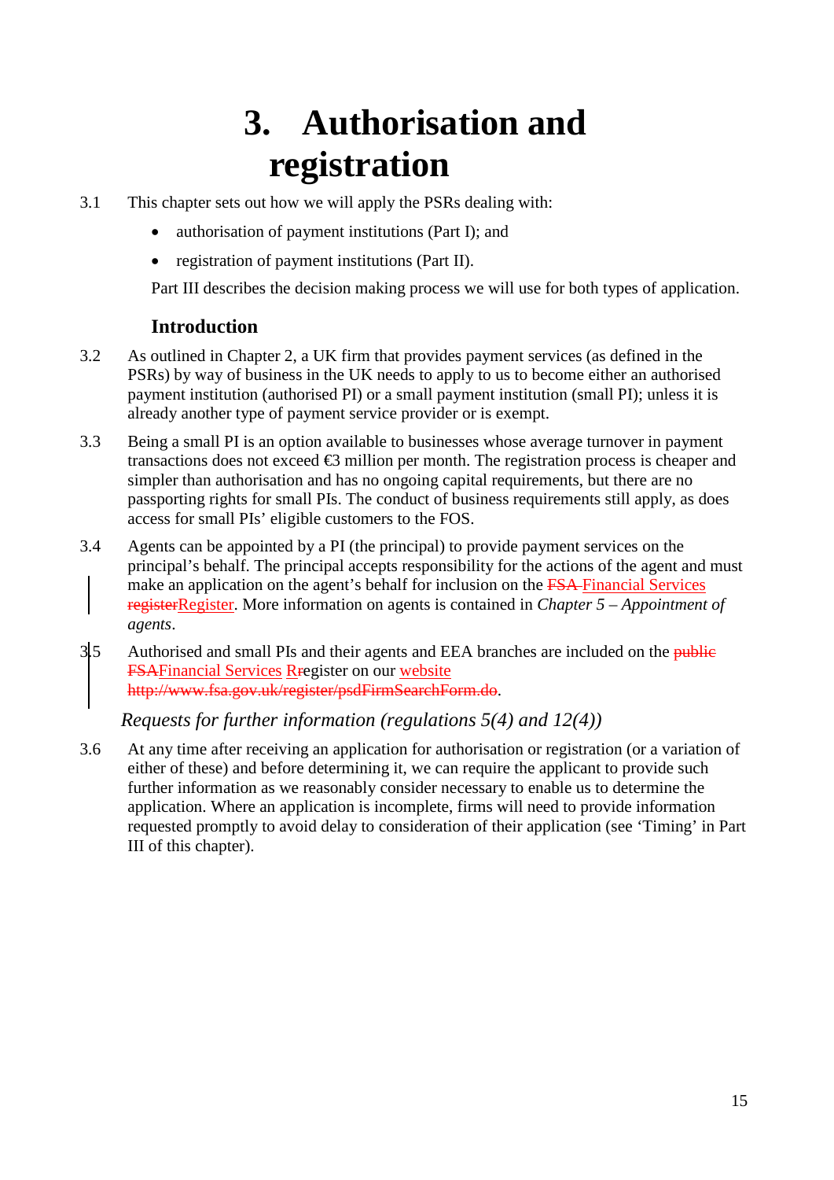# 3. Authorisation and registration

3.1 This chapter sets out how we will apply the PSRs dealing with:

- authorisation of payment institutions (Part I); and
- registration of payment institutions (Part II).

Part III describes the decision making process we will use for both types of application.

## Introduction

3.2 As outlined in Chapter 2, a UK firm that provides payment services (as defined in the PSRs) by way of business in the UK needs to apply to us to become either an authorised payment institution (authorised PI) or a small payment institution (small PI); unless it is already another type of payment service provider or is exempt.

3.3 Being a small PI is an option available to businesses whose average turnover in payment transactions does not exceed €3 million per month. The registration process is cheaper and simpler than authorisation and has no ongoing capital requirements, but there are no passporting rights for small PIs. The conduct of business requirements still apply, as does access for small PIs' eligible customers to the FOS.

3.4 Agents can be appointed by a PI (the principal) to provide payment services on the principal's behalf. The principal accepts responsibility for the actions of the agent and must make an application on the agent's behalf for inclusion on the ~~FSA~~ Financial Services ~~register~~Register. More information on agents is contained in *Chapter 5 – Appointment of agents*.

3.5 Authorised and small PIs and their agents and EEA branches are included on the ~~public FSA~~Financial Services ~~R~~Register on our website ~~http://www.fsa.gov.uk/register/psdFirmSearchForm.do~~.

### *Requests for further information (regulations 5(4) and 12(4))*

3.6 At any time after receiving an application for authorisation or registration (or a variation of either of these) and before determining it, we can require the applicant to provide such further information as we reasonably consider necessary to enable us to determine the application. Where an application is incomplete, firms will need to provide information requested promptly to avoid delay to consideration of their application (see 'Timing' in Part III of this chapter).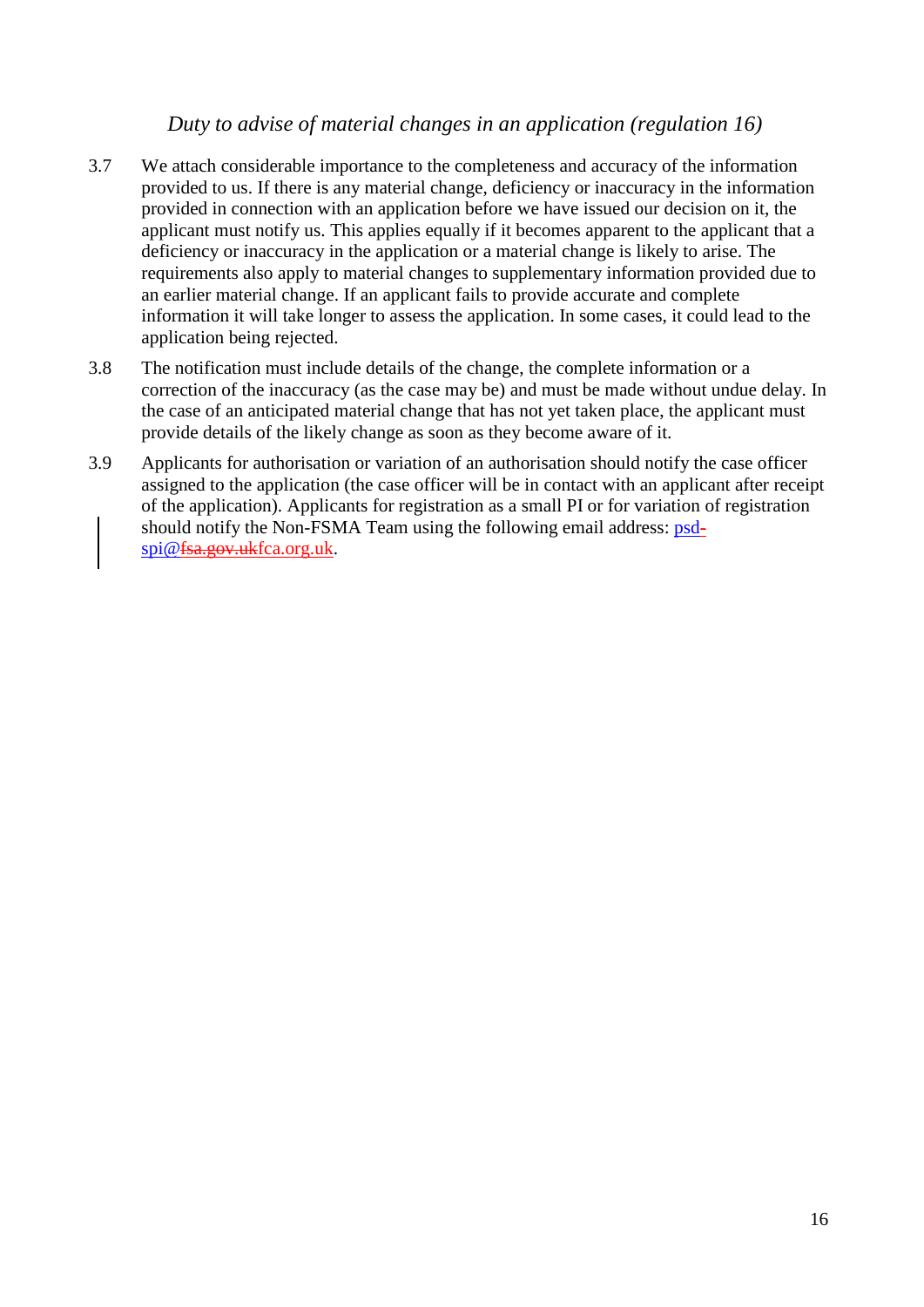*Duty to advise of material changes in an application (regulation 16)*

3.7 We attach considerable importance to the completeness and accuracy of the information provided to us. If there is any material change, deficiency or inaccuracy in the information provided in connection with an application before we have issued our decision on it, the applicant must notify us. This applies equally if it becomes apparent to the applicant that a deficiency or inaccuracy in the application or a material change is likely to arise. The requirements also apply to material changes to supplementary information provided due to an earlier material change. If an applicant fails to provide accurate and complete information it will take longer to assess the application. In some cases, it could lead to the application being rejected.

3.8 The notification must include details of the change, the complete information or a correction of the inaccuracy (as the case may be) and must be made without undue delay. In the case of an anticipated material change that has not yet taken place, the applicant must provide details of the likely change as soon as they become aware of it.

3.9 Applicants for authorisation or variation of an authorisation should notify the case officer assigned to the application (the case officer will be in contact with an applicant after receipt of the application). Applicants for registration as a small PI or for variation of registration should notify the Non-FSMA Team using the following email address: psd-spi@~~fsa.gov.uk~~fca.org.uk.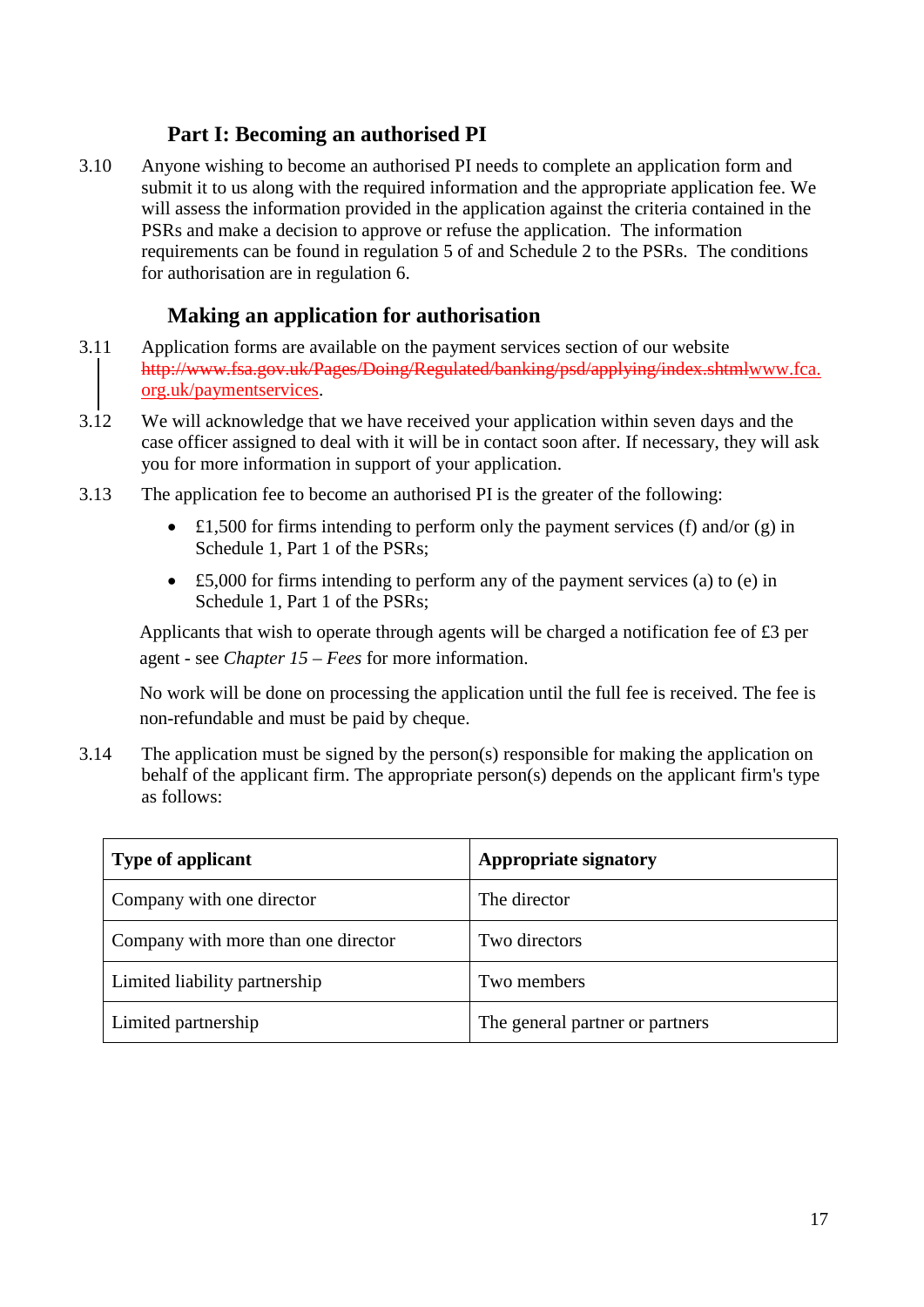## Part I: Becoming an authorised PI

3.10 Anyone wishing to become an authorised PI needs to complete an application form and submit it to us along with the required information and the appropriate application fee. We will assess the information provided in the application against the criteria contained in the PSRs and make a decision to approve or refuse the application. The information requirements can be found in regulation 5 of and Schedule 2 to the PSRs. The conditions for authorisation are in regulation 6.

## Making an application for authorisation

3.11 Application forms are available on the payment services section of our website ~~http://www.fsa.gov.uk/Pages/Doing/Regulated/banking/psd/applying/index.shtml~~www.fca.org.uk/paymentservices.

3.12 We will acknowledge that we have received your application within seven days and the case officer assigned to deal with it will be in contact soon after. If necessary, they will ask you for more information in support of your application.

3.13 The application fee to become an authorised PI is the greater of the following:

- £1,500 for firms intending to perform only the payment services (f) and/or (g) in Schedule 1, Part 1 of the PSRs;
- £5,000 for firms intending to perform any of the payment services (a) to (e) in Schedule 1, Part 1 of the PSRs;

Applicants that wish to operate through agents will be charged a notification fee of £3 per agent - see *Chapter 15 – Fees* for more information.

No work will be done on processing the application until the full fee is received. The fee is non-refundable and must be paid by cheque.

3.14 The application must be signed by the person(s) responsible for making the application on behalf of the applicant firm. The appropriate person(s) depends on the applicant firm's type as follows:

| Type of applicant | Appropriate signatory |
|---|---|
| Company with one director | The director |
| Company with more than one director | Two directors |
| Limited liability partnership | Two members |
| Limited partnership | The general partner or partners |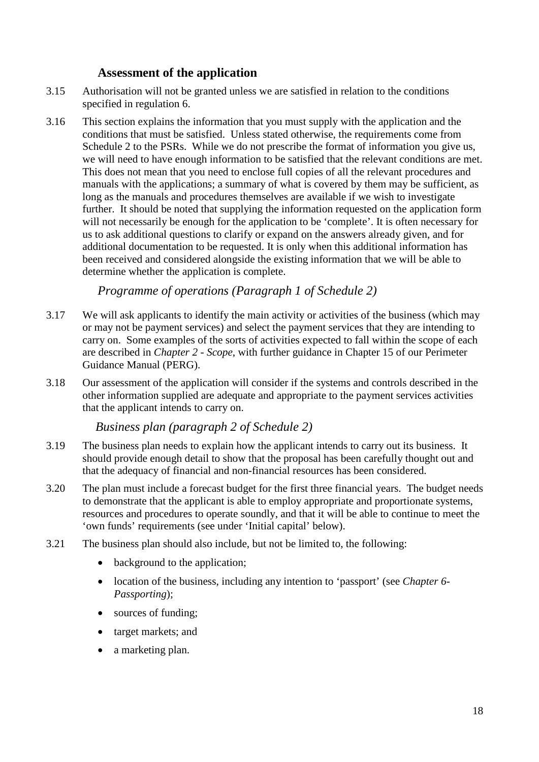## Assessment of the application

3.15 Authorisation will not be granted unless we are satisfied in relation to the conditions specified in regulation 6.

3.16 This section explains the information that you must supply with the application and the conditions that must be satisfied. Unless stated otherwise, the requirements come from Schedule 2 to the PSRs. While we do not prescribe the format of information you give us, we will need to have enough information to be satisfied that the relevant conditions are met. This does not mean that you need to enclose full copies of all the relevant procedures and manuals with the applications; a summary of what is covered by them may be sufficient, as long as the manuals and procedures themselves are available if we wish to investigate further. It should be noted that supplying the information requested on the application form will not necessarily be enough for the application to be 'complete'. It is often necessary for us to ask additional questions to clarify or expand on the answers already given, and for additional documentation to be requested. It is only when this additional information has been received and considered alongside the existing information that we will be able to determine whether the application is complete.

### *Programme of operations (Paragraph 1 of Schedule 2)*

3.17 We will ask applicants to identify the main activity or activities of the business (which may or may not be payment services) and select the payment services that they are intending to carry on. Some examples of the sorts of activities expected to fall within the scope of each are described in *Chapter 2 - Scope*, with further guidance in Chapter 15 of our Perimeter Guidance Manual (PERG).

3.18 Our assessment of the application will consider if the systems and controls described in the other information supplied are adequate and appropriate to the payment services activities that the applicant intends to carry on.

### *Business plan (paragraph 2 of Schedule 2)*

3.19 The business plan needs to explain how the applicant intends to carry out its business. It should provide enough detail to show that the proposal has been carefully thought out and that the adequacy of financial and non-financial resources has been considered.

3.20 The plan must include a forecast budget for the first three financial years. The budget needs to demonstrate that the applicant is able to employ appropriate and proportionate systems, resources and procedures to operate soundly, and that it will be able to continue to meet the 'own funds' requirements (see under 'Initial capital' below).

3.21 The business plan should also include, but not be limited to, the following:

- background to the application;
- location of the business, including any intention to 'passport' (see *Chapter 6-Passporting*);
- sources of funding;
- target markets; and
- a marketing plan.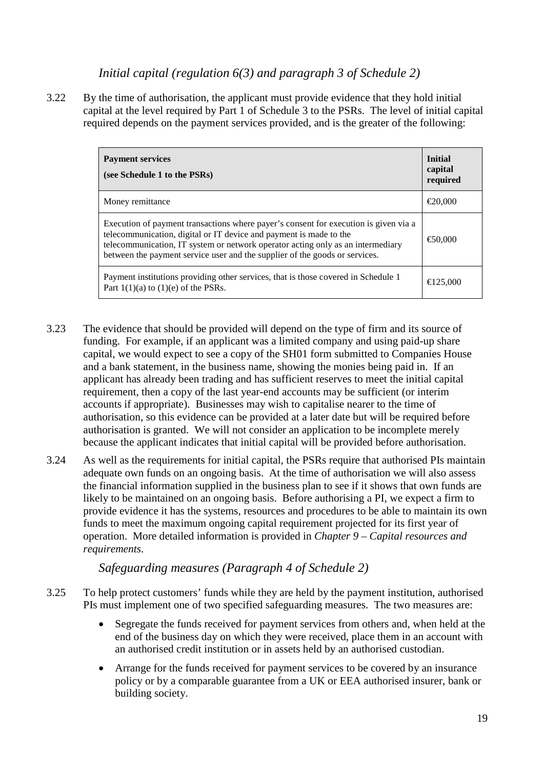### *Initial capital (regulation 6(3) and paragraph 3 of Schedule 2)*

3.22 By the time of authorisation, the applicant must provide evidence that they hold initial capital at the level required by Part 1 of Schedule 3 to the PSRs. The level of initial capital required depends on the payment services provided, and is the greater of the following:

| **Payment services** <br> **(see Schedule 1 to the PSRs)** | **Initial capital required** |
|---|---|
| Money remittance | €20,000 |
| Execution of payment transactions where payer's consent for execution is given via a telecommunication, digital or IT device and payment is made to the telecommunication, IT system or network operator acting only as an intermediary between the payment service user and the supplier of the goods or services. | €50,000 |
| Payment institutions providing other services, that is those covered in Schedule 1 Part 1(1)(a) to (1)(e) of the PSRs. | €125,000 |

3.23 The evidence that should be provided will depend on the type of firm and its source of funding. For example, if an applicant was a limited company and using paid-up share capital, we would expect to see a copy of the SH01 form submitted to Companies House and a bank statement, in the business name, showing the monies being paid in. If an applicant has already been trading and has sufficient reserves to meet the initial capital requirement, then a copy of the last year-end accounts may be sufficient (or interim accounts if appropriate). Businesses may wish to capitalise nearer to the time of authorisation, so this evidence can be provided at a later date but will be required before authorisation is granted. We will not consider an application to be incomplete merely because the applicant indicates that initial capital will be provided before authorisation.

3.24 As well as the requirements for initial capital, the PSRs require that authorised PIs maintain adequate own funds on an ongoing basis. At the time of authorisation we will also assess the financial information supplied in the business plan to see if it shows that own funds are likely to be maintained on an ongoing basis. Before authorising a PI, we expect a firm to provide evidence it has the systems, resources and procedures to be able to maintain its own funds to meet the maximum ongoing capital requirement projected for its first year of operation. More detailed information is provided in *Chapter 9 – Capital resources and requirements*.

### *Safeguarding measures (Paragraph 4 of Schedule 2)*

3.25 To help protect customers' funds while they are held by the payment institution, authorised PIs must implement one of two specified safeguarding measures. The two measures are:

- Segregate the funds received for payment services from others and, when held at the end of the business day on which they were received, place them in an account with an authorised credit institution or in assets held by an authorised custodian.
- Arrange for the funds received for payment services to be covered by an insurance policy or by a comparable guarantee from a UK or EEA authorised insurer, bank or building society.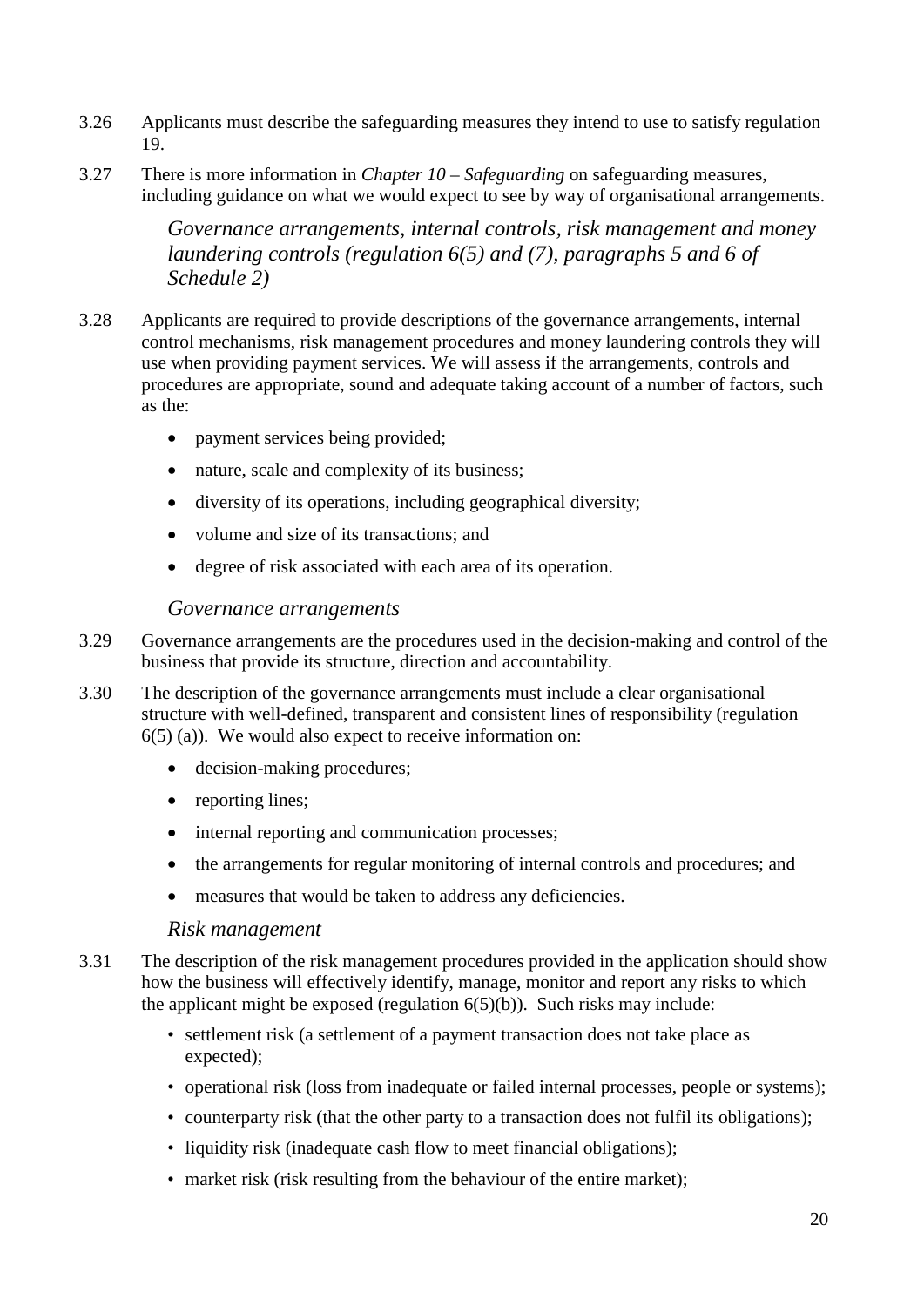3.26 Applicants must describe the safeguarding measures they intend to use to satisfy regulation 19.

3.27 There is more information in *Chapter 10 – Safeguarding* on safeguarding measures, including guidance on what we would expect to see by way of organisational arrangements.

### *Governance arrangements, internal controls, risk management and money laundering controls (regulation 6(5) and (7), paragraphs 5 and 6 of Schedule 2)*

3.28 Applicants are required to provide descriptions of the governance arrangements, internal control mechanisms, risk management procedures and money laundering controls they will use when providing payment services. We will assess if the arrangements, controls and procedures are appropriate, sound and adequate taking account of a number of factors, such as the:

- payment services being provided;
- nature, scale and complexity of its business;
- diversity of its operations, including geographical diversity;
- volume and size of its transactions; and
- degree of risk associated with each area of its operation.

### *Governance arrangements*

3.29 Governance arrangements are the procedures used in the decision-making and control of the business that provide its structure, direction and accountability.

3.30 The description of the governance arrangements must include a clear organisational structure with well-defined, transparent and consistent lines of responsibility (regulation 6(5) (a)). We would also expect to receive information on:

- decision-making procedures;
- reporting lines;
- internal reporting and communication processes;
- the arrangements for regular monitoring of internal controls and procedures; and
- measures that would be taken to address any deficiencies.

### *Risk management*

3.31 The description of the risk management procedures provided in the application should show how the business will effectively identify, manage, monitor and report any risks to which the applicant might be exposed (regulation 6(5)(b)). Such risks may include:

- settlement risk (a settlement of a payment transaction does not take place as expected);
- operational risk (loss from inadequate or failed internal processes, people or systems);
- counterparty risk (that the other party to a transaction does not fulfil its obligations);
- liquidity risk (inadequate cash flow to meet financial obligations);
- market risk (risk resulting from the behaviour of the entire market);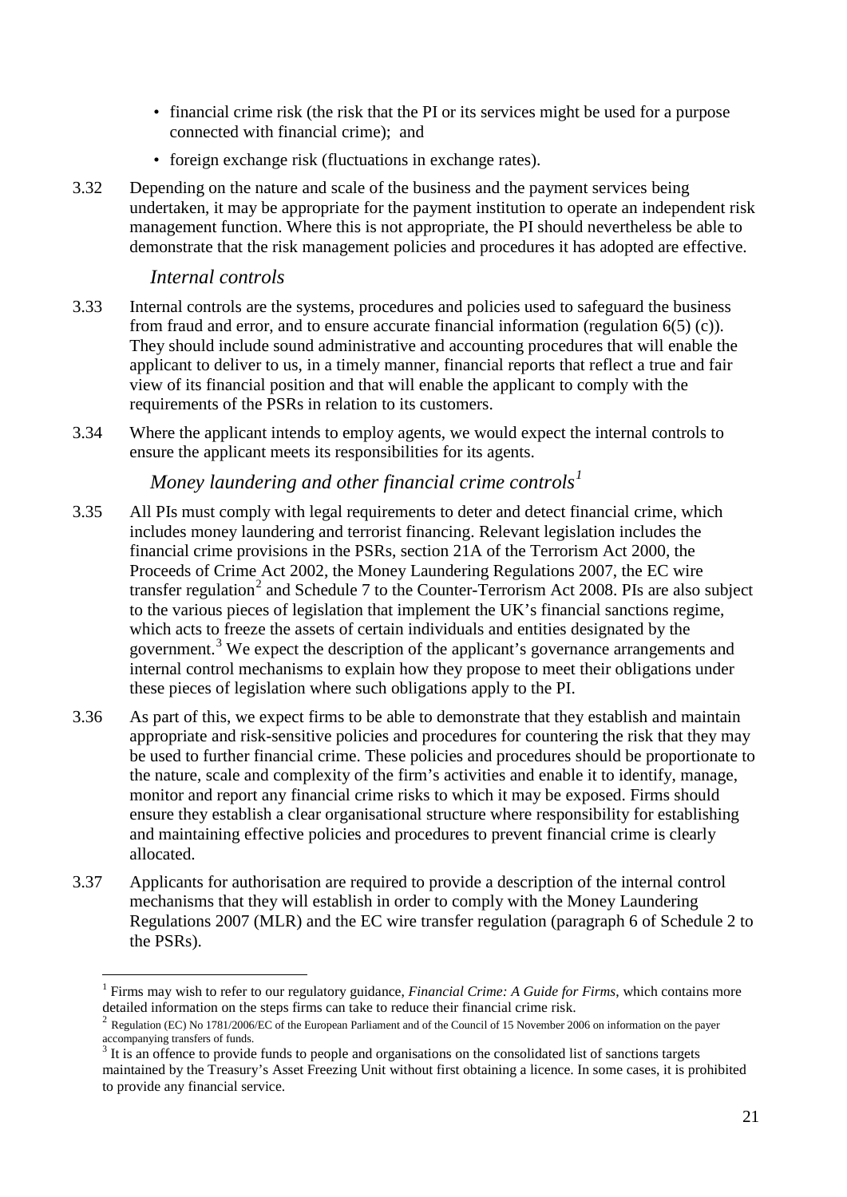- financial crime risk (the risk that the PI or its services might be used for a purpose connected with financial crime); and
- foreign exchange risk (fluctuations in exchange rates).

3.32 Depending on the nature and scale of the business and the payment services being undertaken, it may be appropriate for the payment institution to operate an independent risk management function. Where this is not appropriate, the PI should nevertheless be able to demonstrate that the risk management policies and procedures it has adopted are effective.

### *Internal controls*

3.33 Internal controls are the systems, procedures and policies used to safeguard the business from fraud and error, and to ensure accurate financial information (regulation 6(5) (c)). They should include sound administrative and accounting procedures that will enable the applicant to deliver to us, in a timely manner, financial reports that reflect a true and fair view of its financial position and that will enable the applicant to comply with the requirements of the PSRs in relation to its customers.

3.34 Where the applicant intends to employ agents, we would expect the internal controls to ensure the applicant meets its responsibilities for its agents.

### *Money laundering and other financial crime controls*[1]

3.35 All PIs must comply with legal requirements to deter and detect financial crime, which includes money laundering and terrorist financing. Relevant legislation includes the financial crime provisions in the PSRs, section 21A of the Terrorism Act 2000, the Proceeds of Crime Act 2002, the Money Laundering Regulations 2007, the EC wire transfer regulation[2] and Schedule 7 to the Counter-Terrorism Act 2008. PIs are also subject to the various pieces of legislation that implement the UK's financial sanctions regime, which acts to freeze the assets of certain individuals and entities designated by the government.[3] We expect the description of the applicant's governance arrangements and internal control mechanisms to explain how they propose to meet their obligations under these pieces of legislation where such obligations apply to the PI.

3.36 As part of this, we expect firms to be able to demonstrate that they establish and maintain appropriate and risk-sensitive policies and procedures for countering the risk that they may be used to further financial crime. These policies and procedures should be proportionate to the nature, scale and complexity of the firm's activities and enable it to identify, manage, monitor and report any financial crime risks to which it may be exposed. Firms should ensure they establish a clear organisational structure where responsibility for establishing and maintaining effective policies and procedures to prevent financial crime is clearly allocated.

3.37 Applicants for authorisation are required to provide a description of the internal control mechanisms that they will establish in order to comply with the Money Laundering Regulations 2007 (MLR) and the EC wire transfer regulation (paragraph 6 of Schedule 2 to the PSRs).

---

[1] Firms may wish to refer to our regulatory guidance, *Financial Crime: A Guide for Firms*, which contains more detailed information on the steps firms can take to reduce their financial crime risk.

[2] Regulation (EC) No 1781/2006/EC of the European Parliament and of the Council of 15 November 2006 on information on the payer accompanying transfers of funds.

[3] It is an offence to provide funds to people and organisations on the consolidated list of sanctions targets maintained by the Treasury's Asset Freezing Unit without first obtaining a licence. In some cases, it is prohibited to provide any financial service.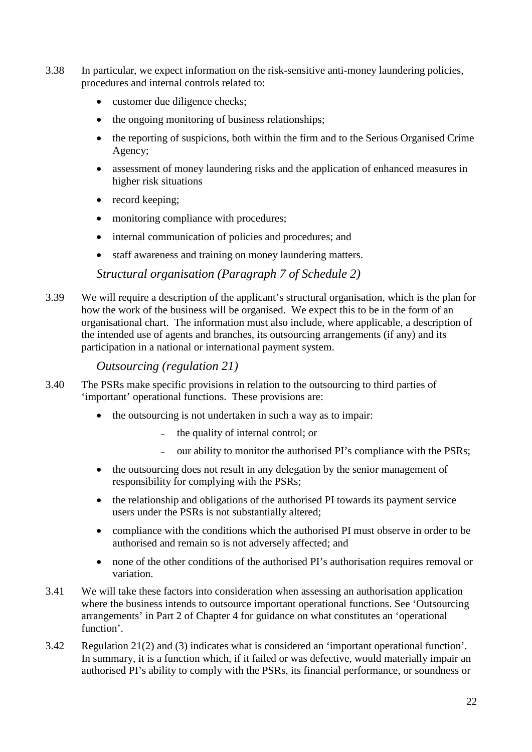3.38 In particular, we expect information on the risk-sensitive anti-money laundering policies, procedures and internal controls related to:

- customer due diligence checks;
- the ongoing monitoring of business relationships;
- the reporting of suspicions, both within the firm and to the Serious Organised Crime Agency;
- assessment of money laundering risks and the application of enhanced measures in higher risk situations
- record keeping;
- monitoring compliance with procedures;
- internal communication of policies and procedures; and
- staff awareness and training on money laundering matters.

### *Structural organisation (Paragraph 7 of Schedule 2)*

3.39 We will require a description of the applicant's structural organisation, which is the plan for how the work of the business will be organised. We expect this to be in the form of an organisational chart. The information must also include, where applicable, a description of the intended use of agents and branches, its outsourcing arrangements (if any) and its participation in a national or international payment system.

### *Outsourcing (regulation 21)*

3.40 The PSRs make specific provisions in relation to the outsourcing to third parties of 'important' operational functions. These provisions are:

- the outsourcing is not undertaken in such a way as to impair:
  - the quality of internal control; or
  - our ability to monitor the authorised PI's compliance with the PSRs;
- the outsourcing does not result in any delegation by the senior management of responsibility for complying with the PSRs;
- the relationship and obligations of the authorised PI towards its payment service users under the PSRs is not substantially altered;
- compliance with the conditions which the authorised PI must observe in order to be authorised and remain so is not adversely affected; and
- none of the other conditions of the authorised PI's authorisation requires removal or variation.

3.41 We will take these factors into consideration when assessing an authorisation application where the business intends to outsource important operational functions. See 'Outsourcing arrangements' in Part 2 of Chapter 4 for guidance on what constitutes an 'operational function'.

3.42 Regulation 21(2) and (3) indicates what is considered an 'important operational function'. In summary, it is a function which, if it failed or was defective, would materially impair an authorised PI's ability to comply with the PSRs, its financial performance, or soundness or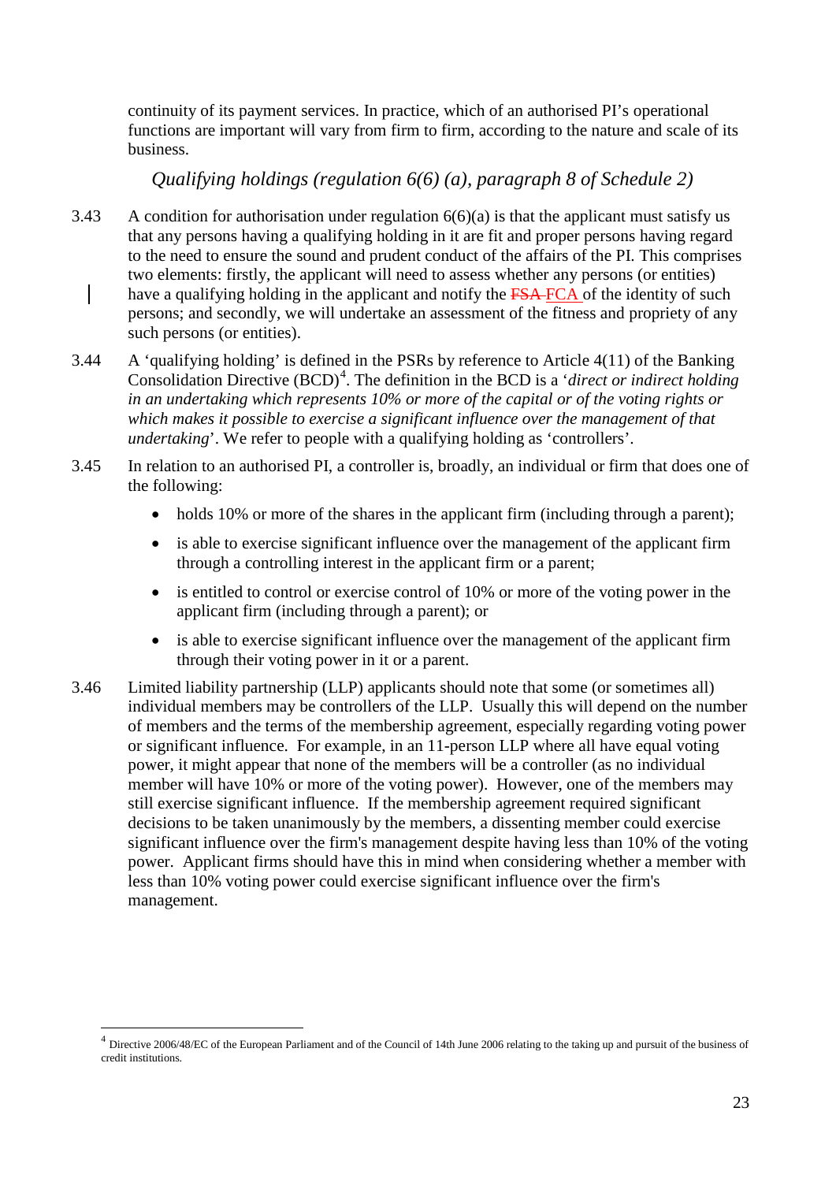continuity of its payment services. In practice, which of an authorised PI's operational functions are important will vary from firm to firm, according to the nature and scale of its business.

*Qualifying holdings (regulation 6(6) (a), paragraph 8 of Schedule 2)*

3.43 A condition for authorisation under regulation 6(6)(a) is that the applicant must satisfy us that any persons having a qualifying holding in it are fit and proper persons having regard to the need to ensure the sound and prudent conduct of the affairs of the PI. This comprises two elements: firstly, the applicant will need to assess whether any persons (or entities) have a qualifying holding in the applicant and notify the ~~FSA~~ FCA of the identity of such persons; and secondly, we will undertake an assessment of the fitness and propriety of any such persons (or entities).

3.44 A 'qualifying holding' is defined in the PSRs by reference to Article 4(11) of the Banking Consolidation Directive (BCD)[4]. The definition in the BCD is a '*direct or indirect holding in an undertaking which represents 10% or more of the capital or of the voting rights or which makes it possible to exercise a significant influence over the management of that undertaking*'. We refer to people with a qualifying holding as 'controllers'.

3.45 In relation to an authorised PI, a controller is, broadly, an individual or firm that does one of the following:

- holds 10% or more of the shares in the applicant firm (including through a parent);
- is able to exercise significant influence over the management of the applicant firm through a controlling interest in the applicant firm or a parent;
- is entitled to control or exercise control of 10% or more of the voting power in the applicant firm (including through a parent); or
- is able to exercise significant influence over the management of the applicant firm through their voting power in it or a parent.

3.46 Limited liability partnership (LLP) applicants should note that some (or sometimes all) individual members may be controllers of the LLP. Usually this will depend on the number of members and the terms of the membership agreement, especially regarding voting power or significant influence. For example, in an 11-person LLP where all have equal voting power, it might appear that none of the members will be a controller (as no individual member will have 10% or more of the voting power). However, one of the members may still exercise significant influence. If the membership agreement required significant decisions to be taken unanimously by the members, a dissenting member could exercise significant influence over the firm's management despite having less than 10% of the voting power. Applicant firms should have this in mind when considering whether a member with less than 10% voting power could exercise significant influence over the firm's management.

[4] Directive 2006/48/EC of the European Parliament and of the Council of 14th June 2006 relating to the taking up and pursuit of the business of credit institutions.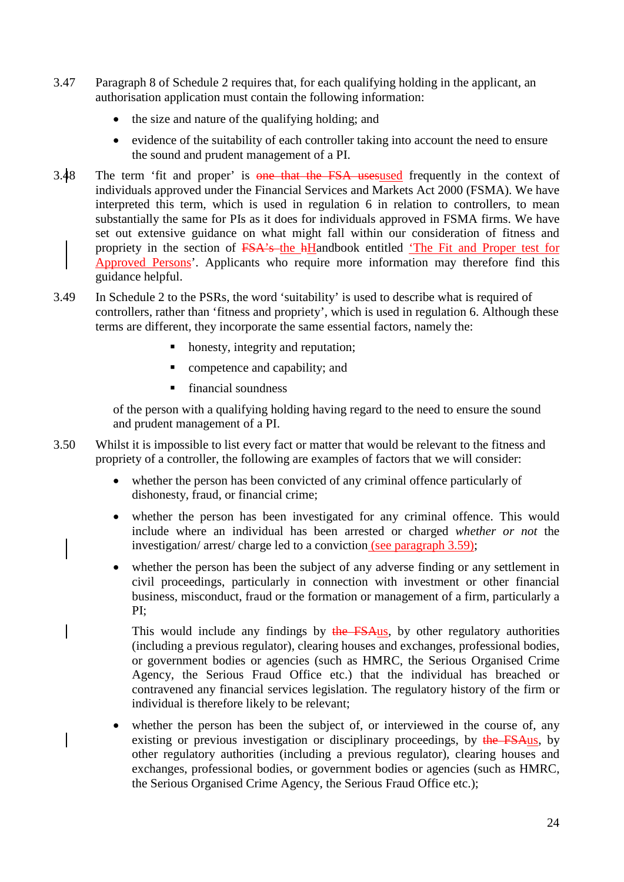3.47 Paragraph 8 of Schedule 2 requires that, for each qualifying holding in the applicant, an authorisation application must contain the following information:

- the size and nature of the qualifying holding; and
- evidence of the suitability of each controller taking into account the need to ensure the sound and prudent management of a PI.

3.48 The term 'fit and proper' is ~~one that the FSA uses~~used frequently in the context of individuals approved under the Financial Services and Markets Act 2000 (FSMA). We have interpreted this term, which is used in regulation 6 in relation to controllers, to mean substantially the same for PIs as it does for individuals approved in FSMA firms. We have set out extensive guidance on what might fall within our consideration of fitness and propriety in the section of ~~FSA's~~ the ~~h~~Handbook entitled 'The Fit and Proper test for Approved Persons'. Applicants who require more information may therefore find this guidance helpful.

3.49 In Schedule 2 to the PSRs, the word 'suitability' is used to describe what is required of controllers, rather than 'fitness and propriety', which is used in regulation 6. Although these terms are different, they incorporate the same essential factors, namely the:

- honesty, integrity and reputation;
- competence and capability; and
- financial soundness

of the person with a qualifying holding having regard to the need to ensure the sound and prudent management of a PI.

3.50 Whilst it is impossible to list every fact or matter that would be relevant to the fitness and propriety of a controller, the following are examples of factors that we will consider:

- whether the person has been convicted of any criminal offence particularly of dishonesty, fraud, or financial crime;
- whether the person has been investigated for any criminal offence. This would include where an individual has been arrested or charged *whether or not* the investigation/ arrest/ charge led to a conviction (see paragraph 3.59);
- whether the person has been the subject of any adverse finding or any settlement in civil proceedings, particularly in connection with investment or other financial business, misconduct, fraud or the formation or management of a firm, particularly a PI;

  This would include any findings by ~~the FSA~~us, by other regulatory authorities (including a previous regulator), clearing houses and exchanges, professional bodies, or government bodies or agencies (such as HMRC, the Serious Organised Crime Agency, the Serious Fraud Office etc.) that the individual has breached or contravened any financial services legislation. The regulatory history of the firm or individual is therefore likely to be relevant;
- whether the person has been the subject of, or interviewed in the course of, any existing or previous investigation or disciplinary proceedings, by ~~the FSA~~us, by other regulatory authorities (including a previous regulator), clearing houses and exchanges, professional bodies, or government bodies or agencies (such as HMRC, the Serious Organised Crime Agency, the Serious Fraud Office etc.);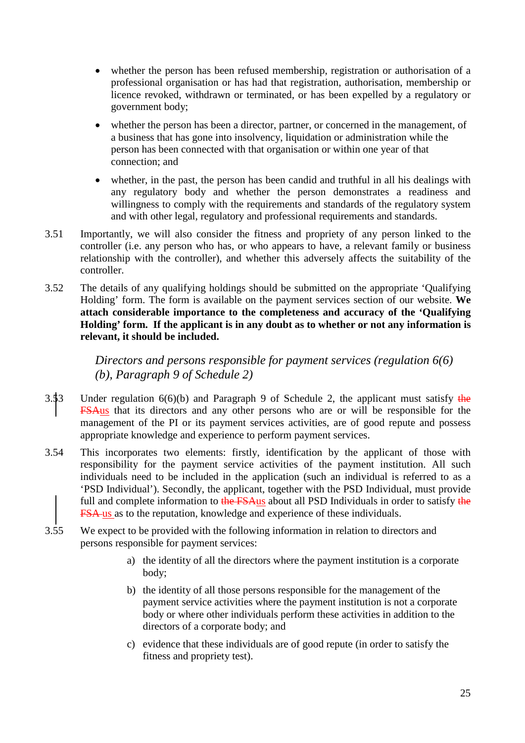- whether the person has been refused membership, registration or authorisation of a professional organisation or has had that registration, authorisation, membership or licence revoked, withdrawn or terminated, or has been expelled by a regulatory or government body;

- whether the person has been a director, partner, or concerned in the management, of a business that has gone into insolvency, liquidation or administration while the person has been connected with that organisation or within one year of that connection; and

- whether, in the past, the person has been candid and truthful in all his dealings with any regulatory body and whether the person demonstrates a readiness and willingness to comply with the requirements and standards of the regulatory system and with other legal, regulatory and professional requirements and standards.

3.51 Importantly, we will also consider the fitness and propriety of any person linked to the controller (i.e. any person who has, or who appears to have, a relevant family or business relationship with the controller), and whether this adversely affects the suitability of the controller.

3.52 The details of any qualifying holdings should be submitted on the appropriate 'Qualifying Holding' form. The form is available on the payment services section of our website. **We attach considerable importance to the completeness and accuracy of the 'Qualifying Holding' form. If the applicant is in any doubt as to whether or not any information is relevant, it should be included.**

*Directors and persons responsible for payment services (regulation 6(6)(b), Paragraph 9 of Schedule 2)*

3.53 Under regulation 6(6)(b) and Paragraph 9 of Schedule 2, the applicant must satisfy ~~the FSA~~us that its directors and any other persons who are or will be responsible for the management of the PI or its payment services activities, are of good repute and possess appropriate knowledge and experience to perform payment services.

3.54 This incorporates two elements: firstly, identification by the applicant of those with responsibility for the payment service activities of the payment institution. All such individuals need to be included in the application (such an individual is referred to as a 'PSD Individual'). Secondly, the applicant, together with the PSD Individual, must provide full and complete information to ~~the FSA~~us about all PSD Individuals in order to satisfy ~~the FSA~~ us as to the reputation, knowledge and experience of these individuals.

3.55 We expect to be provided with the following information in relation to directors and persons responsible for payment services:

a) the identity of all the directors where the payment institution is a corporate body;

b) the identity of all those persons responsible for the management of the payment service activities where the payment institution is not a corporate body or where other individuals perform these activities in addition to the directors of a corporate body; and

c) evidence that these individuals are of good repute (in order to satisfy the fitness and propriety test).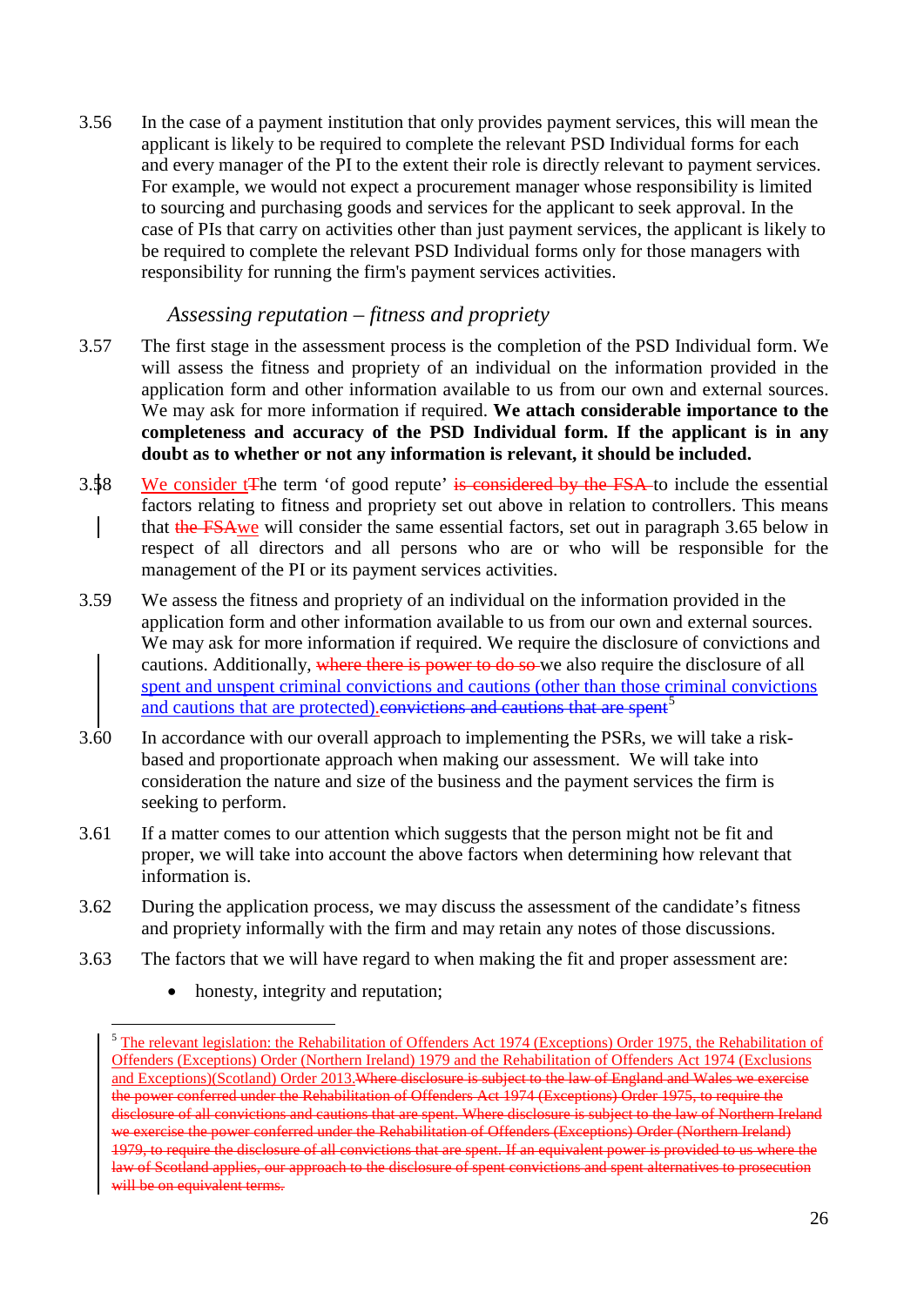3.56 In the case of a payment institution that only provides payment services, this will mean the applicant is likely to be required to complete the relevant PSD Individual forms for each and every manager of the PI to the extent their role is directly relevant to payment services. For example, we would not expect a procurement manager whose responsibility is limited to sourcing and purchasing goods and services for the applicant to seek approval. In the case of PIs that carry on activities other than just payment services, the applicant is likely to be required to complete the relevant PSD Individual forms only for those managers with responsibility for running the firm's payment services activities.

### *Assessing reputation – fitness and propriety*

3.57 The first stage in the assessment process is the completion of the PSD Individual form. We will assess the fitness and propriety of an individual on the information provided in the application form and other information available to us from our own and external sources. We may ask for more information if required. **We attach considerable importance to the completeness and accuracy of the PSD Individual form. If the applicant is in any doubt as to whether or not any information is relevant, it should be included.**

3.58 We consider tThe term 'of good repute' ~~is considered by the FSA~~ to include the essential factors relating to fitness and propriety set out above in relation to controllers. This means that ~~the FSA~~we will consider the same essential factors, set out in paragraph 3.65 below in respect of all directors and all persons who are or who will be responsible for the management of the PI or its payment services activities.

3.59 We assess the fitness and propriety of an individual on the information provided in the application form and other information available to us from our own and external sources. We may ask for more information if required. We require the disclosure of convictions and cautions. Additionally, ~~where there is power to do so~~ we also require the disclosure of all spent and unspent criminal convictions and cautions (other than those criminal convictions and cautions that are protected).~~convictions and cautions that are spent~~[5]

3.60 In accordance with our overall approach to implementing the PSRs, we will take a risk-based and proportionate approach when making our assessment. We will take into consideration the nature and size of the business and the payment services the firm is seeking to perform.

3.61 If a matter comes to our attention which suggests that the person might not be fit and proper, we will take into account the above factors when determining how relevant that information is.

3.62 During the application process, we may discuss the assessment of the candidate's fitness and propriety informally with the firm and may retain any notes of those discussions.

3.63 The factors that we will have regard to when making the fit and proper assessment are:

- honesty, integrity and reputation;

---

[5] The relevant legislation: the Rehabilitation of Offenders Act 1974 (Exceptions) Order 1975, the Rehabilitation of Offenders (Exceptions) Order (Northern Ireland) 1979 and the Rehabilitation of Offenders Act 1974 (Exclusions and Exceptions)(Scotland) Order 2013.~~Where disclosure is subject to the law of England and Wales we exercise the power conferred under the Rehabilitation of Offenders Act 1974 (Exceptions) Order 1975, to require the disclosure of all convictions and cautions that are spent. Where disclosure is subject to the law of Northern Ireland we exercise the power conferred under the Rehabilitation of Offenders (Exceptions) Order (Northern Ireland) 1979, to require the disclosure of all convictions that are spent. If an equivalent power is provided to us where the law of Scotland applies, our approach to the disclosure of spent convictions and spent alternatives to prosecution will be on equivalent terms.~~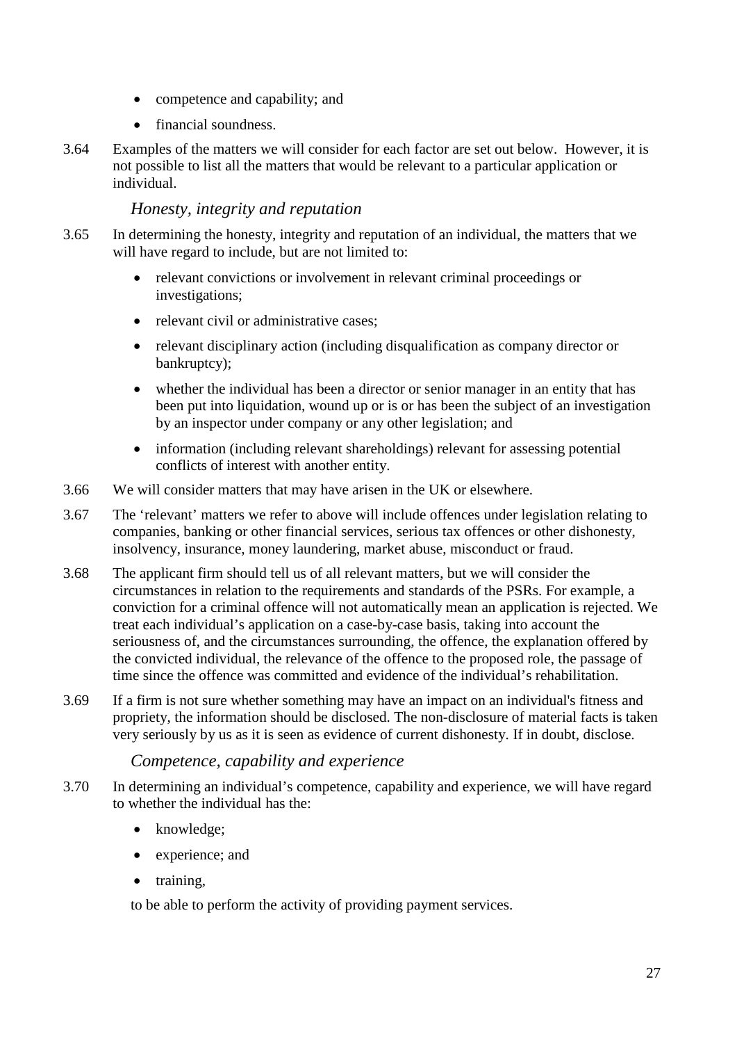- competence and capability; and
- financial soundness.

3.64 Examples of the matters we will consider for each factor are set out below. However, it is not possible to list all the matters that would be relevant to a particular application or individual.

### *Honesty, integrity and reputation*

3.65 In determining the honesty, integrity and reputation of an individual, the matters that we will have regard to include, but are not limited to:

- relevant convictions or involvement in relevant criminal proceedings or investigations;
- relevant civil or administrative cases;
- relevant disciplinary action (including disqualification as company director or bankruptcy);
- whether the individual has been a director or senior manager in an entity that has been put into liquidation, wound up or is or has been the subject of an investigation by an inspector under company or any other legislation; and
- information (including relevant shareholdings) relevant for assessing potential conflicts of interest with another entity.

3.66 We will consider matters that may have arisen in the UK or elsewhere.

3.67 The 'relevant' matters we refer to above will include offences under legislation relating to companies, banking or other financial services, serious tax offences or other dishonesty, insolvency, insurance, money laundering, market abuse, misconduct or fraud.

3.68 The applicant firm should tell us of all relevant matters, but we will consider the circumstances in relation to the requirements and standards of the PSRs. For example, a conviction for a criminal offence will not automatically mean an application is rejected. We treat each individual's application on a case-by-case basis, taking into account the seriousness of, and the circumstances surrounding, the offence, the explanation offered by the convicted individual, the relevance of the offence to the proposed role, the passage of time since the offence was committed and evidence of the individual's rehabilitation.

3.69 If a firm is not sure whether something may have an impact on an individual's fitness and propriety, the information should be disclosed. The non-disclosure of material facts is taken very seriously by us as it is seen as evidence of current dishonesty. If in doubt, disclose.

### *Competence, capability and experience*

3.70 In determining an individual's competence, capability and experience, we will have regard to whether the individual has the:

- knowledge;
- experience; and
- training,

to be able to perform the activity of providing payment services.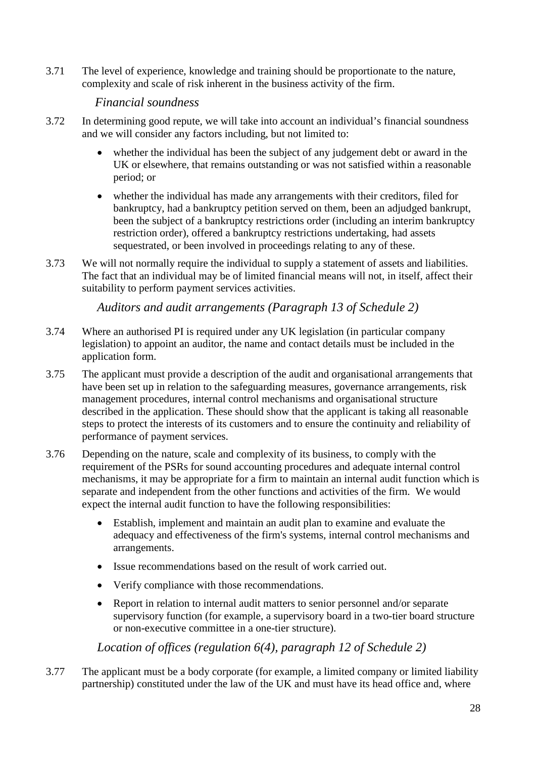3.71 The level of experience, knowledge and training should be proportionate to the nature, complexity and scale of risk inherent in the business activity of the firm.

### *Financial soundness*

3.72 In determining good repute, we will take into account an individual's financial soundness and we will consider any factors including, but not limited to:

- whether the individual has been the subject of any judgement debt or award in the UK or elsewhere, that remains outstanding or was not satisfied within a reasonable period; or
- whether the individual has made any arrangements with their creditors, filed for bankruptcy, had a bankruptcy petition served on them, been an adjudged bankrupt, been the subject of a bankruptcy restrictions order (including an interim bankruptcy restriction order), offered a bankruptcy restrictions undertaking, had assets sequestrated, or been involved in proceedings relating to any of these.

3.73 We will not normally require the individual to supply a statement of assets and liabilities. The fact that an individual may be of limited financial means will not, in itself, affect their suitability to perform payment services activities.

### *Auditors and audit arrangements (Paragraph 13 of Schedule 2)*

3.74 Where an authorised PI is required under any UK legislation (in particular company legislation) to appoint an auditor, the name and contact details must be included in the application form.

3.75 The applicant must provide a description of the audit and organisational arrangements that have been set up in relation to the safeguarding measures, governance arrangements, risk management procedures, internal control mechanisms and organisational structure described in the application. These should show that the applicant is taking all reasonable steps to protect the interests of its customers and to ensure the continuity and reliability of performance of payment services.

3.76 Depending on the nature, scale and complexity of its business, to comply with the requirement of the PSRs for sound accounting procedures and adequate internal control mechanisms, it may be appropriate for a firm to maintain an internal audit function which is separate and independent from the other functions and activities of the firm. We would expect the internal audit function to have the following responsibilities:

- Establish, implement and maintain an audit plan to examine and evaluate the adequacy and effectiveness of the firm's systems, internal control mechanisms and arrangements.
- Issue recommendations based on the result of work carried out.
- Verify compliance with those recommendations.
- Report in relation to internal audit matters to senior personnel and/or separate supervisory function (for example, a supervisory board in a two-tier board structure or non-executive committee in a one-tier structure).

### *Location of offices (regulation 6(4), paragraph 12 of Schedule 2)*

3.77 The applicant must be a body corporate (for example, a limited company or limited liability partnership) constituted under the law of the UK and must have its head office and, where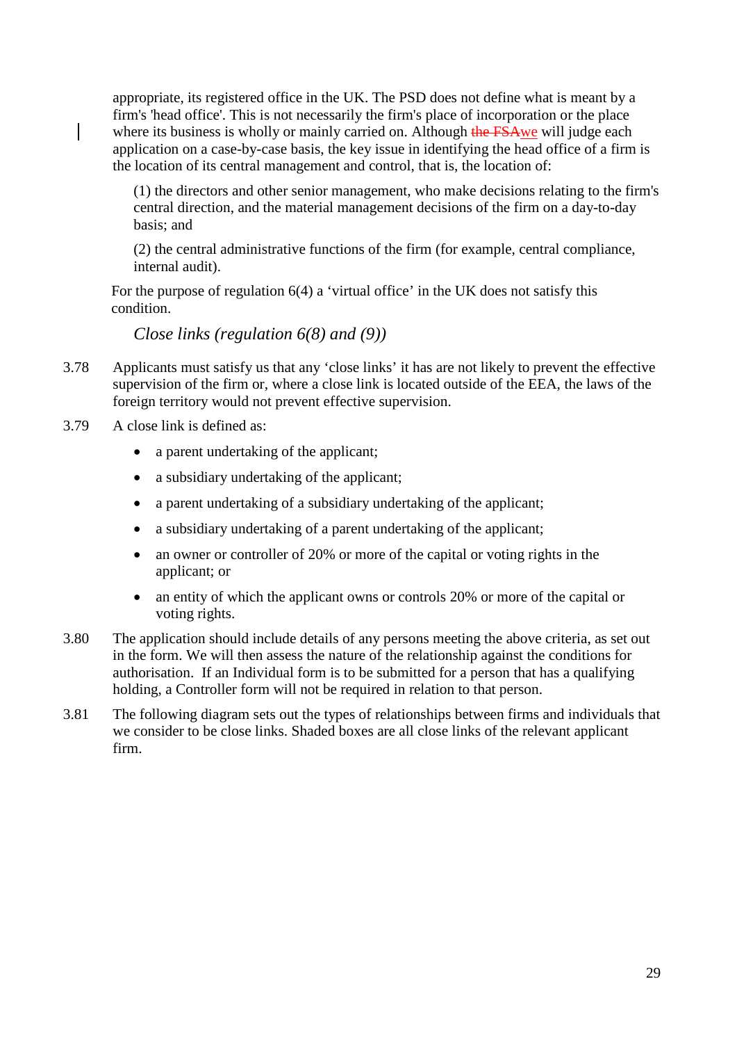appropriate, its registered office in the UK. The PSD does not define what is meant by a firm's 'head office'. This is not necessarily the firm's place of incorporation or the place where its business is wholly or mainly carried on. Although ~~the FSA~~we will judge each application on a case-by-case basis, the key issue in identifying the head office of a firm is the location of its central management and control, that is, the location of:

(1) the directors and other senior management, who make decisions relating to the firm's central direction, and the material management decisions of the firm on a day-to-day basis; and

(2) the central administrative functions of the firm (for example, central compliance, internal audit).

For the purpose of regulation 6(4) a 'virtual office' in the UK does not satisfy this condition.

*Close links (regulation 6(8) and (9))*

3.78 Applicants must satisfy us that any 'close links' it has are not likely to prevent the effective supervision of the firm or, where a close link is located outside of the EEA, the laws of the foreign territory would not prevent effective supervision.

3.79 A close link is defined as:

- a parent undertaking of the applicant;
- a subsidiary undertaking of the applicant;
- a parent undertaking of a subsidiary undertaking of the applicant;
- a subsidiary undertaking of a parent undertaking of the applicant;
- an owner or controller of 20% or more of the capital or voting rights in the applicant; or
- an entity of which the applicant owns or controls 20% or more of the capital or voting rights.

3.80 The application should include details of any persons meeting the above criteria, as set out in the form. We will then assess the nature of the relationship against the conditions for authorisation. If an Individual form is to be submitted for a person that has a qualifying holding, a Controller form will not be required in relation to that person.

3.81 The following diagram sets out the types of relationships between firms and individuals that we consider to be close links. Shaded boxes are all close links of the relevant applicant firm.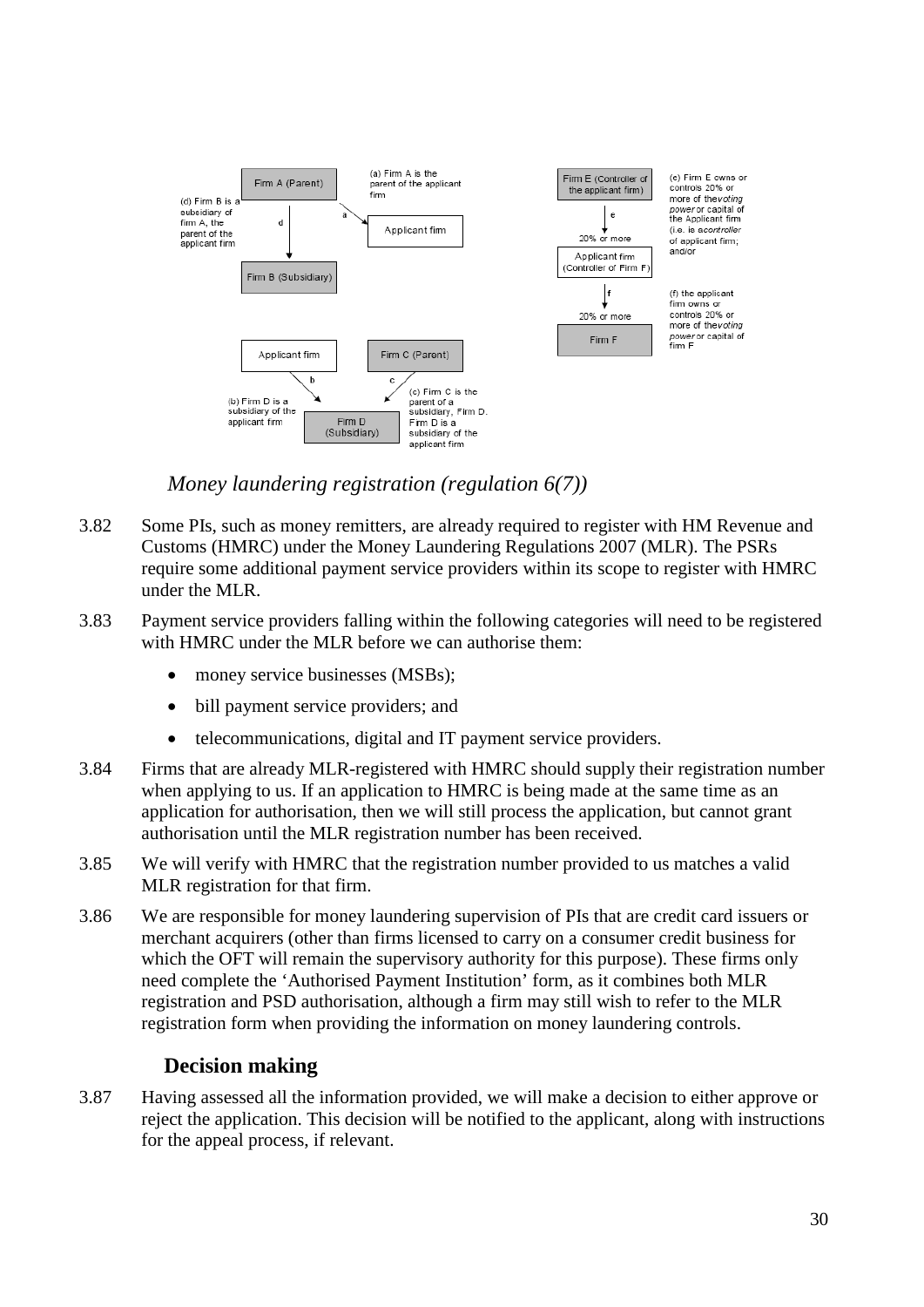Firm A (Parent)

(a) Firm A is the parent of the applicant firm

(d) Firm B is a subsidiary of firm A, the parent of the applicant firm

Applicant firm

Firm B (Subsidiary)

Applicant firm

Firm C (Parent)

(b) Firm D is a subsidiary of the applicant firm

(c) Firm C is the parent of a subsidiary, Firm D. Firm D is a subsidiary of the applicant firm

Firm D (Subsidiary)

Firm E (Controller of the applicant firm)

(e) Firm E owns or controls 20% or more of the *voting power* or capital of the Applicant firm (i.e. is a *controller* of applicant firm; and/or

20% or more

Applicant firm (Controller of Firm F)

(f) the applicant firm owns or controls 20% or more of the *voting power* or capital of firm F

20% or more

Firm F

### *Money laundering registration (regulation 6(7))*

3.82 Some PIs, such as money remitters, are already required to register with HM Revenue and Customs (HMRC) under the Money Laundering Regulations 2007 (MLR). The PSRs require some additional payment service providers within its scope to register with HMRC under the MLR.

3.83 Payment service providers falling within the following categories will need to be registered with HMRC under the MLR before we can authorise them:

- money service businesses (MSBs);
- bill payment service providers; and
- telecommunications, digital and IT payment service providers.

3.84 Firms that are already MLR-registered with HMRC should supply their registration number when applying to us. If an application to HMRC is being made at the same time as an application for authorisation, then we will still process the application, but cannot grant authorisation until the MLR registration number has been received.

3.85 We will verify with HMRC that the registration number provided to us matches a valid MLR registration for that firm.

3.86 We are responsible for money laundering supervision of PIs that are credit card issuers or merchant acquirers (other than firms licensed to carry on a consumer credit business for which the OFT will remain the supervisory authority for this purpose). These firms only need complete the 'Authorised Payment Institution' form, as it combines both MLR registration and PSD authorisation, although a firm may still wish to refer to the MLR registration form when providing the information on money laundering controls.

## Decision making

3.87 Having assessed all the information provided, we will make a decision to either approve or reject the application. This decision will be notified to the applicant, along with instructions for the appeal process, if relevant.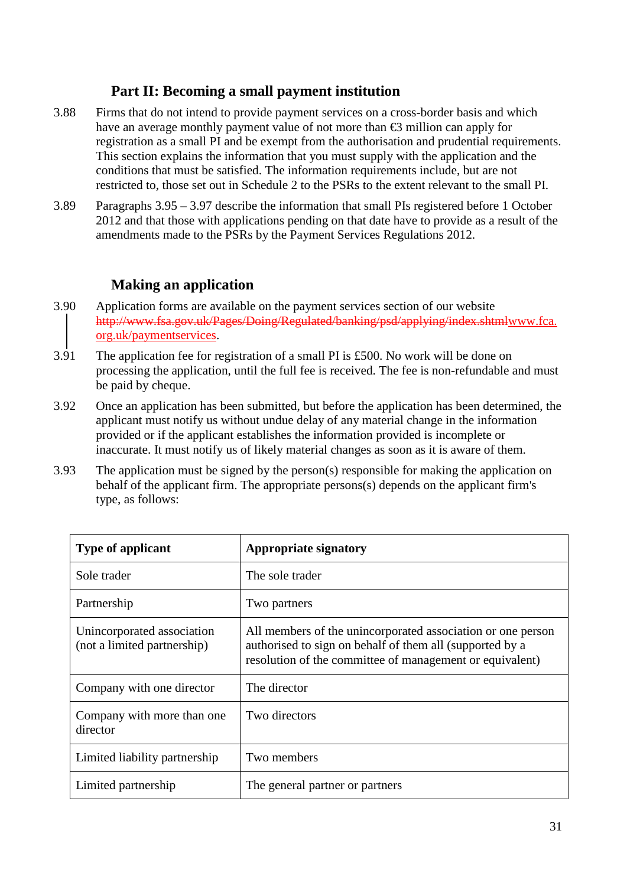## Part II: Becoming a small payment institution

3.88 Firms that do not intend to provide payment services on a cross-border basis and which have an average monthly payment value of not more than €3 million can apply for registration as a small PI and be exempt from the authorisation and prudential requirements. This section explains the information that you must supply with the application and the conditions that must be satisfied. The information requirements include, but are not restricted to, those set out in Schedule 2 to the PSRs to the extent relevant to the small PI.

3.89 Paragraphs 3.95 – 3.97 describe the information that small PIs registered before 1 October 2012 and that those with applications pending on that date have to provide as a result of the amendments made to the PSRs by the Payment Services Regulations 2012.

### Making an application

3.90 Application forms are available on the payment services section of our website ~~http://www.fsa.gov.uk/Pages/Doing/Regulated/banking/psd/applying/index.shtml~~www.fca.org.uk/paymentservices.

3.91 The application fee for registration of a small PI is £500. No work will be done on processing the application, until the full fee is received. The fee is non-refundable and must be paid by cheque.

3.92 Once an application has been submitted, but before the application has been determined, the applicant must notify us without undue delay of any material change in the information provided or if the applicant establishes the information provided is incomplete or inaccurate. It must notify us of likely material changes as soon as it is aware of them.

3.93 The application must be signed by the person(s) responsible for making the application on behalf of the applicant firm. The appropriate persons(s) depends on the applicant firm's type, as follows:

| Type of applicant | Appropriate signatory |
|---|---|
| Sole trader | The sole trader |
| Partnership | Two partners |
| Unincorporated association (not a limited partnership) | All members of the unincorporated association or one person authorised to sign on behalf of them all (supported by a resolution of the committee of management or equivalent) |
| Company with one director | The director |
| Company with more than one director | Two directors |
| Limited liability partnership | Two members |
| Limited partnership | The general partner or partners |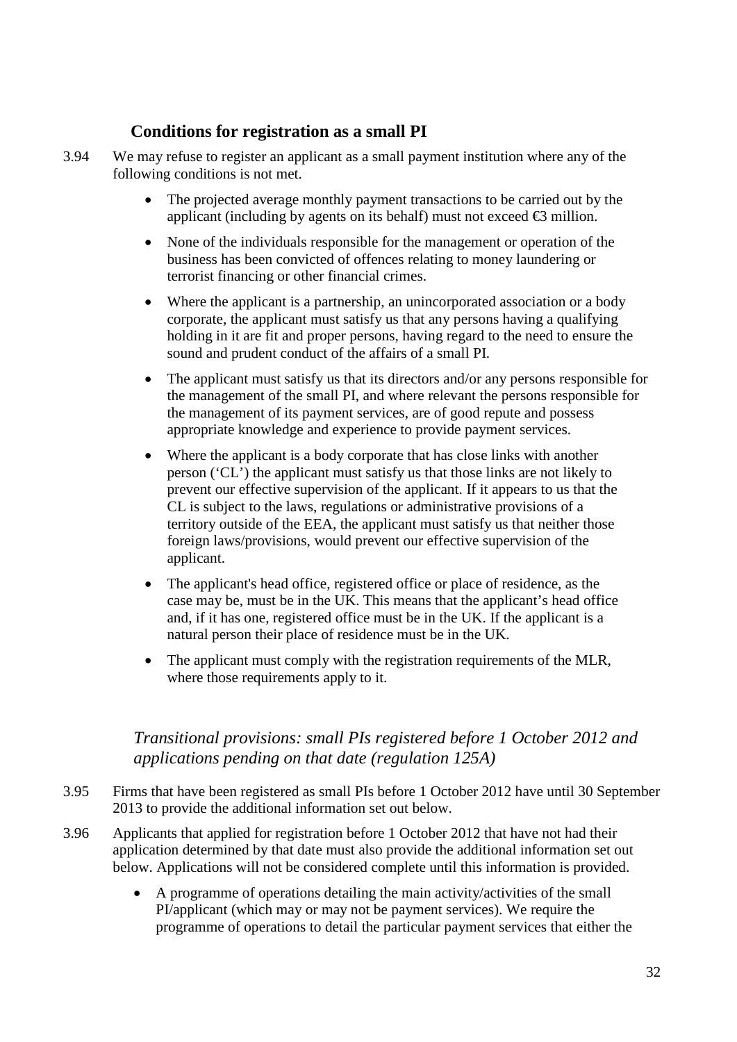## Conditions for registration as a small PI

3.94 We may refuse to register an applicant as a small payment institution where any of the following conditions is not met.

- The projected average monthly payment transactions to be carried out by the applicant (including by agents on its behalf) must not exceed €3 million.
- None of the individuals responsible for the management or operation of the business has been convicted of offences relating to money laundering or terrorist financing or other financial crimes.
- Where the applicant is a partnership, an unincorporated association or a body corporate, the applicant must satisfy us that any persons having a qualifying holding in it are fit and proper persons, having regard to the need to ensure the sound and prudent conduct of the affairs of a small PI.
- The applicant must satisfy us that its directors and/or any persons responsible for the management of the small PI, and where relevant the persons responsible for the management of its payment services, are of good repute and possess appropriate knowledge and experience to provide payment services.
- Where the applicant is a body corporate that has close links with another person ('CL') the applicant must satisfy us that those links are not likely to prevent our effective supervision of the applicant. If it appears to us that the CL is subject to the laws, regulations or administrative provisions of a territory outside of the EEA, the applicant must satisfy us that neither those foreign laws/provisions, would prevent our effective supervision of the applicant.
- The applicant's head office, registered office or place of residence, as the case may be, must be in the UK. This means that the applicant's head office and, if it has one, registered office must be in the UK. If the applicant is a natural person their place of residence must be in the UK.
- The applicant must comply with the registration requirements of the MLR, where those requirements apply to it.

### *Transitional provisions: small PIs registered before 1 October 2012 and applications pending on that date (regulation 125A)*

3.95 Firms that have been registered as small PIs before 1 October 2012 have until 30 September 2013 to provide the additional information set out below.

3.96 Applicants that applied for registration before 1 October 2012 that have not had their application determined by that date must also provide the additional information set out below. Applications will not be considered complete until this information is provided.

- A programme of operations detailing the main activity/activities of the small PI/applicant (which may or may not be payment services). We require the programme of operations to detail the particular payment services that either the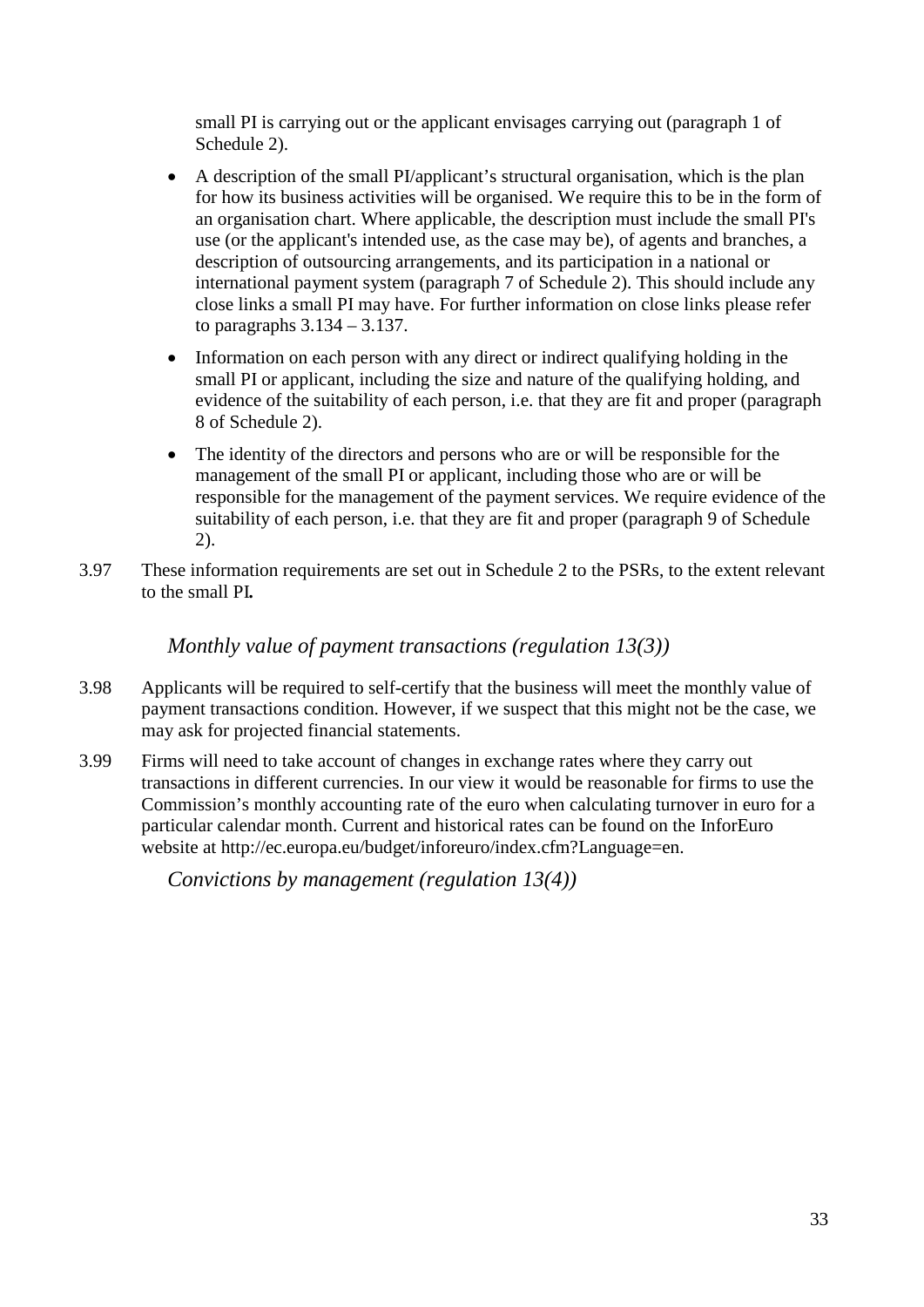small PI is carrying out or the applicant envisages carrying out (paragraph 1 of Schedule 2).

- A description of the small PI/applicant's structural organisation, which is the plan for how its business activities will be organised. We require this to be in the form of an organisation chart. Where applicable, the description must include the small PI's use (or the applicant's intended use, as the case may be), of agents and branches, a description of outsourcing arrangements, and its participation in a national or international payment system (paragraph 7 of Schedule 2). This should include any close links a small PI may have. For further information on close links please refer to paragraphs 3.134 – 3.137.
- Information on each person with any direct or indirect qualifying holding in the small PI or applicant, including the size and nature of the qualifying holding, and evidence of the suitability of each person, i.e. that they are fit and proper (paragraph 8 of Schedule 2).
- The identity of the directors and persons who are or will be responsible for the management of the small PI or applicant, including those who are or will be responsible for the management of the payment services. We require evidence of the suitability of each person, i.e. that they are fit and proper (paragraph 9 of Schedule 2).

3.97 These information requirements are set out in Schedule 2 to the PSRs, to the extent relevant to the small PI**.**

### *Monthly value of payment transactions (regulation 13(3))*

3.98 Applicants will be required to self-certify that the business will meet the monthly value of payment transactions condition. However, if we suspect that this might not be the case, we may ask for projected financial statements.

3.99 Firms will need to take account of changes in exchange rates where they carry out transactions in different currencies. In our view it would be reasonable for firms to use the Commission's monthly accounting rate of the euro when calculating turnover in euro for a particular calendar month. Current and historical rates can be found on the InforEuro website at http://ec.europa.eu/budget/inforeuro/index.cfm?Language=en.

### *Convictions by management (regulation 13(4))*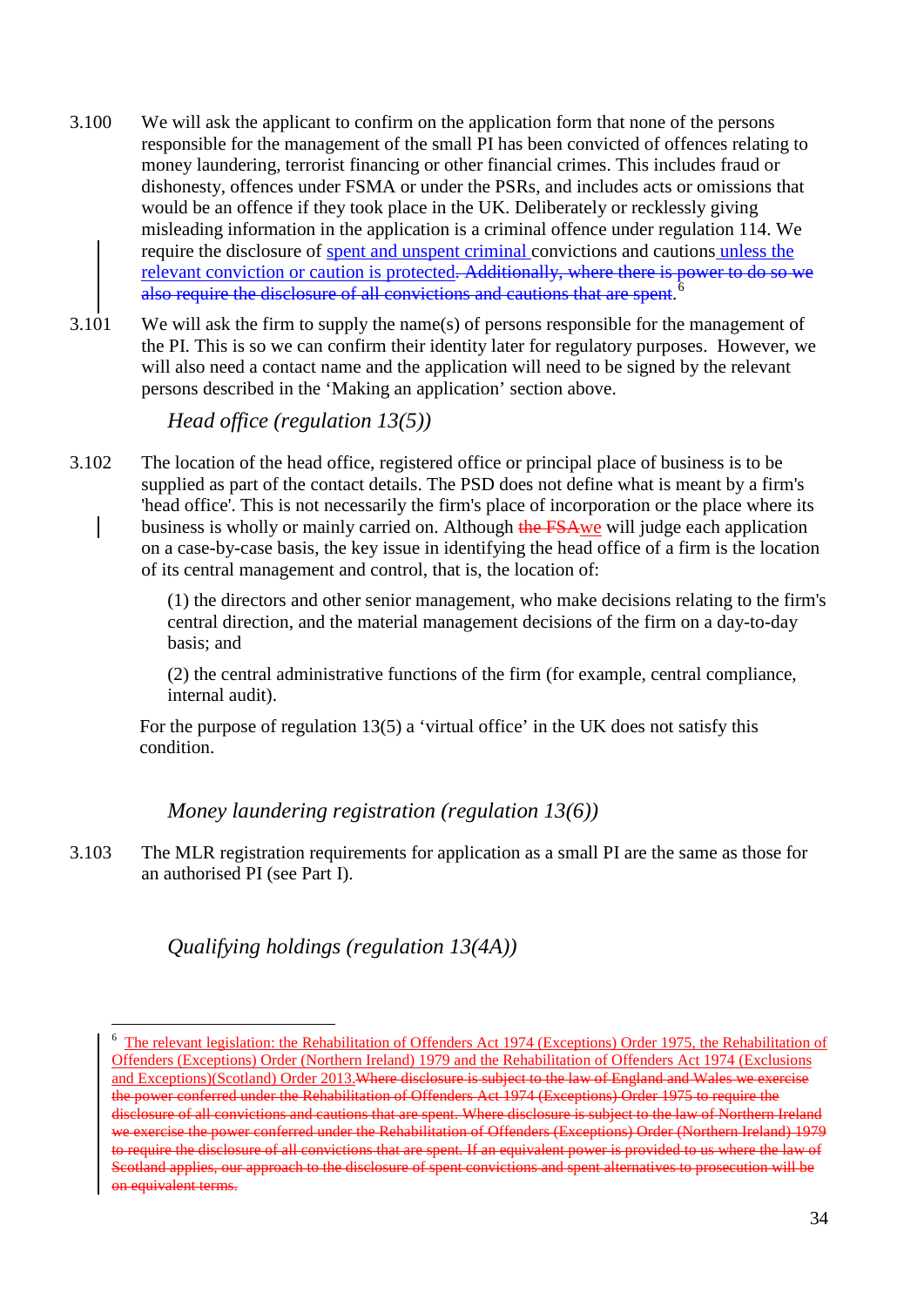3.100 We will ask the applicant to confirm on the application form that none of the persons responsible for the management of the small PI has been convicted of offences relating to money laundering, terrorist financing or other financial crimes. This includes fraud or dishonesty, offences under FSMA or under the PSRs, and includes acts or omissions that would be an offence if they took place in the UK. Deliberately or recklessly giving misleading information in the application is a criminal offence under regulation 114. We require the disclosure of spent and unspent criminal convictions and cautions unless the relevant conviction or caution is protected. ~~Additionally, where there is power to do so we also require the disclosure of all convictions and cautions that are spent~~.[6]

3.101 We will ask the firm to supply the name(s) of persons responsible for the management of the PI. This is so we can confirm their identity later for regulatory purposes. However, we will also need a contact name and the application will need to be signed by the relevant persons described in the 'Making an application' section above.

### *Head office (regulation 13(5))*

3.102 The location of the head office, registered office or principal place of business is to be supplied as part of the contact details. The PSD does not define what is meant by a firm's 'head office'. This is not necessarily the firm's place of incorporation or the place where its business is wholly or mainly carried on. Although ~~the FSA~~we will judge each application on a case-by-case basis, the key issue in identifying the head office of a firm is the location of its central management and control, that is, the location of:

(1) the directors and other senior management, who make decisions relating to the firm's central direction, and the material management decisions of the firm on a day-to-day basis; and

(2) the central administrative functions of the firm (for example, central compliance, internal audit).

For the purpose of regulation 13(5) a 'virtual office' in the UK does not satisfy this condition.

### *Money laundering registration (regulation 13(6))*

3.103 The MLR registration requirements for application as a small PI are the same as those for an authorised PI (see Part I).

### *Qualifying holdings (regulation 13(4A))*

---

[6] The relevant legislation: the Rehabilitation of Offenders Act 1974 (Exceptions) Order 1975, the Rehabilitation of Offenders (Exceptions) Order (Northern Ireland) 1979 and the Rehabilitation of Offenders Act 1974 (Exclusions and Exceptions)(Scotland) Order 2013.~~Where disclosure is subject to the law of England and Wales we exercise the power conferred under the Rehabilitation of Offenders Act 1974 (Exceptions) Order 1975 to require the disclosure of all convictions and cautions that are spent. Where disclosure is subject to the law of Northern Ireland we exercise the power conferred under the Rehabilitation of Offenders (Exceptions) Order (Northern Ireland) 1979 to require the disclosure of all convictions that are spent. If an equivalent power is provided to us where the law of Scotland applies, our approach to the disclosure of spent convictions and spent alternatives to prosecution will be on equivalent terms.~~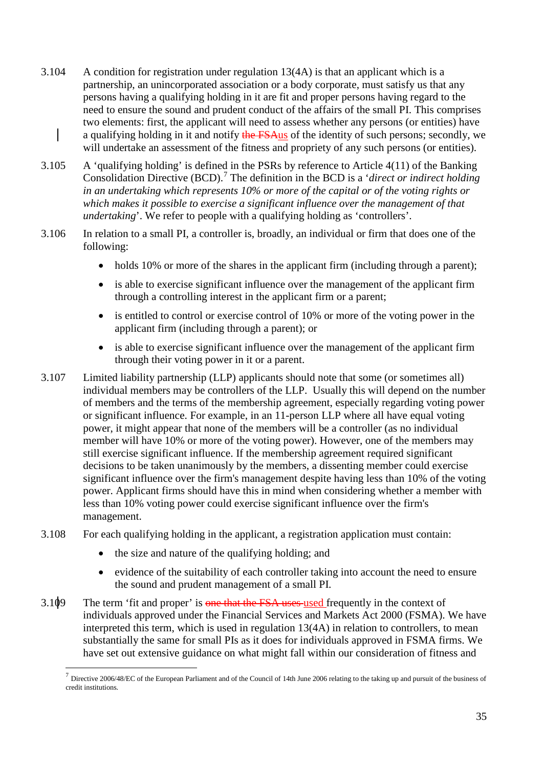3.104 A condition for registration under regulation 13(4A) is that an applicant which is a partnership, an unincorporated association or a body corporate, must satisfy us that any persons having a qualifying holding in it are fit and proper persons having regard to the need to ensure the sound and prudent conduct of the affairs of the small PI. This comprises two elements: first, the applicant will need to assess whether any persons (or entities) have a qualifying holding in it and notify ~~the FSA~~us of the identity of such persons; secondly, we will undertake an assessment of the fitness and propriety of any such persons (or entities).

3.105 A 'qualifying holding' is defined in the PSRs by reference to Article 4(11) of the Banking Consolidation Directive (BCD).[7] The definition in the BCD is a '*direct or indirect holding in an undertaking which represents 10% or more of the capital or of the voting rights or which makes it possible to exercise a significant influence over the management of that undertaking*'. We refer to people with a qualifying holding as 'controllers'.

3.106 In relation to a small PI, a controller is, broadly, an individual or firm that does one of the following:

- holds 10% or more of the shares in the applicant firm (including through a parent);
- is able to exercise significant influence over the management of the applicant firm through a controlling interest in the applicant firm or a parent;
- is entitled to control or exercise control of 10% or more of the voting power in the applicant firm (including through a parent); or
- is able to exercise significant influence over the management of the applicant firm through their voting power in it or a parent.

3.107 Limited liability partnership (LLP) applicants should note that some (or sometimes all) individual members may be controllers of the LLP. Usually this will depend on the number of members and the terms of the membership agreement, especially regarding voting power or significant influence. For example, in an 11-person LLP where all have equal voting power, it might appear that none of the members will be a controller (as no individual member will have 10% or more of the voting power). However, one of the members may still exercise significant influence. If the membership agreement required significant decisions to be taken unanimously by the members, a dissenting member could exercise significant influence over the firm's management despite having less than 10% of the voting power. Applicant firms should have this in mind when considering whether a member with less than 10% voting power could exercise significant influence over the firm's management.

3.108 For each qualifying holding in the applicant, a registration application must contain:

- the size and nature of the qualifying holding; and
- evidence of the suitability of each controller taking into account the need to ensure the sound and prudent management of a small PI.

3.109 The term 'fit and proper' is ~~one that the FSA uses~~ used frequently in the context of individuals approved under the Financial Services and Markets Act 2000 (FSMA). We have interpreted this term, which is used in regulation 13(4A) in relation to controllers, to mean substantially the same for small PIs as it does for individuals approved in FSMA firms. We have set out extensive guidance on what might fall within our consideration of fitness and

[7] Directive 2006/48/EC of the European Parliament and of the Council of 14th June 2006 relating to the taking up and pursuit of the business of credit institutions.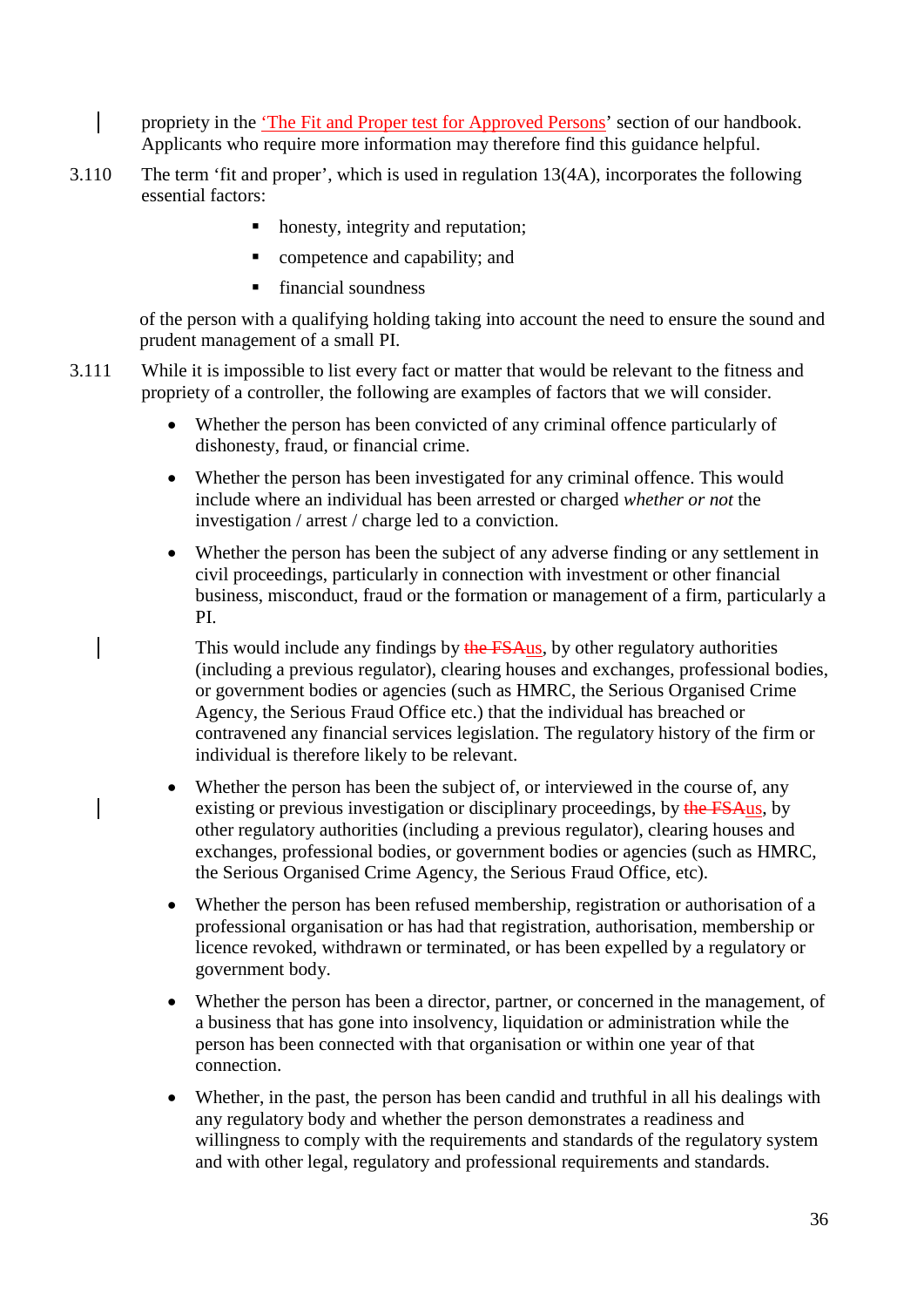propriety in the 'The Fit and Proper test for Approved Persons' section of our handbook. Applicants who require more information may therefore find this guidance helpful.

3.110 The term 'fit and proper', which is used in regulation 13(4A), incorporates the following essential factors:

- honesty, integrity and reputation;
- competence and capability; and
- financial soundness

of the person with a qualifying holding taking into account the need to ensure the sound and prudent management of a small PI.

3.111 While it is impossible to list every fact or matter that would be relevant to the fitness and propriety of a controller, the following are examples of factors that we will consider.

- Whether the person has been convicted of any criminal offence particularly of dishonesty, fraud, or financial crime.
- Whether the person has been investigated for any criminal offence. This would include where an individual has been arrested or charged *whether or not* the investigation / arrest / charge led to a conviction.
- Whether the person has been the subject of any adverse finding or any settlement in civil proceedings, particularly in connection with investment or other financial business, misconduct, fraud or the formation or management of a firm, particularly a PI.

  This would include any findings by ~~the FSA~~us, by other regulatory authorities (including a previous regulator), clearing houses and exchanges, professional bodies, or government bodies or agencies (such as HMRC, the Serious Organised Crime Agency, the Serious Fraud Office etc.) that the individual has breached or contravened any financial services legislation. The regulatory history of the firm or individual is therefore likely to be relevant.
- Whether the person has been the subject of, or interviewed in the course of, any existing or previous investigation or disciplinary proceedings, by ~~the FSA~~us, by other regulatory authorities (including a previous regulator), clearing houses and exchanges, professional bodies, or government bodies or agencies (such as HMRC, the Serious Organised Crime Agency, the Serious Fraud Office, etc).
- Whether the person has been refused membership, registration or authorisation of a professional organisation or has had that registration, authorisation, membership or licence revoked, withdrawn or terminated, or has been expelled by a regulatory or government body.
- Whether the person has been a director, partner, or concerned in the management, of a business that has gone into insolvency, liquidation or administration while the person has been connected with that organisation or within one year of that connection.
- Whether, in the past, the person has been candid and truthful in all his dealings with any regulatory body and whether the person demonstrates a readiness and willingness to comply with the requirements and standards of the regulatory system and with other legal, regulatory and professional requirements and standards.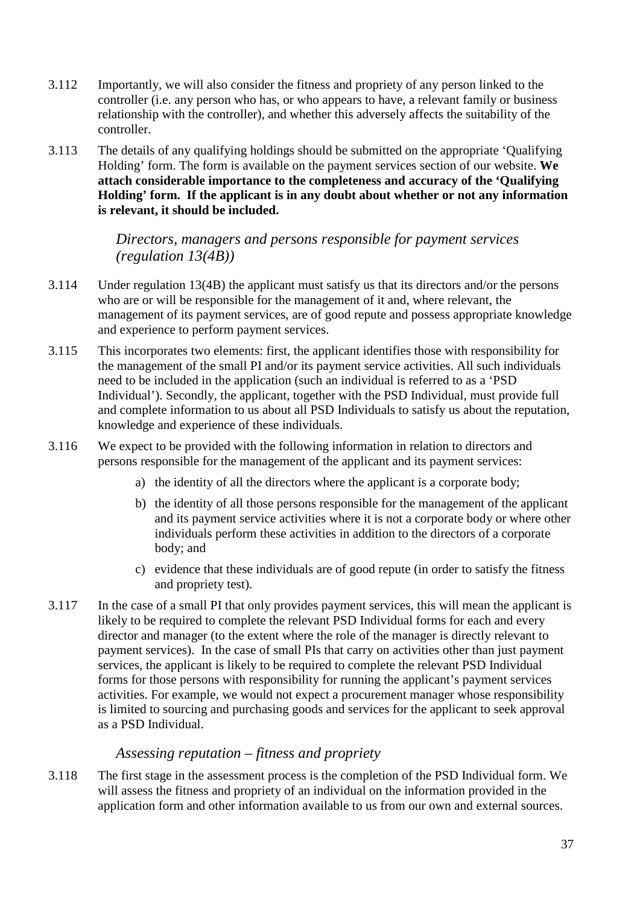3.112 Importantly, we will also consider the fitness and propriety of any person linked to the controller (i.e. any person who has, or who appears to have, a relevant family or business relationship with the controller), and whether this adversely affects the suitability of the controller.

3.113 The details of any qualifying holdings should be submitted on the appropriate 'Qualifying Holding' form. The form is available on the payment services section of our website. **We attach considerable importance to the completeness and accuracy of the 'Qualifying Holding' form. If the applicant is in any doubt about whether or not any information is relevant, it should be included.**

### *Directors, managers and persons responsible for payment services (regulation 13(4B))*

3.114 Under regulation 13(4B) the applicant must satisfy us that its directors and/or the persons who are or will be responsible for the management of it and, where relevant, the management of its payment services, are of good repute and possess appropriate knowledge and experience to perform payment services.

3.115 This incorporates two elements: first, the applicant identifies those with responsibility for the management of the small PI and/or its payment service activities. All such individuals need to be included in the application (such an individual is referred to as a 'PSD Individual'). Secondly, the applicant, together with the PSD Individual, must provide full and complete information to us about all PSD Individuals to satisfy us about the reputation, knowledge and experience of these individuals.

3.116 We expect to be provided with the following information in relation to directors and persons responsible for the management of the applicant and its payment services:

a) the identity of all the directors where the applicant is a corporate body;

b) the identity of all those persons responsible for the management of the applicant and its payment service activities where it is not a corporate body or where other individuals perform these activities in addition to the directors of a corporate body; and

c) evidence that these individuals are of good repute (in order to satisfy the fitness and propriety test).

3.117 In the case of a small PI that only provides payment services, this will mean the applicant is likely to be required to complete the relevant PSD Individual forms for each and every director and manager (to the extent where the role of the manager is directly relevant to payment services). In the case of small PIs that carry on activities other than just payment services, the applicant is likely to be required to complete the relevant PSD Individual forms for those persons with responsibility for running the applicant's payment services activities. For example, we would not expect a procurement manager whose responsibility is limited to sourcing and purchasing goods and services for the applicant to seek approval as a PSD Individual.

### *Assessing reputation – fitness and propriety*

3.118 The first stage in the assessment process is the completion of the PSD Individual form. We will assess the fitness and propriety of an individual on the information provided in the application form and other information available to us from our own and external sources.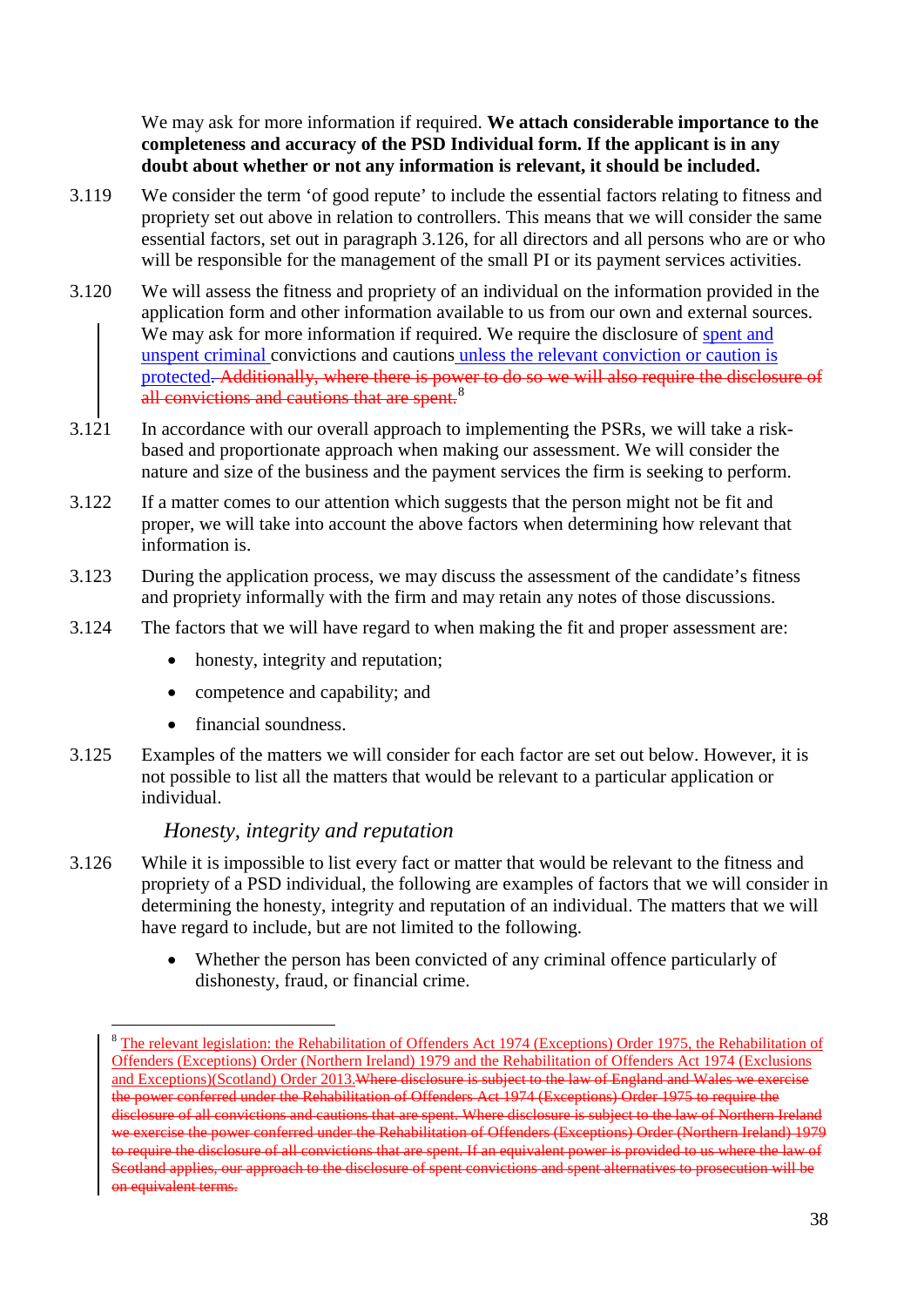We may ask for more information if required. **We attach considerable importance to the completeness and accuracy of the PSD Individual form. If the applicant is in any doubt about whether or not any information is relevant, it should be included.**

3.119 We consider the term 'of good repute' to include the essential factors relating to fitness and propriety set out above in relation to controllers. This means that we will consider the same essential factors, set out in paragraph 3.126, for all directors and all persons who are or who will be responsible for the management of the small PI or its payment services activities.

3.120 We will assess the fitness and propriety of an individual on the information provided in the application form and other information available to us from our own and external sources. We may ask for more information if required. We require the disclosure of spent and unspent criminal convictions and cautions unless the relevant conviction or caution is protected. ~~Additionally, where there is power to do so we will also require the disclosure of all convictions and cautions that are spent.~~[8]

3.121 In accordance with our overall approach to implementing the PSRs, we will take a risk-based and proportionate approach when making our assessment. We will consider the nature and size of the business and the payment services the firm is seeking to perform.

3.122 If a matter comes to our attention which suggests that the person might not be fit and proper, we will take into account the above factors when determining how relevant that information is.

3.123 During the application process, we may discuss the assessment of the candidate's fitness and propriety informally with the firm and may retain any notes of those discussions.

3.124 The factors that we will have regard to when making the fit and proper assessment are:

- honesty, integrity and reputation;
- competence and capability; and
- financial soundness.

3.125 Examples of the matters we will consider for each factor are set out below. However, it is not possible to list all the matters that would be relevant to a particular application or individual.

*Honesty, integrity and reputation*

3.126 While it is impossible to list every fact or matter that would be relevant to the fitness and propriety of a PSD individual, the following are examples of factors that we will consider in determining the honesty, integrity and reputation of an individual. The matters that we will have regard to include, but are not limited to the following.

- Whether the person has been convicted of any criminal offence particularly of dishonesty, fraud, or financial crime.

---

[8] The relevant legislation: the Rehabilitation of Offenders Act 1974 (Exceptions) Order 1975, the Rehabilitation of Offenders (Exceptions) Order (Northern Ireland) 1979 and the Rehabilitation of Offenders Act 1974 (Exclusions and Exceptions)(Scotland) Order 2013.~~Where disclosure is subject to the law of England and Wales we exercise the power conferred under the Rehabilitation of Offenders Act 1974 (Exceptions) Order 1975 to require the disclosure of all convictions and cautions that are spent. Where disclosure is subject to the law of Northern Ireland we exercise the power conferred under the Rehabilitation of Offenders (Exceptions) Order (Northern Ireland) 1979 to require the disclosure of all convictions that are spent. If an equivalent power is provided to us where the law of Scotland applies, our approach to the disclosure of spent convictions and spent alternatives to prosecution will be on equivalent terms.~~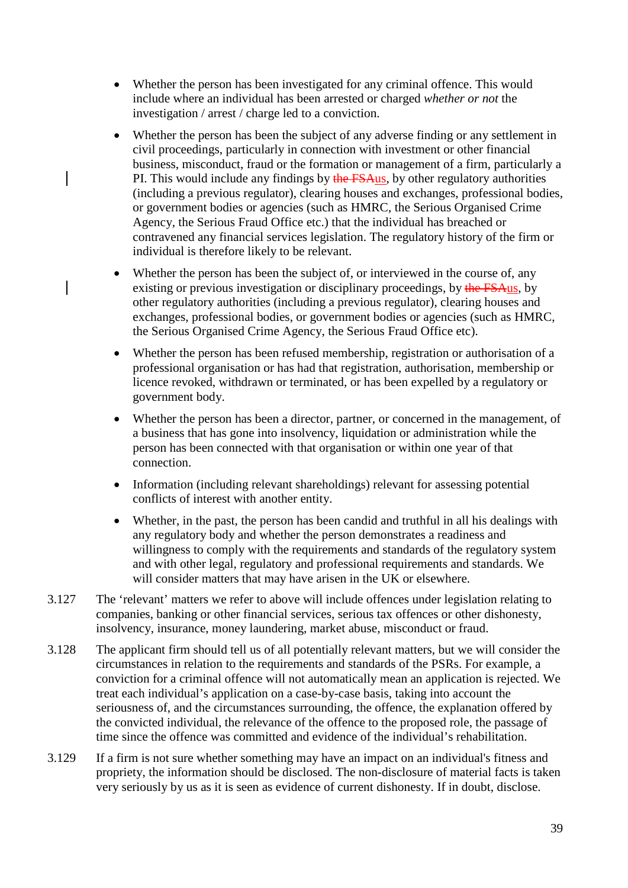- Whether the person has been investigated for any criminal offence. This would include where an individual has been arrested or charged *whether or not* the investigation / arrest / charge led to a conviction.

- Whether the person has been the subject of any adverse finding or any settlement in civil proceedings, particularly in connection with investment or other financial business, misconduct, fraud or the formation or management of a firm, particularly a PI. This would include any findings by ~~the FSA~~us, by other regulatory authorities (including a previous regulator), clearing houses and exchanges, professional bodies, or government bodies or agencies (such as HMRC, the Serious Organised Crime Agency, the Serious Fraud Office etc.) that the individual has breached or contravened any financial services legislation. The regulatory history of the firm or individual is therefore likely to be relevant.

- Whether the person has been the subject of, or interviewed in the course of, any existing or previous investigation or disciplinary proceedings, by ~~the FSA~~us, by other regulatory authorities (including a previous regulator), clearing houses and exchanges, professional bodies, or government bodies or agencies (such as HMRC, the Serious Organised Crime Agency, the Serious Fraud Office etc).

- Whether the person has been refused membership, registration or authorisation of a professional organisation or has had that registration, authorisation, membership or licence revoked, withdrawn or terminated, or has been expelled by a regulatory or government body.

- Whether the person has been a director, partner, or concerned in the management, of a business that has gone into insolvency, liquidation or administration while the person has been connected with that organisation or within one year of that connection.

- Information (including relevant shareholdings) relevant for assessing potential conflicts of interest with another entity.

- Whether, in the past, the person has been candid and truthful in all his dealings with any regulatory body and whether the person demonstrates a readiness and willingness to comply with the requirements and standards of the regulatory system and with other legal, regulatory and professional requirements and standards. We will consider matters that may have arisen in the UK or elsewhere.

3.127 The 'relevant' matters we refer to above will include offences under legislation relating to companies, banking or other financial services, serious tax offences or other dishonesty, insolvency, insurance, money laundering, market abuse, misconduct or fraud.

3.128 The applicant firm should tell us of all potentially relevant matters, but we will consider the circumstances in relation to the requirements and standards of the PSRs. For example, a conviction for a criminal offence will not automatically mean an application is rejected. We treat each individual's application on a case-by-case basis, taking into account the seriousness of, and the circumstances surrounding, the offence, the explanation offered by the convicted individual, the relevance of the offence to the proposed role, the passage of time since the offence was committed and evidence of the individual's rehabilitation.

3.129 If a firm is not sure whether something may have an impact on an individual's fitness and propriety, the information should be disclosed. The non-disclosure of material facts is taken very seriously by us as it is seen as evidence of current dishonesty. If in doubt, disclose.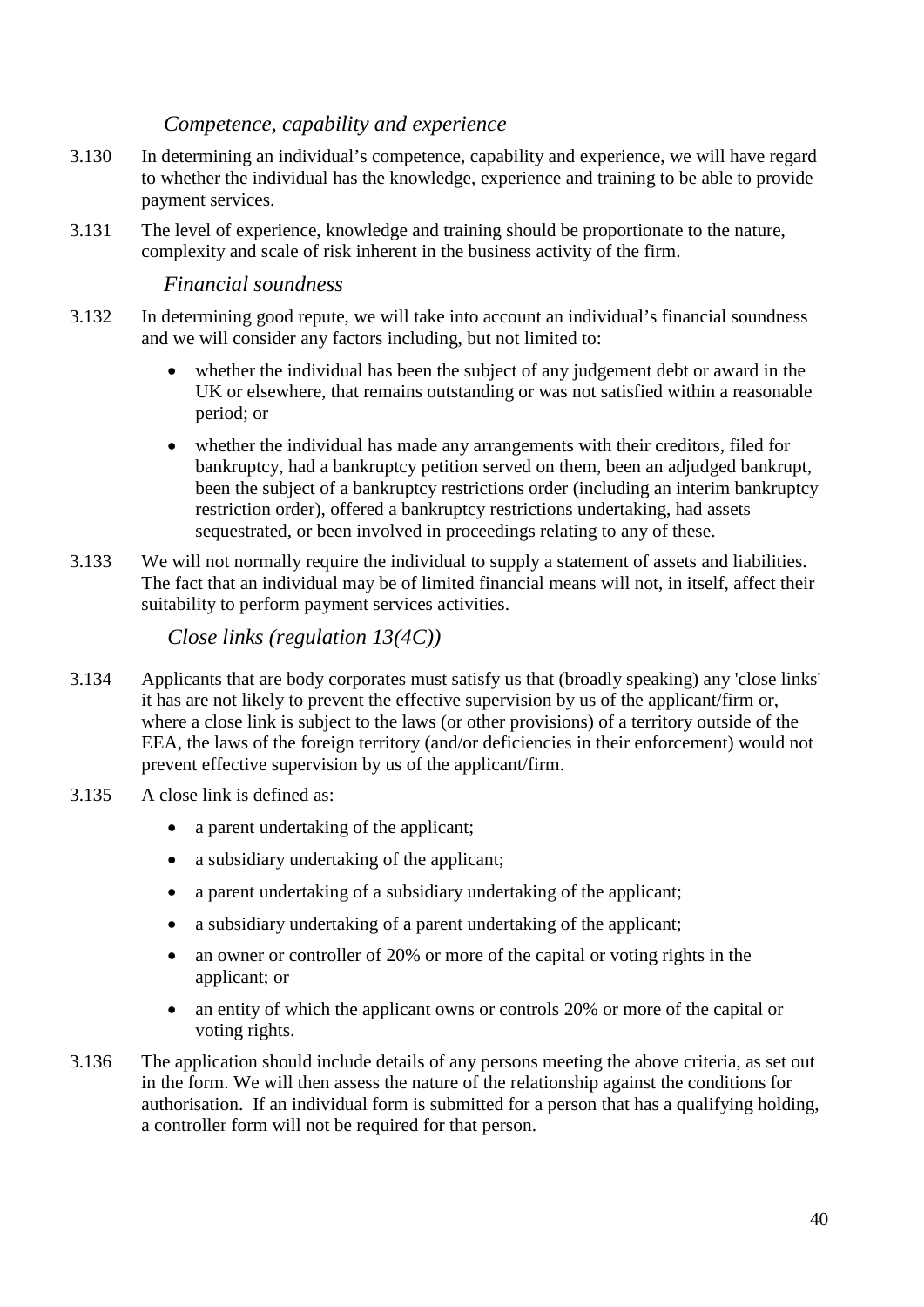### *Competence, capability and experience*

3.130 In determining an individual's competence, capability and experience, we will have regard to whether the individual has the knowledge, experience and training to be able to provide payment services.

3.131 The level of experience, knowledge and training should be proportionate to the nature, complexity and scale of risk inherent in the business activity of the firm.

### *Financial soundness*

3.132 In determining good repute, we will take into account an individual's financial soundness and we will consider any factors including, but not limited to:

- whether the individual has been the subject of any judgement debt or award in the UK or elsewhere, that remains outstanding or was not satisfied within a reasonable period; or
- whether the individual has made any arrangements with their creditors, filed for bankruptcy, had a bankruptcy petition served on them, been an adjudged bankrupt, been the subject of a bankruptcy restrictions order (including an interim bankruptcy restriction order), offered a bankruptcy restrictions undertaking, had assets sequestrated, or been involved in proceedings relating to any of these.

3.133 We will not normally require the individual to supply a statement of assets and liabilities. The fact that an individual may be of limited financial means will not, in itself, affect their suitability to perform payment services activities.

### *Close links (regulation 13(4C))*

3.134 Applicants that are body corporates must satisfy us that (broadly speaking) any 'close links' it has are not likely to prevent the effective supervision by us of the applicant/firm or, where a close link is subject to the laws (or other provisions) of a territory outside of the EEA, the laws of the foreign territory (and/or deficiencies in their enforcement) would not prevent effective supervision by us of the applicant/firm.

3.135 A close link is defined as:

- a parent undertaking of the applicant;
- a subsidiary undertaking of the applicant;
- a parent undertaking of a subsidiary undertaking of the applicant;
- a subsidiary undertaking of a parent undertaking of the applicant;
- an owner or controller of 20% or more of the capital or voting rights in the applicant; or
- an entity of which the applicant owns or controls 20% or more of the capital or voting rights.

3.136 The application should include details of any persons meeting the above criteria, as set out in the form. We will then assess the nature of the relationship against the conditions for authorisation. If an individual form is submitted for a person that has a qualifying holding, a controller form will not be required for that person.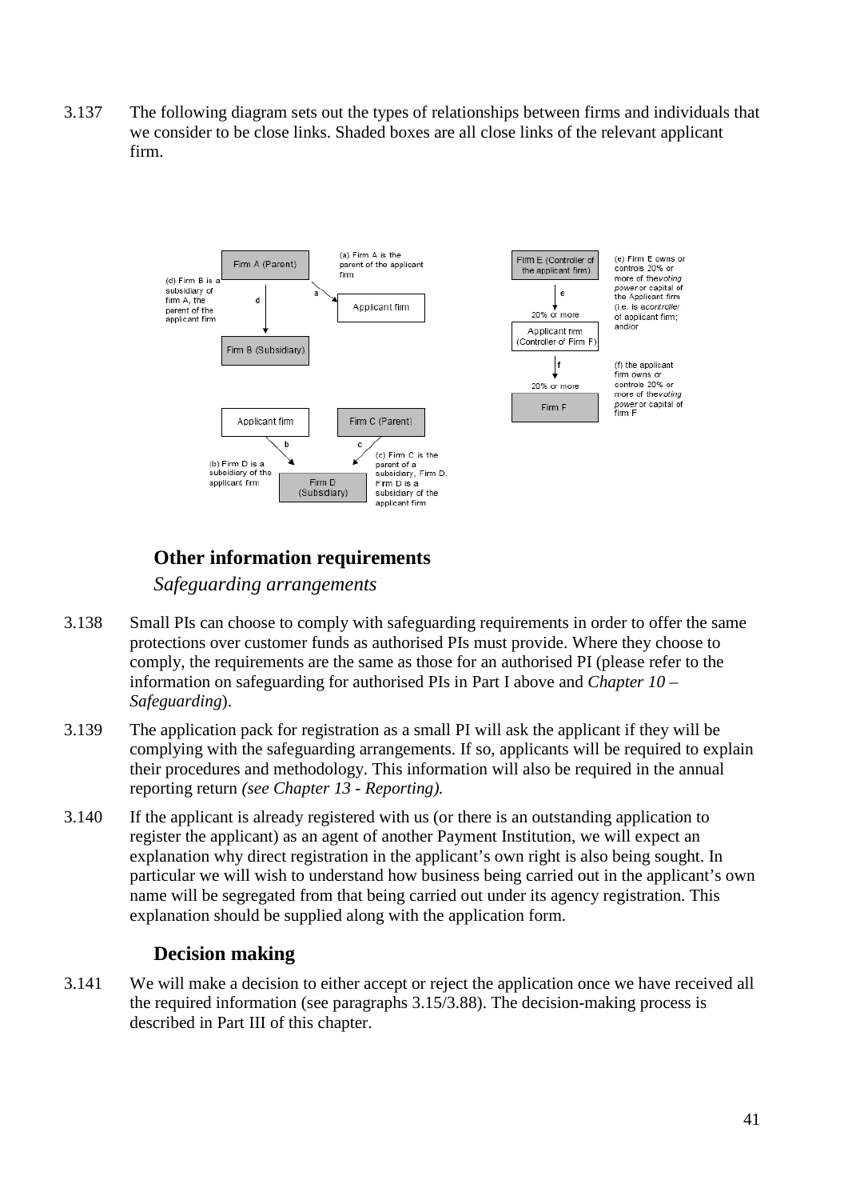3.137 The following diagram sets out the types of relationships between firms and individuals that we consider to be close links. Shaded boxes are all close links of the relevant applicant firm.

(a) Firm A is the parent of the applicant firm

(b) Firm D is a subsidiary of the applicant firm

(c) Firm C is the parent of a subsidiary, Firm D. Firm D is a subsidiary of the applicant firm

(d) Firm B is a subsidiary of firm A, the parent of the applicant firm

(e) Firm E owns or controls 20% or more of the *voting power* or capital of the Applicant firm (i.e. is a *controller* of applicant firm; and/or

(f) the applicant firm owns or controls 20% or more of the *voting power* or capital of firm F

## Other information requirements

### *Safeguarding arrangements*

3.138 Small PIs can choose to comply with safeguarding requirements in order to offer the same protections over customer funds as authorised PIs must provide. Where they choose to comply, the requirements are the same as those for an authorised PI (please refer to the information on safeguarding for authorised PIs in Part I above and *Chapter 10 – Safeguarding*).

3.139 The application pack for registration as a small PI will ask the applicant if they will be complying with the safeguarding arrangements. If so, applicants will be required to explain their procedures and methodology. This information will also be required in the annual reporting return *(see Chapter 13 - Reporting).*

3.140 If the applicant is already registered with us (or there is an outstanding application to register the applicant) as an agent of another Payment Institution, we will expect an explanation why direct registration in the applicant's own right is also being sought. In particular we will wish to understand how business being carried out in the applicant's own name will be segregated from that being carried out under its agency registration. This explanation should be supplied along with the application form.

## Decision making

3.141 We will make a decision to either accept or reject the application once we have received all the required information (see paragraphs 3.15/3.88). The decision-making process is described in Part III of this chapter.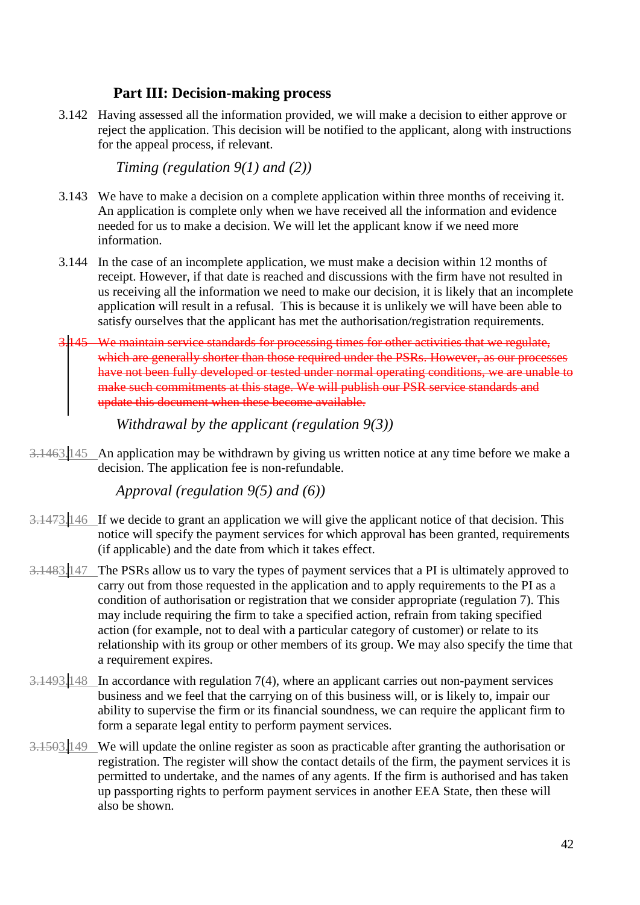## Part III: Decision-making process

3.142 Having assessed all the information provided, we will make a decision to either approve or reject the application. This decision will be notified to the applicant, along with instructions for the appeal process, if relevant.

*Timing (regulation 9(1) and (2))*

3.143 We have to make a decision on a complete application within three months of receiving it. An application is complete only when we have received all the information and evidence needed for us to make a decision. We will let the applicant know if we need more information.

3.144 In the case of an incomplete application, we must make a decision within 12 months of receipt. However, if that date is reached and discussions with the firm have not resulted in us receiving all the information we need to make our decision, it is likely that an incomplete application will result in a refusal. This is because it is unlikely we will have been able to satisfy ourselves that the applicant has met the authorisation/registration requirements.

~~3.145 We maintain service standards for processing times for other activities that we regulate, which are generally shorter than those required under the PSRs. However, as our processes have not been fully developed or tested under normal operating conditions, we are unable to make such commitments at this stage. We will publish our PSR service standards and update this document when these become available.~~

*Withdrawal by the applicant (regulation 9(3))*

~~3.146~~3.145 An application may be withdrawn by giving us written notice at any time before we make a decision. The application fee is non-refundable.

*Approval (regulation 9(5) and (6))*

~~3.147~~3.146 If we decide to grant an application we will give the applicant notice of that decision. This notice will specify the payment services for which approval has been granted, requirements (if applicable) and the date from which it takes effect.

~~3.148~~3.147 The PSRs allow us to vary the types of payment services that a PI is ultimately approved to carry out from those requested in the application and to apply requirements to the PI as a condition of authorisation or registration that we consider appropriate (regulation 7). This may include requiring the firm to take a specified action, refrain from taking specified action (for example, not to deal with a particular category of customer) or relate to its relationship with its group or other members of its group. We may also specify the time that a requirement expires.

~~3.149~~3.148 In accordance with regulation 7(4), where an applicant carries out non-payment services business and we feel that the carrying on of this business will, or is likely to, impair our ability to supervise the firm or its financial soundness, we can require the applicant firm to form a separate legal entity to perform payment services.

~~3.150~~3.149 We will update the online register as soon as practicable after granting the authorisation or registration. The register will show the contact details of the firm, the payment services it is permitted to undertake, and the names of any agents. If the firm is authorised and has taken up passporting rights to perform payment services in another EEA State, then these will also be shown.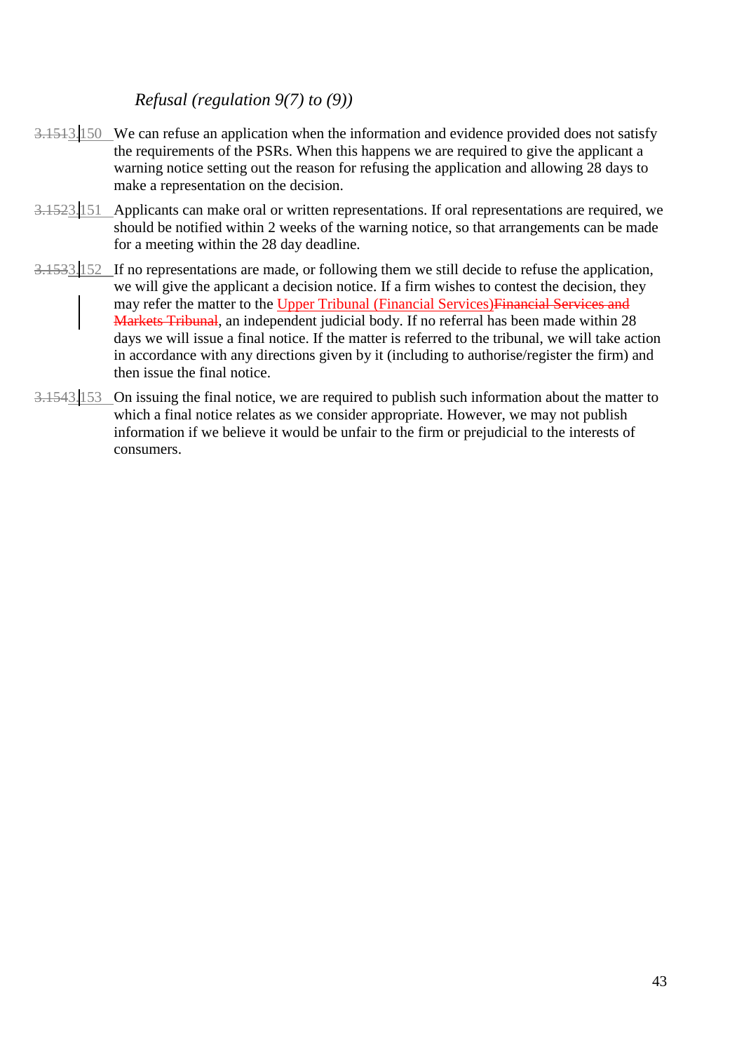*Refusal (regulation 9(7) to (9))*

3.150 We can refuse an application when the information and evidence provided does not satisfy the requirements of the PSRs. When this happens we are required to give the applicant a warning notice setting out the reason for refusing the application and allowing 28 days to make a representation on the decision.

3.151 Applicants can make oral or written representations. If oral representations are required, we should be notified within 2 weeks of the warning notice, so that arrangements can be made for a meeting within the 28 day deadline.

3.152 If no representations are made, or following them we still decide to refuse the application, we will give the applicant a decision notice. If a firm wishes to contest the decision, they may refer the matter to the Upper Tribunal (Financial Services), an independent judicial body. If no referral has been made within 28 days we will issue a final notice. If the matter is referred to the tribunal, we will take action in accordance with any directions given by it (including to authorise/register the firm) and then issue the final notice.

3.153 On issuing the final notice, we are required to publish such information about the matter to which a final notice relates as we consider appropriate. However, we may not publish information if we believe it would be unfair to the firm or prejudicial to the interests of consumers.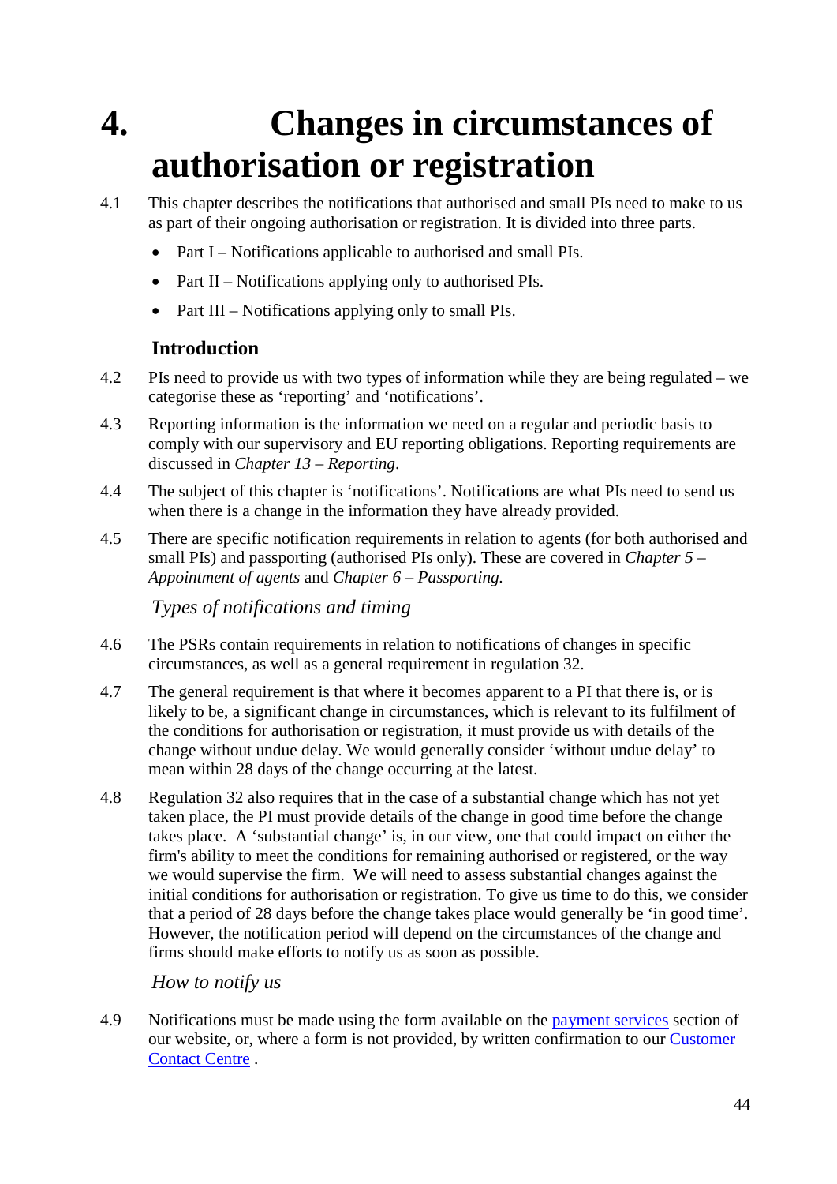# 4. Changes in circumstances of authorisation or registration

4.1 This chapter describes the notifications that authorised and small PIs need to make to us as part of their ongoing authorisation or registration. It is divided into three parts.

- Part I – Notifications applicable to authorised and small PIs.
- Part II – Notifications applying only to authorised PIs.
- Part III – Notifications applying only to small PIs.

## Introduction

4.2 PIs need to provide us with two types of information while they are being regulated – we categorise these as 'reporting' and 'notifications'.

4.3 Reporting information is the information we need on a regular and periodic basis to comply with our supervisory and EU reporting obligations. Reporting requirements are discussed in *Chapter 13 – Reporting*.

4.4 The subject of this chapter is 'notifications'. Notifications are what PIs need to send us when there is a change in the information they have already provided.

4.5 There are specific notification requirements in relation to agents (for both authorised and small PIs) and passporting (authorised PIs only). These are covered in *Chapter 5 – Appointment of agents* and *Chapter 6 – Passporting.*

### *Types of notifications and timing*

4.6 The PSRs contain requirements in relation to notifications of changes in specific circumstances, as well as a general requirement in regulation 32.

4.7 The general requirement is that where it becomes apparent to a PI that there is, or is likely to be, a significant change in circumstances, which is relevant to its fulfilment of the conditions for authorisation or registration, it must provide us with details of the change without undue delay. We would generally consider 'without undue delay' to mean within 28 days of the change occurring at the latest.

4.8 Regulation 32 also requires that in the case of a substantial change which has not yet taken place, the PI must provide details of the change in good time before the change takes place. A 'substantial change' is, in our view, one that could impact on either the firm's ability to meet the conditions for remaining authorised or registered, or the way we would supervise the firm. We will need to assess substantial changes against the initial conditions for authorisation or registration. To give us time to do this, we consider that a period of 28 days before the change takes place would generally be 'in good time'. However, the notification period will depend on the circumstances of the change and firms should make efforts to notify us as soon as possible.

### *How to notify us*

4.9 Notifications must be made using the form available on the payment services section of our website, or, where a form is not provided, by written confirmation to our Customer Contact Centre .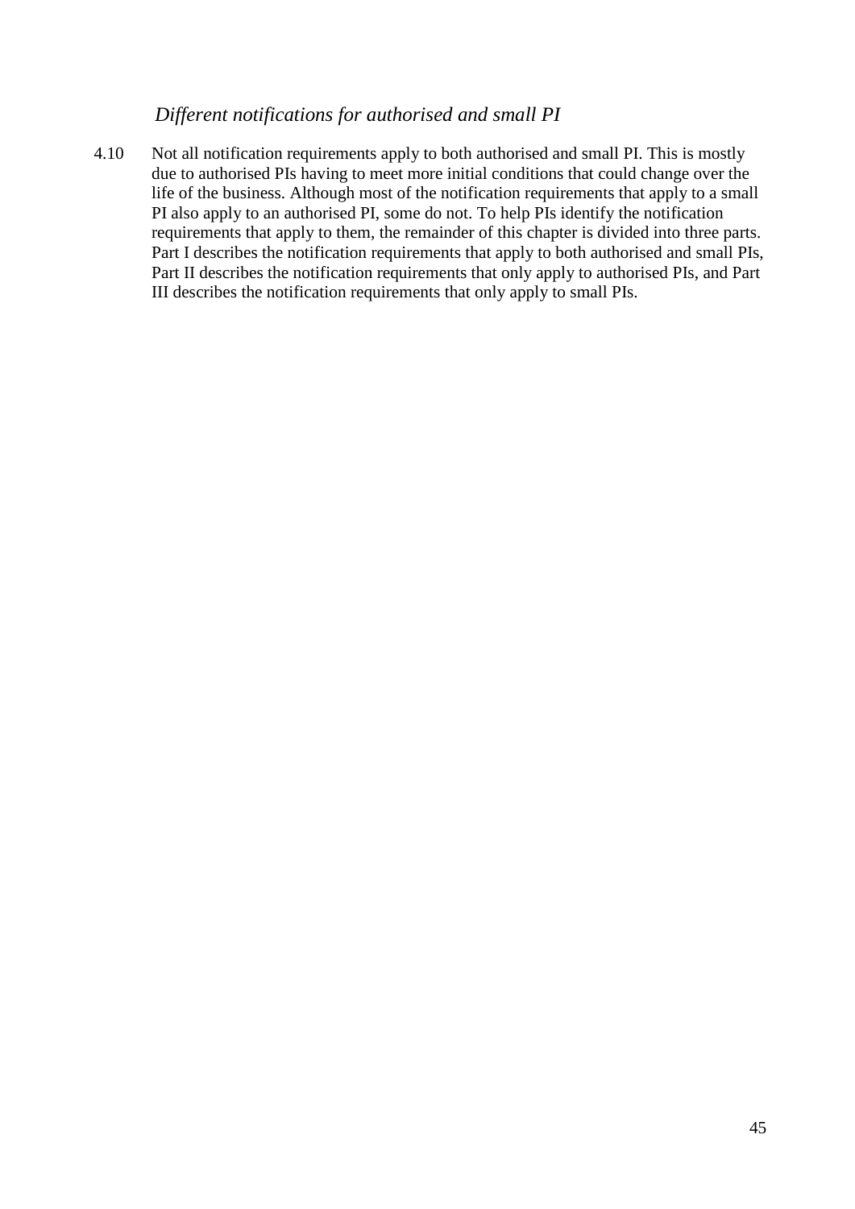### *Different notifications for authorised and small PI*

4.10 Not all notification requirements apply to both authorised and small PI. This is mostly due to authorised PIs having to meet more initial conditions that could change over the life of the business. Although most of the notification requirements that apply to a small PI also apply to an authorised PI, some do not. To help PIs identify the notification requirements that apply to them, the remainder of this chapter is divided into three parts. Part I describes the notification requirements that apply to both authorised and small PIs, Part II describes the notification requirements that only apply to authorised PIs, and Part III describes the notification requirements that only apply to small PIs.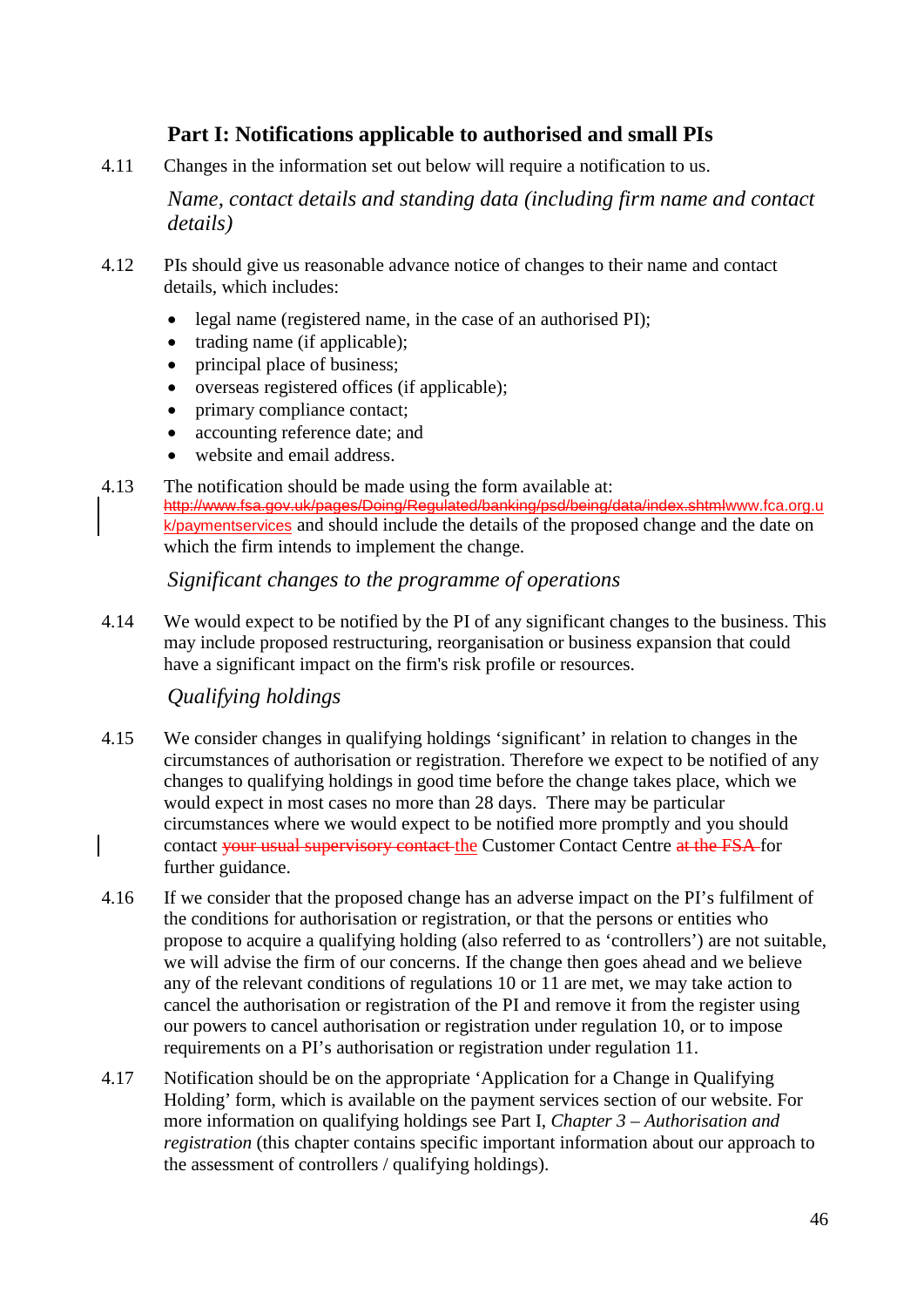## Part I: Notifications applicable to authorised and small PIs

4.11 Changes in the information set out below will require a notification to us.

*Name, contact details and standing data (including firm name and contact details)*

4.12 PIs should give us reasonable advance notice of changes to their name and contact details, which includes:

- legal name (registered name, in the case of an authorised PI);
- trading name (if applicable);
- principal place of business;
- overseas registered offices (if applicable);
- primary compliance contact;
- accounting reference date; and
- website and email address.

4.13 The notification should be made using the form available at: ~~http://www.fsa.gov.uk/pages/Doing/Regulated/banking/psd/being/data/index.shtml~~www.fca.org.uk/paymentservices and should include the details of the proposed change and the date on which the firm intends to implement the change.

*Significant changes to the programme of operations*

4.14 We would expect to be notified by the PI of any significant changes to the business. This may include proposed restructuring, reorganisation or business expansion that could have a significant impact on the firm's risk profile or resources.

*Qualifying holdings*

4.15 We consider changes in qualifying holdings 'significant' in relation to changes in the circumstances of authorisation or registration. Therefore we expect to be notified of any changes to qualifying holdings in good time before the change takes place, which we would expect in most cases no more than 28 days. There may be particular circumstances where we would expect to be notified more promptly and you should contact ~~your usual supervisory contact~~ the Customer Contact Centre ~~at the FSA~~ for further guidance.

4.16 If we consider that the proposed change has an adverse impact on the PI's fulfilment of the conditions for authorisation or registration, or that the persons or entities who propose to acquire a qualifying holding (also referred to as 'controllers') are not suitable, we will advise the firm of our concerns. If the change then goes ahead and we believe any of the relevant conditions of regulations 10 or 11 are met, we may take action to cancel the authorisation or registration of the PI and remove it from the register using our powers to cancel authorisation or registration under regulation 10, or to impose requirements on a PI's authorisation or registration under regulation 11.

4.17 Notification should be on the appropriate 'Application for a Change in Qualifying Holding' form, which is available on the payment services section of our website. For more information on qualifying holdings see Part I, *Chapter 3 – Authorisation and registration* (this chapter contains specific important information about our approach to the assessment of controllers / qualifying holdings).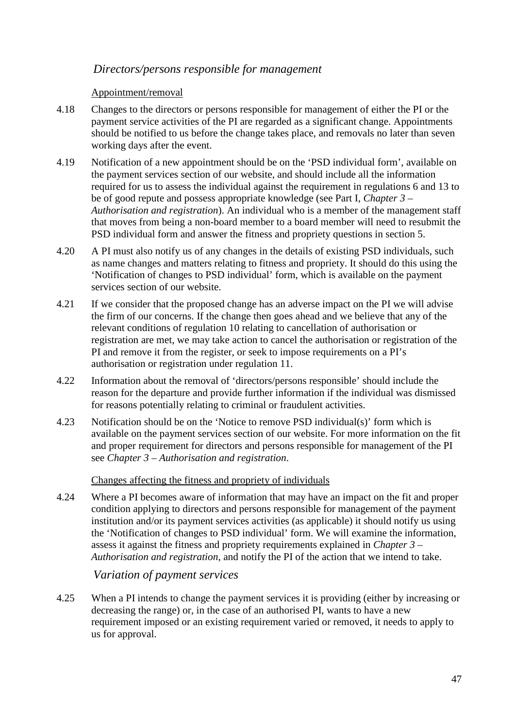### *Directors/persons responsible for management*

Appointment/removal

4.18 Changes to the directors or persons responsible for management of either the PI or the payment service activities of the PI are regarded as a significant change. Appointments should be notified to us before the change takes place, and removals no later than seven working days after the event.

4.19 Notification of a new appointment should be on the 'PSD individual form', available on the payment services section of our website, and should include all the information required for us to assess the individual against the requirement in regulations 6 and 13 to be of good repute and possess appropriate knowledge (see Part I, *Chapter 3 – Authorisation and registration*). An individual who is a member of the management staff that moves from being a non-board member to a board member will need to resubmit the PSD individual form and answer the fitness and propriety questions in section 5.

4.20 A PI must also notify us of any changes in the details of existing PSD individuals, such as name changes and matters relating to fitness and propriety. It should do this using the 'Notification of changes to PSD individual' form, which is available on the payment services section of our website.

4.21 If we consider that the proposed change has an adverse impact on the PI we will advise the firm of our concerns. If the change then goes ahead and we believe that any of the relevant conditions of regulation 10 relating to cancellation of authorisation or registration are met, we may take action to cancel the authorisation or registration of the PI and remove it from the register, or seek to impose requirements on a PI's authorisation or registration under regulation 11.

4.22 Information about the removal of 'directors/persons responsible' should include the reason for the departure and provide further information if the individual was dismissed for reasons potentially relating to criminal or fraudulent activities.

4.23 Notification should be on the 'Notice to remove PSD individual(s)' form which is available on the payment services section of our website. For more information on the fit and proper requirement for directors and persons responsible for management of the PI see *Chapter 3 – Authorisation and registration*.

Changes affecting the fitness and propriety of individuals

4.24 Where a PI becomes aware of information that may have an impact on the fit and proper condition applying to directors and persons responsible for management of the payment institution and/or its payment services activities (as applicable) it should notify us using the 'Notification of changes to PSD individual' form. We will examine the information, assess it against the fitness and propriety requirements explained in *Chapter 3 – Authorisation and registration*, and notify the PI of the action that we intend to take.

### *Variation of payment services*

4.25 When a PI intends to change the payment services it is providing (either by increasing or decreasing the range) or, in the case of an authorised PI, wants to have a new requirement imposed or an existing requirement varied or removed, it needs to apply to us for approval.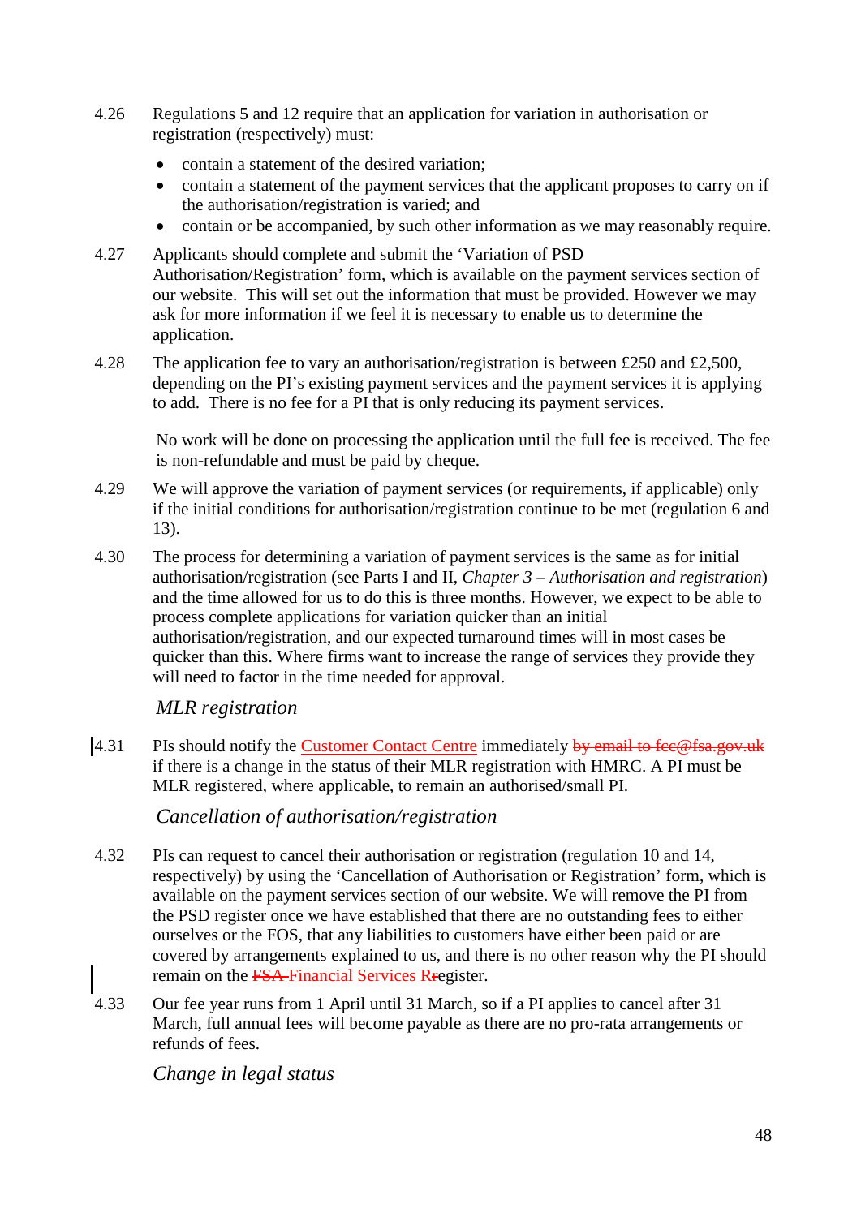4.26 Regulations 5 and 12 require that an application for variation in authorisation or registration (respectively) must:

- contain a statement of the desired variation;
- contain a statement of the payment services that the applicant proposes to carry on if the authorisation/registration is varied; and
- contain or be accompanied, by such other information as we may reasonably require.

4.27 Applicants should complete and submit the 'Variation of PSD Authorisation/Registration' form, which is available on the payment services section of our website. This will set out the information that must be provided. However we may ask for more information if we feel it is necessary to enable us to determine the application.

4.28 The application fee to vary an authorisation/registration is between £250 and £2,500, depending on the PI's existing payment services and the payment services it is applying to add. There is no fee for a PI that is only reducing its payment services.

No work will be done on processing the application until the full fee is received. The fee is non-refundable and must be paid by cheque.

4.29 We will approve the variation of payment services (or requirements, if applicable) only if the initial conditions for authorisation/registration continue to be met (regulation 6 and 13).

4.30 The process for determining a variation of payment services is the same as for initial authorisation/registration (see Parts I and II, *Chapter 3 – Authorisation and registration*) and the time allowed for us to do this is three months. However, we expect to be able to process complete applications for variation quicker than an initial authorisation/registration, and our expected turnaround times will in most cases be quicker than this. Where firms want to increase the range of services they provide they will need to factor in the time needed for approval.

*MLR registration*

4.31 PIs should notify the Customer Contact Centre immediately ~~by email to fcc@fsa.gov.uk~~ if there is a change in the status of their MLR registration with HMRC. A PI must be MLR registered, where applicable, to remain an authorised/small PI.

*Cancellation of authorisation/registration*

4.32 PIs can request to cancel their authorisation or registration (regulation 10 and 14, respectively) by using the 'Cancellation of Authorisation or Registration' form, which is available on the payment services section of our website. We will remove the PI from the PSD register once we have established that there are no outstanding fees to either ourselves or the FOS, that any liabilities to customers have either been paid or are covered by arrangements explained to us, and there is no other reason why the PI should remain on the ~~FSA~~ Financial Services R~~r~~egister.

4.33 Our fee year runs from 1 April until 31 March, so if a PI applies to cancel after 31 March, full annual fees will become payable as there are no pro-rata arrangements or refunds of fees.

*Change in legal status*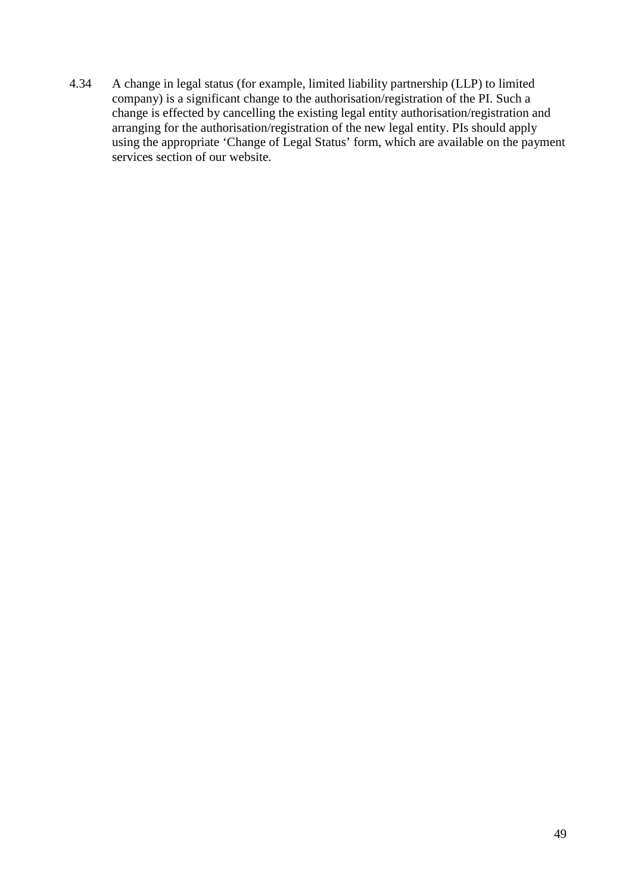4.34 A change in legal status (for example, limited liability partnership (LLP) to limited company) is a significant change to the authorisation/registration of the PI. Such a change is effected by cancelling the existing legal entity authorisation/registration and arranging for the authorisation/registration of the new legal entity. PIs should apply using the appropriate 'Change of Legal Status' form, which are available on the payment services section of our website.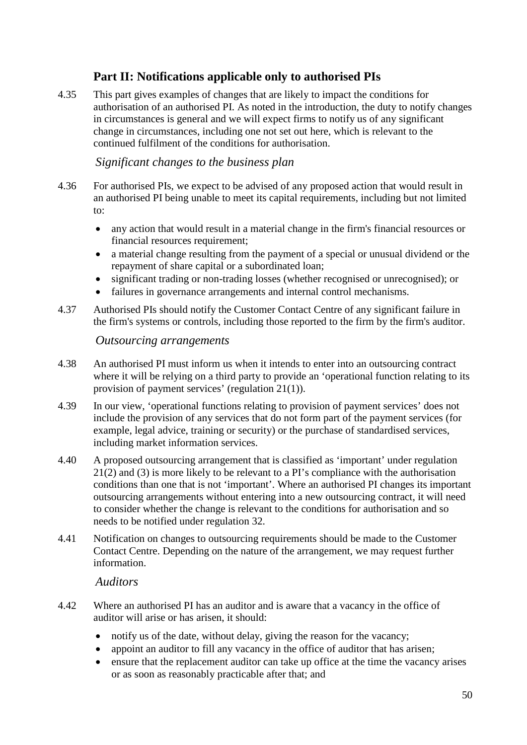## Part II: Notifications applicable only to authorised PIs

4.35 This part gives examples of changes that are likely to impact the conditions for authorisation of an authorised PI. As noted in the introduction, the duty to notify changes in circumstances is general and we will expect firms to notify us of any significant change in circumstances, including one not set out here, which is relevant to the continued fulfilment of the conditions for authorisation.

### *Significant changes to the business plan*

4.36 For authorised PIs, we expect to be advised of any proposed action that would result in an authorised PI being unable to meet its capital requirements, including but not limited to:

- any action that would result in a material change in the firm's financial resources or financial resources requirement;
- a material change resulting from the payment of a special or unusual dividend or the repayment of share capital or a subordinated loan;
- significant trading or non-trading losses (whether recognised or unrecognised); or
- failures in governance arrangements and internal control mechanisms.

4.37 Authorised PIs should notify the Customer Contact Centre of any significant failure in the firm's systems or controls, including those reported to the firm by the firm's auditor.

### *Outsourcing arrangements*

4.38 An authorised PI must inform us when it intends to enter into an outsourcing contract where it will be relying on a third party to provide an 'operational function relating to its provision of payment services' (regulation 21(1)).

4.39 In our view, 'operational functions relating to provision of payment services' does not include the provision of any services that do not form part of the payment services (for example, legal advice, training or security) or the purchase of standardised services, including market information services.

4.40 A proposed outsourcing arrangement that is classified as 'important' under regulation 21(2) and (3) is more likely to be relevant to a PI's compliance with the authorisation conditions than one that is not 'important'. Where an authorised PI changes its important outsourcing arrangements without entering into a new outsourcing contract, it will need to consider whether the change is relevant to the conditions for authorisation and so needs to be notified under regulation 32.

4.41 Notification on changes to outsourcing requirements should be made to the Customer Contact Centre. Depending on the nature of the arrangement, we may request further information.

### *Auditors*

4.42 Where an authorised PI has an auditor and is aware that a vacancy in the office of auditor will arise or has arisen, it should:

- notify us of the date, without delay, giving the reason for the vacancy;
- appoint an auditor to fill any vacancy in the office of auditor that has arisen;
- ensure that the replacement auditor can take up office at the time the vacancy arises or as soon as reasonably practicable after that; and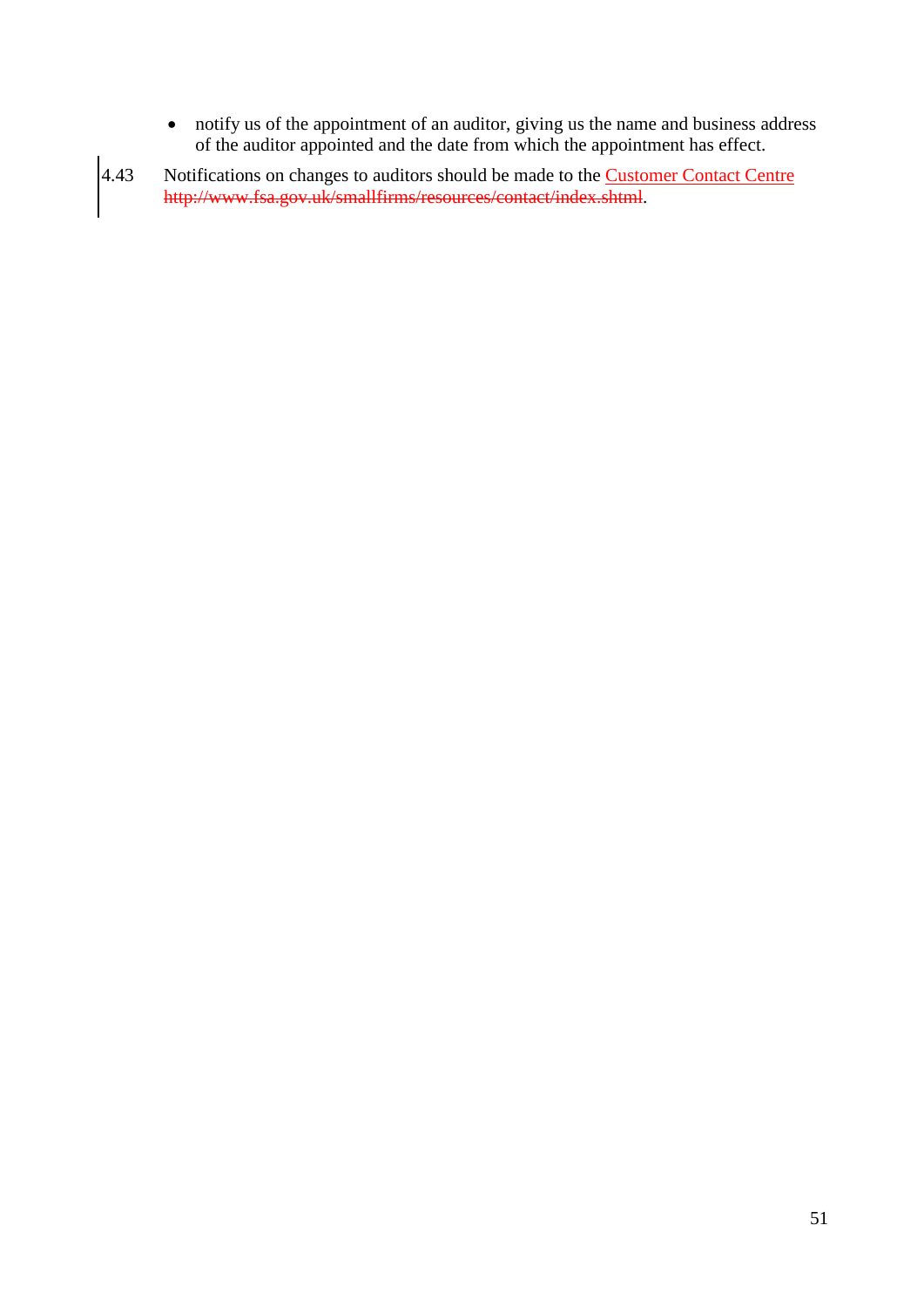- notify us of the appointment of an auditor, giving us the name and business address of the auditor appointed and the date from which the appointment has effect.

4.43 Notifications on changes to auditors should be made to the Customer Contact Centre ~~http://www.fsa.gov.uk/smallfirms/resources/contact/index.shtml~~.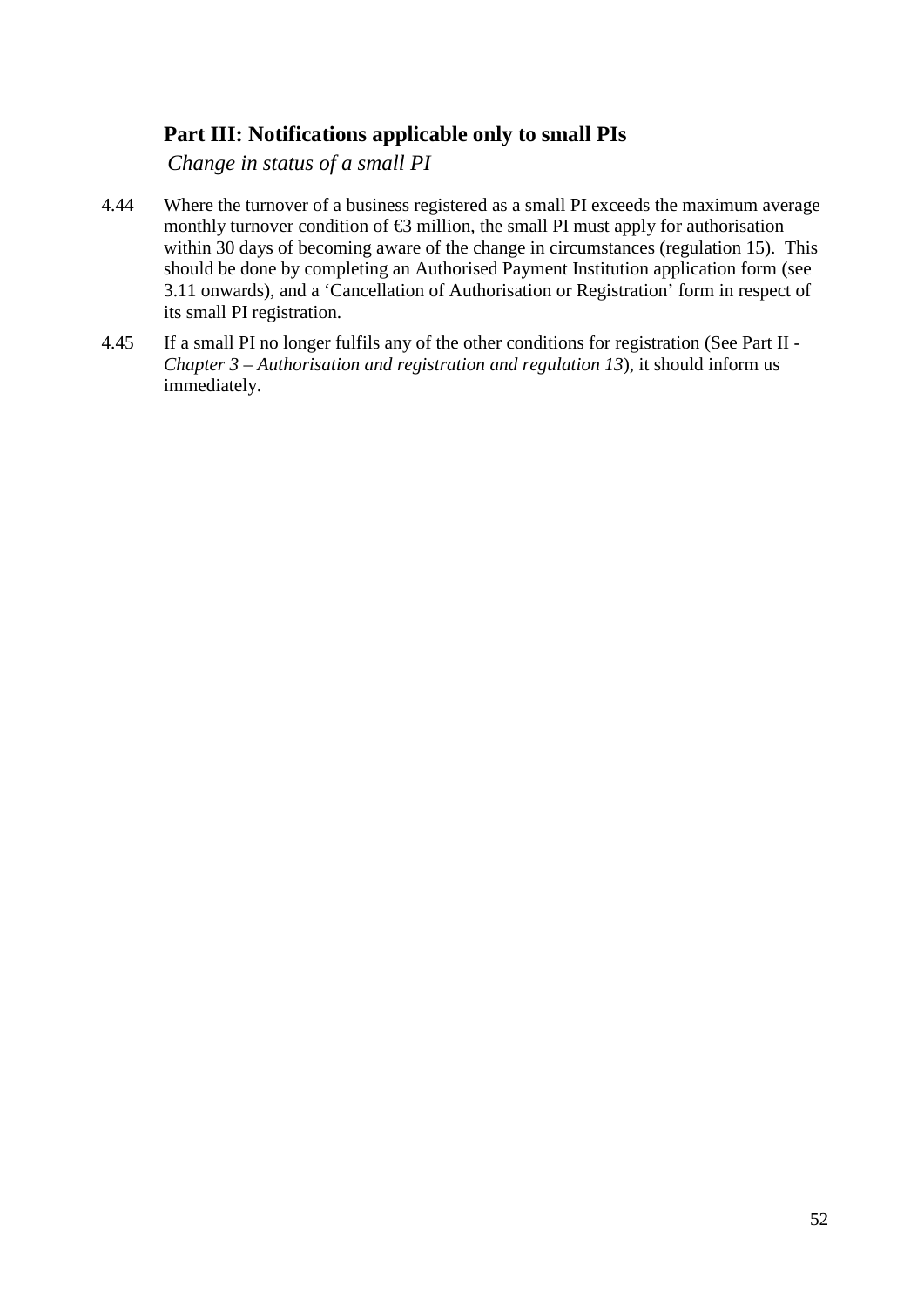## Part III: Notifications applicable only to small PIs

*Change in status of a small PI*

4.44 Where the turnover of a business registered as a small PI exceeds the maximum average monthly turnover condition of €3 million, the small PI must apply for authorisation within 30 days of becoming aware of the change in circumstances (regulation 15). This should be done by completing an Authorised Payment Institution application form (see 3.11 onwards), and a 'Cancellation of Authorisation or Registration' form in respect of its small PI registration.

4.45 If a small PI no longer fulfils any of the other conditions for registration (See Part II - *Chapter 3 – Authorisation and registration and regulation 13*), it should inform us immediately.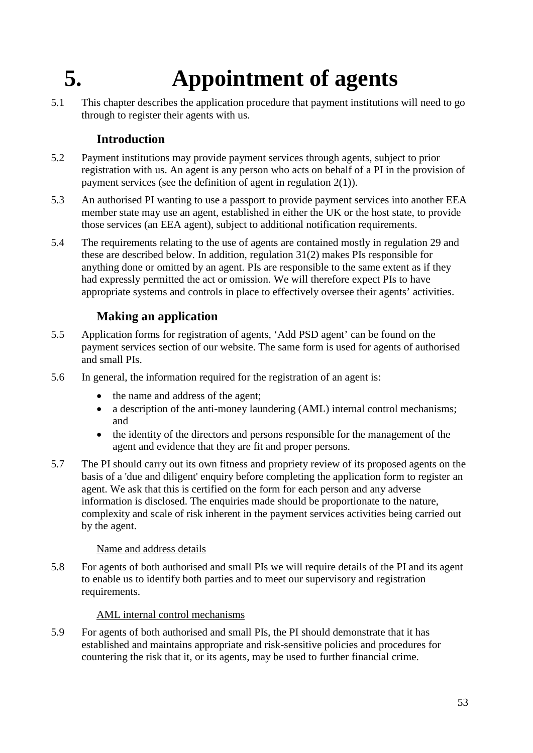# 5. Appointment of agents

5.1 This chapter describes the application procedure that payment institutions will need to go through to register their agents with us.

## Introduction

5.2 Payment institutions may provide payment services through agents, subject to prior registration with us. An agent is any person who acts on behalf of a PI in the provision of payment services (see the definition of agent in regulation 2(1)).

5.3 An authorised PI wanting to use a passport to provide payment services into another EEA member state may use an agent, established in either the UK or the host state, to provide those services (an EEA agent), subject to additional notification requirements.

5.4 The requirements relating to the use of agents are contained mostly in regulation 29 and these are described below. In addition, regulation 31(2) makes PIs responsible for anything done or omitted by an agent. PIs are responsible to the same extent as if they had expressly permitted the act or omission. We will therefore expect PIs to have appropriate systems and controls in place to effectively oversee their agents' activities.

## Making an application

5.5 Application forms for registration of agents, 'Add PSD agent' can be found on the payment services section of our website. The same form is used for agents of authorised and small PIs.

5.6 In general, the information required for the registration of an agent is:

- the name and address of the agent;
- a description of the anti-money laundering (AML) internal control mechanisms; and
- the identity of the directors and persons responsible for the management of the agent and evidence that they are fit and proper persons.

5.7 The PI should carry out its own fitness and propriety review of its proposed agents on the basis of a 'due and diligent' enquiry before completing the application form to register an agent. We ask that this is certified on the form for each person and any adverse information is disclosed. The enquiries made should be proportionate to the nature, complexity and scale of risk inherent in the payment services activities being carried out by the agent.

### Name and address details

5.8 For agents of both authorised and small PIs we will require details of the PI and its agent to enable us to identify both parties and to meet our supervisory and registration requirements.

### AML internal control mechanisms

5.9 For agents of both authorised and small PIs, the PI should demonstrate that it has established and maintains appropriate and risk-sensitive policies and procedures for countering the risk that it, or its agents, may be used to further financial crime.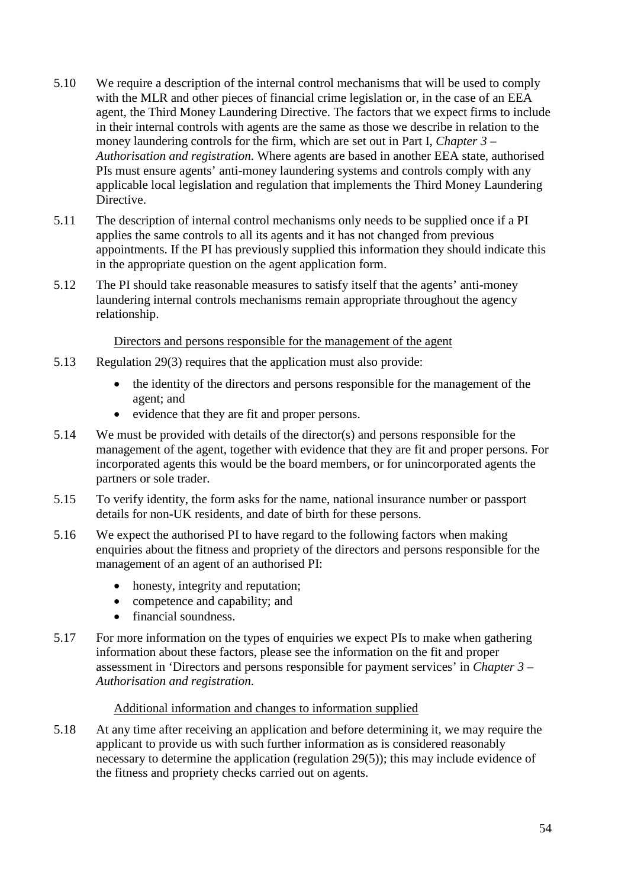5.10 We require a description of the internal control mechanisms that will be used to comply with the MLR and other pieces of financial crime legislation or, in the case of an EEA agent, the Third Money Laundering Directive. The factors that we expect firms to include in their internal controls with agents are the same as those we describe in relation to the money laundering controls for the firm, which are set out in Part I, *Chapter 3 – Authorisation and registration*. Where agents are based in another EEA state, authorised PIs must ensure agents' anti-money laundering systems and controls comply with any applicable local legislation and regulation that implements the Third Money Laundering Directive.

5.11 The description of internal control mechanisms only needs to be supplied once if a PI applies the same controls to all its agents and it has not changed from previous appointments. If the PI has previously supplied this information they should indicate this in the appropriate question on the agent application form.

5.12 The PI should take reasonable measures to satisfy itself that the agents' anti-money laundering internal controls mechanisms remain appropriate throughout the agency relationship.

<u>Directors and persons responsible for the management of the agent</u>

5.13 Regulation 29(3) requires that the application must also provide:

- the identity of the directors and persons responsible for the management of the agent; and
- evidence that they are fit and proper persons.

5.14 We must be provided with details of the director(s) and persons responsible for the management of the agent, together with evidence that they are fit and proper persons. For incorporated agents this would be the board members, or for unincorporated agents the partners or sole trader.

5.15 To verify identity, the form asks for the name, national insurance number or passport details for non-UK residents, and date of birth for these persons.

5.16 We expect the authorised PI to have regard to the following factors when making enquiries about the fitness and propriety of the directors and persons responsible for the management of an agent of an authorised PI:

- honesty, integrity and reputation;
- competence and capability; and
- financial soundness.

5.17 For more information on the types of enquiries we expect PIs to make when gathering information about these factors, please see the information on the fit and proper assessment in 'Directors and persons responsible for payment services' in *Chapter 3 – Authorisation and registration*.

<u>Additional information and changes to information supplied</u>

5.18 At any time after receiving an application and before determining it, we may require the applicant to provide us with such further information as is considered reasonably necessary to determine the application (regulation 29(5)); this may include evidence of the fitness and propriety checks carried out on agents.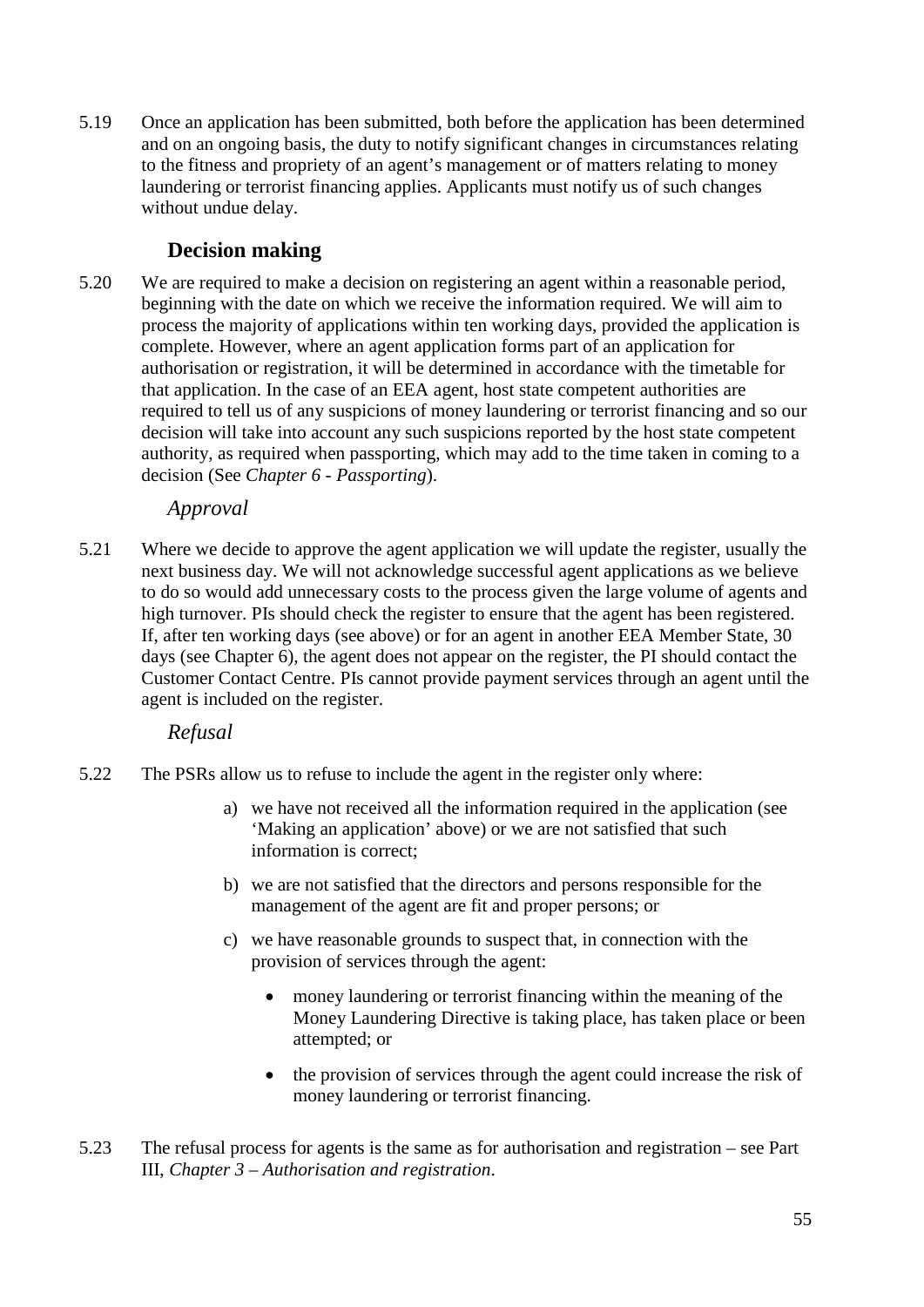5.19 Once an application has been submitted, both before the application has been determined and on an ongoing basis, the duty to notify significant changes in circumstances relating to the fitness and propriety of an agent's management or of matters relating to money laundering or terrorist financing applies. Applicants must notify us of such changes without undue delay.

### Decision making

5.20 We are required to make a decision on registering an agent within a reasonable period, beginning with the date on which we receive the information required. We will aim to process the majority of applications within ten working days, provided the application is complete. However, where an agent application forms part of an application for authorisation or registration, it will be determined in accordance with the timetable for that application. In the case of an EEA agent, host state competent authorities are required to tell us of any suspicions of money laundering or terrorist financing and so our decision will take into account any such suspicions reported by the host state competent authority, as required when passporting, which may add to the time taken in coming to a decision (See *Chapter 6 - Passporting*).

#### *Approval*

5.21 Where we decide to approve the agent application we will update the register, usually the next business day. We will not acknowledge successful agent applications as we believe to do so would add unnecessary costs to the process given the large volume of agents and high turnover. PIs should check the register to ensure that the agent has been registered. If, after ten working days (see above) or for an agent in another EEA Member State, 30 days (see Chapter 6), the agent does not appear on the register, the PI should contact the Customer Contact Centre. PIs cannot provide payment services through an agent until the agent is included on the register.

#### *Refusal*

5.22 The PSRs allow us to refuse to include the agent in the register only where:

a) we have not received all the information required in the application (see 'Making an application' above) or we are not satisfied that such information is correct;

b) we are not satisfied that the directors and persons responsible for the management of the agent are fit and proper persons; or

c) we have reasonable grounds to suspect that, in connection with the provision of services through the agent:

- money laundering or terrorist financing within the meaning of the Money Laundering Directive is taking place, has taken place or been attempted; or
- the provision of services through the agent could increase the risk of money laundering or terrorist financing.

5.23 The refusal process for agents is the same as for authorisation and registration – see Part III, *Chapter 3 – Authorisation and registration*.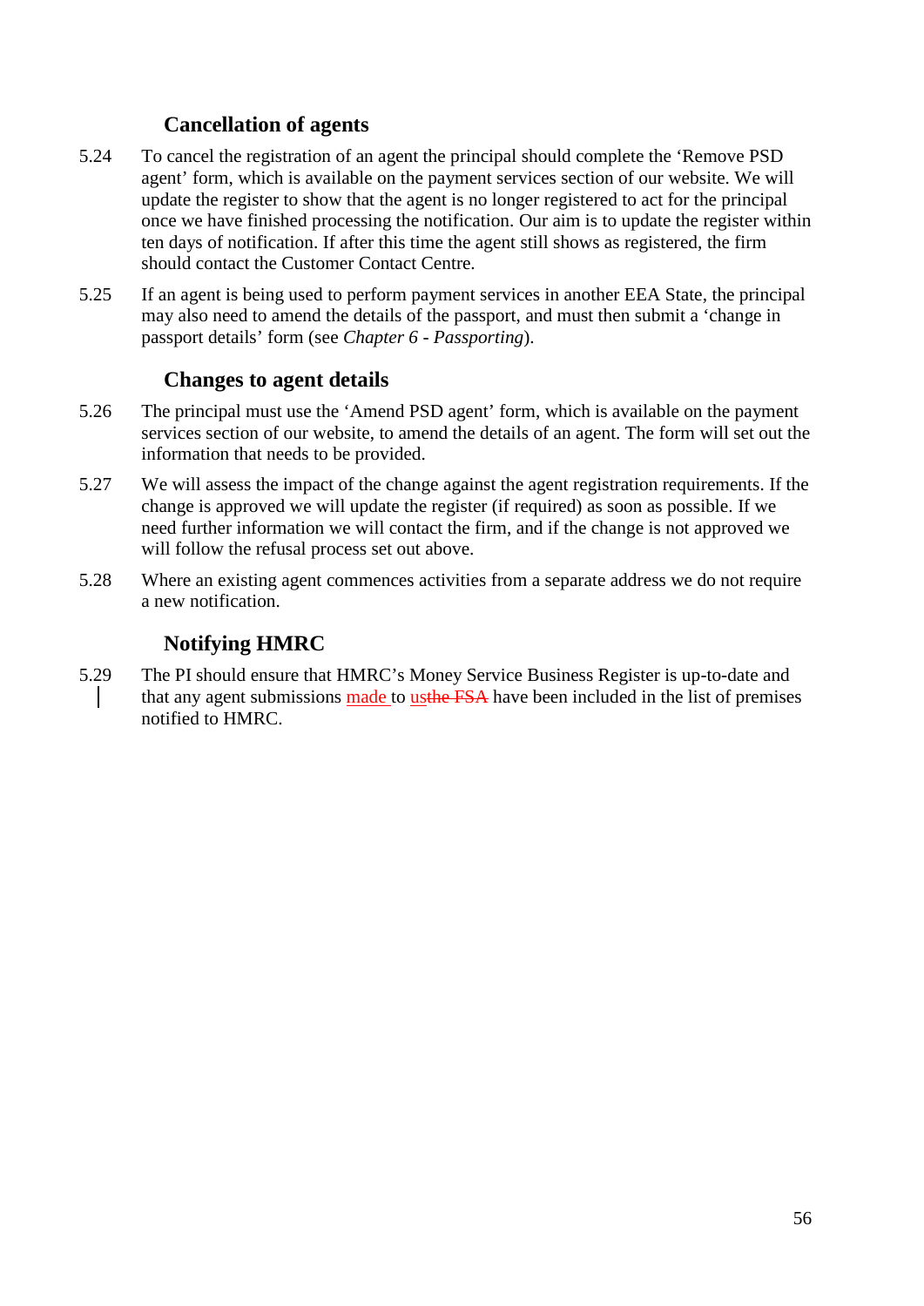### Cancellation of agents

5.24 To cancel the registration of an agent the principal should complete the 'Remove PSD agent' form, which is available on the payment services section of our website. We will update the register to show that the agent is no longer registered to act for the principal once we have finished processing the notification. Our aim is to update the register within ten days of notification. If after this time the agent still shows as registered, the firm should contact the Customer Contact Centre.

5.25 If an agent is being used to perform payment services in another EEA State, the principal may also need to amend the details of the passport, and must then submit a 'change in passport details' form (see *Chapter 6 - Passporting*).

### Changes to agent details

5.26 The principal must use the 'Amend PSD agent' form, which is available on the payment services section of our website, to amend the details of an agent. The form will set out the information that needs to be provided.

5.27 We will assess the impact of the change against the agent registration requirements. If the change is approved we will update the register (if required) as soon as possible. If we need further information we will contact the firm, and if the change is not approved we will follow the refusal process set out above.

5.28 Where an existing agent commences activities from a separate address we do not require a new notification.

### Notifying HMRC

5.29 The PI should ensure that HMRC's Money Service Business Register is up-to-date and that any agent submissions made to us~~the FSA~~ have been included in the list of premises notified to HMRC.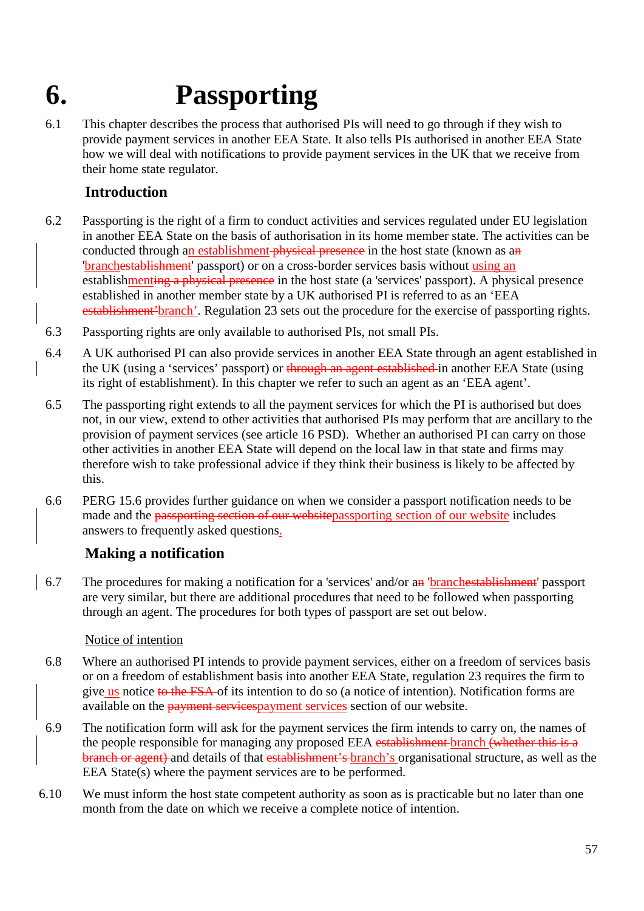# 6. Passporting

6.1 This chapter describes the process that authorised PIs will need to go through if they wish to provide payment services in another EEA State. It also tells PIs authorised in another EEA State how we will deal with notifications to provide payment services in the UK that we receive from their home state regulator.

## Introduction

6.2 Passporting is the right of a firm to conduct activities and services regulated under EU legislation in another EEA State on the basis of authorisation in its home member state. The activities can be conducted through an establishment ~~physical presence~~ in the host state (known as a~~n~~ 'branch~~establishment~~' passport) or on a cross-border services basis without using an establishment~~ing a physical presence~~ in the host state (a 'services' passport). A physical presence established in another member state by a UK authorised PI is referred to as an 'EEA ~~establishment'~~branch'. Regulation 23 sets out the procedure for the exercise of passporting rights.

6.3 Passporting rights are only available to authorised PIs, not small PIs.

6.4 A UK authorised PI can also provide services in another EEA State through an agent established in the UK (using a 'services' passport) or ~~through an agent established~~ in another EEA State (using its right of establishment). In this chapter we refer to such an agent as an 'EEA agent'.

6.5 The passporting right extends to all the payment services for which the PI is authorised but does not, in our view, extend to other activities that authorised PIs may perform that are ancillary to the provision of payment services (see article 16 PSD). Whether an authorised PI can carry on those other activities in another EEA State will depend on the local law in that state and firms may therefore wish to take professional advice if they think their business is likely to be affected by this.

6.6 PERG 15.6 provides further guidance on when we consider a passport notification needs to be made and the ~~passporting section of our website~~passporting section of our website includes answers to frequently asked questions.

## Making a notification

6.7 The procedures for making a notification for a 'services' and/or a~~n~~ 'branch~~establishment~~' passport are very similar, but there are additional procedures that need to be followed when passporting through an agent. The procedures for both types of passport are set out below.

Notice of intention

6.8 Where an authorised PI intends to provide payment services, either on a freedom of services basis or on a freedom of establishment basis into another EEA State, regulation 23 requires the firm to give us notice ~~to the FSA~~ of its intention to do so (a notice of intention). Notification forms are available on the ~~payment services~~payment services section of our website.

6.9 The notification form will ask for the payment services the firm intends to carry on, the names of the people responsible for managing any proposed EEA ~~establishment~~ branch ~~(whether this is a branch or agent)~~ and details of that ~~establishment's~~ branch's organisational structure, as well as the EEA State(s) where the payment services are to be performed.

6.10 We must inform the host state competent authority as soon as is practicable but no later than one month from the date on which we receive a complete notice of intention.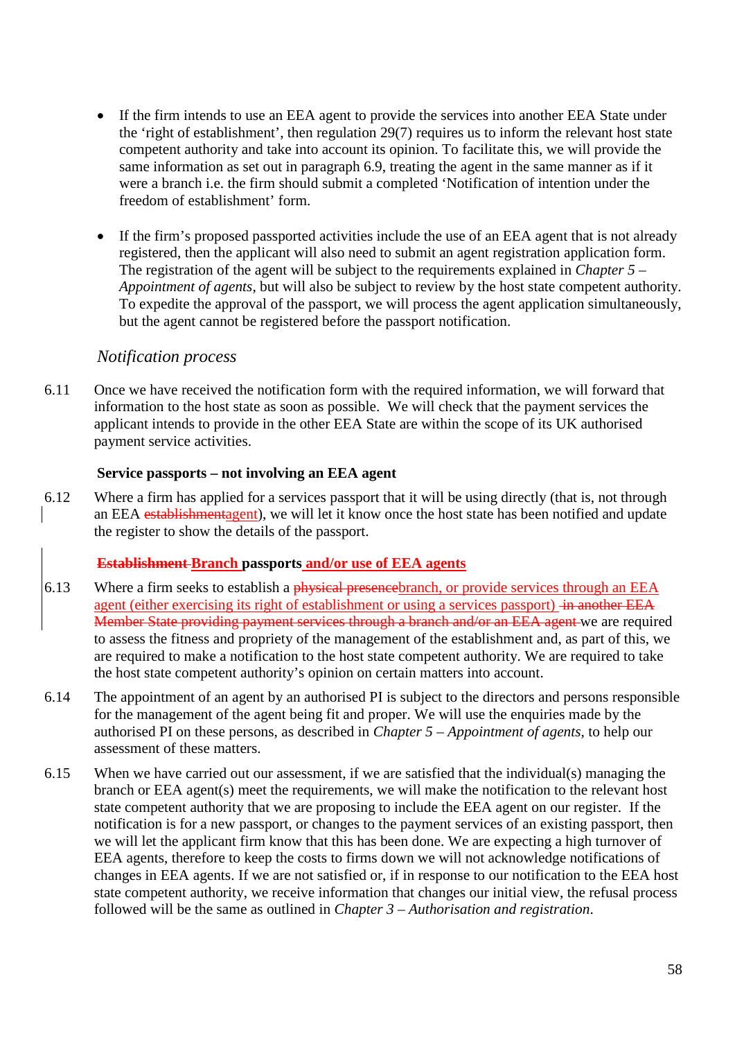- If the firm intends to use an EEA agent to provide the services into another EEA State under the 'right of establishment', then regulation 29(7) requires us to inform the relevant host state competent authority and take into account its opinion. To facilitate this, we will provide the same information as set out in paragraph 6.9, treating the agent in the same manner as if it were a branch i.e. the firm should submit a completed 'Notification of intention under the freedom of establishment' form.

- If the firm's proposed passported activities include the use of an EEA agent that is not already registered, then the applicant will also need to submit an agent registration application form. The registration of the agent will be subject to the requirements explained in *Chapter 5 – Appointment of agents*, but will also be subject to review by the host state competent authority. To expedite the approval of the passport, we will process the agent application simultaneously, but the agent cannot be registered before the passport notification.

*Notification process*

6.11 Once we have received the notification form with the required information, we will forward that information to the host state as soon as possible. We will check that the payment services the applicant intends to provide in the other EEA State are within the scope of its UK authorised payment service activities.

**Service passports – not involving an EEA agent**

6.12 Where a firm has applied for a services passport that it will be using directly (that is, not through an EEA ~~establishment~~agent), we will let it know once the host state has been notified and update the register to show the details of the passport.

**~~Establishment~~ Branch passports and/or use of EEA agents**

6.13 Where a firm seeks to establish a ~~physical presence~~branch, or provide services through an EEA agent (either exercising its right of establishment or using a services passport) ~~in another EEA Member State providing payment services through a branch and/or an EEA agent~~ we are required to assess the fitness and propriety of the management of the establishment and, as part of this, we are required to make a notification to the host state competent authority. We are required to take the host state competent authority's opinion on certain matters into account.

6.14 The appointment of an agent by an authorised PI is subject to the directors and persons responsible for the management of the agent being fit and proper. We will use the enquiries made by the authorised PI on these persons, as described in *Chapter 5 – Appointment of agents*, to help our assessment of these matters.

6.15 When we have carried out our assessment, if we are satisfied that the individual(s) managing the branch or EEA agent(s) meet the requirements, we will make the notification to the relevant host state competent authority that we are proposing to include the EEA agent on our register. If the notification is for a new passport, or changes to the payment services of an existing passport, then we will let the applicant firm know that this has been done. We are expecting a high turnover of EEA agents, therefore to keep the costs to firms down we will not acknowledge notifications of changes in EEA agents. If we are not satisfied or, if in response to our notification to the EEA host state competent authority, we receive information that changes our initial view, the refusal process followed will be the same as outlined in *Chapter 3 – Authorisation and registration*.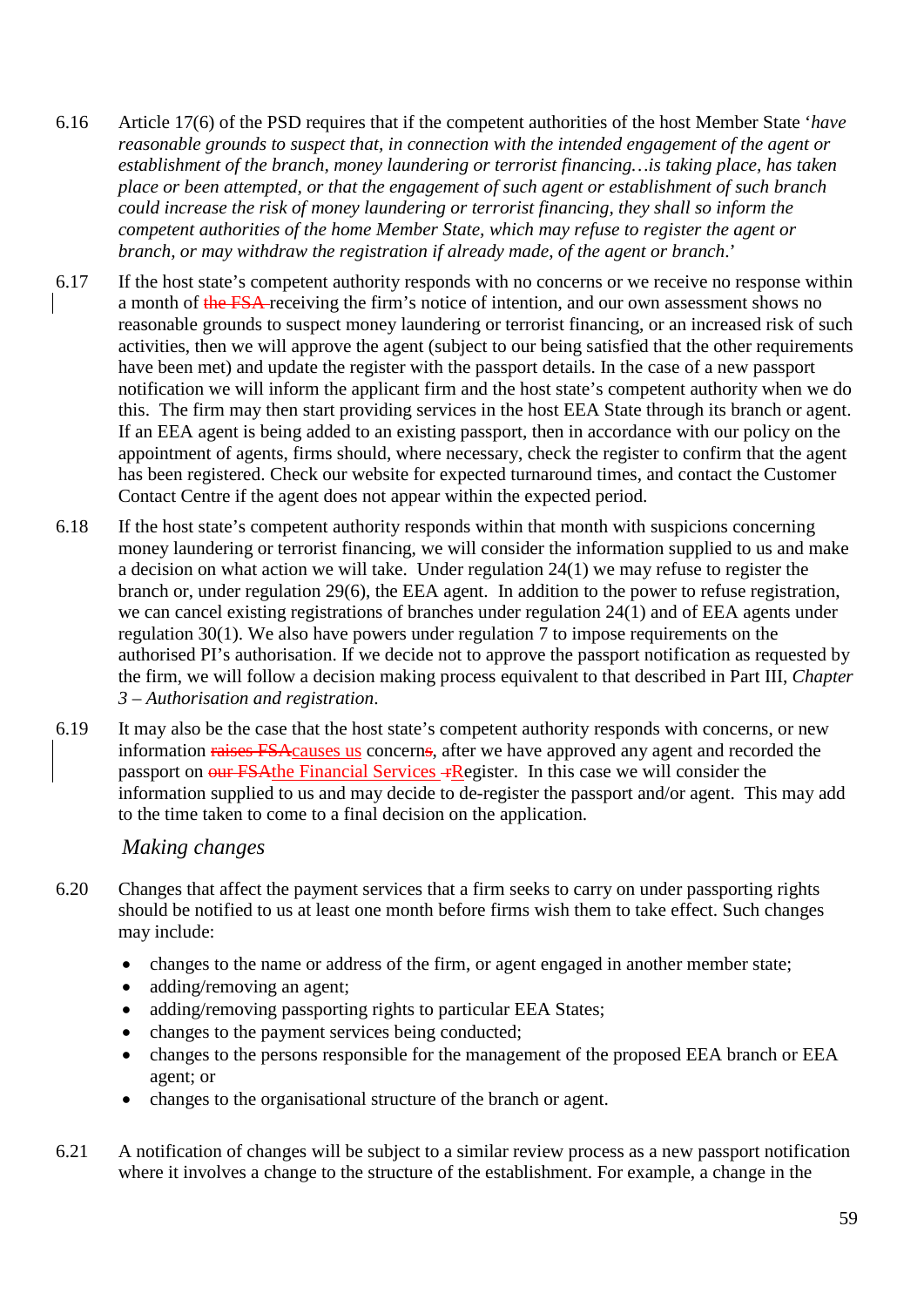6.16 Article 17(6) of the PSD requires that if the competent authorities of the host Member State '*have reasonable grounds to suspect that, in connection with the intended engagement of the agent or establishment of the branch, money laundering or terrorist financing…is taking place, has taken place or been attempted, or that the engagement of such agent or establishment of such branch could increase the risk of money laundering or terrorist financing, they shall so inform the competent authorities of the home Member State, which may refuse to register the agent or branch, or may withdraw the registration if already made, of the agent or branch*.'

6.17 If the host state's competent authority responds with no concerns or we receive no response within a month of ~~the FSA~~ receiving the firm's notice of intention, and our own assessment shows no reasonable grounds to suspect money laundering or terrorist financing, or an increased risk of such activities, then we will approve the agent (subject to our being satisfied that the other requirements have been met) and update the register with the passport details. In the case of a new passport notification we will inform the applicant firm and the host state's competent authority when we do this. The firm may then start providing services in the host EEA State through its branch or agent. If an EEA agent is being added to an existing passport, then in accordance with our policy on the appointment of agents, firms should, where necessary, check the register to confirm that the agent has been registered. Check our website for expected turnaround times, and contact the Customer Contact Centre if the agent does not appear within the expected period.

6.18 If the host state's competent authority responds within that month with suspicions concerning money laundering or terrorist financing, we will consider the information supplied to us and make a decision on what action we will take. Under regulation 24(1) we may refuse to register the branch or, under regulation 29(6), the EEA agent. In addition to the power to refuse registration, we can cancel existing registrations of branches under regulation 24(1) and of EEA agents under regulation 30(1). We also have powers under regulation 7 to impose requirements on the authorised PI's authorisation. If we decide not to approve the passport notification as requested by the firm, we will follow a decision making process equivalent to that described in Part III, *Chapter 3 – Authorisation and registration*.

6.19 It may also be the case that the host state's competent authority responds with concerns, or new information ~~raises FSA~~causes us concern~~s~~, after we have approved any agent and recorded the passport on ~~our FSA~~the Financial Services ~~r~~Register. In this case we will consider the information supplied to us and may decide to de-register the passport and/or agent. This may add to the time taken to come to a final decision on the application.

### *Making changes*

6.20 Changes that affect the payment services that a firm seeks to carry on under passporting rights should be notified to us at least one month before firms wish them to take effect. Such changes may include:

- changes to the name or address of the firm, or agent engaged in another member state;
- adding/removing an agent;
- adding/removing passporting rights to particular EEA States;
- changes to the payment services being conducted;
- changes to the persons responsible for the management of the proposed EEA branch or EEA agent; or
- changes to the organisational structure of the branch or agent.

6.21 A notification of changes will be subject to a similar review process as a new passport notification where it involves a change to the structure of the establishment. For example, a change in the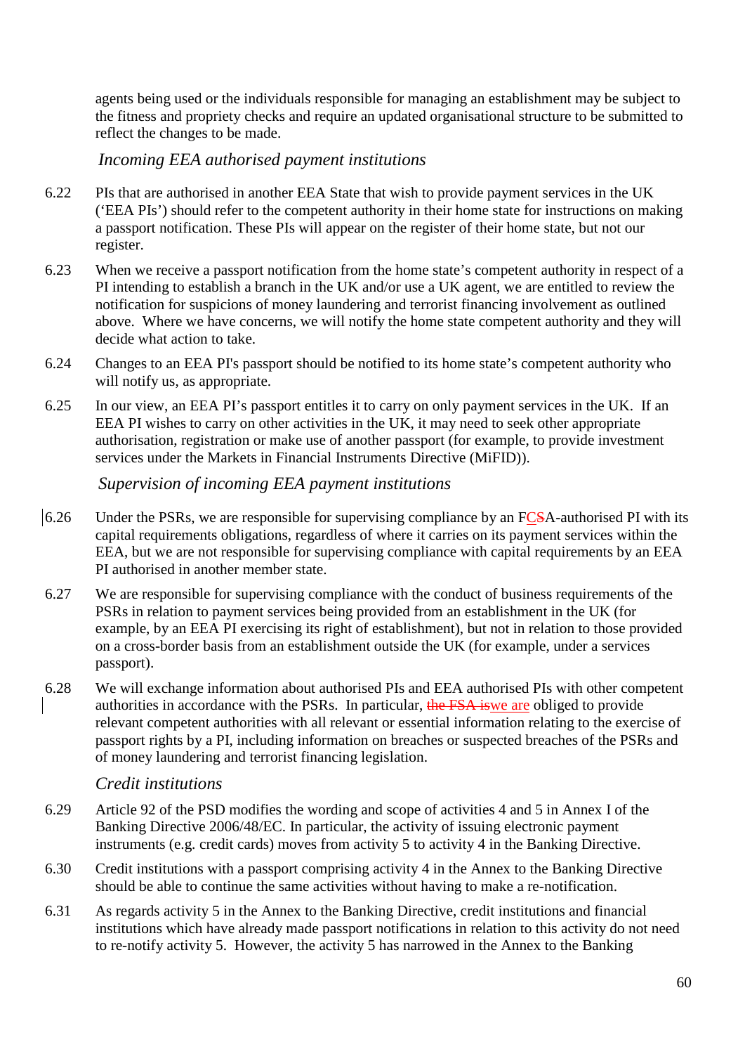agents being used or the individuals responsible for managing an establishment may be subject to the fitness and propriety checks and require an updated organisational structure to be submitted to reflect the changes to be made.

### *Incoming EEA authorised payment institutions*

6.22 PIs that are authorised in another EEA State that wish to provide payment services in the UK ('EEA PIs') should refer to the competent authority in their home state for instructions on making a passport notification. These PIs will appear on the register of their home state, but not our register.

6.23 When we receive a passport notification from the home state's competent authority in respect of a PI intending to establish a branch in the UK and/or use a UK agent, we are entitled to review the notification for suspicions of money laundering and terrorist financing involvement as outlined above. Where we have concerns, we will notify the home state competent authority and they will decide what action to take.

6.24 Changes to an EEA PI's passport should be notified to its home state's competent authority who will notify us, as appropriate.

6.25 In our view, an EEA PI's passport entitles it to carry on only payment services in the UK. If an EEA PI wishes to carry on other activities in the UK, it may need to seek other appropriate authorisation, registration or make use of another passport (for example, to provide investment services under the Markets in Financial Instruments Directive (MiFID)).

### *Supervision of incoming EEA payment institutions*

6.26 Under the PSRs, we are responsible for supervising compliance by an FC~~S~~A-authorised PI with its capital requirements obligations, regardless of where it carries on its payment services within the EEA, but we are not responsible for supervising compliance with capital requirements by an EEA PI authorised in another member state.

6.27 We are responsible for supervising compliance with the conduct of business requirements of the PSRs in relation to payment services being provided from an establishment in the UK (for example, by an EEA PI exercising its right of establishment), but not in relation to those provided on a cross-border basis from an establishment outside the UK (for example, under a services passport).

6.28 We will exchange information about authorised PIs and EEA authorised PIs with other competent authorities in accordance with the PSRs. In particular, ~~the FSA is~~we are obliged to provide relevant competent authorities with all relevant or essential information relating to the exercise of passport rights by a PI, including information on breaches or suspected breaches of the PSRs and of money laundering and terrorist financing legislation.

### *Credit institutions*

6.29 Article 92 of the PSD modifies the wording and scope of activities 4 and 5 in Annex I of the Banking Directive 2006/48/EC. In particular, the activity of issuing electronic payment instruments (e.g. credit cards) moves from activity 5 to activity 4 in the Banking Directive.

6.30 Credit institutions with a passport comprising activity 4 in the Annex to the Banking Directive should be able to continue the same activities without having to make a re-notification.

6.31 As regards activity 5 in the Annex to the Banking Directive, credit institutions and financial institutions which have already made passport notifications in relation to this activity do not need to re-notify activity 5. However, the activity 5 has narrowed in the Annex to the Banking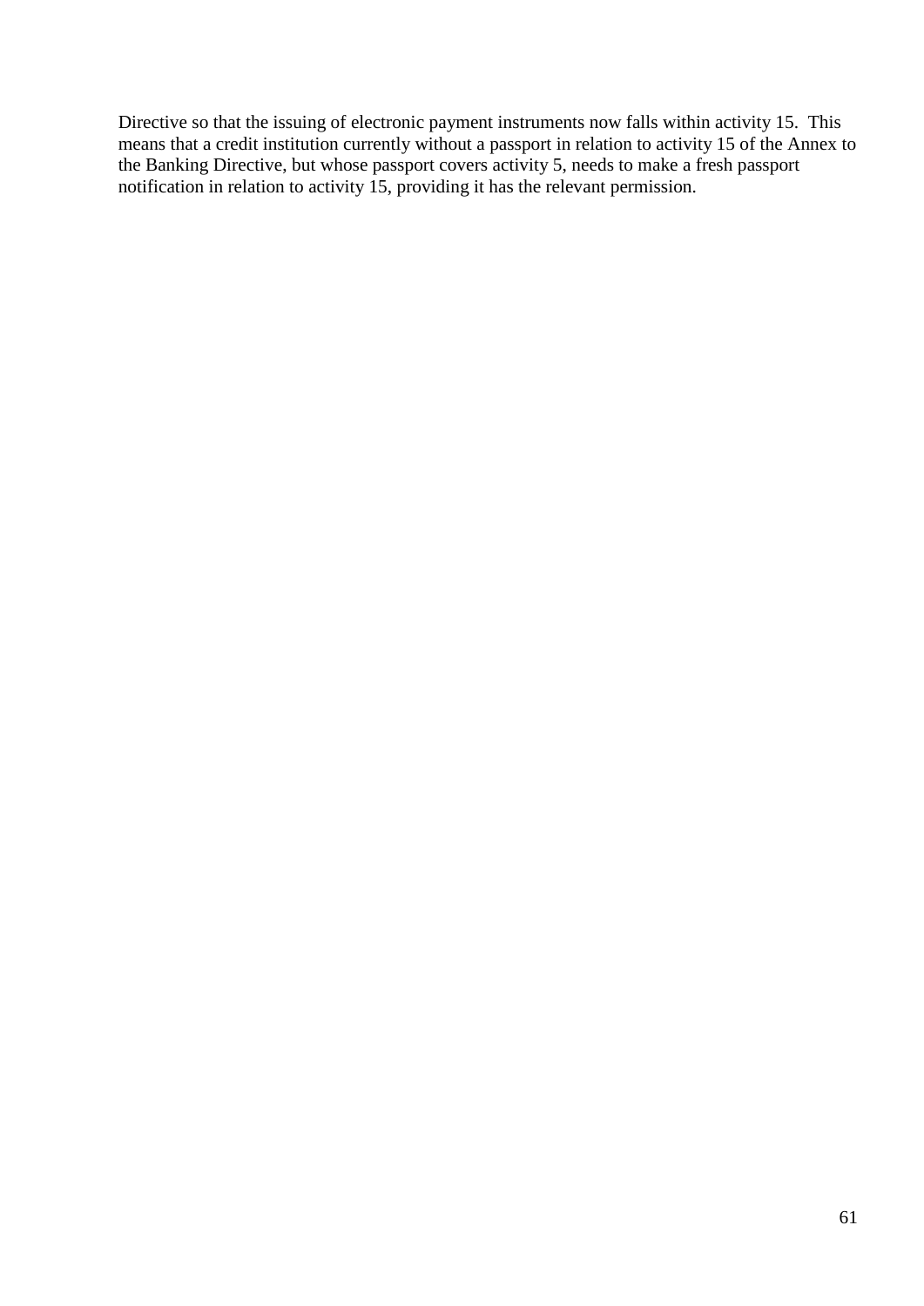Directive so that the issuing of electronic payment instruments now falls within activity 15. This means that a credit institution currently without a passport in relation to activity 15 of the Annex to the Banking Directive, but whose passport covers activity 5, needs to make a fresh passport notification in relation to activity 15, providing it has the relevant permission.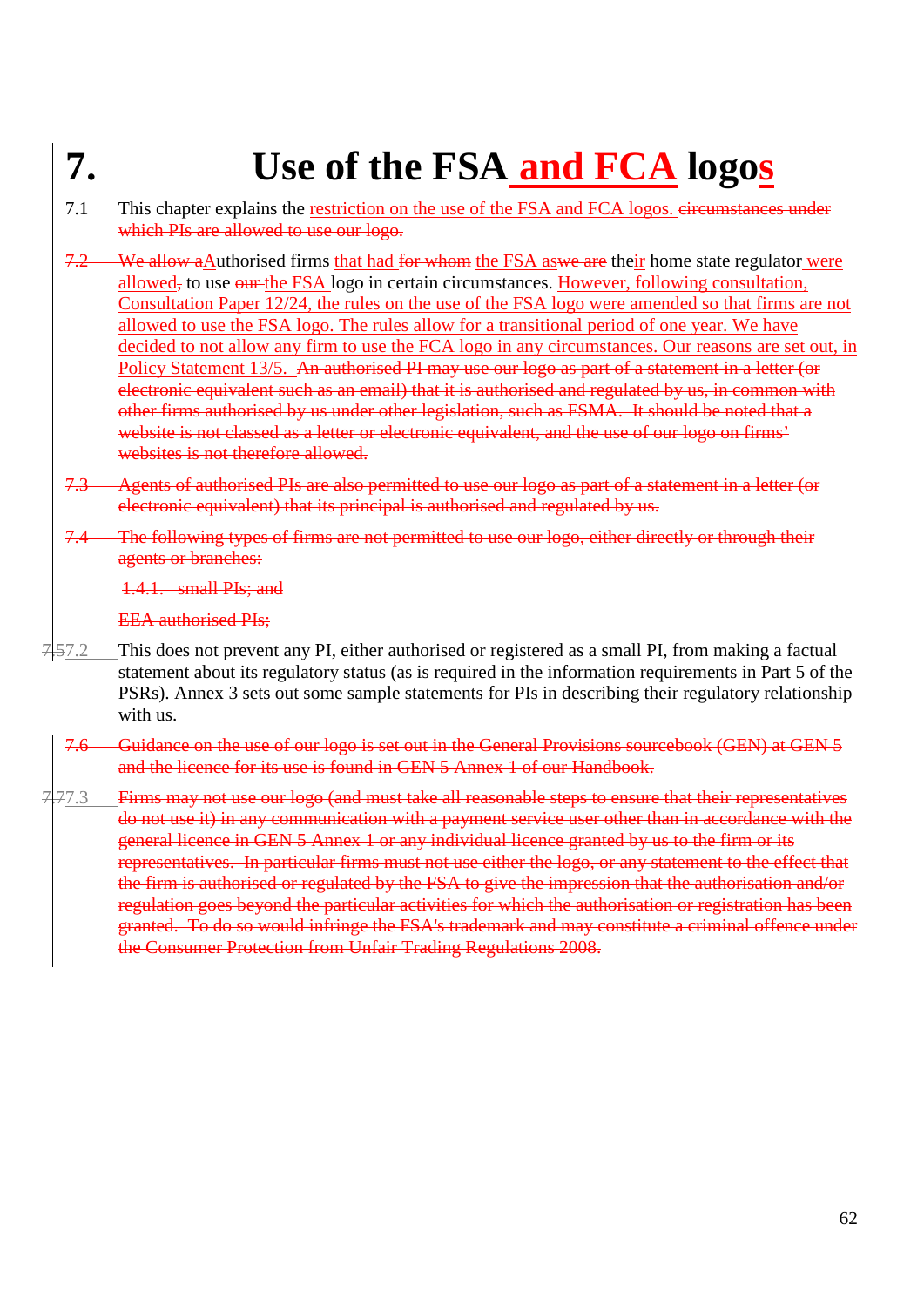# 7. Use of the FSA and FCA logos

7.1 This chapter explains the restriction on the use of the FSA and FCA logos. ~~circumstances under which PIs are allowed to use our logo.~~

~~7.2~~ ~~We allow a~~Authorised firms that had ~~for whom~~ the FSA as~~we are~~ their home state regulator were allowed~~,~~ to use ~~our~~ the FSA logo in certain circumstances. However, following consultation, Consultation Paper 12/24, the rules on the use of the FSA logo were amended so that firms are not allowed to use the FSA logo. The rules allow for a transitional period of one year. We have decided to not allow any firm to use the FCA logo in any circumstances. Our reasons are set out, in Policy Statement 13/5. ~~An authorised PI may use our logo as part of a statement in a letter (or electronic equivalent such as an email) that it is authorised and regulated by us, in common with other firms authorised by us under other legislation, such as FSMA. It should be noted that a website is not classed as a letter or electronic equivalent, and the use of our logo on firms' websites is not therefore allowed.~~

~~7.3 Agents of authorised PIs are also permitted to use our logo as part of a statement in a letter (or electronic equivalent) that its principal is authorised and regulated by us.~~

~~7.4 The following types of firms are not permitted to use our logo, either directly or through their agents or branches:~~

~~1.4.1. small PIs; and~~

~~EEA authorised PIs;~~

~~7.5~~7.2 This does not prevent any PI, either authorised or registered as a small PI, from making a factual statement about its regulatory status (as is required in the information requirements in Part 5 of the PSRs). Annex 3 sets out some sample statements for PIs in describing their regulatory relationship with us.

~~7.6 Guidance on the use of our logo is set out in the General Provisions sourcebook (GEN) at GEN 5 and the licence for its use is found in GEN 5 Annex 1 of our Handbook.~~

~~7.7~~7.3 ~~Firms may not use our logo (and must take all reasonable steps to ensure that their representatives do not use it) in any communication with a payment service user other than in accordance with the general licence in GEN 5 Annex 1 or any individual licence granted by us to the firm or its representatives. In particular firms must not use either the logo, or any statement to the effect that the firm is authorised or regulated by the FSA to give the impression that the authorisation and/or regulation goes beyond the particular activities for which the authorisation or registration has been granted. To do so would infringe the FSA's trademark and may constitute a criminal offence under the Consumer Protection from Unfair Trading Regulations 2008.~~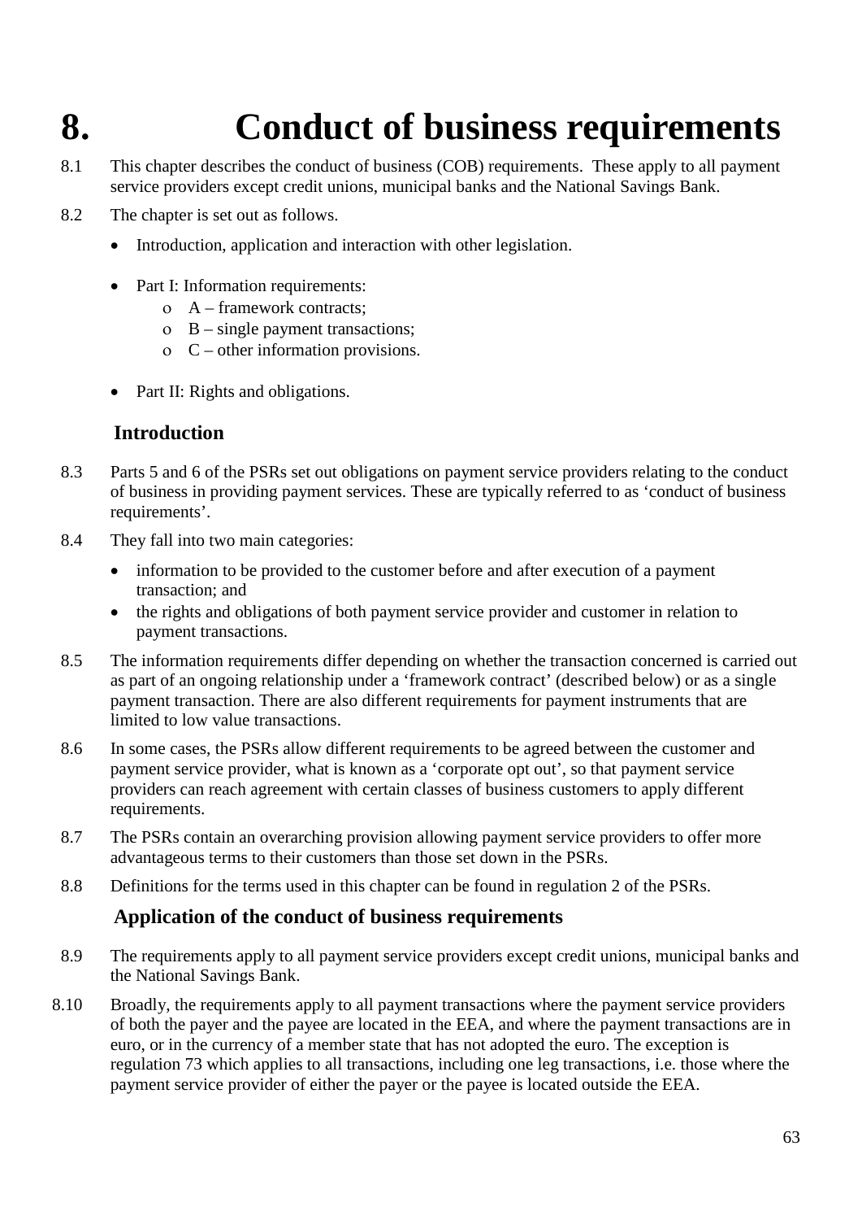# 8. Conduct of business requirements

8.1 This chapter describes the conduct of business (COB) requirements. These apply to all payment service providers except credit unions, municipal banks and the National Savings Bank.

8.2 The chapter is set out as follows.

- Introduction, application and interaction with other legislation.
- Part I: Information requirements:
  - A – framework contracts;
  - B – single payment transactions;
  - C – other information provisions.
- Part II: Rights and obligations.

## Introduction

8.3 Parts 5 and 6 of the PSRs set out obligations on payment service providers relating to the conduct of business in providing payment services. These are typically referred to as 'conduct of business requirements'.

8.4 They fall into two main categories:

- information to be provided to the customer before and after execution of a payment transaction; and
- the rights and obligations of both payment service provider and customer in relation to payment transactions.

8.5 The information requirements differ depending on whether the transaction concerned is carried out as part of an ongoing relationship under a 'framework contract' (described below) or as a single payment transaction. There are also different requirements for payment instruments that are limited to low value transactions.

8.6 In some cases, the PSRs allow different requirements to be agreed between the customer and payment service provider, what is known as a 'corporate opt out', so that payment service providers can reach agreement with certain classes of business customers to apply different requirements.

8.7 The PSRs contain an overarching provision allowing payment service providers to offer more advantageous terms to their customers than those set down in the PSRs.

8.8 Definitions for the terms used in this chapter can be found in regulation 2 of the PSRs.

## Application of the conduct of business requirements

8.9 The requirements apply to all payment service providers except credit unions, municipal banks and the National Savings Bank.

8.10 Broadly, the requirements apply to all payment transactions where the payment service providers of both the payer and the payee are located in the EEA, and where the payment transactions are in euro, or in the currency of a member state that has not adopted the euro. The exception is regulation 73 which applies to all transactions, including one leg transactions, i.e. those where the payment service provider of either the payer or the payee is located outside the EEA.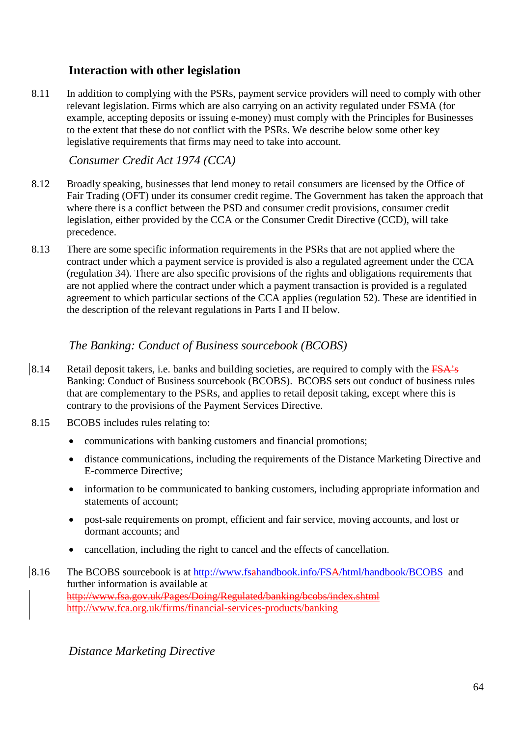## Interaction with other legislation

8.11 In addition to complying with the PSRs, payment service providers will need to comply with other relevant legislation. Firms which are also carrying on an activity regulated under FSMA (for example, accepting deposits or issuing e-money) must comply with the Principles for Businesses to the extent that these do not conflict with the PSRs. We describe below some other key legislative requirements that firms may need to take into account.

### *Consumer Credit Act 1974 (CCA)*

8.12 Broadly speaking, businesses that lend money to retail consumers are licensed by the Office of Fair Trading (OFT) under its consumer credit regime. The Government has taken the approach that where there is a conflict between the PSD and consumer credit provisions, consumer credit legislation, either provided by the CCA or the Consumer Credit Directive (CCD), will take precedence.

8.13 There are some specific information requirements in the PSRs that are not applied where the contract under which a payment service is provided is also a regulated agreement under the CCA (regulation 34). There are also specific provisions of the rights and obligations requirements that are not applied where the contract under which a payment transaction is provided is a regulated agreement to which particular sections of the CCA applies (regulation 52). These are identified in the description of the relevant regulations in Parts I and II below.

### *The Banking: Conduct of Business sourcebook (BCOBS)*

8.14 Retail deposit takers, i.e. banks and building societies, are required to comply with the ~~FSA's~~ Banking: Conduct of Business sourcebook (BCOBS). BCOBS sets out conduct of business rules that are complementary to the PSRs, and applies to retail deposit taking, except where this is contrary to the provisions of the Payment Services Directive.

8.15 BCOBS includes rules relating to:

- communications with banking customers and financial promotions;
- distance communications, including the requirements of the Distance Marketing Directive and E-commerce Directive;
- information to be communicated to banking customers, including appropriate information and statements of account;
- post-sale requirements on prompt, efficient and fair service, moving accounts, and lost or dormant accounts; and
- cancellation, including the right to cancel and the effects of cancellation.

8.16 The BCOBS sourcebook is at http://www.fs~~a~~handbook.info/FS~~A~~/html/handbook/BCOBS and further information is available at
~~http://www.fsa.gov.uk/Pages/Doing/Regulated/banking/bcobs/index.shtml~~
http://www.fca.org.uk/firms/financial-services-products/banking

### *Distance Marketing Directive*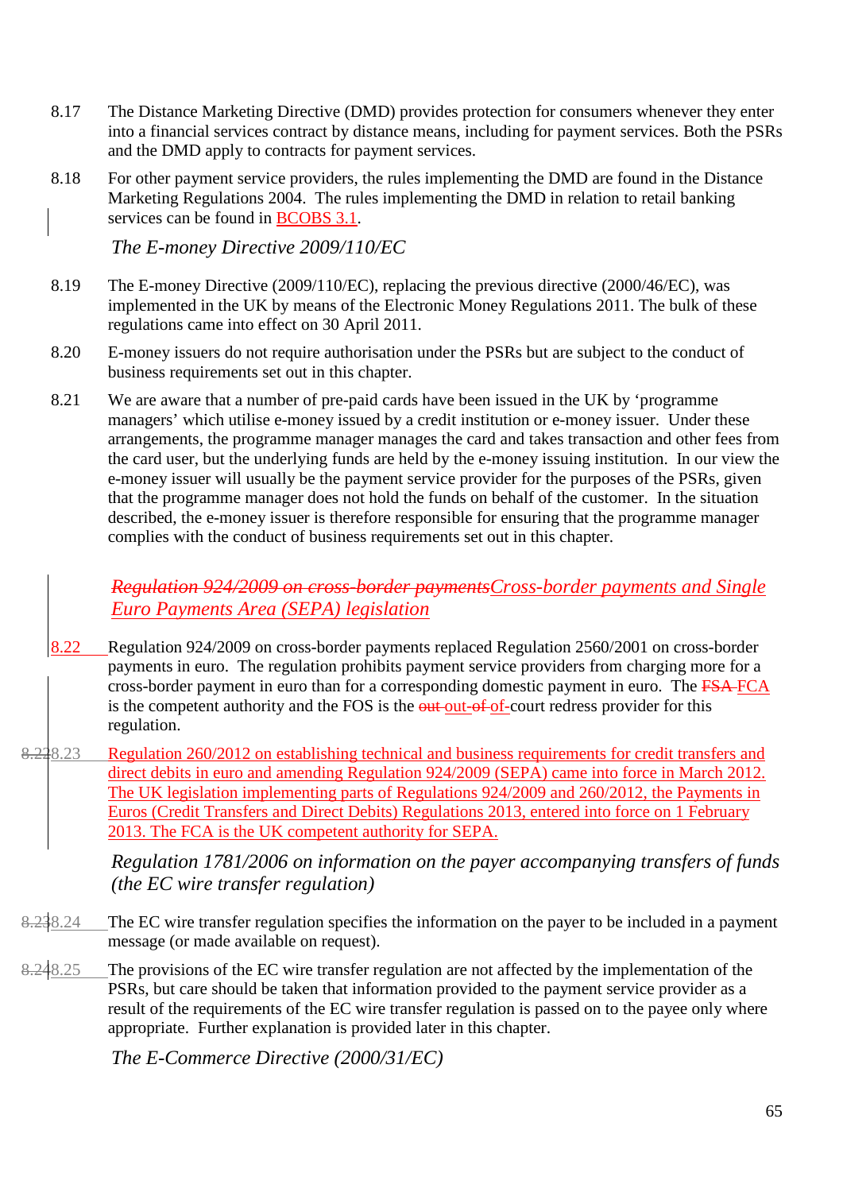8.17 The Distance Marketing Directive (DMD) provides protection for consumers whenever they enter into a financial services contract by distance means, including for payment services. Both the PSRs and the DMD apply to contracts for payment services.

8.18 For other payment service providers, the rules implementing the DMD are found in the Distance Marketing Regulations 2004. The rules implementing the DMD in relation to retail banking services can be found in BCOBS 3.1.

*The E-money Directive 2009/110/EC*

8.19 The E-money Directive (2009/110/EC), replacing the previous directive (2000/46/EC), was implemented in the UK by means of the Electronic Money Regulations 2011. The bulk of these regulations came into effect on 30 April 2011.

8.20 E-money issuers do not require authorisation under the PSRs but are subject to the conduct of business requirements set out in this chapter.

8.21 We are aware that a number of pre-paid cards have been issued in the UK by 'programme managers' which utilise e-money issued by a credit institution or e-money issuer. Under these arrangements, the programme manager manages the card and takes transaction and other fees from the card user, but the underlying funds are held by the e-money issuing institution. In our view the e-money issuer will usually be the payment service provider for the purposes of the PSRs, given that the programme manager does not hold the funds on behalf of the customer. In the situation described, the e-money issuer is therefore responsible for ensuring that the programme manager complies with the conduct of business requirements set out in this chapter.

*~~Regulation 924/2009 on cross-border payments~~Cross-border payments and Single Euro Payments Area (SEPA) legislation*

8.22 Regulation 924/2009 on cross-border payments replaced Regulation 2560/2001 on cross-border payments in euro. The regulation prohibits payment service providers from charging more for a cross-border payment in euro than for a corresponding domestic payment in euro. The ~~FSA~~ FCA is the competent authority and the FOS is the ~~out~~ out-~~of~~ of-court redress provider for this regulation.

~~8.22~~8.23 Regulation 260/2012 on establishing technical and business requirements for credit transfers and direct debits in euro and amending Regulation 924/2009 (SEPA) came into force in March 2012. The UK legislation implementing parts of Regulations 924/2009 and 260/2012, the Payments in Euros (Credit Transfers and Direct Debits) Regulations 2013, entered into force on 1 February 2013. The FCA is the UK competent authority for SEPA.

*Regulation 1781/2006 on information on the payer accompanying transfers of funds (the EC wire transfer regulation)*

~~8.23~~8.24 The EC wire transfer regulation specifies the information on the payer to be included in a payment message (or made available on request).

~~8.24~~8.25 The provisions of the EC wire transfer regulation are not affected by the implementation of the PSRs, but care should be taken that information provided to the payment service provider as a result of the requirements of the EC wire transfer regulation is passed on to the payee only where appropriate. Further explanation is provided later in this chapter.

*The E-Commerce Directive (2000/31/EC)*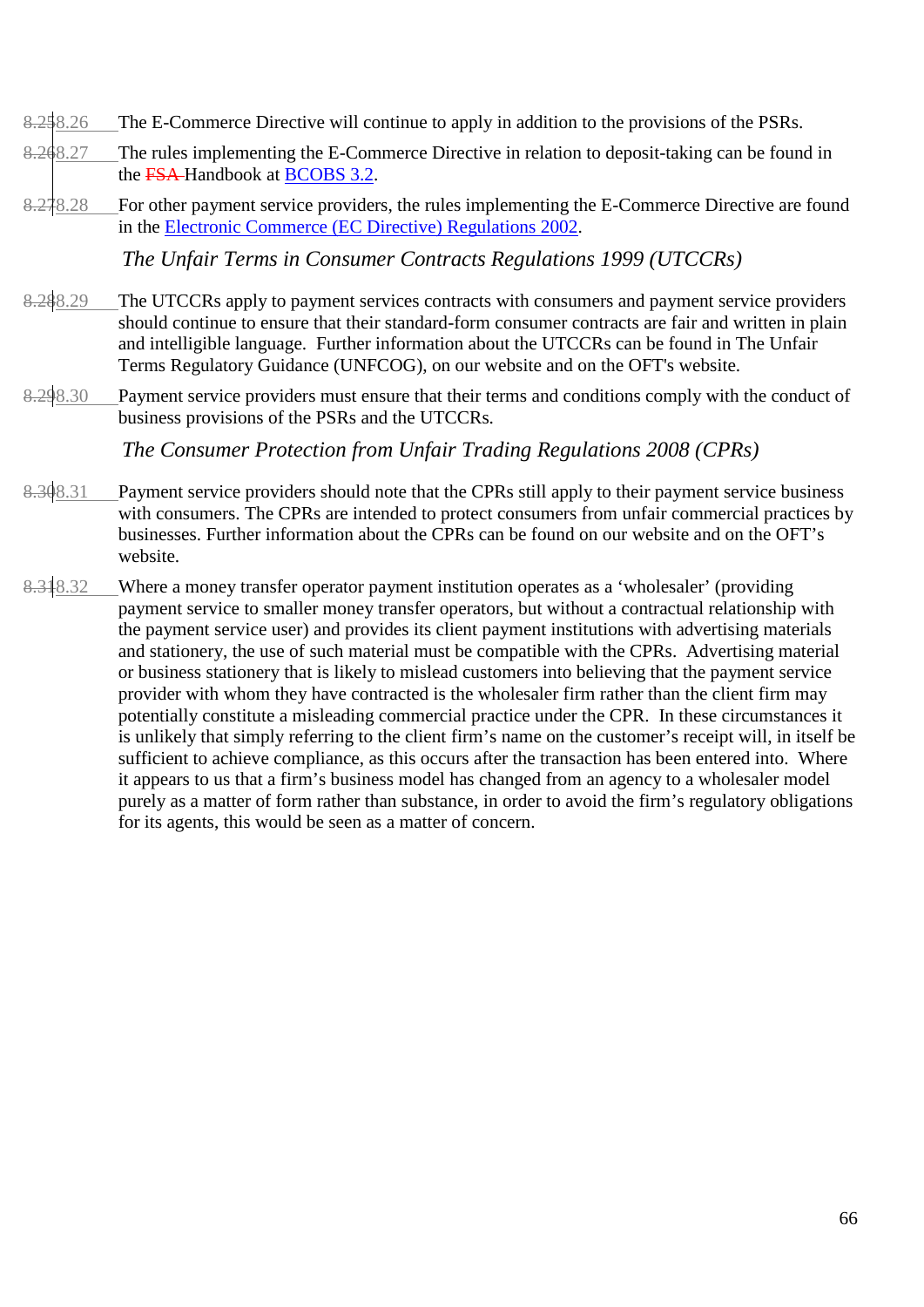8.26 The E-Commerce Directive will continue to apply in addition to the provisions of the PSRs.

8.27 The rules implementing the E-Commerce Directive in relation to deposit-taking can be found in the Handbook at BCOBS 3.2.

8.28 For other payment service providers, the rules implementing the E-Commerce Directive are found in the Electronic Commerce (EC Directive) Regulations 2002.

### *The Unfair Terms in Consumer Contracts Regulations 1999 (UTCCRs)*

8.29 The UTCCRs apply to payment services contracts with consumers and payment service providers should continue to ensure that their standard-form consumer contracts are fair and written in plain and intelligible language. Further information about the UTCCRs can be found in The Unfair Terms Regulatory Guidance (UNFCOG), on our website and on the OFT's website.

8.30 Payment service providers must ensure that their terms and conditions comply with the conduct of business provisions of the PSRs and the UTCCRs.

### *The Consumer Protection from Unfair Trading Regulations 2008 (CPRs)*

8.31 Payment service providers should note that the CPRs still apply to their payment service business with consumers. The CPRs are intended to protect consumers from unfair commercial practices by businesses. Further information about the CPRs can be found on our website and on the OFT's website.

8.32 Where a money transfer operator payment institution operates as a 'wholesaler' (providing payment service to smaller money transfer operators, but without a contractual relationship with the payment service user) and provides its client payment institutions with advertising materials and stationery, the use of such material must be compatible with the CPRs. Advertising material or business stationery that is likely to mislead customers into believing that the payment service provider with whom they have contracted is the wholesaler firm rather than the client firm may potentially constitute a misleading commercial practice under the CPR. In these circumstances it is unlikely that simply referring to the client firm's name on the customer's receipt will, in itself be sufficient to achieve compliance, as this occurs after the transaction has been entered into. Where it appears to us that a firm's business model has changed from an agency to a wholesaler model purely as a matter of form rather than substance, in order to avoid the firm's regulatory obligations for its agents, this would be seen as a matter of concern.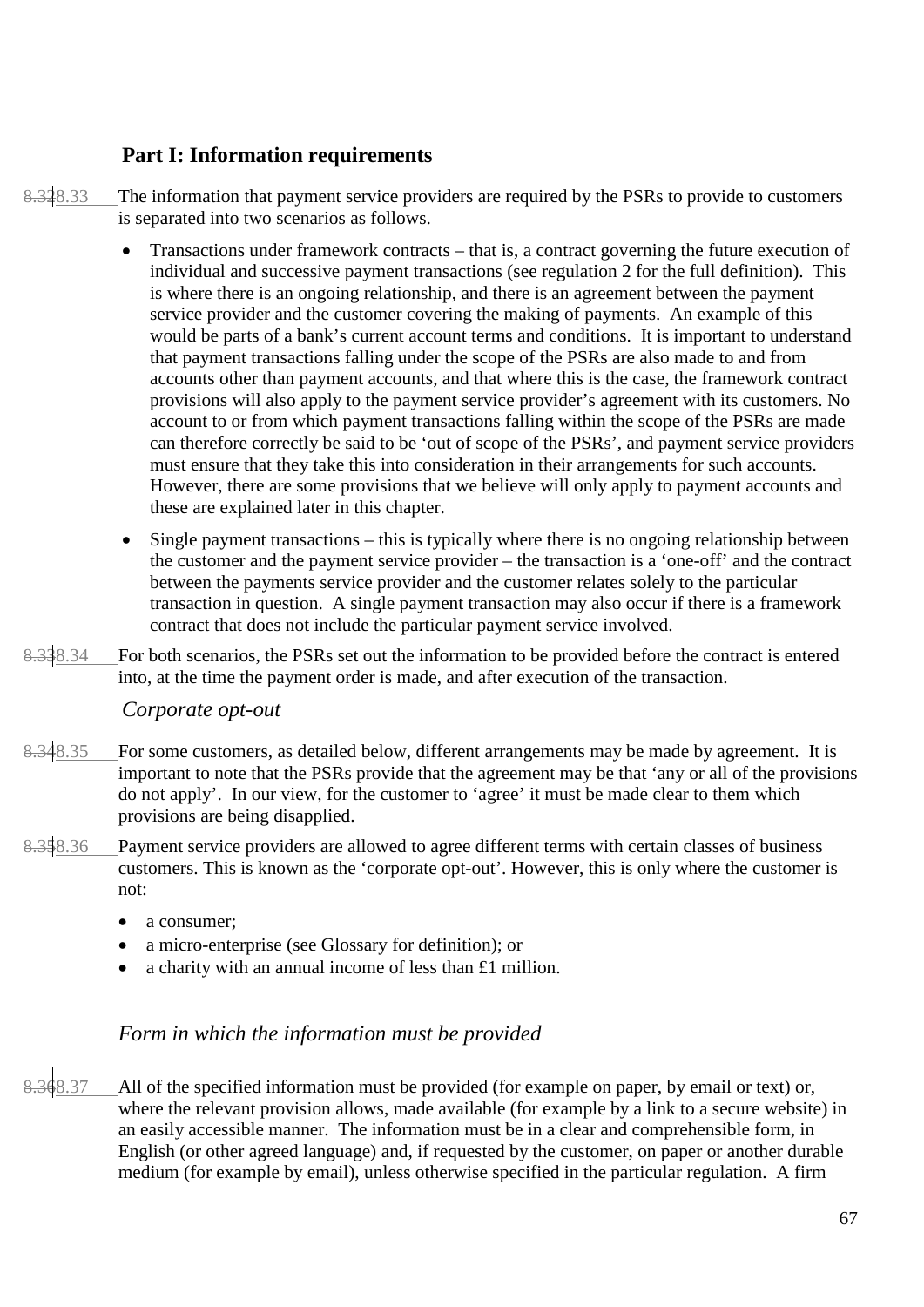## Part I: Information requirements

8.33 The information that payment service providers are required by the PSRs to provide to customers is separated into two scenarios as follows.

- Transactions under framework contracts – that is, a contract governing the future execution of individual and successive payment transactions (see regulation 2 for the full definition). This is where there is an ongoing relationship, and there is an agreement between the payment service provider and the customer covering the making of payments. An example of this would be parts of a bank's current account terms and conditions. It is important to understand that payment transactions falling under the scope of the PSRs are also made to and from accounts other than payment accounts, and that where this is the case, the framework contract provisions will also apply to the payment service provider's agreement with its customers. No account to or from which payment transactions falling within the scope of the PSRs are made can therefore correctly be said to be 'out of scope of the PSRs', and payment service providers must ensure that they take this into consideration in their arrangements for such accounts. However, there are some provisions that we believe will only apply to payment accounts and these are explained later in this chapter.
- Single payment transactions – this is typically where there is no ongoing relationship between the customer and the payment service provider – the transaction is a 'one-off' and the contract between the payments service provider and the customer relates solely to the particular transaction in question. A single payment transaction may also occur if there is a framework contract that does not include the particular payment service involved.

8.34 For both scenarios, the PSRs set out the information to be provided before the contract is entered into, at the time the payment order is made, and after execution of the transaction.

### *Corporate opt-out*

8.35 For some customers, as detailed below, different arrangements may be made by agreement. It is important to note that the PSRs provide that the agreement may be that 'any or all of the provisions do not apply'. In our view, for the customer to 'agree' it must be made clear to them which provisions are being disapplied.

8.36 Payment service providers are allowed to agree different terms with certain classes of business customers. This is known as the 'corporate opt-out'. However, this is only where the customer is not:

- a consumer;
- a micro-enterprise (see Glossary for definition); or
- a charity with an annual income of less than £1 million.

### *Form in which the information must be provided*

8.37 All of the specified information must be provided (for example on paper, by email or text) or, where the relevant provision allows, made available (for example by a link to a secure website) in an easily accessible manner. The information must be in a clear and comprehensible form, in English (or other agreed language) and, if requested by the customer, on paper or another durable medium (for example by email), unless otherwise specified in the particular regulation. A firm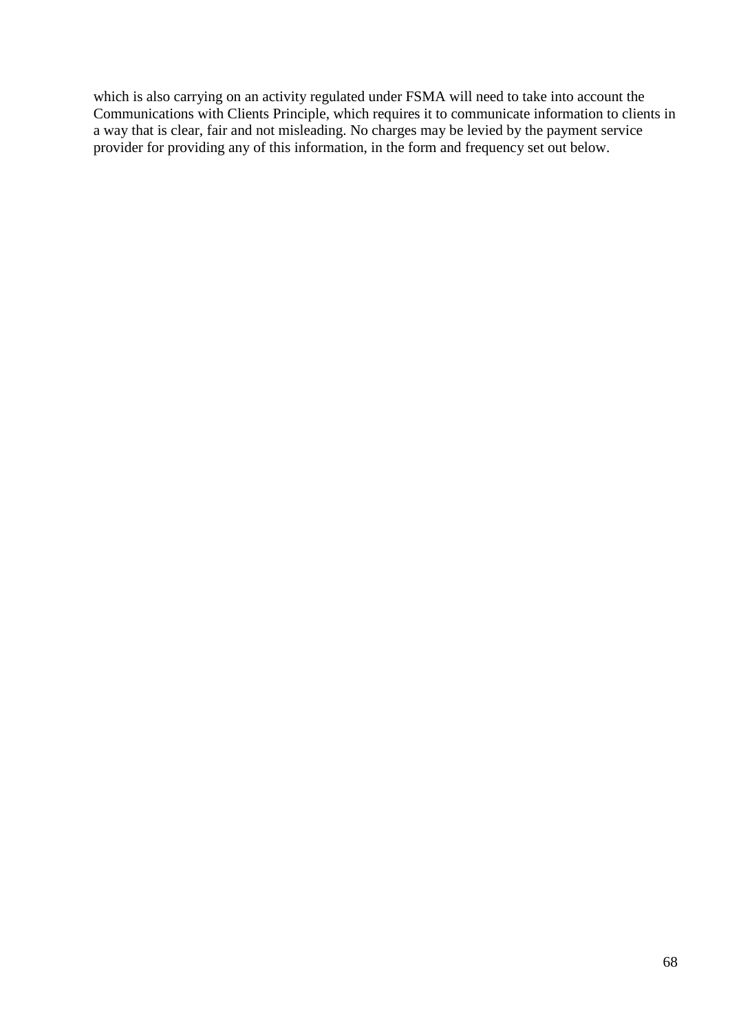which is also carrying on an activity regulated under FSMA will need to take into account the Communications with Clients Principle, which requires it to communicate information to clients in a way that is clear, fair and not misleading. No charges may be levied by the payment service provider for providing any of this information, in the form and frequency set out below.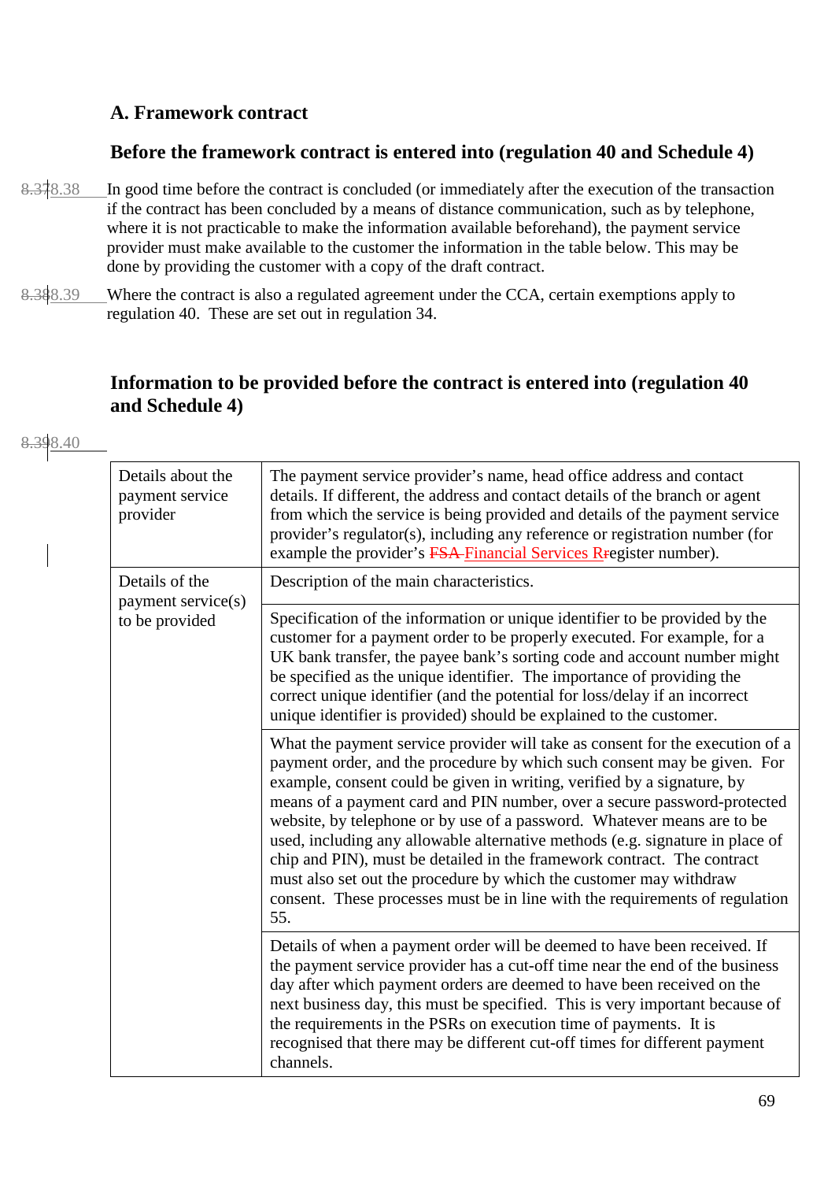## A. Framework contract

### Before the framework contract is entered into (regulation 40 and Schedule 4)

8.38 In good time before the contract is concluded (or immediately after the execution of the transaction if the contract has been concluded by a means of distance communication, such as by telephone, where it is not practicable to make the information available beforehand), the payment service provider must make available to the customer the information in the table below. This may be done by providing the customer with a copy of the draft contract.

8.39 Where the contract is also a regulated agreement under the CCA, certain exemptions apply to regulation 40. These are set out in regulation 34.

### Information to be provided before the contract is entered into (regulation 40 and Schedule 4)

8.40

| | |
|---|---|
| Details about the payment service provider | The payment service provider's name, head office address and contact details. If different, the address and contact details of the branch or agent from which the service is being provided and details of the payment service provider's regulator(s), including any reference or registration number (for example the provider's Financial Services Register number). |
| Details of the payment service(s) to be provided | Description of the main characteristics. |
| | Specification of the information or unique identifier to be provided by the customer for a payment order to be properly executed. For example, for a UK bank transfer, the payee bank's sorting code and account number might be specified as the unique identifier. The importance of providing the correct unique identifier (and the potential for loss/delay if an incorrect unique identifier is provided) should be explained to the customer. |
| | What the payment service provider will take as consent for the execution of a payment order, and the procedure by which such consent may be given. For example, consent could be given in writing, verified by a signature, by means of a payment card and PIN number, over a secure password-protected website, by telephone or by use of a password. Whatever means are to be used, including any allowable alternative methods (e.g. signature in place of chip and PIN), must be detailed in the framework contract. The contract must also set out the procedure by which the customer may withdraw consent. These processes must be in line with the requirements of regulation 55. |
| | Details of when a payment order will be deemed to have been received. If the payment service provider has a cut-off time near the end of the business day after which payment orders are deemed to have been received on the next business day, this must be specified. This is very important because of the requirements in the PSRs on execution time of payments. It is recognised that there may be different cut-off times for different payment channels. |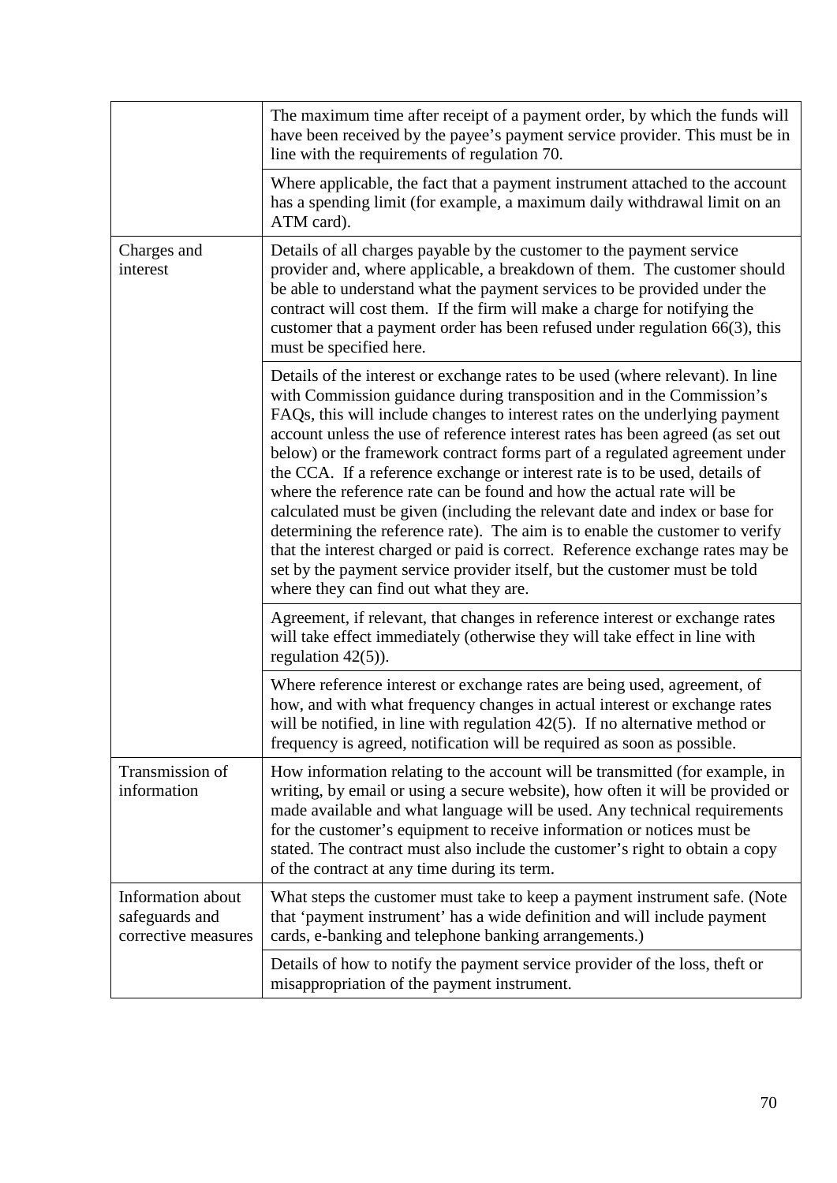| | |
|---|---|
| | The maximum time after receipt of a payment order, by which the funds will have been received by the payee's payment service provider. This must be in line with the requirements of regulation 70. |
| | Where applicable, the fact that a payment instrument attached to the account has a spending limit (for example, a maximum daily withdrawal limit on an ATM card). |
| Charges and interest | Details of all charges payable by the customer to the payment service provider and, where applicable, a breakdown of them. The customer should be able to understand what the payment services to be provided under the contract will cost them. If the firm will make a charge for notifying the customer that a payment order has been refused under regulation 66(3), this must be specified here. |
| | Details of the interest or exchange rates to be used (where relevant). In line with Commission guidance during transposition and in the Commission's FAQs, this will include changes to interest rates on the underlying payment account unless the use of reference interest rates has been agreed (as set out below) or the framework contract forms part of a regulated agreement under the CCA. If a reference exchange or interest rate is to be used, details of where the reference rate can be found and how the actual rate will be calculated must be given (including the relevant date and index or base for determining the reference rate). The aim is to enable the customer to verify that the interest charged or paid is correct. Reference exchange rates may be set by the payment service provider itself, but the customer must be told where they can find out what they are. |
| | Agreement, if relevant, that changes in reference interest or exchange rates will take effect immediately (otherwise they will take effect in line with regulation 42(5)). |
| | Where reference interest or exchange rates are being used, agreement, of how, and with what frequency changes in actual interest or exchange rates will be notified, in line with regulation 42(5). If no alternative method or frequency is agreed, notification will be required as soon as possible. |
| Transmission of information | How information relating to the account will be transmitted (for example, in writing, by email or using a secure website), how often it will be provided or made available and what language will be used. Any technical requirements for the customer's equipment to receive information or notices must be stated. The contract must also include the customer's right to obtain a copy of the contract at any time during its term. |
| Information about safeguards and corrective measures | What steps the customer must take to keep a payment instrument safe. (Note that 'payment instrument' has a wide definition and will include payment cards, e-banking and telephone banking arrangements.) |
| | Details of how to notify the payment service provider of the loss, theft or misappropriation of the payment instrument. |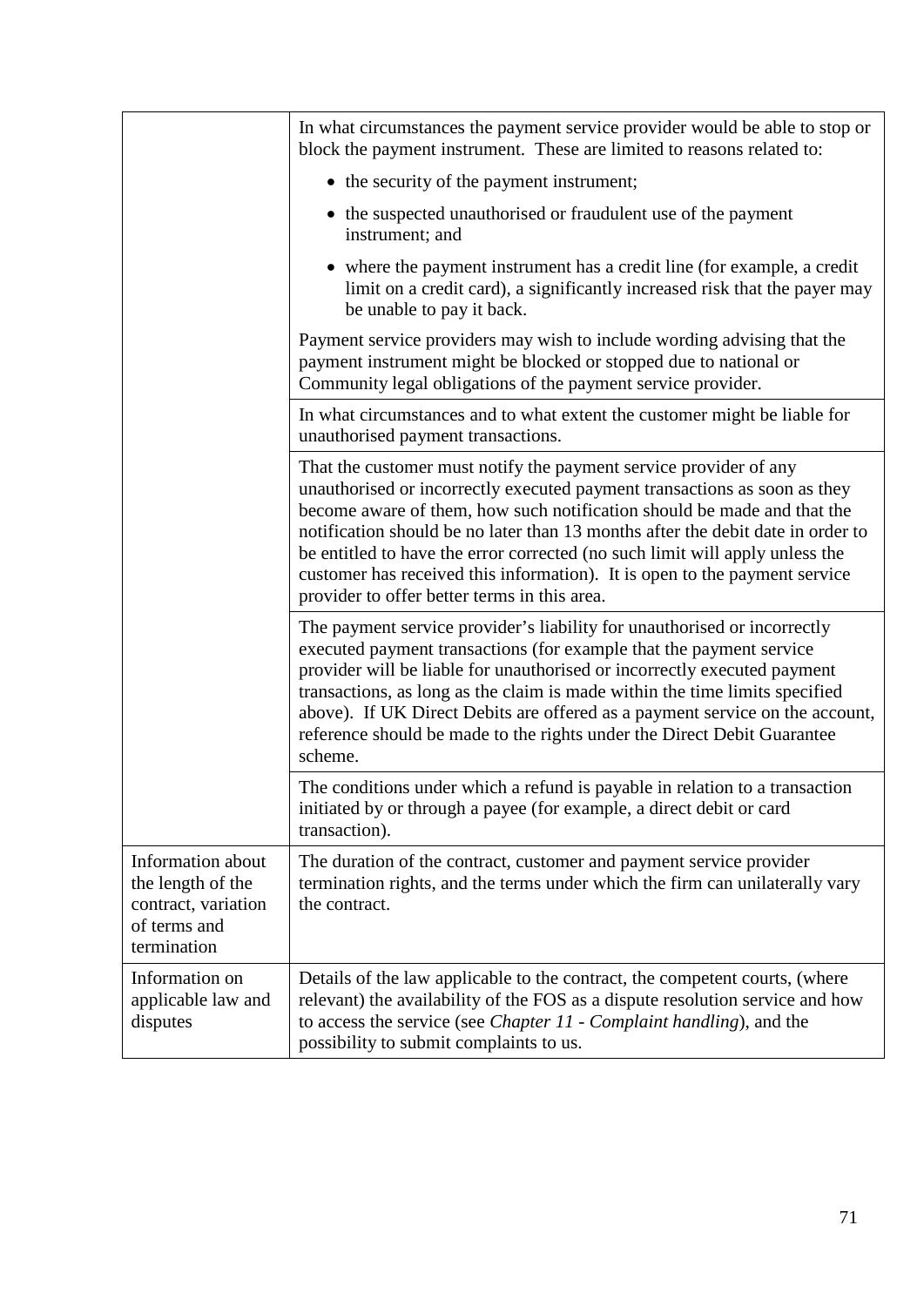| | |
|---|---|
| | In what circumstances the payment service provider would be able to stop or block the payment instrument. These are limited to reasons related to:<br>• the security of the payment instrument;<br>• the suspected unauthorised or fraudulent use of the payment instrument; and<br>• where the payment instrument has a credit line (for example, a credit limit on a credit card), a significantly increased risk that the payer may be unable to pay it back.<br>Payment service providers may wish to include wording advising that the payment instrument might be blocked or stopped due to national or Community legal obligations of the payment service provider. |
| | In what circumstances and to what extent the customer might be liable for unauthorised payment transactions. |
| | That the customer must notify the payment service provider of any unauthorised or incorrectly executed payment transactions as soon as they become aware of them, how such notification should be made and that the notification should be no later than 13 months after the debit date in order to be entitled to have the error corrected (no such limit will apply unless the customer has received this information). It is open to the payment service provider to offer better terms in this area. |
| | The payment service provider's liability for unauthorised or incorrectly executed payment transactions (for example that the payment service provider will be liable for unauthorised or incorrectly executed payment transactions, as long as the claim is made within the time limits specified above). If UK Direct Debits are offered as a payment service on the account, reference should be made to the rights under the Direct Debit Guarantee scheme. |
| | The conditions under which a refund is payable in relation to a transaction initiated by or through a payee (for example, a direct debit or card transaction). |
| Information about the length of the contract, variation of terms and termination | The duration of the contract, customer and payment service provider termination rights, and the terms under which the firm can unilaterally vary the contract. |
| Information on applicable law and disputes | Details of the law applicable to the contract, the competent courts, (where relevant) the availability of the FOS as a dispute resolution service and how to access the service (see *Chapter 11 - Complaint handling*), and the possibility to submit complaints to us. |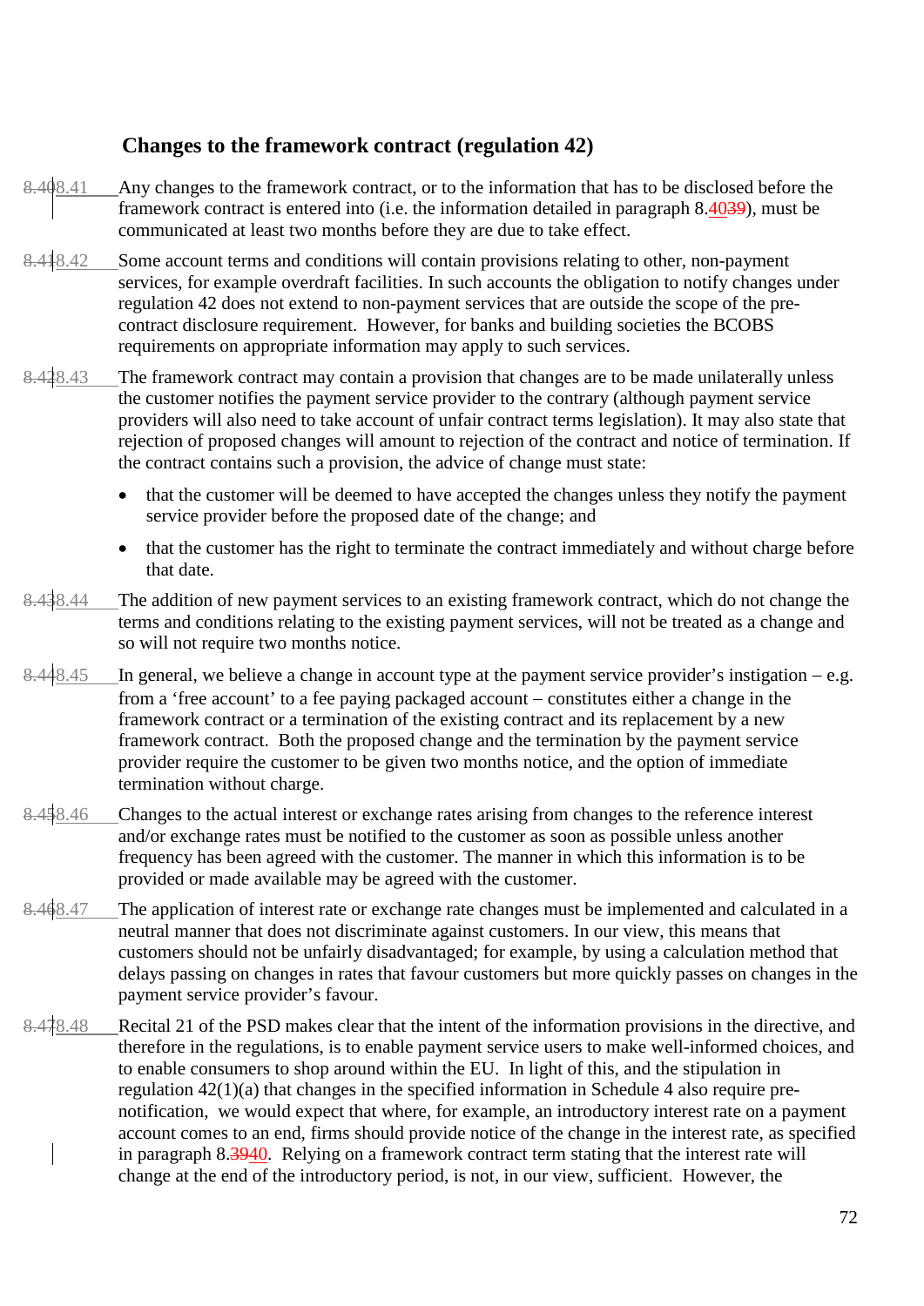## Changes to the framework contract (regulation 42)

8.41 Any changes to the framework contract, or to the information that has to be disclosed before the framework contract is entered into (i.e. the information detailed in paragraph 8.40), must be communicated at least two months before they are due to take effect.

8.42 Some account terms and conditions will contain provisions relating to other, non-payment services, for example overdraft facilities. In such accounts the obligation to notify changes under regulation 42 does not extend to non-payment services that are outside the scope of the pre-contract disclosure requirement. However, for banks and building societies the BCOBS requirements on appropriate information may apply to such services.

8.43 The framework contract may contain a provision that changes are to be made unilaterally unless the customer notifies the payment service provider to the contrary (although payment service providers will also need to take account of unfair contract terms legislation). It may also state that rejection of proposed changes will amount to rejection of the contract and notice of termination. If the contract contains such a provision, the advice of change must state:

- that the customer will be deemed to have accepted the changes unless they notify the payment service provider before the proposed date of the change; and
- that the customer has the right to terminate the contract immediately and without charge before that date.

8.44 The addition of new payment services to an existing framework contract, which do not change the terms and conditions relating to the existing payment services, will not be treated as a change and so will not require two months notice.

8.45 In general, we believe a change in account type at the payment service provider's instigation – e.g. from a 'free account' to a fee paying packaged account – constitutes either a change in the framework contract or a termination of the existing contract and its replacement by a new framework contract. Both the proposed change and the termination by the payment service provider require the customer to be given two months notice, and the option of immediate termination without charge.

8.46 Changes to the actual interest or exchange rates arising from changes to the reference interest and/or exchange rates must be notified to the customer as soon as possible unless another frequency has been agreed with the customer. The manner in which this information is to be provided or made available may be agreed with the customer.

8.47 The application of interest rate or exchange rate changes must be implemented and calculated in a neutral manner that does not discriminate against customers. In our view, this means that customers should not be unfairly disadvantaged; for example, by using a calculation method that delays passing on changes in rates that favour customers but more quickly passes on changes in the payment service provider's favour.

8.48 Recital 21 of the PSD makes clear that the intent of the information provisions in the directive, and therefore in the regulations, is to enable payment service users to make well-informed choices, and to enable consumers to shop around within the EU. In light of this, and the stipulation in regulation 42(1)(a) that changes in the specified information in Schedule 4 also require pre-notification, we would expect that where, for example, an introductory interest rate on a payment account comes to an end, firms should provide notice of the change in the interest rate, as specified in paragraph 8.40. Relying on a framework contract term stating that the interest rate will change at the end of the introductory period, is not, in our view, sufficient. However, the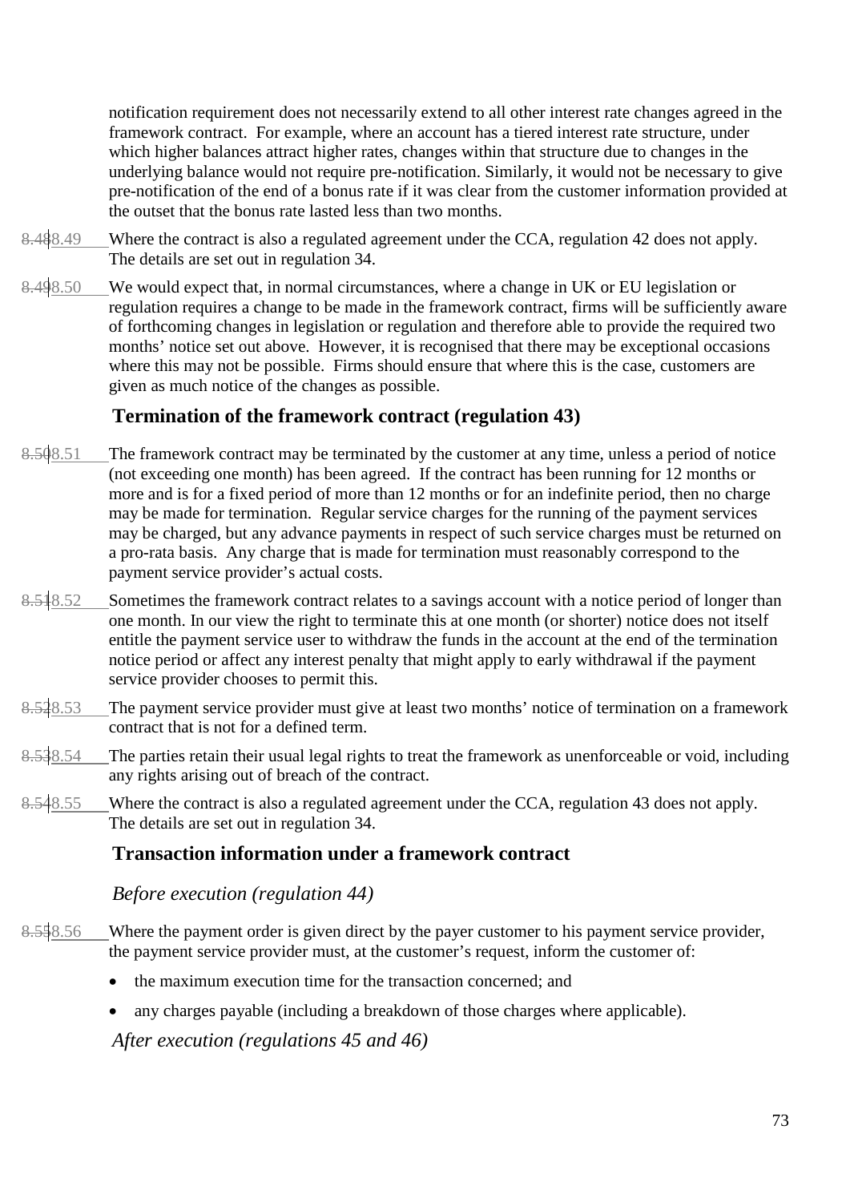notification requirement does not necessarily extend to all other interest rate changes agreed in the framework contract. For example, where an account has a tiered interest rate structure, under which higher balances attract higher rates, changes within that structure due to changes in the underlying balance would not require pre-notification. Similarly, it would not be necessary to give pre-notification of the end of a bonus rate if it was clear from the customer information provided at the outset that the bonus rate lasted less than two months.

~~8.48~~8.49 Where the contract is also a regulated agreement under the CCA, regulation 42 does not apply. The details are set out in regulation 34.

~~8.49~~8.50 We would expect that, in normal circumstances, where a change in UK or EU legislation or regulation requires a change to be made in the framework contract, firms will be sufficiently aware of forthcoming changes in legislation or regulation and therefore able to provide the required two months' notice set out above. However, it is recognised that there may be exceptional occasions where this may not be possible. Firms should ensure that where this is the case, customers are given as much notice of the changes as possible.

## Termination of the framework contract (regulation 43)

~~8.50~~8.51 The framework contract may be terminated by the customer at any time, unless a period of notice (not exceeding one month) has been agreed. If the contract has been running for 12 months or more and is for a fixed period of more than 12 months or for an indefinite period, then no charge may be made for termination. Regular service charges for the running of the payment services may be charged, but any advance payments in respect of such service charges must be returned on a pro-rata basis. Any charge that is made for termination must reasonably correspond to the payment service provider's actual costs.

~~8.51~~8.52 Sometimes the framework contract relates to a savings account with a notice period of longer than one month. In our view the right to terminate this at one month (or shorter) notice does not itself entitle the payment service user to withdraw the funds in the account at the end of the termination notice period or affect any interest penalty that might apply to early withdrawal if the payment service provider chooses to permit this.

~~8.52~~8.53 The payment service provider must give at least two months' notice of termination on a framework contract that is not for a defined term.

~~8.53~~8.54 The parties retain their usual legal rights to treat the framework as unenforceable or void, including any rights arising out of breach of the contract.

~~8.54~~8.55 Where the contract is also a regulated agreement under the CCA, regulation 43 does not apply. The details are set out in regulation 34.

## Transaction information under a framework contract

### *Before execution (regulation 44)*

~~8.55~~8.56 Where the payment order is given direct by the payer customer to his payment service provider, the payment service provider must, at the customer's request, inform the customer of:

- the maximum execution time for the transaction concerned; and
- any charges payable (including a breakdown of those charges where applicable).

### *After execution (regulations 45 and 46)*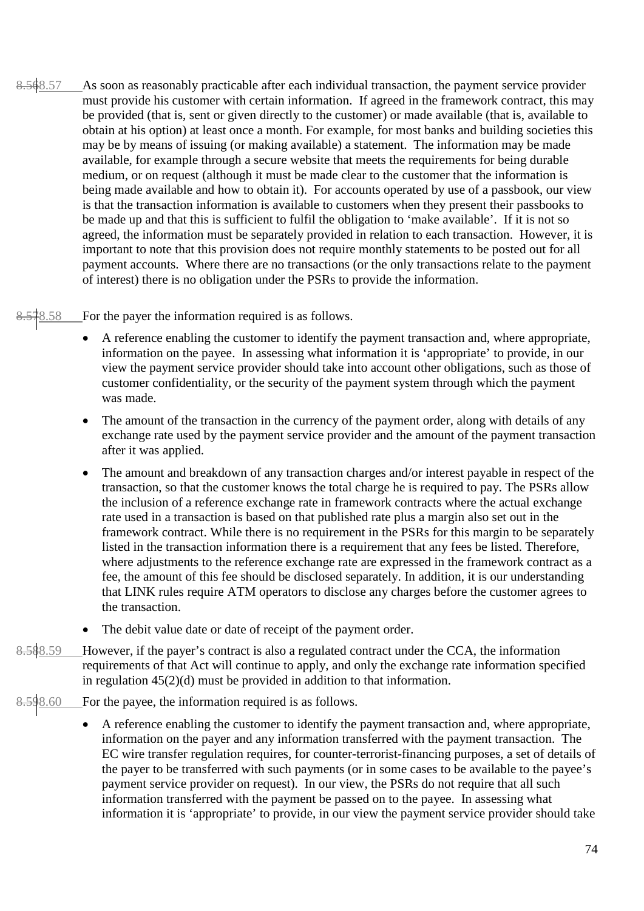~~8.56~~8.57 As soon as reasonably practicable after each individual transaction, the payment service provider must provide his customer with certain information. If agreed in the framework contract, this may be provided (that is, sent or given directly to the customer) or made available (that is, available to obtain at his option) at least once a month. For example, for most banks and building societies this may be by means of issuing (or making available) a statement. The information may be made available, for example through a secure website that meets the requirements for being durable medium, or on request (although it must be made clear to the customer that the information is being made available and how to obtain it). For accounts operated by use of a passbook, our view is that the transaction information is available to customers when they present their passbooks to be made up and that this is sufficient to fulfil the obligation to 'make available'. If it is not so agreed, the information must be separately provided in relation to each transaction. However, it is important to note that this provision does not require monthly statements to be posted out for all payment accounts. Where there are no transactions (or the only transactions relate to the payment of interest) there is no obligation under the PSRs to provide the information.

~~8.57~~8.58 For the payer the information required is as follows.

- A reference enabling the customer to identify the payment transaction and, where appropriate, information on the payee. In assessing what information it is 'appropriate' to provide, in our view the payment service provider should take into account other obligations, such as those of customer confidentiality, or the security of the payment system through which the payment was made.
- The amount of the transaction in the currency of the payment order, along with details of any exchange rate used by the payment service provider and the amount of the payment transaction after it was applied.
- The amount and breakdown of any transaction charges and/or interest payable in respect of the transaction, so that the customer knows the total charge he is required to pay. The PSRs allow the inclusion of a reference exchange rate in framework contracts where the actual exchange rate used in a transaction is based on that published rate plus a margin also set out in the framework contract. While there is no requirement in the PSRs for this margin to be separately listed in the transaction information there is a requirement that any fees be listed. Therefore, where adjustments to the reference exchange rate are expressed in the framework contract as a fee, the amount of this fee should be disclosed separately. In addition, it is our understanding that LINK rules require ATM operators to disclose any charges before the customer agrees to the transaction.
- The debit value date or date of receipt of the payment order.

~~8.58~~8.59 However, if the payer's contract is also a regulated contract under the CCA, the information requirements of that Act will continue to apply, and only the exchange rate information specified in regulation 45(2)(d) must be provided in addition to that information.

~~8.59~~8.60 For the payee, the information required is as follows.

- A reference enabling the customer to identify the payment transaction and, where appropriate, information on the payer and any information transferred with the payment transaction. The EC wire transfer regulation requires, for counter-terrorist-financing purposes, a set of details of the payer to be transferred with such payments (or in some cases to be available to the payee's payment service provider on request). In our view, the PSRs do not require that all such information transferred with the payment be passed on to the payee. In assessing what information it is 'appropriate' to provide, in our view the payment service provider should take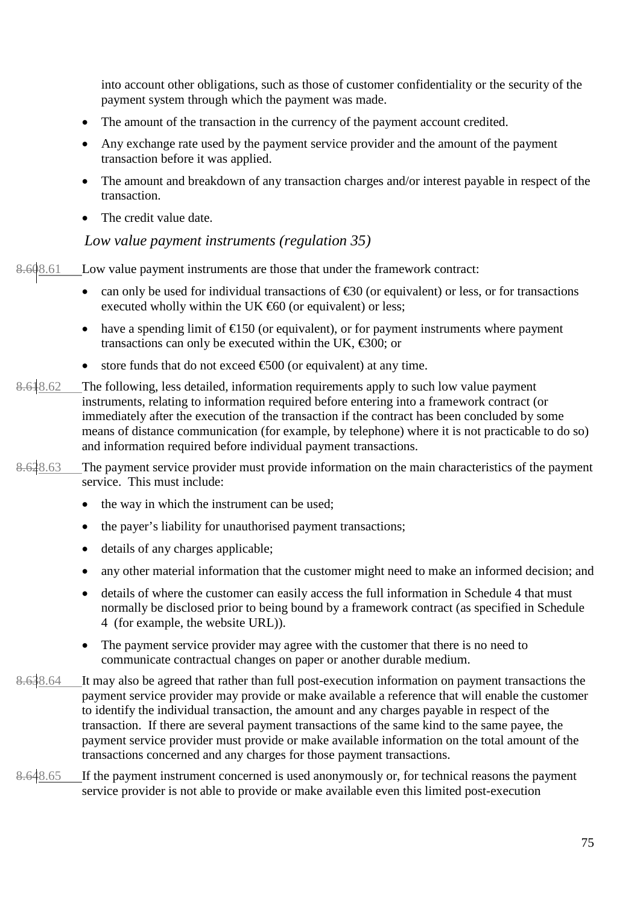into account other obligations, such as those of customer confidentiality or the security of the payment system through which the payment was made.

- The amount of the transaction in the currency of the payment account credited.
- Any exchange rate used by the payment service provider and the amount of the payment transaction before it was applied.
- The amount and breakdown of any transaction charges and/or interest payable in respect of the transaction.
- The credit value date.

*Low value payment instruments (regulation 35)*

8.61 Low value payment instruments are those that under the framework contract:

- can only be used for individual transactions of €30 (or equivalent) or less, or for transactions executed wholly within the UK €60 (or equivalent) or less;
- have a spending limit of €150 (or equivalent), or for payment instruments where payment transactions can only be executed within the UK, €300; or
- store funds that do not exceed €500 (or equivalent) at any time.

8.62 The following, less detailed, information requirements apply to such low value payment instruments, relating to information required before entering into a framework contract (or immediately after the execution of the transaction if the contract has been concluded by some means of distance communication (for example, by telephone) where it is not practicable to do so) and information required before individual payment transactions.

8.63 The payment service provider must provide information on the main characteristics of the payment service. This must include:

- the way in which the instrument can be used;
- the payer's liability for unauthorised payment transactions;
- details of any charges applicable;
- any other material information that the customer might need to make an informed decision; and
- details of where the customer can easily access the full information in Schedule 4 that must normally be disclosed prior to being bound by a framework contract (as specified in Schedule 4 (for example, the website URL)).
- The payment service provider may agree with the customer that there is no need to communicate contractual changes on paper or another durable medium.

8.64 It may also be agreed that rather than full post-execution information on payment transactions the payment service provider may provide or make available a reference that will enable the customer to identify the individual transaction, the amount and any charges payable in respect of the transaction. If there are several payment transactions of the same kind to the same payee, the payment service provider must provide or make available information on the total amount of the transactions concerned and any charges for those payment transactions.

8.65 If the payment instrument concerned is used anonymously or, for technical reasons the payment service provider is not able to provide or make available even this limited post-execution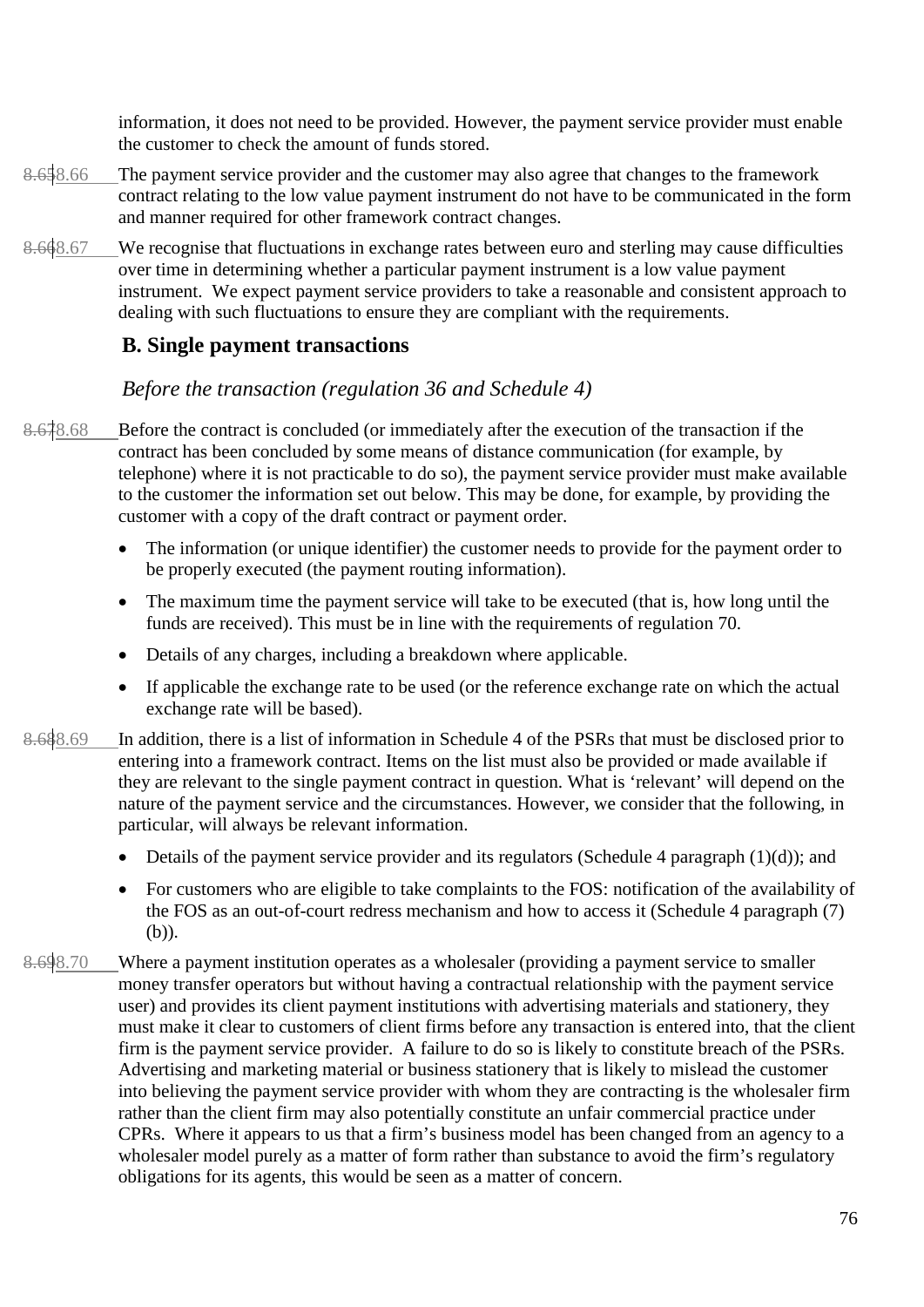information, it does not need to be provided. However, the payment service provider must enable the customer to check the amount of funds stored.

8.658.66 The payment service provider and the customer may also agree that changes to the framework contract relating to the low value payment instrument do not have to be communicated in the form and manner required for other framework contract changes.

8.668.67 We recognise that fluctuations in exchange rates between euro and sterling may cause difficulties over time in determining whether a particular payment instrument is a low value payment instrument. We expect payment service providers to take a reasonable and consistent approach to dealing with such fluctuations to ensure they are compliant with the requirements.

## B. Single payment transactions

### *Before the transaction (regulation 36 and Schedule 4)*

8.678.68 Before the contract is concluded (or immediately after the execution of the transaction if the contract has been concluded by some means of distance communication (for example, by telephone) where it is not practicable to do so), the payment service provider must make available to the customer the information set out below. This may be done, for example, by providing the customer with a copy of the draft contract or payment order.

- The information (or unique identifier) the customer needs to provide for the payment order to be properly executed (the payment routing information).
- The maximum time the payment service will take to be executed (that is, how long until the funds are received). This must be in line with the requirements of regulation 70.
- Details of any charges, including a breakdown where applicable.
- If applicable the exchange rate to be used (or the reference exchange rate on which the actual exchange rate will be based).

8.688.69 In addition, there is a list of information in Schedule 4 of the PSRs that must be disclosed prior to entering into a framework contract. Items on the list must also be provided or made available if they are relevant to the single payment contract in question. What is 'relevant' will depend on the nature of the payment service and the circumstances. However, we consider that the following, in particular, will always be relevant information.

- Details of the payment service provider and its regulators (Schedule 4 paragraph (1)(d)); and
- For customers who are eligible to take complaints to the FOS: notification of the availability of the FOS as an out-of-court redress mechanism and how to access it (Schedule 4 paragraph (7)(b)).

8.698.70 Where a payment institution operates as a wholesaler (providing a payment service to smaller money transfer operators but without having a contractual relationship with the payment service user) and provides its client payment institutions with advertising materials and stationery, they must make it clear to customers of client firms before any transaction is entered into, that the client firm is the payment service provider. A failure to do so is likely to constitute breach of the PSRs. Advertising and marketing material or business stationery that is likely to mislead the customer into believing the payment service provider with whom they are contracting is the wholesaler firm rather than the client firm may also potentially constitute an unfair commercial practice under CPRs. Where it appears to us that a firm's business model has been changed from an agency to a wholesaler model purely as a matter of form rather than substance to avoid the firm's regulatory obligations for its agents, this would be seen as a matter of concern.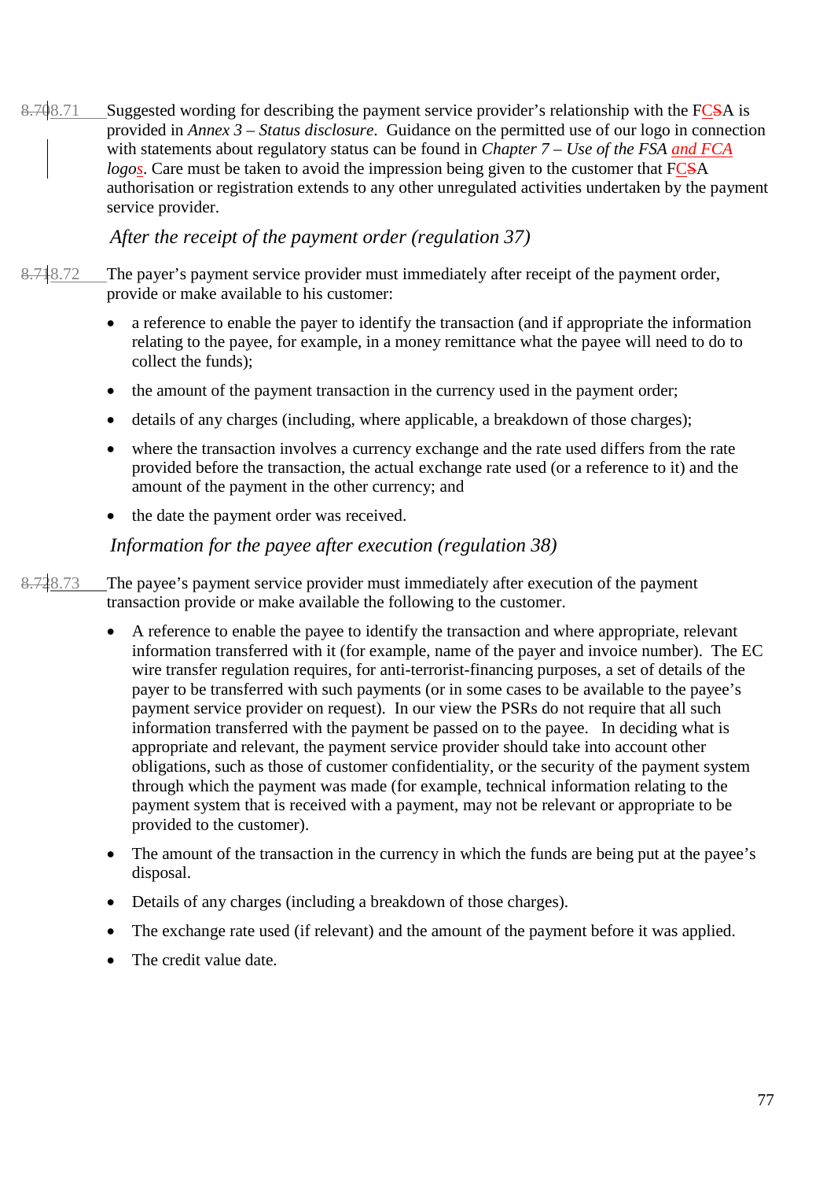8.708.71 Suggested wording for describing the payment service provider's relationship with the FCSA is provided in *Annex 3 – Status disclosure*. Guidance on the permitted use of our logo in connection with statements about regulatory status can be found in *Chapter 7 – Use of the FSA and FCA logos*. Care must be taken to avoid the impression being given to the customer that FCSA authorisation or registration extends to any other unregulated activities undertaken by the payment service provider.

*After the receipt of the payment order (regulation 37)*

8.718.72 The payer's payment service provider must immediately after receipt of the payment order, provide or make available to his customer:

- a reference to enable the payer to identify the transaction (and if appropriate the information relating to the payee, for example, in a money remittance what the payee will need to do to collect the funds);
- the amount of the payment transaction in the currency used in the payment order;
- details of any charges (including, where applicable, a breakdown of those charges);
- where the transaction involves a currency exchange and the rate used differs from the rate provided before the transaction, the actual exchange rate used (or a reference to it) and the amount of the payment in the other currency; and
- the date the payment order was received.

*Information for the payee after execution (regulation 38)*

8.728.73 The payee's payment service provider must immediately after execution of the payment transaction provide or make available the following to the customer.

- A reference to enable the payee to identify the transaction and where appropriate, relevant information transferred with it (for example, name of the payer and invoice number). The EC wire transfer regulation requires, for anti-terrorist-financing purposes, a set of details of the payer to be transferred with such payments (or in some cases to be available to the payee's payment service provider on request). In our view the PSRs do not require that all such information transferred with the payment be passed on to the payee. In deciding what is appropriate and relevant, the payment service provider should take into account other obligations, such as those of customer confidentiality, or the security of the payment system through which the payment was made (for example, technical information relating to the payment system that is received with a payment, may not be relevant or appropriate to be provided to the customer).
- The amount of the transaction in the currency in which the funds are being put at the payee's disposal.
- Details of any charges (including a breakdown of those charges).
- The exchange rate used (if relevant) and the amount of the payment before it was applied.
- The credit value date.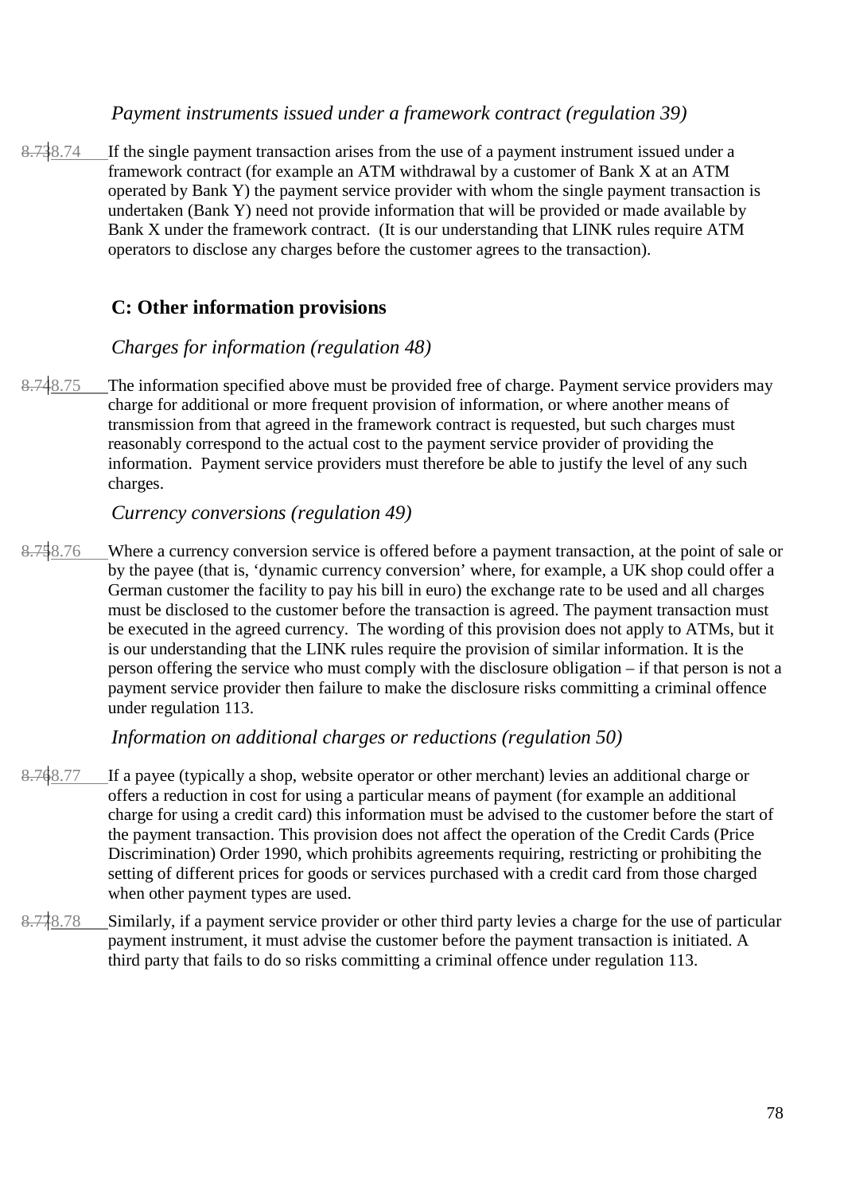*Payment instruments issued under a framework contract (regulation 39)*

~~8.73~~8.74 If the single payment transaction arises from the use of a payment instrument issued under a framework contract (for example an ATM withdrawal by a customer of Bank X at an ATM operated by Bank Y) the payment service provider with whom the single payment transaction is undertaken (Bank Y) need not provide information that will be provided or made available by Bank X under the framework contract. (It is our understanding that LINK rules require ATM operators to disclose any charges before the customer agrees to the transaction).

## C: Other information provisions

*Charges for information (regulation 48)*

~~8.74~~8.75 The information specified above must be provided free of charge. Payment service providers may charge for additional or more frequent provision of information, or where another means of transmission from that agreed in the framework contract is requested, but such charges must reasonably correspond to the actual cost to the payment service provider of providing the information. Payment service providers must therefore be able to justify the level of any such charges.

*Currency conversions (regulation 49)*

~~8.75~~8.76 Where a currency conversion service is offered before a payment transaction, at the point of sale or by the payee (that is, 'dynamic currency conversion' where, for example, a UK shop could offer a German customer the facility to pay his bill in euro) the exchange rate to be used and all charges must be disclosed to the customer before the transaction is agreed. The payment transaction must be executed in the agreed currency. The wording of this provision does not apply to ATMs, but it is our understanding that the LINK rules require the provision of similar information. It is the person offering the service who must comply with the disclosure obligation – if that person is not a payment service provider then failure to make the disclosure risks committing a criminal offence under regulation 113.

*Information on additional charges or reductions (regulation 50)*

~~8.76~~8.77 If a payee (typically a shop, website operator or other merchant) levies an additional charge or offers a reduction in cost for using a particular means of payment (for example an additional charge for using a credit card) this information must be advised to the customer before the start of the payment transaction. This provision does not affect the operation of the Credit Cards (Price Discrimination) Order 1990, which prohibits agreements requiring, restricting or prohibiting the setting of different prices for goods or services purchased with a credit card from those charged when other payment types are used.

~~8.77~~8.78 Similarly, if a payment service provider or other third party levies a charge for the use of particular payment instrument, it must advise the customer before the payment transaction is initiated. A third party that fails to do so risks committing a criminal offence under regulation 113.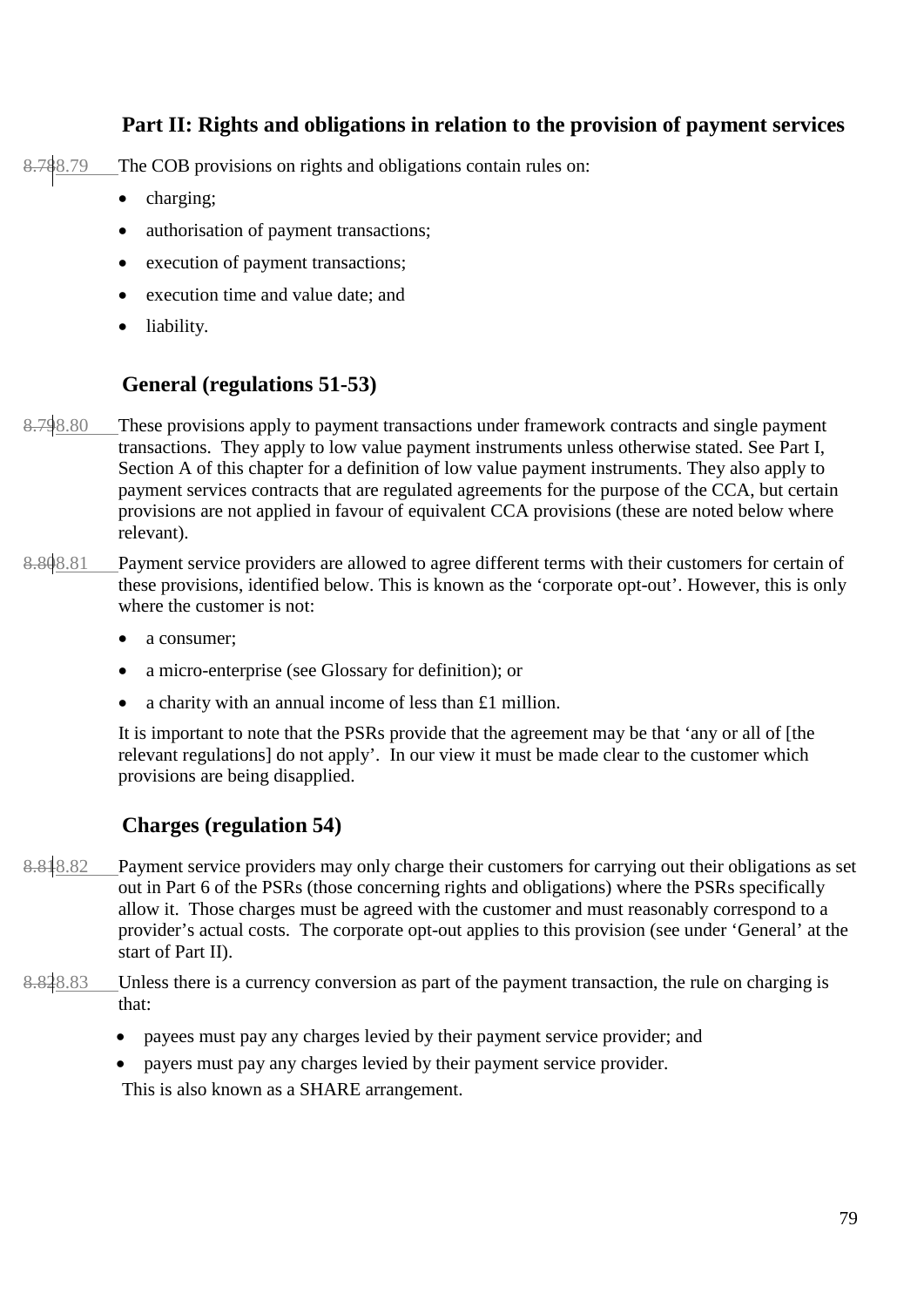## Part II: Rights and obligations in relation to the provision of payment services

8.78 8.79 The COB provisions on rights and obligations contain rules on:

- charging;
- authorisation of payment transactions;
- execution of payment transactions;
- execution time and value date; and
- liability.

### General (regulations 51-53)

8.79 8.80 These provisions apply to payment transactions under framework contracts and single payment transactions. They apply to low value payment instruments unless otherwise stated. See Part I, Section A of this chapter for a definition of low value payment instruments. They also apply to payment services contracts that are regulated agreements for the purpose of the CCA, but certain provisions are not applied in favour of equivalent CCA provisions (these are noted below where relevant).

8.80 8.81 Payment service providers are allowed to agree different terms with their customers for certain of these provisions, identified below. This is known as the 'corporate opt-out'. However, this is only where the customer is not:

- a consumer;
- a micro-enterprise (see Glossary for definition); or
- a charity with an annual income of less than £1 million.

It is important to note that the PSRs provide that the agreement may be that 'any or all of [the relevant regulations] do not apply'. In our view it must be made clear to the customer which provisions are being disapplied.

### Charges (regulation 54)

8.81 8.82 Payment service providers may only charge their customers for carrying out their obligations as set out in Part 6 of the PSRs (those concerning rights and obligations) where the PSRs specifically allow it. Those charges must be agreed with the customer and must reasonably correspond to a provider's actual costs. The corporate opt-out applies to this provision (see under 'General' at the start of Part II).

8.82 8.83 Unless there is a currency conversion as part of the payment transaction, the rule on charging is that:

- payees must pay any charges levied by their payment service provider; and
- payers must pay any charges levied by their payment service provider.

This is also known as a SHARE arrangement.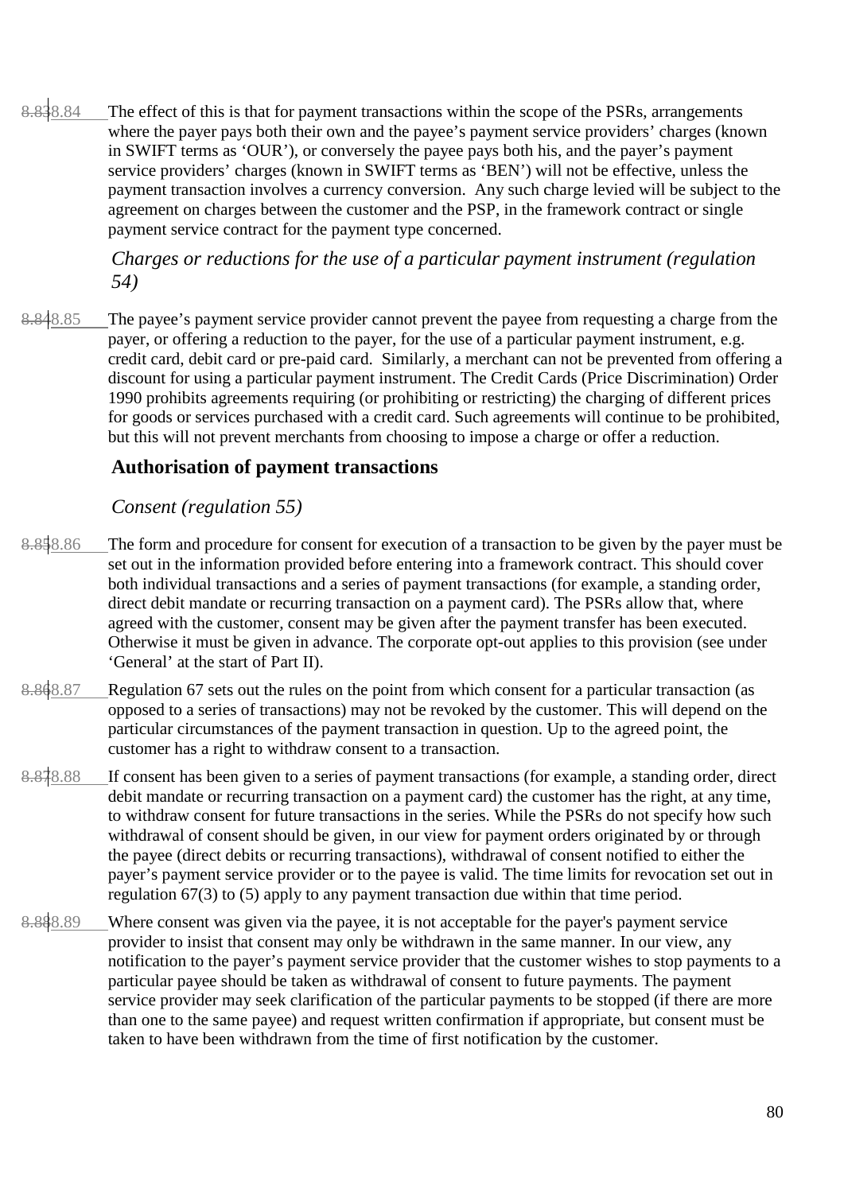8.838.84 The effect of this is that for payment transactions within the scope of the PSRs, arrangements where the payer pays both their own and the payee's payment service providers' charges (known in SWIFT terms as 'OUR'), or conversely the payee pays both his, and the payer's payment service providers' charges (known in SWIFT terms as 'BEN') will not be effective, unless the payment transaction involves a currency conversion. Any such charge levied will be subject to the agreement on charges between the customer and the PSP, in the framework contract or single payment service contract for the payment type concerned.

*Charges or reductions for the use of a particular payment instrument (regulation 54)*

8.848.85 The payee's payment service provider cannot prevent the payee from requesting a charge from the payer, or offering a reduction to the payer, for the use of a particular payment instrument, e.g. credit card, debit card or pre-paid card. Similarly, a merchant can not be prevented from offering a discount for using a particular payment instrument. The Credit Cards (Price Discrimination) Order 1990 prohibits agreements requiring (or prohibiting or restricting) the charging of different prices for goods or services purchased with a credit card. Such agreements will continue to be prohibited, but this will not prevent merchants from choosing to impose a charge or offer a reduction.

### Authorisation of payment transactions

*Consent (regulation 55)*

8.858.86 The form and procedure for consent for execution of a transaction to be given by the payer must be set out in the information provided before entering into a framework contract. This should cover both individual transactions and a series of payment transactions (for example, a standing order, direct debit mandate or recurring transaction on a payment card). The PSRs allow that, where agreed with the customer, consent may be given after the payment transfer has been executed. Otherwise it must be given in advance. The corporate opt-out applies to this provision (see under 'General' at the start of Part II).

8.868.87 Regulation 67 sets out the rules on the point from which consent for a particular transaction (as opposed to a series of transactions) may not be revoked by the customer. This will depend on the particular circumstances of the payment transaction in question. Up to the agreed point, the customer has a right to withdraw consent to a transaction.

8.878.88 If consent has been given to a series of payment transactions (for example, a standing order, direct debit mandate or recurring transaction on a payment card) the customer has the right, at any time, to withdraw consent for future transactions in the series. While the PSRs do not specify how such withdrawal of consent should be given, in our view for payment orders originated by or through the payee (direct debits or recurring transactions), withdrawal of consent notified to either the payer's payment service provider or to the payee is valid. The time limits for revocation set out in regulation 67(3) to (5) apply to any payment transaction due within that time period.

8.888.89 Where consent was given via the payee, it is not acceptable for the payer's payment service provider to insist that consent may only be withdrawn in the same manner. In our view, any notification to the payer's payment service provider that the customer wishes to stop payments to a particular payee should be taken as withdrawal of consent to future payments. The payment service provider may seek clarification of the particular payments to be stopped (if there are more than one to the same payee) and request written confirmation if appropriate, but consent must be taken to have been withdrawn from the time of first notification by the customer.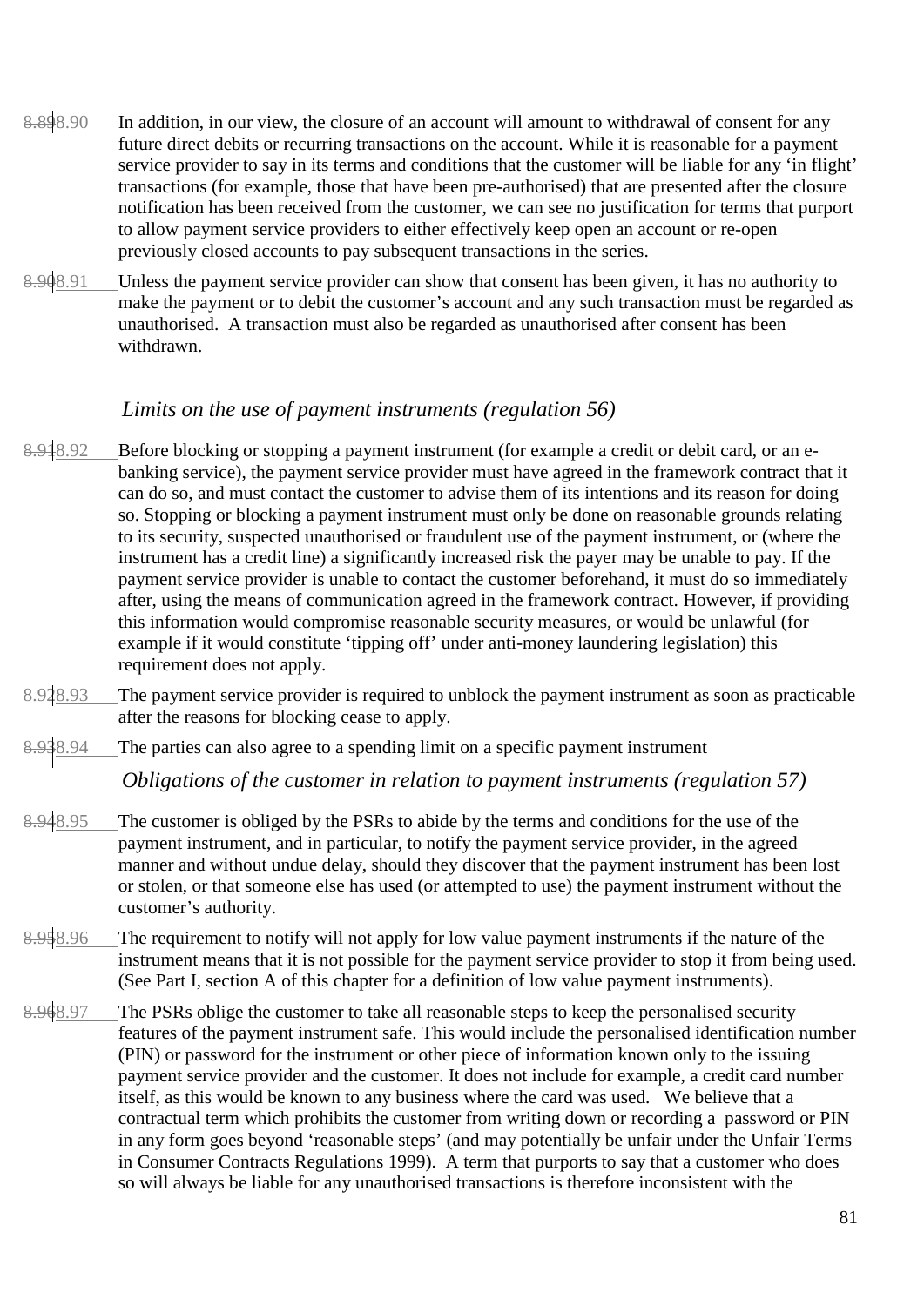~~8.89~~8.90 In addition, in our view, the closure of an account will amount to withdrawal of consent for any future direct debits or recurring transactions on the account. While it is reasonable for a payment service provider to say in its terms and conditions that the customer will be liable for any 'in flight' transactions (for example, those that have been pre-authorised) that are presented after the closure notification has been received from the customer, we can see no justification for terms that purport to allow payment service providers to either effectively keep open an account or re-open previously closed accounts to pay subsequent transactions in the series.

~~8.90~~8.91 Unless the payment service provider can show that consent has been given, it has no authority to make the payment or to debit the customer's account and any such transaction must be regarded as unauthorised. A transaction must also be regarded as unauthorised after consent has been withdrawn.

### *Limits on the use of payment instruments (regulation 56)*

~~8.91~~8.92 Before blocking or stopping a payment instrument (for example a credit or debit card, or an e-banking service), the payment service provider must have agreed in the framework contract that it can do so, and must contact the customer to advise them of its intentions and its reason for doing so. Stopping or blocking a payment instrument must only be done on reasonable grounds relating to its security, suspected unauthorised or fraudulent use of the payment instrument, or (where the instrument has a credit line) a significantly increased risk the payer may be unable to pay. If the payment service provider is unable to contact the customer beforehand, it must do so immediately after, using the means of communication agreed in the framework contract. However, if providing this information would compromise reasonable security measures, or would be unlawful (for example if it would constitute 'tipping off' under anti-money laundering legislation) this requirement does not apply.

~~8.92~~8.93 The payment service provider is required to unblock the payment instrument as soon as practicable after the reasons for blocking cease to apply.

~~8.93~~8.94 The parties can also agree to a spending limit on a specific payment instrument

### *Obligations of the customer in relation to payment instruments (regulation 57)*

~~8.94~~8.95 The customer is obliged by the PSRs to abide by the terms and conditions for the use of the payment instrument, and in particular, to notify the payment service provider, in the agreed manner and without undue delay, should they discover that the payment instrument has been lost or stolen, or that someone else has used (or attempted to use) the payment instrument without the customer's authority.

~~8.95~~8.96 The requirement to notify will not apply for low value payment instruments if the nature of the instrument means that it is not possible for the payment service provider to stop it from being used. (See Part I, section A of this chapter for a definition of low value payment instruments).

~~8.96~~8.97 The PSRs oblige the customer to take all reasonable steps to keep the personalised security features of the payment instrument safe. This would include the personalised identification number (PIN) or password for the instrument or other piece of information known only to the issuing payment service provider and the customer. It does not include for example, a credit card number itself, as this would be known to any business where the card was used. We believe that a contractual term which prohibits the customer from writing down or recording a password or PIN in any form goes beyond 'reasonable steps' (and may potentially be unfair under the Unfair Terms in Consumer Contracts Regulations 1999). A term that purports to say that a customer who does so will always be liable for any unauthorised transactions is therefore inconsistent with the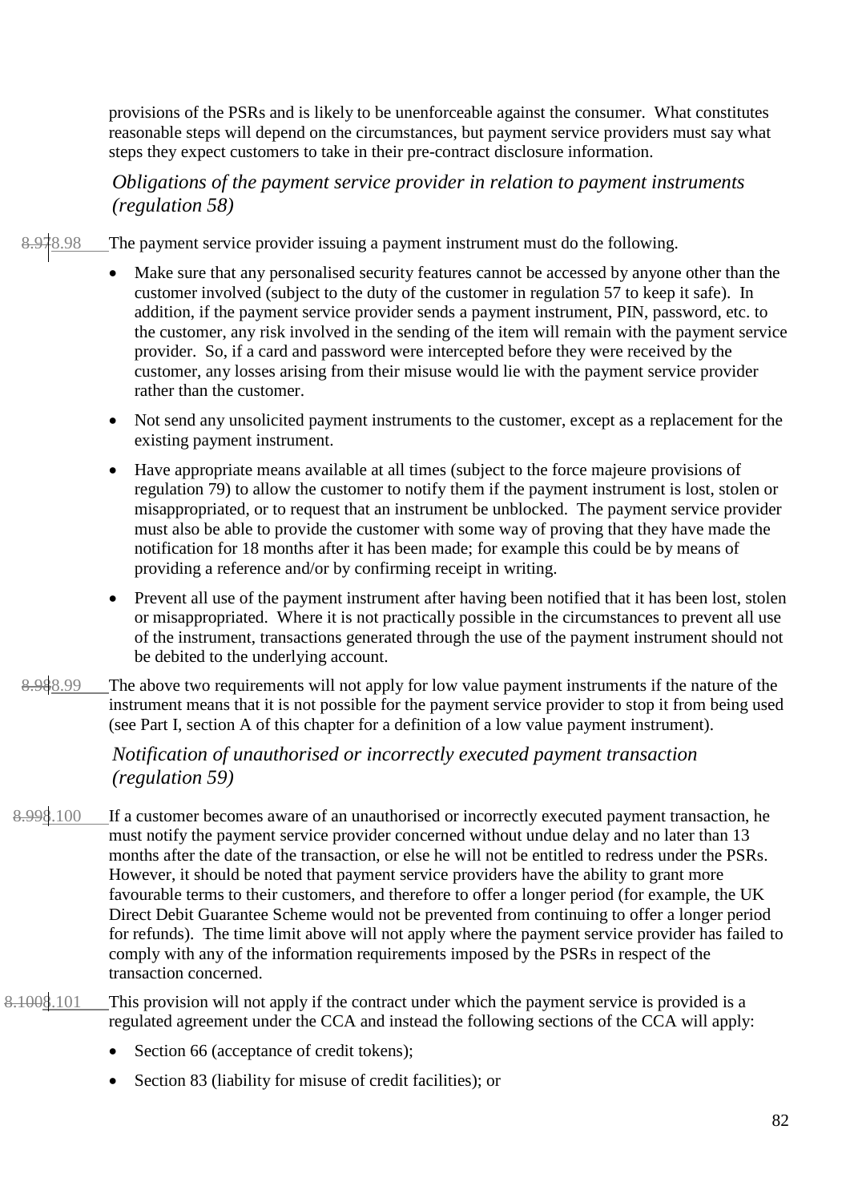provisions of the PSRs and is likely to be unenforceable against the consumer. What constitutes reasonable steps will depend on the circumstances, but payment service providers must say what steps they expect customers to take in their pre-contract disclosure information.

### *Obligations of the payment service provider in relation to payment instruments (regulation 58)*

~~8.97~~8.98 The payment service provider issuing a payment instrument must do the following.

- Make sure that any personalised security features cannot be accessed by anyone other than the customer involved (subject to the duty of the customer in regulation 57 to keep it safe). In addition, if the payment service provider sends a payment instrument, PIN, password, etc. to the customer, any risk involved in the sending of the item will remain with the payment service provider. So, if a card and password were intercepted before they were received by the customer, any losses arising from their misuse would lie with the payment service provider rather than the customer.
- Not send any unsolicited payment instruments to the customer, except as a replacement for the existing payment instrument.
- Have appropriate means available at all times (subject to the force majeure provisions of regulation 79) to allow the customer to notify them if the payment instrument is lost, stolen or misappropriated, or to request that an instrument be unblocked. The payment service provider must also be able to provide the customer with some way of proving that they have made the notification for 18 months after it has been made; for example this could be by means of providing a reference and/or by confirming receipt in writing.
- Prevent all use of the payment instrument after having been notified that it has been lost, stolen or misappropriated. Where it is not practically possible in the circumstances to prevent all use of the instrument, transactions generated through the use of the payment instrument should not be debited to the underlying account.

~~8.98~~8.99 The above two requirements will not apply for low value payment instruments if the nature of the instrument means that it is not possible for the payment service provider to stop it from being used (see Part I, section A of this chapter for a definition of a low value payment instrument).

### *Notification of unauthorised or incorrectly executed payment transaction (regulation 59)*

~~8.99~~8.100 If a customer becomes aware of an unauthorised or incorrectly executed payment transaction, he must notify the payment service provider concerned without undue delay and no later than 13 months after the date of the transaction, or else he will not be entitled to redress under the PSRs. However, it should be noted that payment service providers have the ability to grant more favourable terms to their customers, and therefore to offer a longer period (for example, the UK Direct Debit Guarantee Scheme would not be prevented from continuing to offer a longer period for refunds). The time limit above will not apply where the payment service provider has failed to comply with any of the information requirements imposed by the PSRs in respect of the transaction concerned.

~~8.100~~8.101 This provision will not apply if the contract under which the payment service is provided is a regulated agreement under the CCA and instead the following sections of the CCA will apply:

- Section 66 (acceptance of credit tokens);
- Section 83 (liability for misuse of credit facilities); or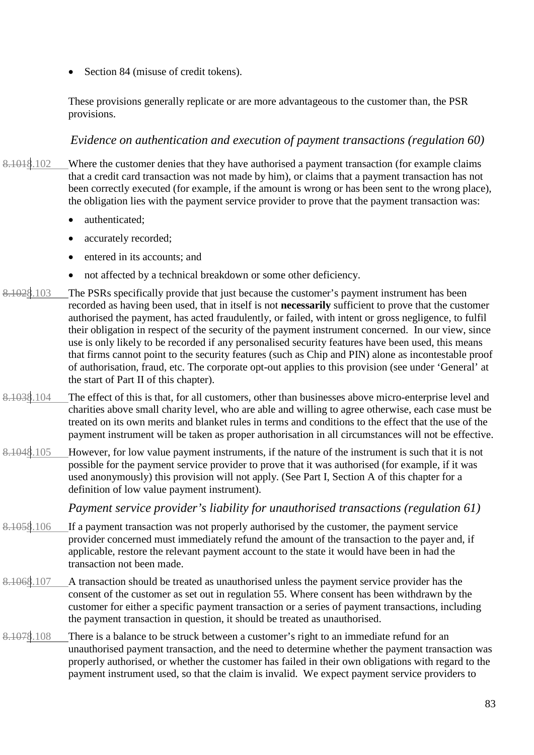- Section 84 (misuse of credit tokens).

These provisions generally replicate or are more advantageous to the customer than, the PSR provisions.

### *Evidence on authentication and execution of payment transactions (regulation 60)*

8.101 8.102 Where the customer denies that they have authorised a payment transaction (for example claims that a credit card transaction was not made by him), or claims that a payment transaction has not been correctly executed (for example, if the amount is wrong or has been sent to the wrong place), the obligation lies with the payment service provider to prove that the payment transaction was:

- authenticated;
- accurately recorded;
- entered in its accounts; and
- not affected by a technical breakdown or some other deficiency.

8.102 8.103 The PSRs specifically provide that just because the customer's payment instrument has been recorded as having been used, that in itself is not **necessarily** sufficient to prove that the customer authorised the payment, has acted fraudulently, or failed, with intent or gross negligence, to fulfil their obligation in respect of the security of the payment instrument concerned. In our view, since use is only likely to be recorded if any personalised security features have been used, this means that firms cannot point to the security features (such as Chip and PIN) alone as incontestable proof of authorisation, fraud, etc. The corporate opt-out applies to this provision (see under 'General' at the start of Part II of this chapter).

8.103 8.104 The effect of this is that, for all customers, other than businesses above micro-enterprise level and charities above small charity level, who are able and willing to agree otherwise, each case must be treated on its own merits and blanket rules in terms and conditions to the effect that the use of the payment instrument will be taken as proper authorisation in all circumstances will not be effective.

8.104 8.105 However, for low value payment instruments, if the nature of the instrument is such that it is not possible for the payment service provider to prove that it was authorised (for example, if it was used anonymously) this provision will not apply. (See Part I, Section A of this chapter for a definition of low value payment instrument).

### *Payment service provider's liability for unauthorised transactions (regulation 61)*

8.105 8.106 If a payment transaction was not properly authorised by the customer, the payment service provider concerned must immediately refund the amount of the transaction to the payer and, if applicable, restore the relevant payment account to the state it would have been in had the transaction not been made.

8.106 8.107 A transaction should be treated as unauthorised unless the payment service provider has the consent of the customer as set out in regulation 55. Where consent has been withdrawn by the customer for either a specific payment transaction or a series of payment transactions, including the payment transaction in question, it should be treated as unauthorised.

8.107 8.108 There is a balance to be struck between a customer's right to an immediate refund for an unauthorised payment transaction, and the need to determine whether the payment transaction was properly authorised, or whether the customer has failed in their own obligations with regard to the payment instrument used, so that the claim is invalid. We expect payment service providers to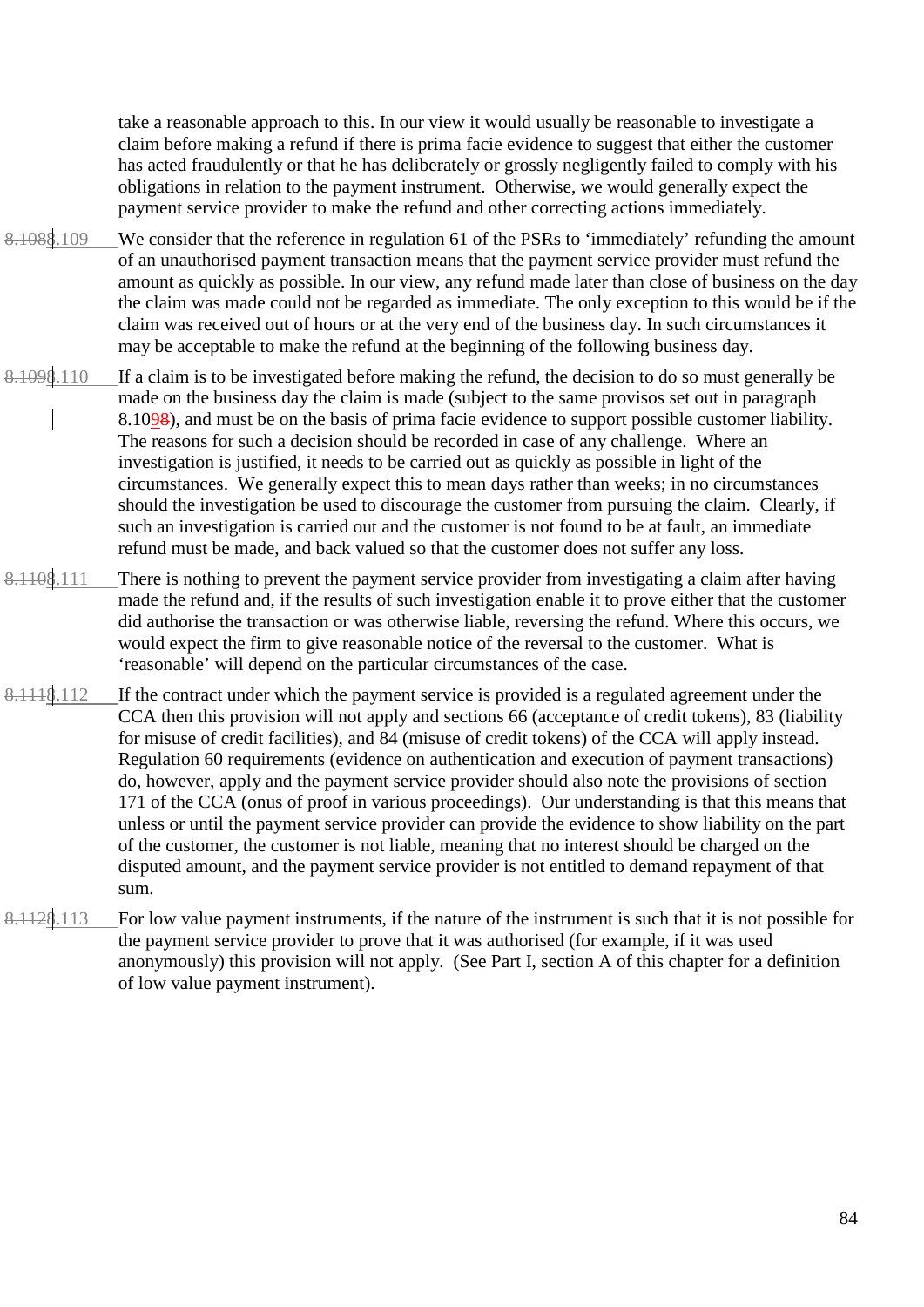take a reasonable approach to this. In our view it would usually be reasonable to investigate a claim before making a refund if there is prima facie evidence to suggest that either the customer has acted fraudulently or that he has deliberately or grossly negligently failed to comply with his obligations in relation to the payment instrument. Otherwise, we would generally expect the payment service provider to make the refund and other correcting actions immediately.

8.109 We consider that the reference in regulation 61 of the PSRs to 'immediately' refunding the amount of an unauthorised payment transaction means that the payment service provider must refund the amount as quickly as possible. In our view, any refund made later than close of business on the day the claim was made could not be regarded as immediate. The only exception to this would be if the claim was received out of hours or at the very end of the business day. In such circumstances it may be acceptable to make the refund at the beginning of the following business day.

8.110 If a claim is to be investigated before making the refund, the decision to do so must generally be made on the business day the claim is made (subject to the same provisos set out in paragraph 8.109), and must be on the basis of prima facie evidence to support possible customer liability. The reasons for such a decision should be recorded in case of any challenge. Where an investigation is justified, it needs to be carried out as quickly as possible in light of the circumstances. We generally expect this to mean days rather than weeks; in no circumstances should the investigation be used to discourage the customer from pursuing the claim. Clearly, if such an investigation is carried out and the customer is not found to be at fault, an immediate refund must be made, and back valued so that the customer does not suffer any loss.

8.111 There is nothing to prevent the payment service provider from investigating a claim after having made the refund and, if the results of such investigation enable it to prove either that the customer did authorise the transaction or was otherwise liable, reversing the refund. Where this occurs, we would expect the firm to give reasonable notice of the reversal to the customer. What is 'reasonable' will depend on the particular circumstances of the case.

8.112 If the contract under which the payment service is provided is a regulated agreement under the CCA then this provision will not apply and sections 66 (acceptance of credit tokens), 83 (liability for misuse of credit facilities), and 84 (misuse of credit tokens) of the CCA will apply instead. Regulation 60 requirements (evidence on authentication and execution of payment transactions) do, however, apply and the payment service provider should also note the provisions of section 171 of the CCA (onus of proof in various proceedings). Our understanding is that this means that unless or until the payment service provider can provide the evidence to show liability on the part of the customer, the customer is not liable, meaning that no interest should be charged on the disputed amount, and the payment service provider is not entitled to demand repayment of that sum.

8.113 For low value payment instruments, if the nature of the instrument is such that it is not possible for the payment service provider to prove that it was authorised (for example, if it was used anonymously) this provision will not apply. (See Part I, section A of this chapter for a definition of low value payment instrument).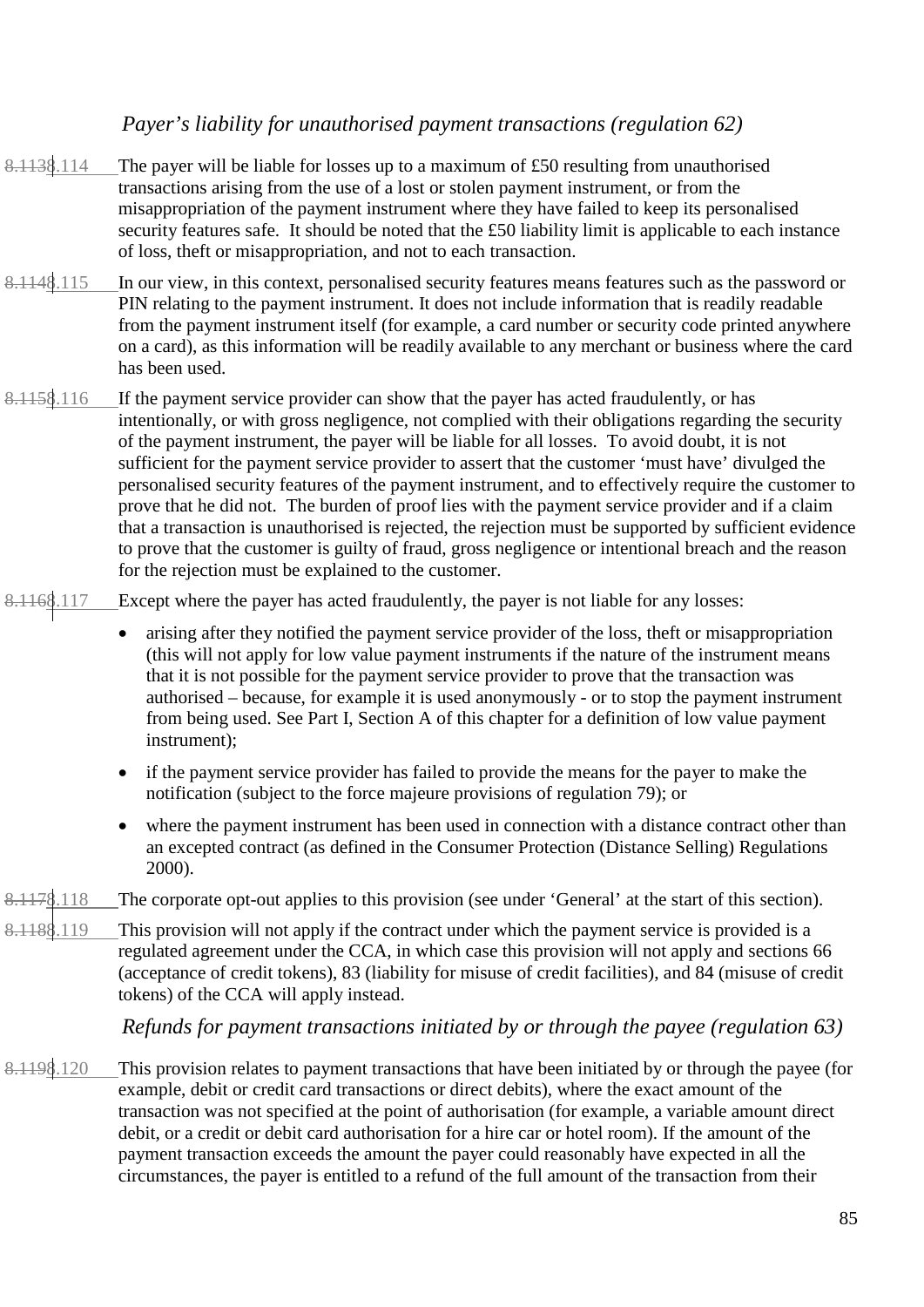*Payer's liability for unauthorised payment transactions (regulation 62)*

8.114 The payer will be liable for losses up to a maximum of £50 resulting from unauthorised transactions arising from the use of a lost or stolen payment instrument, or from the misappropriation of the payment instrument where they have failed to keep its personalised security features safe. It should be noted that the £50 liability limit is applicable to each instance of loss, theft or misappropriation, and not to each transaction.

8.115 In our view, in this context, personalised security features means features such as the password or PIN relating to the payment instrument. It does not include information that is readily readable from the payment instrument itself (for example, a card number or security code printed anywhere on a card), as this information will be readily available to any merchant or business where the card has been used.

8.116 If the payment service provider can show that the payer has acted fraudulently, or has intentionally, or with gross negligence, not complied with their obligations regarding the security of the payment instrument, the payer will be liable for all losses. To avoid doubt, it is not sufficient for the payment service provider to assert that the customer 'must have' divulged the personalised security features of the payment instrument, and to effectively require the customer to prove that he did not. The burden of proof lies with the payment service provider and if a claim that a transaction is unauthorised is rejected, the rejection must be supported by sufficient evidence to prove that the customer is guilty of fraud, gross negligence or intentional breach and the reason for the rejection must be explained to the customer.

8.117 Except where the payer has acted fraudulently, the payer is not liable for any losses:

- arising after they notified the payment service provider of the loss, theft or misappropriation (this will not apply for low value payment instruments if the nature of the instrument means that it is not possible for the payment service provider to prove that the transaction was authorised – because, for example it is used anonymously - or to stop the payment instrument from being used. See Part I, Section A of this chapter for a definition of low value payment instrument);
- if the payment service provider has failed to provide the means for the payer to make the notification (subject to the force majeure provisions of regulation 79); or
- where the payment instrument has been used in connection with a distance contract other than an excepted contract (as defined in the Consumer Protection (Distance Selling) Regulations 2000).

8.118 The corporate opt-out applies to this provision (see under 'General' at the start of this section).

8.119 This provision will not apply if the contract under which the payment service is provided is a regulated agreement under the CCA, in which case this provision will not apply and sections 66 (acceptance of credit tokens), 83 (liability for misuse of credit facilities), and 84 (misuse of credit tokens) of the CCA will apply instead.

*Refunds for payment transactions initiated by or through the payee (regulation 63)*

8.120 This provision relates to payment transactions that have been initiated by or through the payee (for example, debit or credit card transactions or direct debits), where the exact amount of the transaction was not specified at the point of authorisation (for example, a variable amount direct debit, or a credit or debit card authorisation for a hire car or hotel room). If the amount of the payment transaction exceeds the amount the payer could reasonably have expected in all the circumstances, the payer is entitled to a refund of the full amount of the transaction from their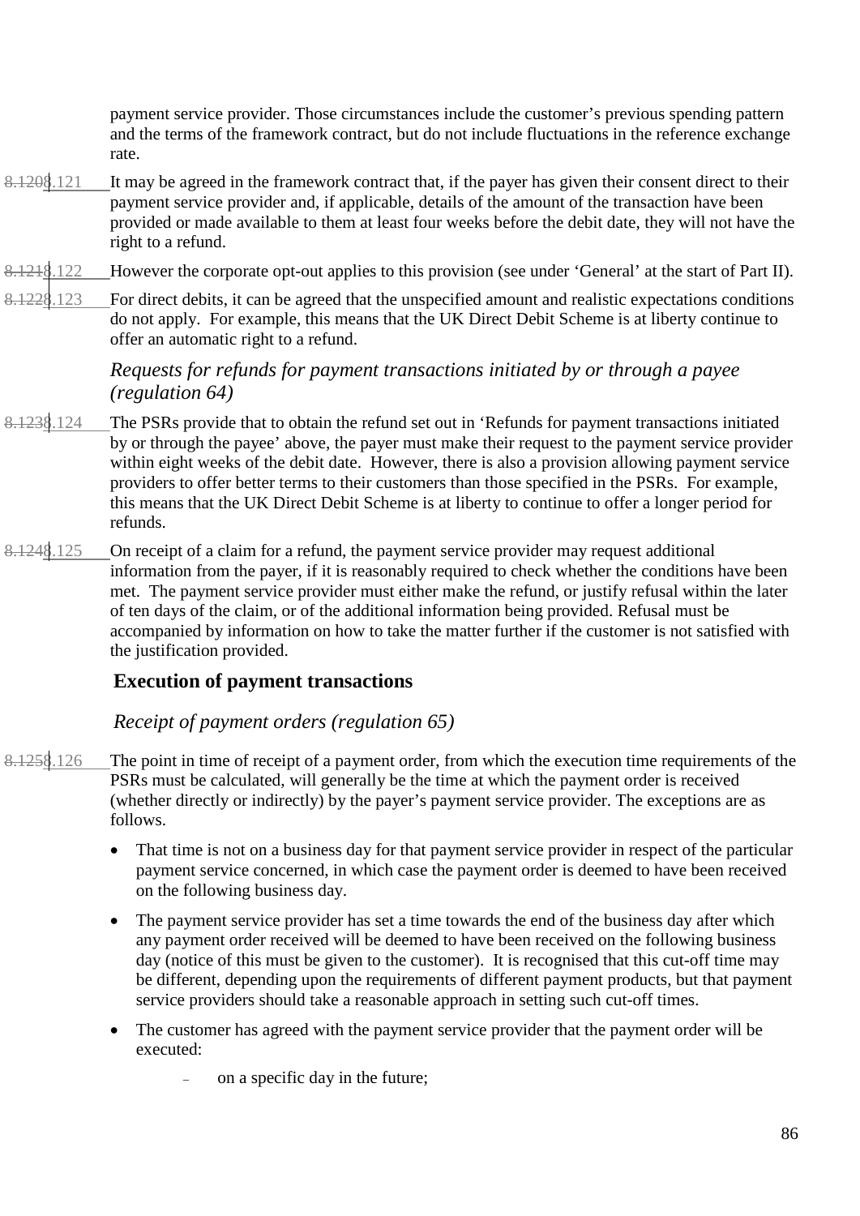payment service provider. Those circumstances include the customer's previous spending pattern and the terms of the framework contract, but do not include fluctuations in the reference exchange rate.

~~8.120~~8.121 It may be agreed in the framework contract that, if the payer has given their consent direct to their payment service provider and, if applicable, details of the amount of the transaction have been provided or made available to them at least four weeks before the debit date, they will not have the right to a refund.

~~8.121~~8.122 However the corporate opt-out applies to this provision (see under 'General' at the start of Part II).

~~8.122~~8.123 For direct debits, it can be agreed that the unspecified amount and realistic expectations conditions do not apply. For example, this means that the UK Direct Debit Scheme is at liberty continue to offer an automatic right to a refund.

### *Requests for refunds for payment transactions initiated by or through a payee (regulation 64)*

~~8.123~~8.124 The PSRs provide that to obtain the refund set out in 'Refunds for payment transactions initiated by or through the payee' above, the payer must make their request to the payment service provider within eight weeks of the debit date. However, there is also a provision allowing payment service providers to offer better terms to their customers than those specified in the PSRs. For example, this means that the UK Direct Debit Scheme is at liberty to continue to offer a longer period for refunds.

~~8.124~~8.125 On receipt of a claim for a refund, the payment service provider may request additional information from the payer, if it is reasonably required to check whether the conditions have been met. The payment service provider must either make the refund, or justify refusal within the later of ten days of the claim, or of the additional information being provided. Refusal must be accompanied by information on how to take the matter further if the customer is not satisfied with the justification provided.

## Execution of payment transactions

### *Receipt of payment orders (regulation 65)*

~~8.125~~8.126 The point in time of receipt of a payment order, from which the execution time requirements of the PSRs must be calculated, will generally be the time at which the payment order is received (whether directly or indirectly) by the payer's payment service provider. The exceptions are as follows.

- That time is not on a business day for that payment service provider in respect of the particular payment service concerned, in which case the payment order is deemed to have been received on the following business day.
- The payment service provider has set a time towards the end of the business day after which any payment order received will be deemed to have been received on the following business day (notice of this must be given to the customer). It is recognised that this cut-off time may be different, depending upon the requirements of different payment products, but that payment service providers should take a reasonable approach in setting such cut-off times.
- The customer has agreed with the payment service provider that the payment order will be executed:
  - on a specific day in the future;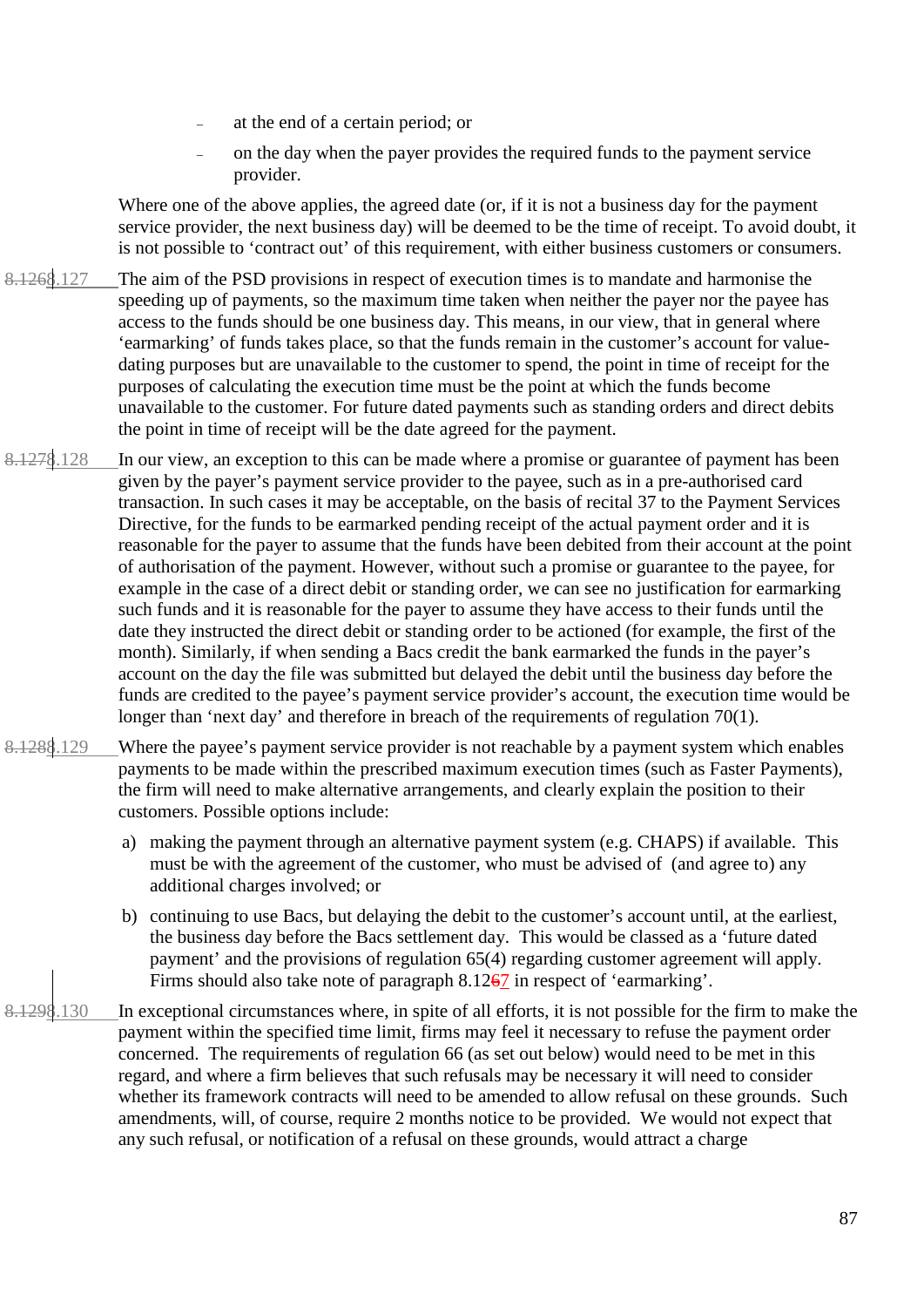- at the end of a certain period; or
- on the day when the payer provides the required funds to the payment service provider.

Where one of the above applies, the agreed date (or, if it is not a business day for the payment service provider, the next business day) will be deemed to be the time of receipt. To avoid doubt, it is not possible to 'contract out' of this requirement, with either business customers or consumers.

8.127 The aim of the PSD provisions in respect of execution times is to mandate and harmonise the speeding up of payments, so the maximum time taken when neither the payer nor the payee has access to the funds should be one business day. This means, in our view, that in general where 'earmarking' of funds takes place, so that the funds remain in the customer's account for value-dating purposes but are unavailable to the customer to spend, the point in time of receipt for the purposes of calculating the execution time must be the point at which the funds become unavailable to the customer. For future dated payments such as standing orders and direct debits the point in time of receipt will be the date agreed for the payment.

8.128 In our view, an exception to this can be made where a promise or guarantee of payment has been given by the payer's payment service provider to the payee, such as in a pre-authorised card transaction. In such cases it may be acceptable, on the basis of recital 37 to the Payment Services Directive, for the funds to be earmarked pending receipt of the actual payment order and it is reasonable for the payer to assume that the funds have been debited from their account at the point of authorisation of the payment. However, without such a promise or guarantee to the payee, for example in the case of a direct debit or standing order, we can see no justification for earmarking such funds and it is reasonable for the payer to assume they have access to their funds until the date they instructed the direct debit or standing order to be actioned (for example, the first of the month). Similarly, if when sending a Bacs credit the bank earmarked the funds in the payer's account on the day the file was submitted but delayed the debit until the business day before the funds are credited to the payee's payment service provider's account, the execution time would be longer than 'next day' and therefore in breach of the requirements of regulation 70(1).

8.129 Where the payee's payment service provider is not reachable by a payment system which enables payments to be made within the prescribed maximum execution times (such as Faster Payments), the firm will need to make alternative arrangements, and clearly explain the position to their customers. Possible options include:

a) making the payment through an alternative payment system (e.g. CHAPS) if available. This must be with the agreement of the customer, who must be advised of (and agree to) any additional charges involved; or

b) continuing to use Bacs, but delaying the debit to the customer's account until, at the earliest, the business day before the Bacs settlement day. This would be classed as a 'future dated payment' and the provisions of regulation 65(4) regarding customer agreement will apply. Firms should also take note of paragraph 8.127 in respect of 'earmarking'.

8.130 In exceptional circumstances where, in spite of all efforts, it is not possible for the firm to make the payment within the specified time limit, firms may feel it necessary to refuse the payment order concerned. The requirements of regulation 66 (as set out below) would need to be met in this regard, and where a firm believes that such refusals may be necessary it will need to consider whether its framework contracts will need to be amended to allow refusal on these grounds. Such amendments, will, of course, require 2 months notice to be provided. We would not expect that any such refusal, or notification of a refusal on these grounds, would attract a charge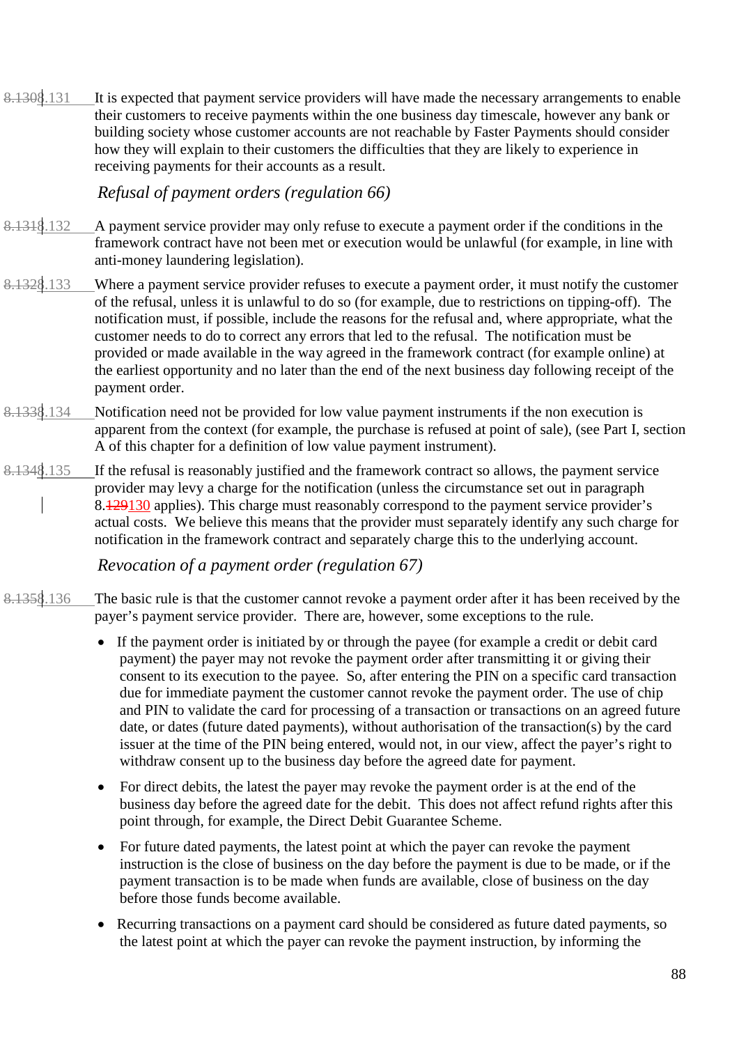~~8.130~~8.131 It is expected that payment service providers will have made the necessary arrangements to enable their customers to receive payments within the one business day timescale, however any bank or building society whose customer accounts are not reachable by Faster Payments should consider how they will explain to their customers the difficulties that they are likely to experience in receiving payments for their accounts as a result.

*Refusal of payment orders (regulation 66)*

~~8.131~~8.132 A payment service provider may only refuse to execute a payment order if the conditions in the framework contract have not been met or execution would be unlawful (for example, in line with anti-money laundering legislation).

~~8.132~~8.133 Where a payment service provider refuses to execute a payment order, it must notify the customer of the refusal, unless it is unlawful to do so (for example, due to restrictions on tipping-off). The notification must, if possible, include the reasons for the refusal and, where appropriate, what the customer needs to do to correct any errors that led to the refusal. The notification must be provided or made available in the way agreed in the framework contract (for example online) at the earliest opportunity and no later than the end of the next business day following receipt of the payment order.

~~8.133~~8.134 Notification need not be provided for low value payment instruments if the non execution is apparent from the context (for example, the purchase is refused at point of sale), (see Part I, section A of this chapter for a definition of low value payment instrument).

~~8.134~~8.135 If the refusal is reasonably justified and the framework contract so allows, the payment service provider may levy a charge for the notification (unless the circumstance set out in paragraph 8.~~129~~130 applies). This charge must reasonably correspond to the payment service provider's actual costs. We believe this means that the provider must separately identify any such charge for notification in the framework contract and separately charge this to the underlying account.

*Revocation of a payment order (regulation 67)*

~~8.135~~8.136 The basic rule is that the customer cannot revoke a payment order after it has been received by the payer's payment service provider. There are, however, some exceptions to the rule.

- If the payment order is initiated by or through the payee (for example a credit or debit card payment) the payer may not revoke the payment order after transmitting it or giving their consent to its execution to the payee. So, after entering the PIN on a specific card transaction due for immediate payment the customer cannot revoke the payment order. The use of chip and PIN to validate the card for processing of a transaction or transactions on an agreed future date, or dates (future dated payments), without authorisation of the transaction(s) by the card issuer at the time of the PIN being entered, would not, in our view, affect the payer's right to withdraw consent up to the business day before the agreed date for payment.
- For direct debits, the latest the payer may revoke the payment order is at the end of the business day before the agreed date for the debit. This does not affect refund rights after this point through, for example, the Direct Debit Guarantee Scheme.
- For future dated payments, the latest point at which the payer can revoke the payment instruction is the close of business on the day before the payment is due to be made, or if the payment transaction is to be made when funds are available, close of business on the day before those funds become available.
- Recurring transactions on a payment card should be considered as future dated payments, so the latest point at which the payer can revoke the payment instruction, by informing the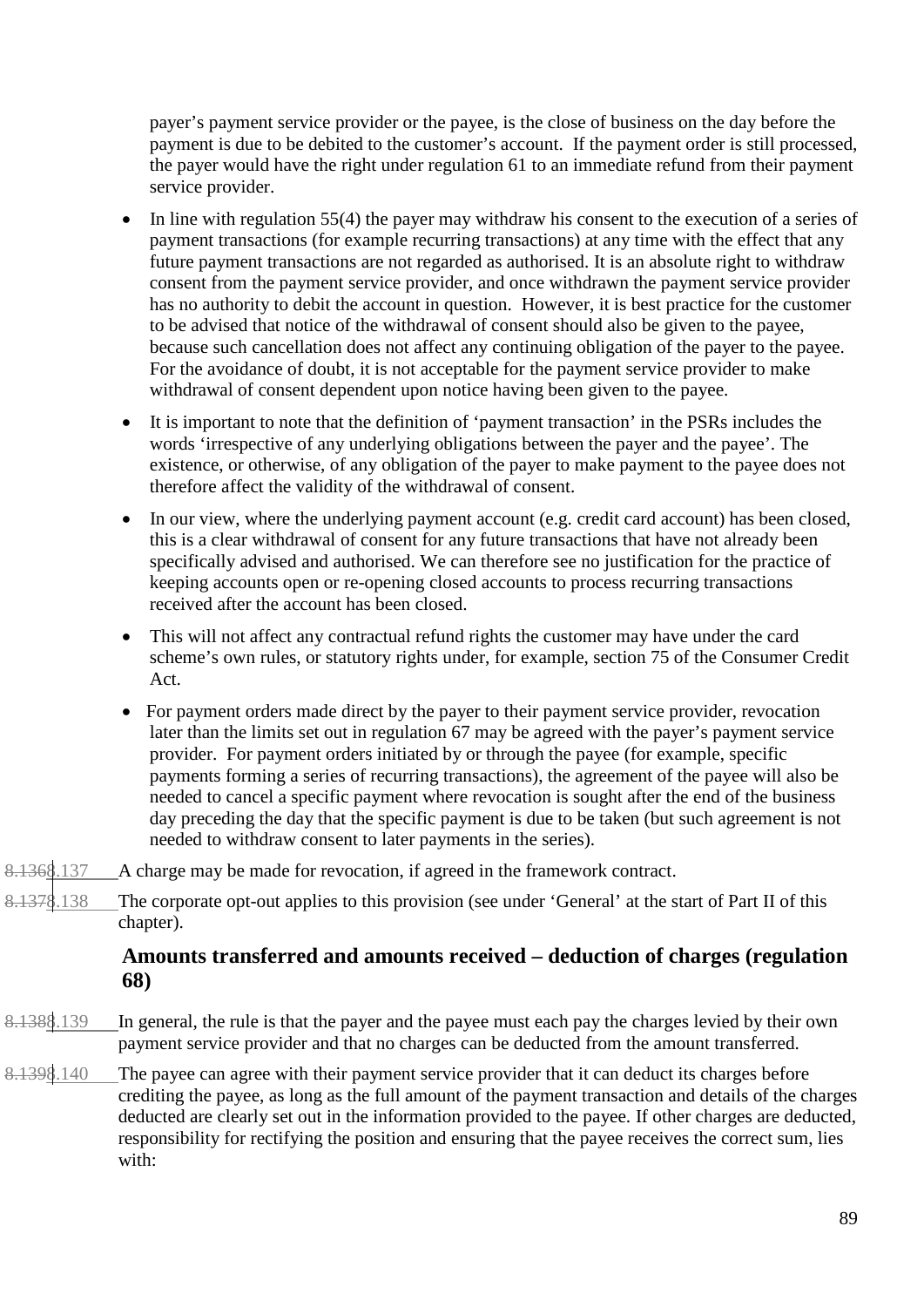payer's payment service provider or the payee, is the close of business on the day before the payment is due to be debited to the customer's account. If the payment order is still processed, the payer would have the right under regulation 61 to an immediate refund from their payment service provider.

- In line with regulation 55(4) the payer may withdraw his consent to the execution of a series of payment transactions (for example recurring transactions) at any time with the effect that any future payment transactions are not regarded as authorised. It is an absolute right to withdraw consent from the payment service provider, and once withdrawn the payment service provider has no authority to debit the account in question. However, it is best practice for the customer to be advised that notice of the withdrawal of consent should also be given to the payee, because such cancellation does not affect any continuing obligation of the payer to the payee. For the avoidance of doubt, it is not acceptable for the payment service provider to make withdrawal of consent dependent upon notice having been given to the payee.
- It is important to note that the definition of 'payment transaction' in the PSRs includes the words 'irrespective of any underlying obligations between the payer and the payee'. The existence, or otherwise, of any obligation of the payer to make payment to the payee does not therefore affect the validity of the withdrawal of consent.
- In our view, where the underlying payment account (e.g. credit card account) has been closed, this is a clear withdrawal of consent for any future transactions that have not already been specifically advised and authorised. We can therefore see no justification for the practice of keeping accounts open or re-opening closed accounts to process recurring transactions received after the account has been closed.
- This will not affect any contractual refund rights the customer may have under the card scheme's own rules, or statutory rights under, for example, section 75 of the Consumer Credit Act.
- For payment orders made direct by the payer to their payment service provider, revocation later than the limits set out in regulation 67 may be agreed with the payer's payment service provider. For payment orders initiated by or through the payee (for example, specific payments forming a series of recurring transactions), the agreement of the payee will also be needed to cancel a specific payment where revocation is sought after the end of the business day preceding the day that the specific payment is due to be taken (but such agreement is not needed to withdraw consent to later payments in the series).

8.137 A charge may be made for revocation, if agreed in the framework contract.

8.138 The corporate opt-out applies to this provision (see under 'General' at the start of Part II of this chapter).

### Amounts transferred and amounts received – deduction of charges (regulation 68)

8.139 In general, the rule is that the payer and the payee must each pay the charges levied by their own payment service provider and that no charges can be deducted from the amount transferred.

8.140 The payee can agree with their payment service provider that it can deduct its charges before crediting the payee, as long as the full amount of the payment transaction and details of the charges deducted are clearly set out in the information provided to the payee. If other charges are deducted, responsibility for rectifying the position and ensuring that the payee receives the correct sum, lies with: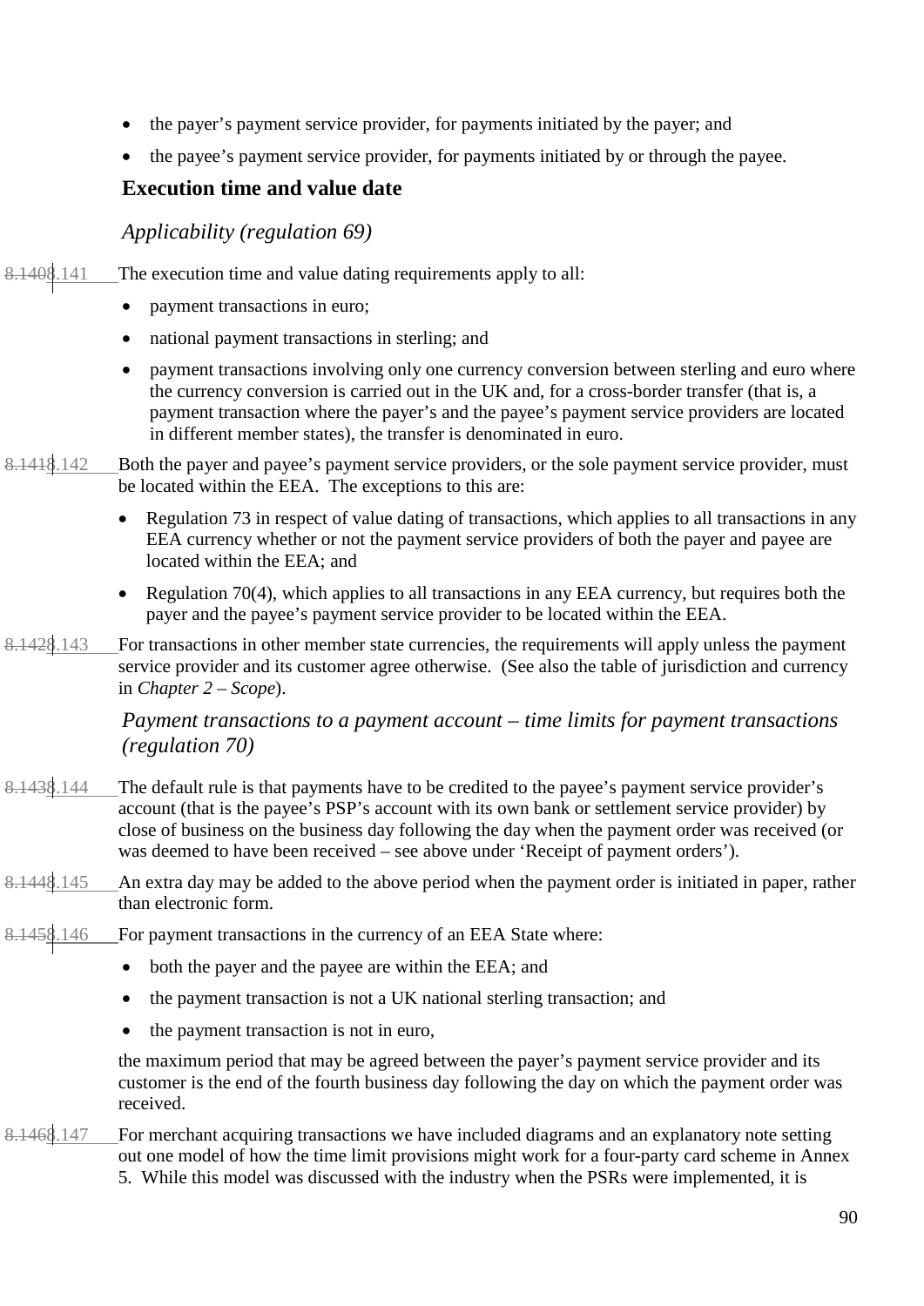- the payer's payment service provider, for payments initiated by the payer; and
- the payee's payment service provider, for payments initiated by or through the payee.

### Execution time and value date

#### *Applicability (regulation 69)*

8.141 The execution time and value dating requirements apply to all:

- payment transactions in euro;
- national payment transactions in sterling; and
- payment transactions involving only one currency conversion between sterling and euro where the currency conversion is carried out in the UK and, for a cross-border transfer (that is, a payment transaction where the payer's and the payee's payment service providers are located in different member states), the transfer is denominated in euro.

8.142 Both the payer and payee's payment service providers, or the sole payment service provider, must be located within the EEA. The exceptions to this are:

- Regulation 73 in respect of value dating of transactions, which applies to all transactions in any EEA currency whether or not the payment service providers of both the payer and payee are located within the EEA; and
- Regulation 70(4), which applies to all transactions in any EEA currency, but requires both the payer and the payee's payment service provider to be located within the EEA.

8.143 For transactions in other member state currencies, the requirements will apply unless the payment service provider and its customer agree otherwise. (See also the table of jurisdiction and currency in *Chapter 2 – Scope*).

#### *Payment transactions to a payment account – time limits for payment transactions (regulation 70)*

8.144 The default rule is that payments have to be credited to the payee's payment service provider's account (that is the payee's PSP's account with its own bank or settlement service provider) by close of business on the business day following the day when the payment order was received (or was deemed to have been received – see above under 'Receipt of payment orders').

8.145 An extra day may be added to the above period when the payment order is initiated in paper, rather than electronic form.

8.146 For payment transactions in the currency of an EEA State where:

- both the payer and the payee are within the EEA; and
- the payment transaction is not a UK national sterling transaction; and
- the payment transaction is not in euro,

the maximum period that may be agreed between the payer's payment service provider and its customer is the end of the fourth business day following the day on which the payment order was received.

8.147 For merchant acquiring transactions we have included diagrams and an explanatory note setting out one model of how the time limit provisions might work for a four-party card scheme in Annex 5. While this model was discussed with the industry when the PSRs were implemented, it is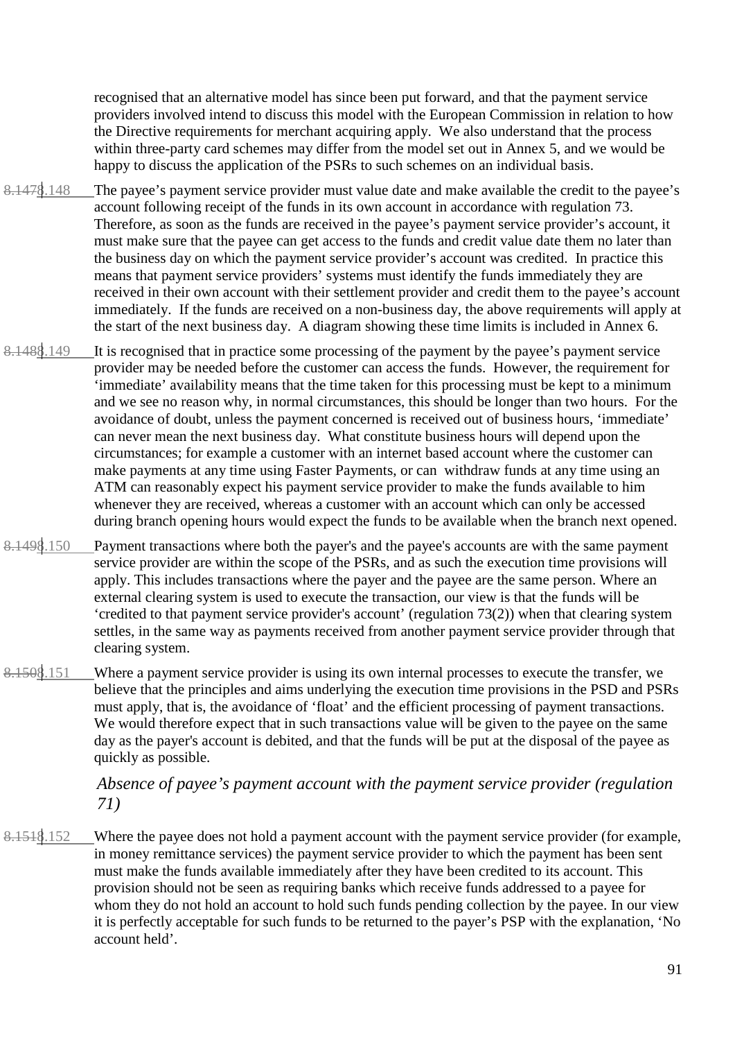recognised that an alternative model has since been put forward, and that the payment service providers involved intend to discuss this model with the European Commission in relation to how the Directive requirements for merchant acquiring apply. We also understand that the process within three-party card schemes may differ from the model set out in Annex 5, and we would be happy to discuss the application of the PSRs to such schemes on an individual basis.

8.148 The payee's payment service provider must value date and make available the credit to the payee's account following receipt of the funds in its own account in accordance with regulation 73. Therefore, as soon as the funds are received in the payee's payment service provider's account, it must make sure that the payee can get access to the funds and credit value date them no later than the business day on which the payment service provider's account was credited. In practice this means that payment service providers' systems must identify the funds immediately they are received in their own account with their settlement provider and credit them to the payee's account immediately. If the funds are received on a non-business day, the above requirements will apply at the start of the next business day. A diagram showing these time limits is included in Annex 6.

8.149 It is recognised that in practice some processing of the payment by the payee's payment service provider may be needed before the customer can access the funds. However, the requirement for 'immediate' availability means that the time taken for this processing must be kept to a minimum and we see no reason why, in normal circumstances, this should be longer than two hours. For the avoidance of doubt, unless the payment concerned is received out of business hours, 'immediate' can never mean the next business day. What constitute business hours will depend upon the circumstances; for example a customer with an internet based account where the customer can make payments at any time using Faster Payments, or can withdraw funds at any time using an ATM can reasonably expect his payment service provider to make the funds available to him whenever they are received, whereas a customer with an account which can only be accessed during branch opening hours would expect the funds to be available when the branch next opened.

8.150 Payment transactions where both the payer's and the payee's accounts are with the same payment service provider are within the scope of the PSRs, and as such the execution time provisions will apply. This includes transactions where the payer and the payee are the same person. Where an external clearing system is used to execute the transaction, our view is that the funds will be 'credited to that payment service provider's account' (regulation 73(2)) when that clearing system settles, in the same way as payments received from another payment service provider through that clearing system.

8.151 Where a payment service provider is using its own internal processes to execute the transfer, we believe that the principles and aims underlying the execution time provisions in the PSD and PSRs must apply, that is, the avoidance of 'float' and the efficient processing of payment transactions. We would therefore expect that in such transactions value will be given to the payee on the same day as the payer's account is debited, and that the funds will be put at the disposal of the payee as quickly as possible.

*Absence of payee's payment account with the payment service provider (regulation 71)*

8.152 Where the payee does not hold a payment account with the payment service provider (for example, in money remittance services) the payment service provider to which the payment has been sent must make the funds available immediately after they have been credited to its account. This provision should not be seen as requiring banks which receive funds addressed to a payee for whom they do not hold an account to hold such funds pending collection by the payee. In our view it is perfectly acceptable for such funds to be returned to the payer's PSP with the explanation, 'No account held'.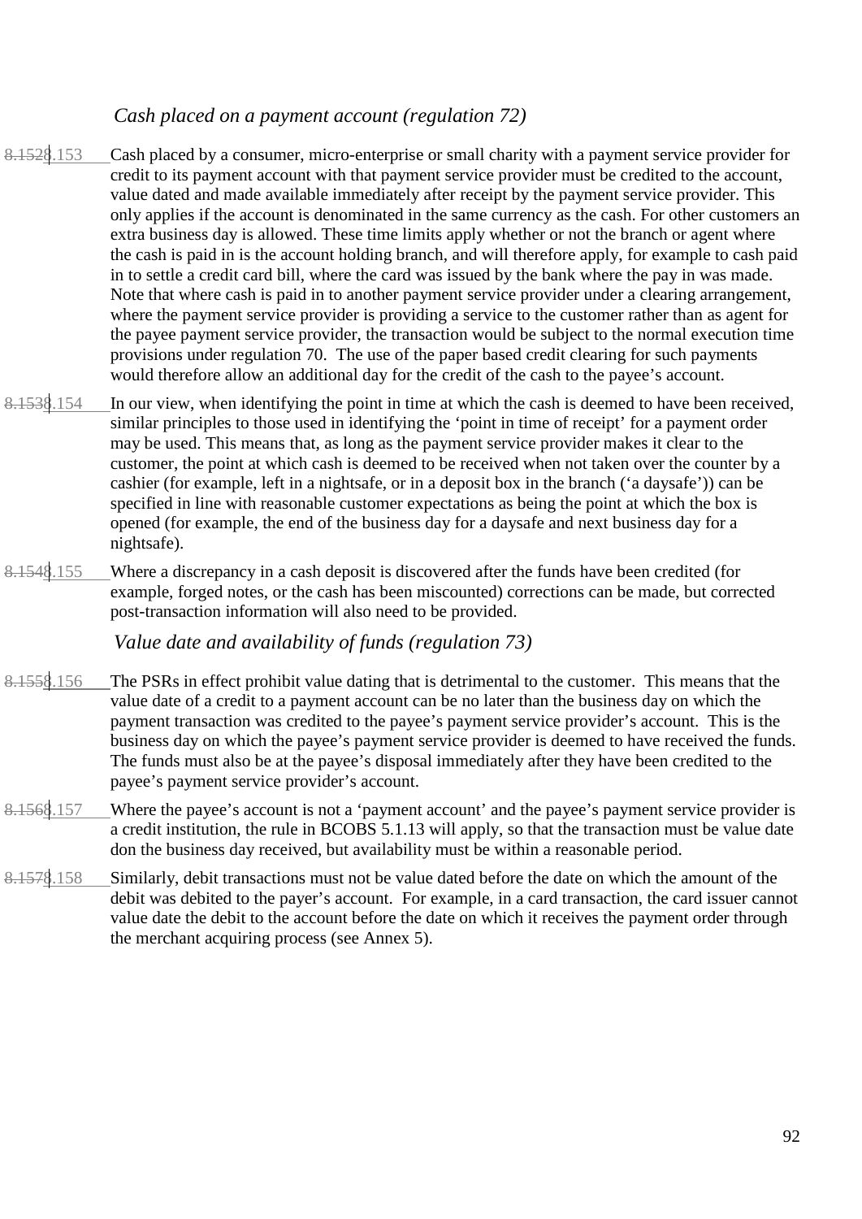*Cash placed on a payment account (regulation 72)*

~~8.152~~8.153 Cash placed by a consumer, micro-enterprise or small charity with a payment service provider for credit to its payment account with that payment service provider must be credited to the account, value dated and made available immediately after receipt by the payment service provider. This only applies if the account is denominated in the same currency as the cash. For other customers an extra business day is allowed. These time limits apply whether or not the branch or agent where the cash is paid in is the account holding branch, and will therefore apply, for example to cash paid in to settle a credit card bill, where the card was issued by the bank where the pay in was made. Note that where cash is paid in to another payment service provider under a clearing arrangement, where the payment service provider is providing a service to the customer rather than as agent for the payee payment service provider, the transaction would be subject to the normal execution time provisions under regulation 70. The use of the paper based credit clearing for such payments would therefore allow an additional day for the credit of the cash to the payee's account.

~~8.153~~8.154 In our view, when identifying the point in time at which the cash is deemed to have been received, similar principles to those used in identifying the 'point in time of receipt' for a payment order may be used. This means that, as long as the payment service provider makes it clear to the customer, the point at which cash is deemed to be received when not taken over the counter by a cashier (for example, left in a nightsafe, or in a deposit box in the branch ('a daysafe')) can be specified in line with reasonable customer expectations as being the point at which the box is opened (for example, the end of the business day for a daysafe and next business day for a nightsafe).

~~8.154~~8.155 Where a discrepancy in a cash deposit is discovered after the funds have been credited (for example, forged notes, or the cash has been miscounted) corrections can be made, but corrected post-transaction information will also need to be provided.

*Value date and availability of funds (regulation 73)*

~~8.155~~8.156 The PSRs in effect prohibit value dating that is detrimental to the customer. This means that the value date of a credit to a payment account can be no later than the business day on which the payment transaction was credited to the payee's payment service provider's account. This is the business day on which the payee's payment service provider is deemed to have received the funds. The funds must also be at the payee's disposal immediately after they have been credited to the payee's payment service provider's account.

~~8.156~~8.157 Where the payee's account is not a 'payment account' and the payee's payment service provider is a credit institution, the rule in BCOBS 5.1.13 will apply, so that the transaction must be value date don the business day received, but availability must be within a reasonable period.

~~8.157~~8.158 Similarly, debit transactions must not be value dated before the date on which the amount of the debit was debited to the payer's account. For example, in a card transaction, the card issuer cannot value date the debit to the account before the date on which it receives the payment order through the merchant acquiring process (see Annex 5).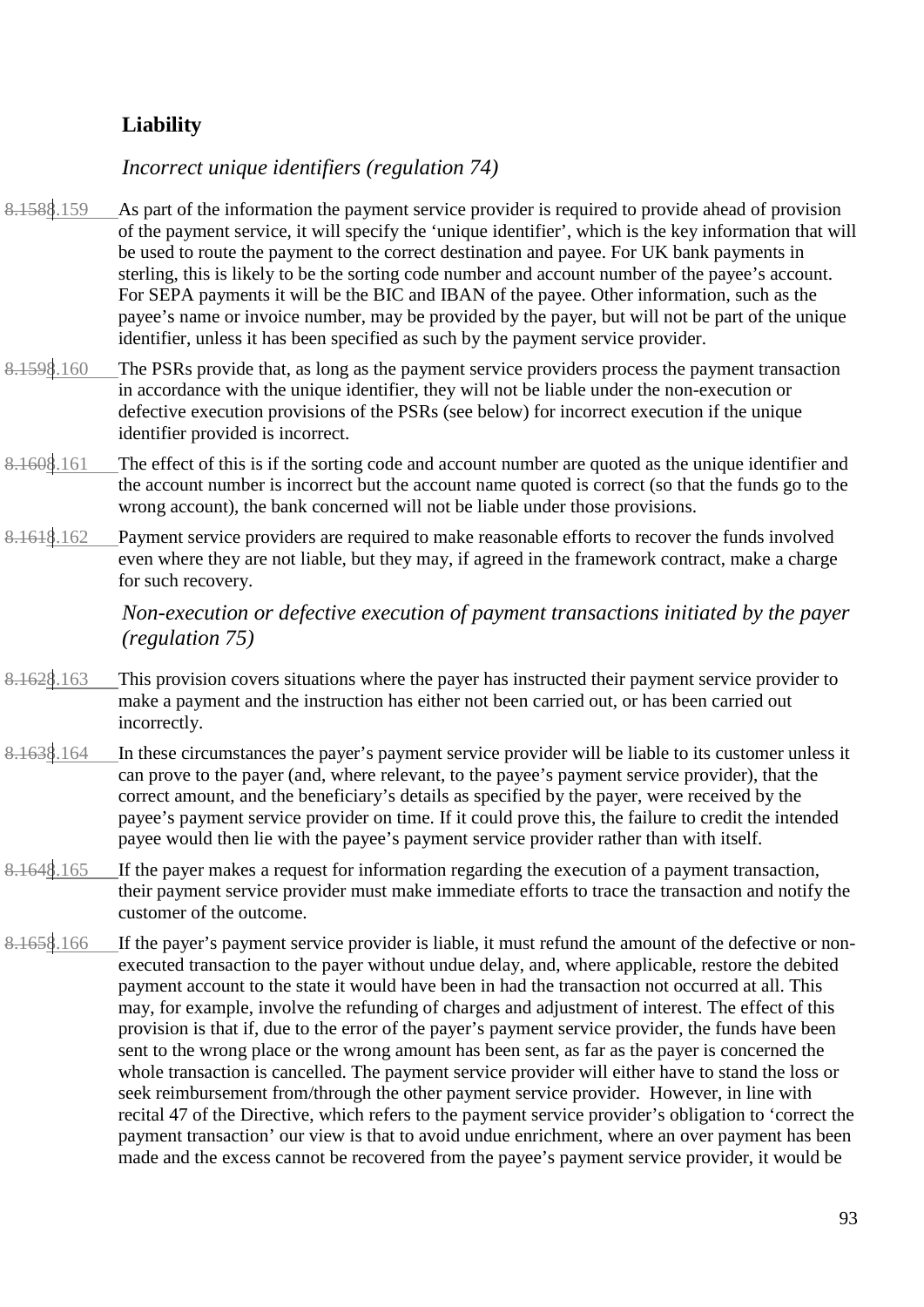## Liability

### *Incorrect unique identifiers (regulation 74)*

~~8.158~~8.159 As part of the information the payment service provider is required to provide ahead of provision of the payment service, it will specify the 'unique identifier', which is the key information that will be used to route the payment to the correct destination and payee. For UK bank payments in sterling, this is likely to be the sorting code number and account number of the payee's account. For SEPA payments it will be the BIC and IBAN of the payee. Other information, such as the payee's name or invoice number, may be provided by the payer, but will not be part of the unique identifier, unless it has been specified as such by the payment service provider.

~~8.159~~8.160 The PSRs provide that, as long as the payment service providers process the payment transaction in accordance with the unique identifier, they will not be liable under the non-execution or defective execution provisions of the PSRs (see below) for incorrect execution if the unique identifier provided is incorrect.

~~8.160~~8.161 The effect of this is if the sorting code and account number are quoted as the unique identifier and the account number is incorrect but the account name quoted is correct (so that the funds go to the wrong account), the bank concerned will not be liable under those provisions.

~~8.161~~8.162 Payment service providers are required to make reasonable efforts to recover the funds involved even where they are not liable, but they may, if agreed in the framework contract, make a charge for such recovery.

### *Non-execution or defective execution of payment transactions initiated by the payer (regulation 75)*

~~8.162~~8.163 This provision covers situations where the payer has instructed their payment service provider to make a payment and the instruction has either not been carried out, or has been carried out incorrectly.

~~8.163~~8.164 In these circumstances the payer's payment service provider will be liable to its customer unless it can prove to the payer (and, where relevant, to the payee's payment service provider), that the correct amount, and the beneficiary's details as specified by the payer, were received by the payee's payment service provider on time. If it could prove this, the failure to credit the intended payee would then lie with the payee's payment service provider rather than with itself.

~~8.164~~8.165 If the payer makes a request for information regarding the execution of a payment transaction, their payment service provider must make immediate efforts to trace the transaction and notify the customer of the outcome.

~~8.165~~8.166 If the payer's payment service provider is liable, it must refund the amount of the defective or non-executed transaction to the payer without undue delay, and, where applicable, restore the debited payment account to the state it would have been in had the transaction not occurred at all. This may, for example, involve the refunding of charges and adjustment of interest. The effect of this provision is that if, due to the error of the payer's payment service provider, the funds have been sent to the wrong place or the wrong amount has been sent, as far as the payer is concerned the whole transaction is cancelled. The payment service provider will either have to stand the loss or seek reimbursement from/through the other payment service provider. However, in line with recital 47 of the Directive, which refers to the payment service provider's obligation to 'correct the payment transaction' our view is that to avoid undue enrichment, where an over payment has been made and the excess cannot be recovered from the payee's payment service provider, it would be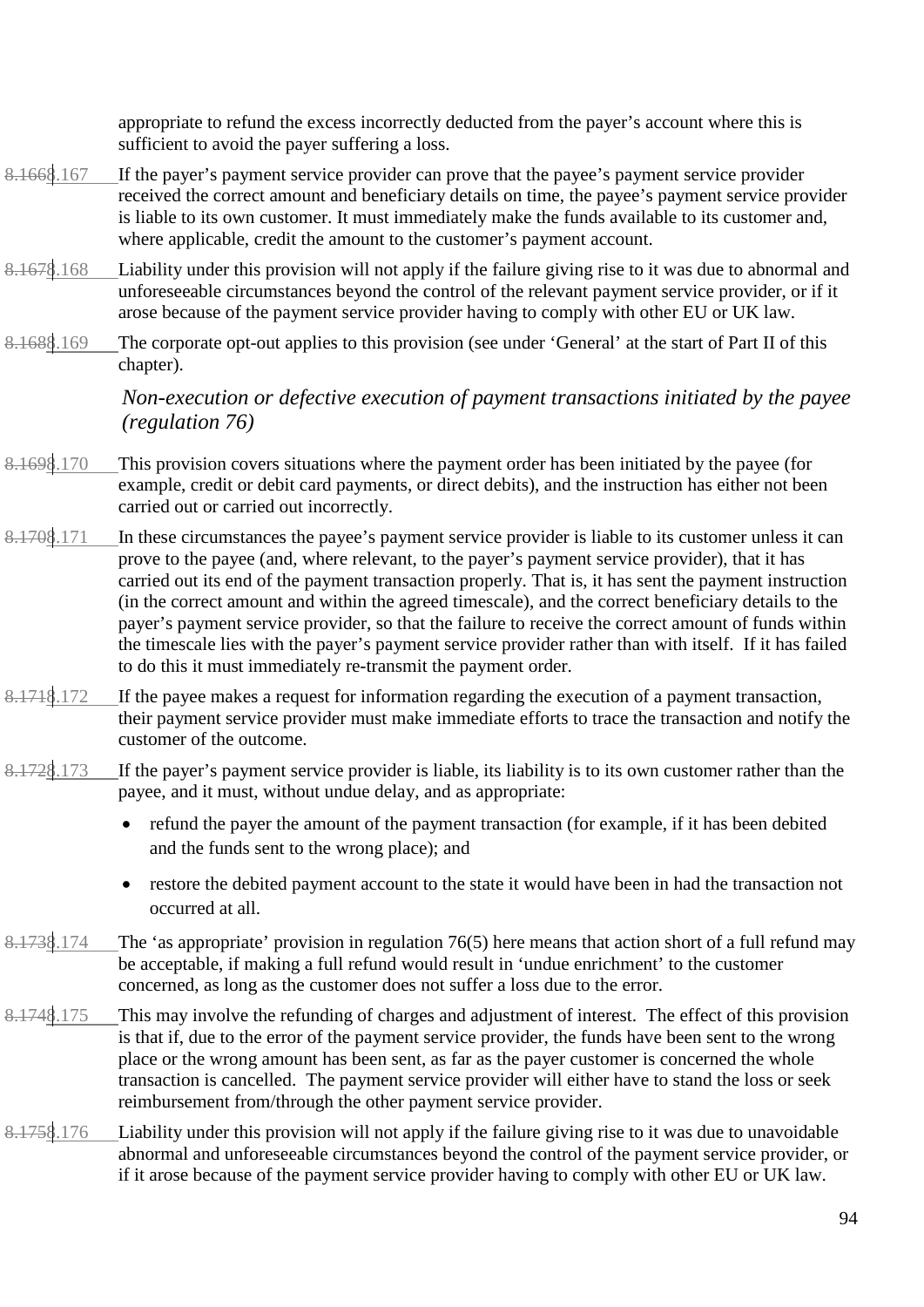appropriate to refund the excess incorrectly deducted from the payer's account where this is sufficient to avoid the payer suffering a loss.

~~8.166~~8.167 If the payer's payment service provider can prove that the payee's payment service provider received the correct amount and beneficiary details on time, the payee's payment service provider is liable to its own customer. It must immediately make the funds available to its customer and, where applicable, credit the amount to the customer's payment account.

~~8.167~~8.168 Liability under this provision will not apply if the failure giving rise to it was due to abnormal and unforeseeable circumstances beyond the control of the relevant payment service provider, or if it arose because of the payment service provider having to comply with other EU or UK law.

~~8.168~~8.169 The corporate opt-out applies to this provision (see under 'General' at the start of Part II of this chapter).

*Non-execution or defective execution of payment transactions initiated by the payee (regulation 76)*

~~8.169~~8.170 This provision covers situations where the payment order has been initiated by the payee (for example, credit or debit card payments, or direct debits), and the instruction has either not been carried out or carried out incorrectly.

~~8.170~~8.171 In these circumstances the payee's payment service provider is liable to its customer unless it can prove to the payee (and, where relevant, to the payer's payment service provider), that it has carried out its end of the payment transaction properly. That is, it has sent the payment instruction (in the correct amount and within the agreed timescale), and the correct beneficiary details to the payer's payment service provider, so that the failure to receive the correct amount of funds within the timescale lies with the payer's payment service provider rather than with itself. If it has failed to do this it must immediately re-transmit the payment order.

~~8.171~~8.172 If the payee makes a request for information regarding the execution of a payment transaction, their payment service provider must make immediate efforts to trace the transaction and notify the customer of the outcome.

~~8.172~~8.173 If the payer's payment service provider is liable, its liability is to its own customer rather than the payee, and it must, without undue delay, and as appropriate:

- refund the payer the amount of the payment transaction (for example, if it has been debited and the funds sent to the wrong place); and
- restore the debited payment account to the state it would have been in had the transaction not occurred at all.

~~8.173~~8.174 The 'as appropriate' provision in regulation 76(5) here means that action short of a full refund may be acceptable, if making a full refund would result in 'undue enrichment' to the customer concerned, as long as the customer does not suffer a loss due to the error.

~~8.174~~8.175 This may involve the refunding of charges and adjustment of interest. The effect of this provision is that if, due to the error of the payment service provider, the funds have been sent to the wrong place or the wrong amount has been sent, as far as the payer customer is concerned the whole transaction is cancelled. The payment service provider will either have to stand the loss or seek reimbursement from/through the other payment service provider.

~~8.175~~8.176 Liability under this provision will not apply if the failure giving rise to it was due to unavoidable abnormal and unforeseeable circumstances beyond the control of the payment service provider, or if it arose because of the payment service provider having to comply with other EU or UK law.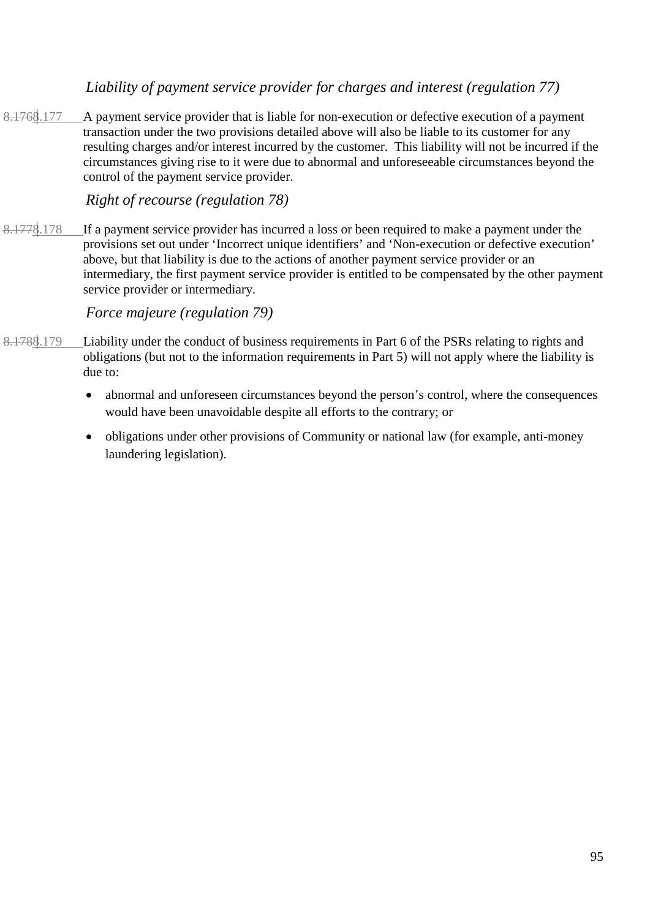*Liability of payment service provider for charges and interest (regulation 77)*

~~8.176~~8.177 A payment service provider that is liable for non-execution or defective execution of a payment transaction under the two provisions detailed above will also be liable to its customer for any resulting charges and/or interest incurred by the customer. This liability will not be incurred if the circumstances giving rise to it were due to abnormal and unforeseeable circumstances beyond the control of the payment service provider.

*Right of recourse (regulation 78)*

~~8.177~~8.178 If a payment service provider has incurred a loss or been required to make a payment under the provisions set out under 'Incorrect unique identifiers' and 'Non-execution or defective execution' above, but that liability is due to the actions of another payment service provider or an intermediary, the first payment service provider is entitled to be compensated by the other payment service provider or intermediary.

*Force majeure (regulation 79)*

~~8.178~~8.179 Liability under the conduct of business requirements in Part 6 of the PSRs relating to rights and obligations (but not to the information requirements in Part 5) will not apply where the liability is due to:

- abnormal and unforeseen circumstances beyond the person's control, where the consequences would have been unavoidable despite all efforts to the contrary; or
- obligations under other provisions of Community or national law (for example, anti-money laundering legislation).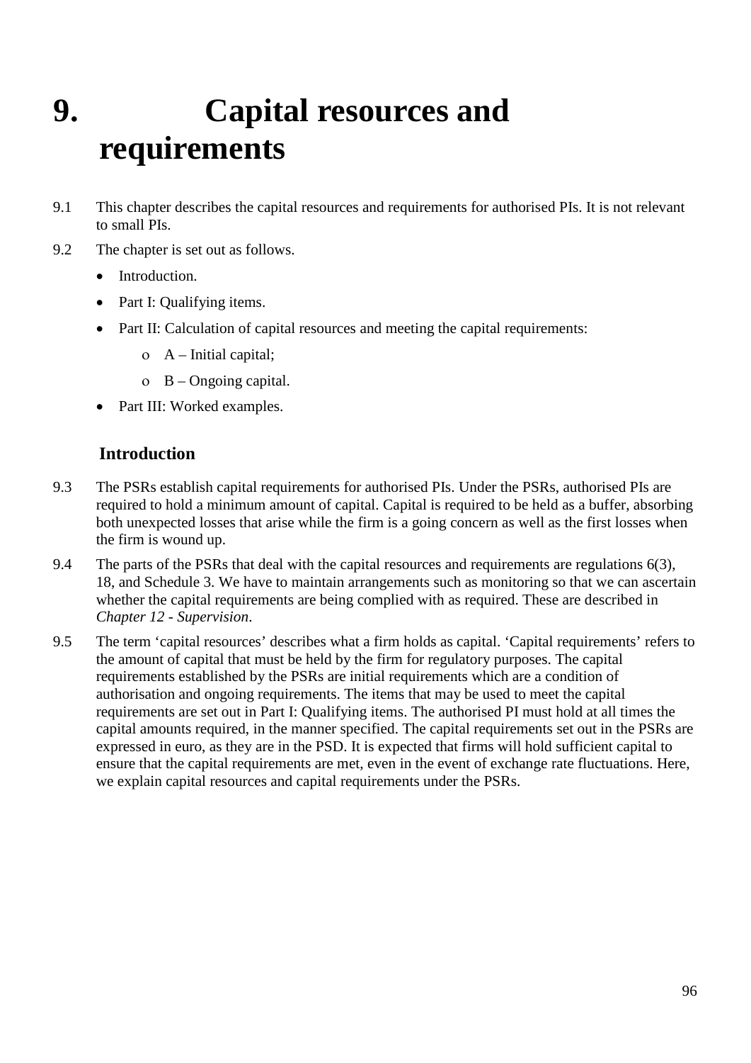# 9. Capital resources and requirements

9.1 This chapter describes the capital resources and requirements for authorised PIs. It is not relevant to small PIs.

9.2 The chapter is set out as follows.

- Introduction.
- Part I: Qualifying items.
- Part II: Calculation of capital resources and meeting the capital requirements:
  - A – Initial capital;
  - B – Ongoing capital.
- Part III: Worked examples.

## Introduction

9.3 The PSRs establish capital requirements for authorised PIs. Under the PSRs, authorised PIs are required to hold a minimum amount of capital. Capital is required to be held as a buffer, absorbing both unexpected losses that arise while the firm is a going concern as well as the first losses when the firm is wound up.

9.4 The parts of the PSRs that deal with the capital resources and requirements are regulations 6(3), 18, and Schedule 3. We have to maintain arrangements such as monitoring so that we can ascertain whether the capital requirements are being complied with as required. These are described in *Chapter 12 - Supervision*.

9.5 The term 'capital resources' describes what a firm holds as capital. 'Capital requirements' refers to the amount of capital that must be held by the firm for regulatory purposes. The capital requirements established by the PSRs are initial requirements which are a condition of authorisation and ongoing requirements. The items that may be used to meet the capital requirements are set out in Part I: Qualifying items. The authorised PI must hold at all times the capital amounts required, in the manner specified. The capital requirements set out in the PSRs are expressed in euro, as they are in the PSD. It is expected that firms will hold sufficient capital to ensure that the capital requirements are met, even in the event of exchange rate fluctuations. Here, we explain capital resources and capital requirements under the PSRs.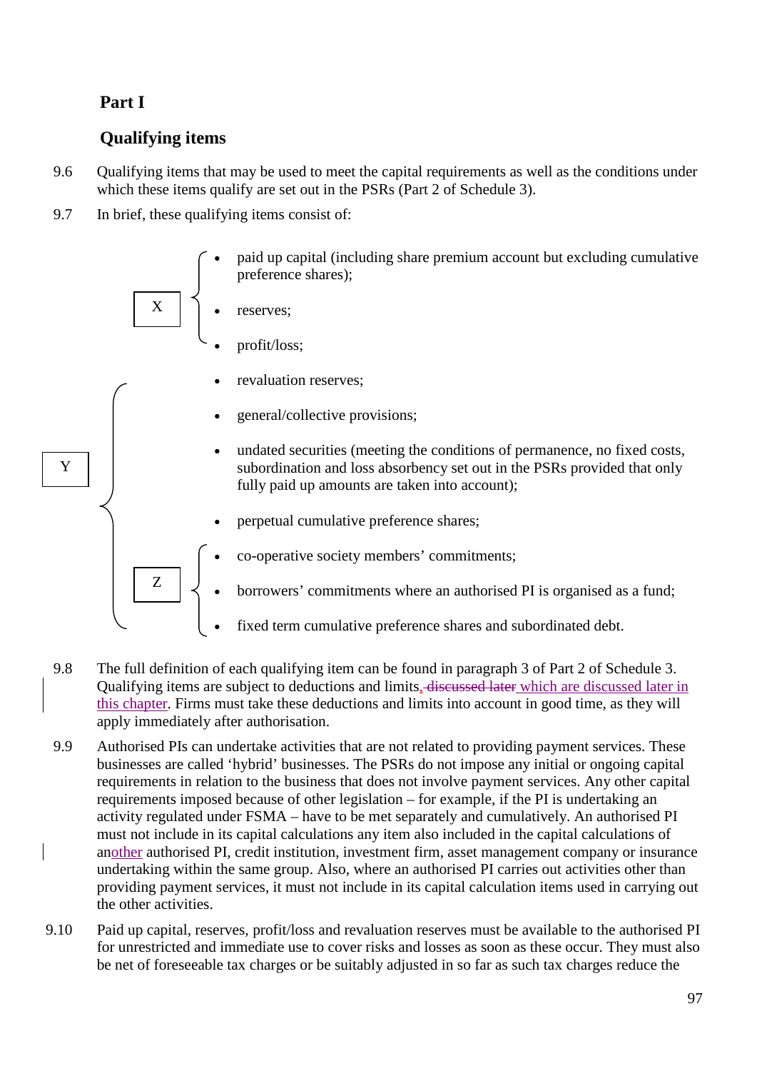## Part I

## Qualifying items

9.6 Qualifying items that may be used to meet the capital requirements as well as the conditions under which these items qualify are set out in the PSRs (Part 2 of Schedule 3).

9.7 In brief, these qualifying items consist of:

X
- paid up capital (including share premium account but excluding cumulative preference shares);
- reserves;
- profit/loss;

Y
- revaluation reserves;
- general/collective provisions;
- undated securities (meeting the conditions of permanence, no fixed costs, subordination and loss absorbency set out in the PSRs provided that only fully paid up amounts are taken into account);
- perpetual cumulative preference shares;

Z
- co-operative society members' commitments;
- borrowers' commitments where an authorised PI is organised as a fund;
- fixed term cumulative preference shares and subordinated debt.

9.8 The full definition of each qualifying item can be found in paragraph 3 of Part 2 of Schedule 3. Qualifying items are subject to deductions and limits, ~~discussed later~~ which are discussed later in this chapter. Firms must take these deductions and limits into account in good time, as they will apply immediately after authorisation.

9.9 Authorised PIs can undertake activities that are not related to providing payment services. These businesses are called 'hybrid' businesses. The PSRs do not impose any initial or ongoing capital requirements in relation to the business that does not involve payment services. Any other capital requirements imposed because of other legislation – for example, if the PI is undertaking an activity regulated under FSMA – have to be met separately and cumulatively. An authorised PI must not include in its capital calculations any item also included in the capital calculations of another authorised PI, credit institution, investment firm, asset management company or insurance undertaking within the same group. Also, where an authorised PI carries out activities other than providing payment services, it must not include in its capital calculation items used in carrying out the other activities.

9.10 Paid up capital, reserves, profit/loss and revaluation reserves must be available to the authorised PI for unrestricted and immediate use to cover risks and losses as soon as these occur. They must also be net of foreseeable tax charges or be suitably adjusted in so far as such tax charges reduce the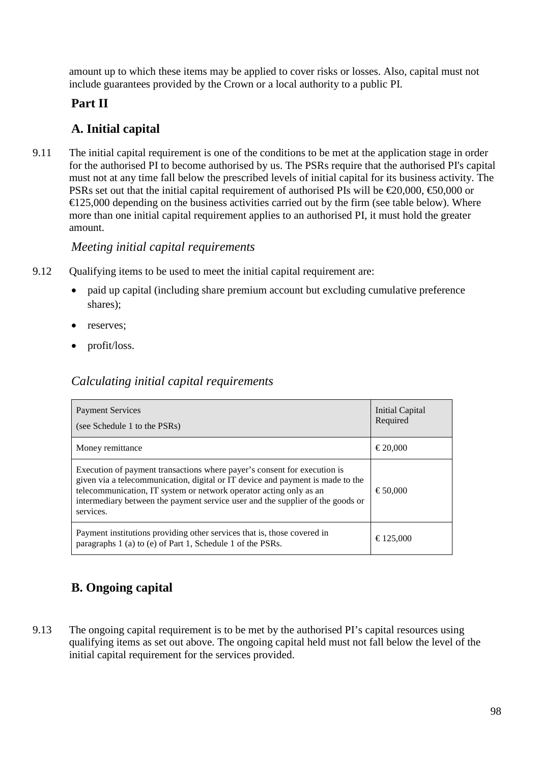amount up to which these items may be applied to cover risks or losses. Also, capital must not include guarantees provided by the Crown or a local authority to a public PI.

## Part II

## A. Initial capital

9.11 The initial capital requirement is one of the conditions to be met at the application stage in order for the authorised PI to become authorised by us. The PSRs require that the authorised PI's capital must not at any time fall below the prescribed levels of initial capital for its business activity. The PSRs set out that the initial capital requirement of authorised PIs will be €20,000, €50,000 or €125,000 depending on the business activities carried out by the firm (see table below). Where more than one initial capital requirement applies to an authorised PI, it must hold the greater amount.

### *Meeting initial capital requirements*

9.12 Qualifying items to be used to meet the initial capital requirement are:

- paid up capital (including share premium account but excluding cumulative preference shares);
- reserves;
- profit/loss.

### *Calculating initial capital requirements*

| Payment Services (see Schedule 1 to the PSRs) | Initial Capital Required |
|---|---|
| Money remittance | € 20,000 |
| Execution of payment transactions where payer's consent for execution is given via a telecommunication, digital or IT device and payment is made to the telecommunication, IT system or network operator acting only as an intermediary between the payment service user and the supplier of the goods or services. | € 50,000 |
| Payment institutions providing other services that is, those covered in paragraphs 1 (a) to (e) of Part 1, Schedule 1 of the PSRs. | € 125,000 |

## B. Ongoing capital

9.13 The ongoing capital requirement is to be met by the authorised PI's capital resources using qualifying items as set out above. The ongoing capital held must not fall below the level of the initial capital requirement for the services provided.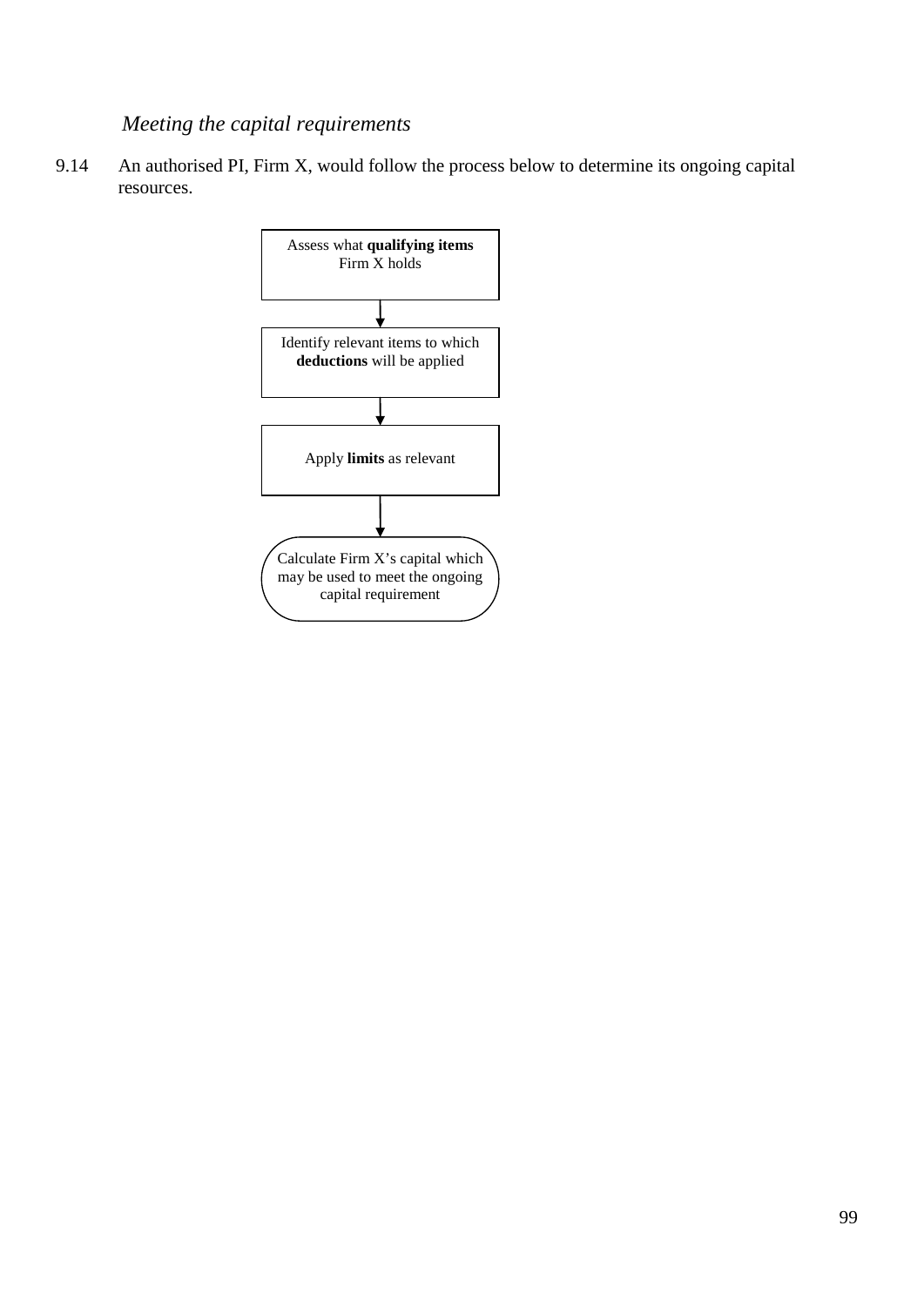*Meeting the capital requirements*

9.14 An authorised PI, Firm X, would follow the process below to determine its ongoing capital resources.

Assess what **qualifying items** Firm X holds

↓

Identify relevant items to which **deductions** will be applied

↓

Apply **limits** as relevant

↓

Calculate Firm X's capital which may be used to meet the ongoing capital requirement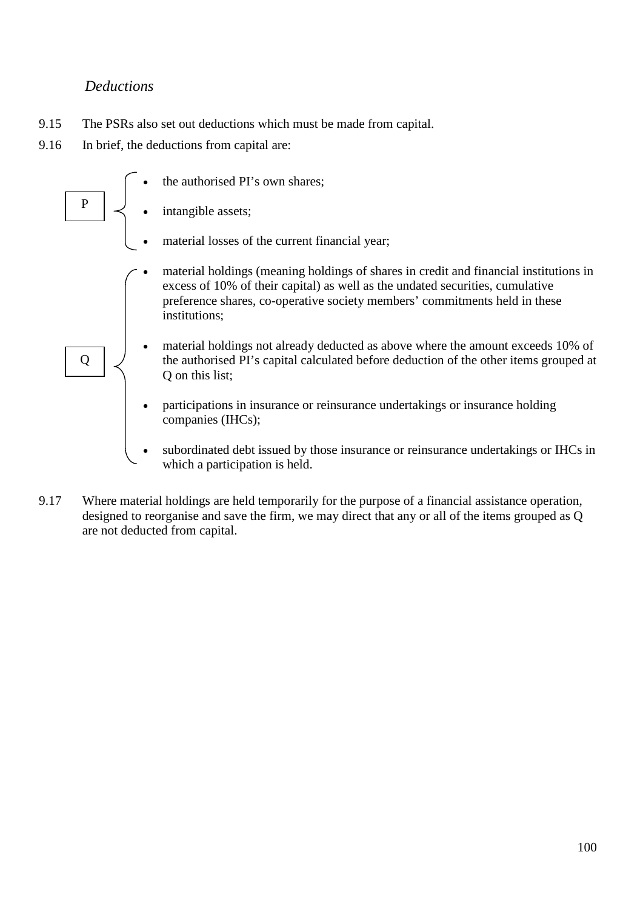*Deductions*

9.15 The PSRs also set out deductions which must be made from capital.

9.16 In brief, the deductions from capital are:

P

- the authorised PI's own shares;
- intangible assets;
- material losses of the current financial year;

Q

- material holdings (meaning holdings of shares in credit and financial institutions in excess of 10% of their capital) as well as the undated securities, cumulative preference shares, co-operative society members' commitments held in these institutions;
- material holdings not already deducted as above where the amount exceeds 10% of the authorised PI's capital calculated before deduction of the other items grouped at Q on this list;
- participations in insurance or reinsurance undertakings or insurance holding companies (IHCs);
- subordinated debt issued by those insurance or reinsurance undertakings or IHCs in which a participation is held.

9.17 Where material holdings are held temporarily for the purpose of a financial assistance operation, designed to reorganise and save the firm, we may direct that any or all of the items grouped as Q are not deducted from capital.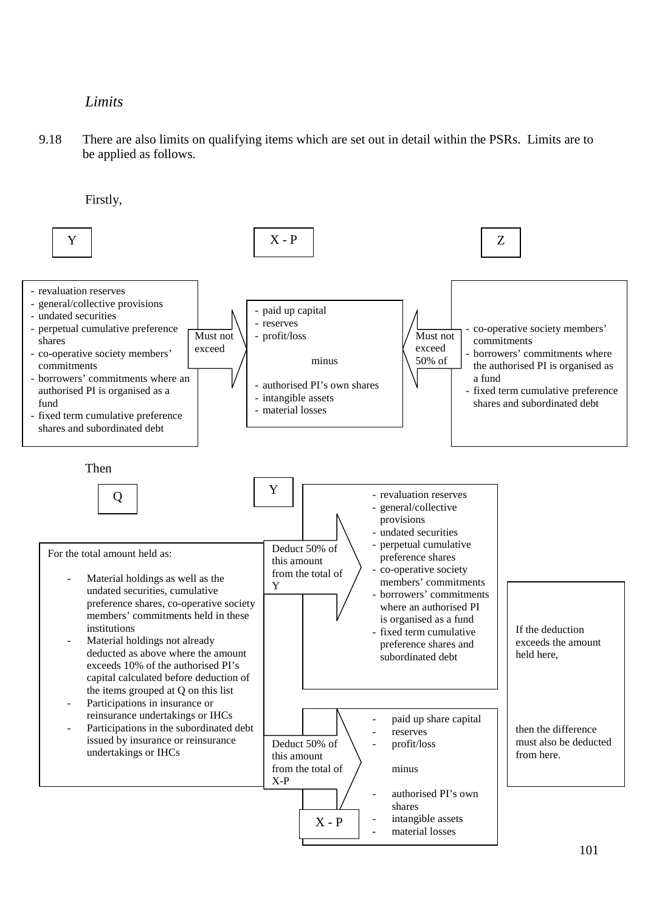*Limits*

9.18 There are also limits on qualifying items which are set out in detail within the PSRs. Limits are to be applied as follows.

Firstly,

**Y**

- revaluation reserves
- general/collective provisions
- undated securities
- perpetual cumulative preference shares
- co-operative society members' commitments
- borrowers' commitments where an authorised PI is organised as a fund
- fixed term cumulative preference shares and subordinated debt

Must not exceed →

**X - P**

- paid up capital
- reserves
- profit/loss

minus

- authorised PI's own shares
- intangible assets
- material losses

← Must not exceed 50% of

**Z**

- co-operative society members' commitments
- borrowers' commitments where the authorised PI is organised as a fund
- fixed term cumulative preference shares and subordinated debt

Then

**Q**

For the total amount held as:

- Material holdings as well as the undated securities, cumulative preference shares, co-operative society members' commitments held in these institutions
- Material holdings not already deducted as above where the amount exceeds 10% of the authorised PI's capital calculated before deduction of the items grouped at Q on this list
- Participations in insurance or reinsurance undertakings or IHCs
- Participations in the subordinated debt issued by insurance or reinsurance undertakings or IHCs

Deduct 50% of this amount from the total of Y →

**Y**

- revaluation reserves
- general/collective provisions
- undated securities
- perpetual cumulative preference shares
- co-operative society members' commitments
- borrowers' commitments where an authorised PI is organised as a fund
- fixed term cumulative preference shares and subordinated debt

Deduct 50% of this amount from the total of X-P →

**X - P**

- paid up share capital
- reserves
- profit/loss

minus

- authorised PI's own shares
- intangible assets
- material losses

If the deduction exceeds the amount held here,

then the difference must also be deducted from here.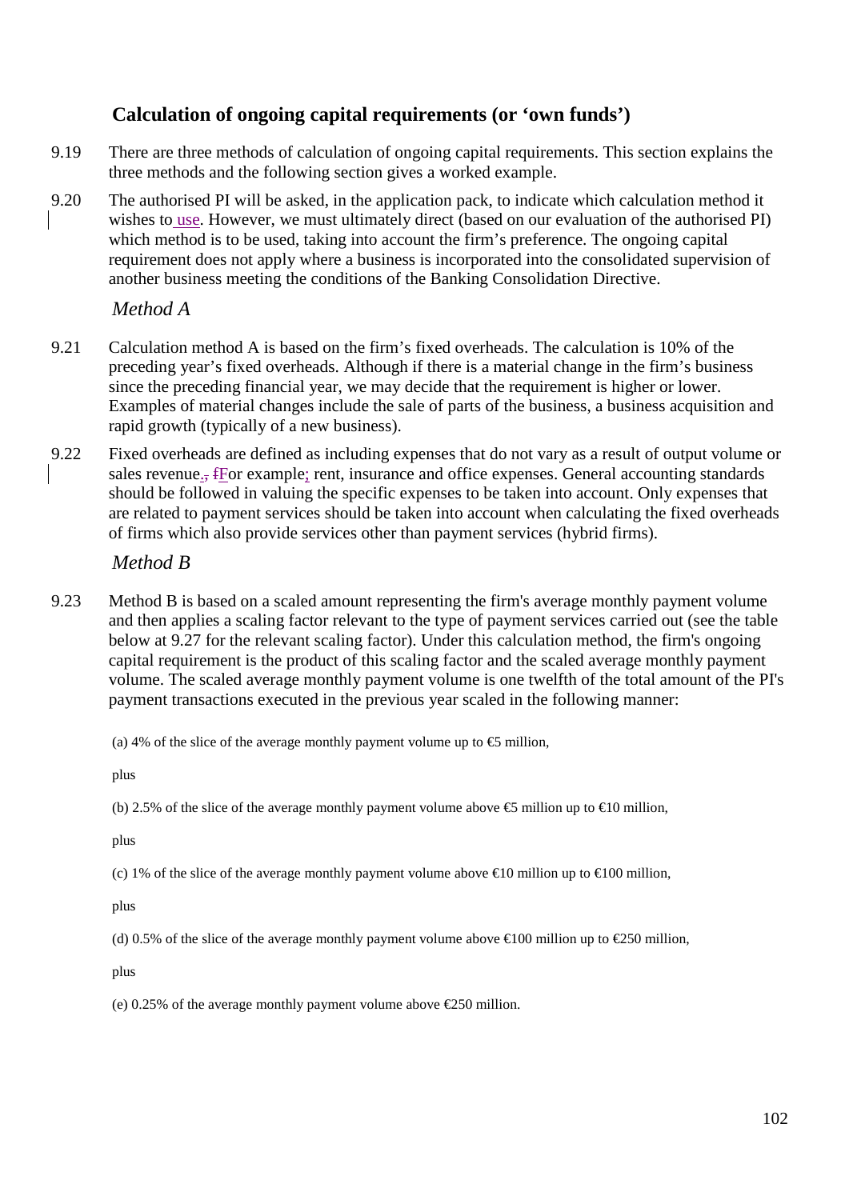## Calculation of ongoing capital requirements (or 'own funds')

9.19 There are three methods of calculation of ongoing capital requirements. This section explains the three methods and the following section gives a worked example.

9.20 The authorised PI will be asked, in the application pack, to indicate which calculation method it wishes to use. However, we must ultimately direct (based on our evaluation of the authorised PI) which method is to be used, taking into account the firm's preference. The ongoing capital requirement does not apply where a business is incorporated into the consolidated supervision of another business meeting the conditions of the Banking Consolidation Directive.

### *Method A*

9.21 Calculation method A is based on the firm's fixed overheads. The calculation is 10% of the preceding year's fixed overheads. Although if there is a material change in the firm's business since the preceding financial year, we may decide that the requirement is higher or lower. Examples of material changes include the sale of parts of the business, a business acquisition and rapid growth (typically of a new business).

9.22 Fixed overheads are defined as including expenses that do not vary as a result of output volume or sales revenue. For example; rent, insurance and office expenses. General accounting standards should be followed in valuing the specific expenses to be taken into account. Only expenses that are related to payment services should be taken into account when calculating the fixed overheads of firms which also provide services other than payment services (hybrid firms).

### *Method B*

9.23 Method B is based on a scaled amount representing the firm's average monthly payment volume and then applies a scaling factor relevant to the type of payment services carried out (see the table below at 9.27 for the relevant scaling factor). Under this calculation method, the firm's ongoing capital requirement is the product of this scaling factor and the scaled average monthly payment volume. The scaled average monthly payment volume is one twelfth of the total amount of the PI's payment transactions executed in the previous year scaled in the following manner:

(a) 4% of the slice of the average monthly payment volume up to €5 million,

plus

(b) 2.5% of the slice of the average monthly payment volume above €5 million up to €10 million,

plus

(c) 1% of the slice of the average monthly payment volume above €10 million up to €100 million,

plus

(d) 0.5% of the slice of the average monthly payment volume above €100 million up to €250 million,

plus

(e) 0.25% of the average monthly payment volume above €250 million.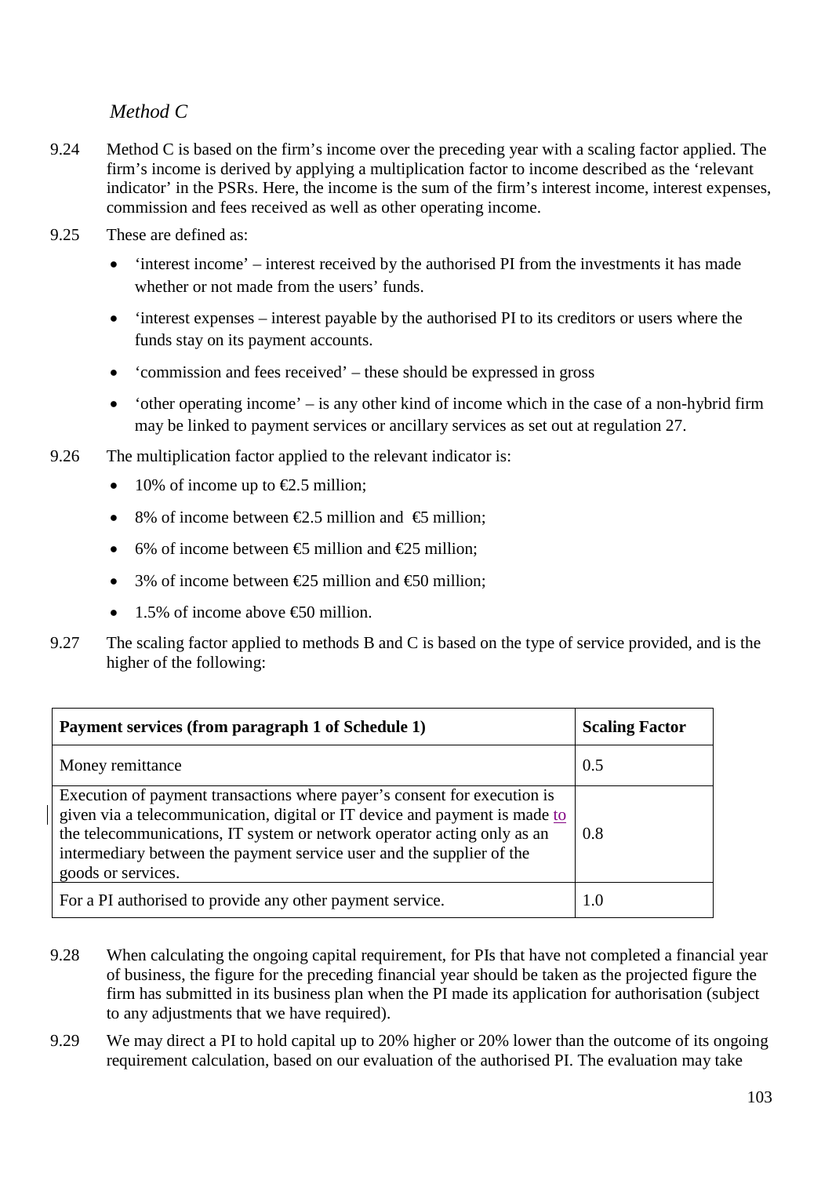*Method C*

9.24 Method C is based on the firm's income over the preceding year with a scaling factor applied. The firm's income is derived by applying a multiplication factor to income described as the 'relevant indicator' in the PSRs. Here, the income is the sum of the firm's interest income, interest expenses, commission and fees received as well as other operating income.

9.25 These are defined as:

- 'interest income' – interest received by the authorised PI from the investments it has made whether or not made from the users' funds.
- 'interest expenses – interest payable by the authorised PI to its creditors or users where the funds stay on its payment accounts.
- 'commission and fees received' – these should be expressed in gross
- 'other operating income' – is any other kind of income which in the case of a non-hybrid firm may be linked to payment services or ancillary services as set out at regulation 27.

9.26 The multiplication factor applied to the relevant indicator is:

- 10% of income up to €2.5 million;
- 8% of income between €2.5 million and €5 million;
- 6% of income between €5 million and €25 million;
- 3% of income between €25 million and €50 million;
- 1.5% of income above €50 million.

9.27 The scaling factor applied to methods B and C is based on the type of service provided, and is the higher of the following:

| Payment services (from paragraph 1 of Schedule 1) | Scaling Factor |
|---|---|
| Money remittance | 0.5 |
| Execution of payment transactions where payer's consent for execution is given via a telecommunication, digital or IT device and payment is made to the telecommunications, IT system or network operator acting only as an intermediary between the payment service user and the supplier of the goods or services. | 0.8 |
| For a PI authorised to provide any other payment service. | 1.0 |

9.28 When calculating the ongoing capital requirement, for PIs that have not completed a financial year of business, the figure for the preceding financial year should be taken as the projected figure the firm has submitted in its business plan when the PI made its application for authorisation (subject to any adjustments that we have required).

9.29 We may direct a PI to hold capital up to 20% higher or 20% lower than the outcome of its ongoing requirement calculation, based on our evaluation of the authorised PI. The evaluation may take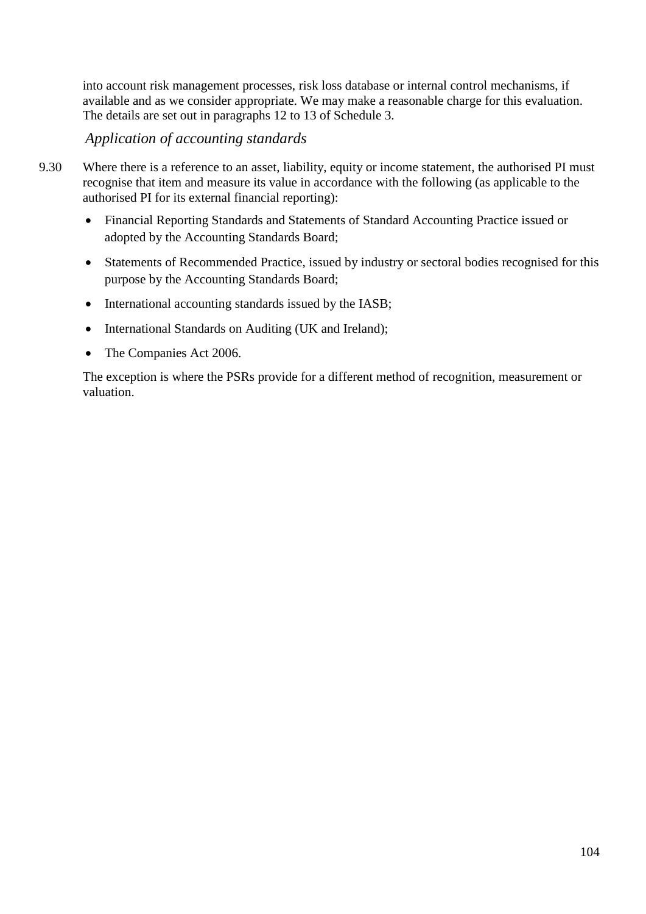into account risk management processes, risk loss database or internal control mechanisms, if available and as we consider appropriate. We may make a reasonable charge for this evaluation. The details are set out in paragraphs 12 to 13 of Schedule 3.

### *Application of accounting standards*

9.30 Where there is a reference to an asset, liability, equity or income statement, the authorised PI must recognise that item and measure its value in accordance with the following (as applicable to the authorised PI for its external financial reporting):

- Financial Reporting Standards and Statements of Standard Accounting Practice issued or adopted by the Accounting Standards Board;
- Statements of Recommended Practice, issued by industry or sectoral bodies recognised for this purpose by the Accounting Standards Board;
- International accounting standards issued by the IASB;
- International Standards on Auditing (UK and Ireland);
- The Companies Act 2006.

The exception is where the PSRs provide for a different method of recognition, measurement or valuation.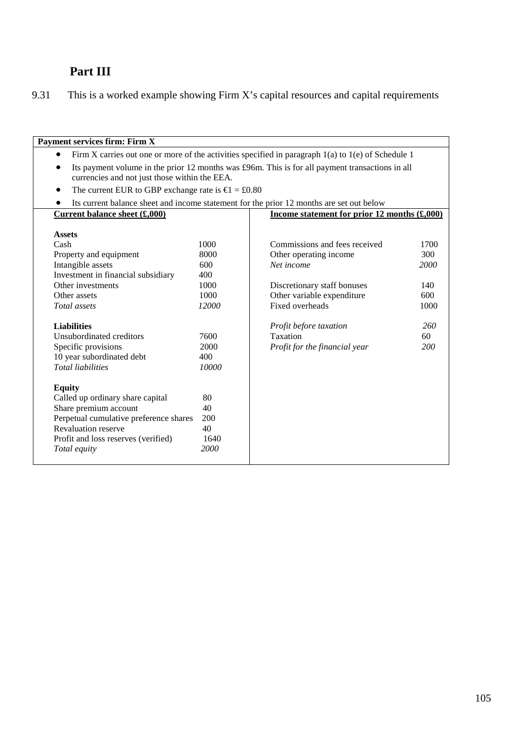## Part III

9.31 This is a worked example showing Firm X's capital resources and capital requirements

**Payment services firm: Firm X**

- Firm X carries out one or more of the activities specified in paragraph 1(a) to 1(e) of Schedule 1
- Its payment volume in the prior 12 months was £96m. This is for all payment transactions in all currencies and not just those within the EEA.
- The current EUR to GBP exchange rate is €1 = £0.80
- Its current balance sheet and income statement for the prior 12 months are set out below

| **Current balance sheet (£,000)** | | **Income statement for prior 12 months (£,000)** | |
|---|---|---|---|
| **Assets** | | | |
| Cash | 1000 | Commissions and fees received | 1700 |
| Property and equipment | 8000 | Other operating income | 300 |
| Intangible assets | 600 | *Net income* | *2000* |
| Investment in financial subsidiary | 400 | | |
| Other investments | 1000 | Discretionary staff bonuses | 140 |
| Other assets | 1000 | Other variable expenditure | 600 |
| *Total assets* | *12000* | Fixed overheads | 1000 |
| | | | |
| **Liabilities** | | *Profit before taxation* | *260* |
| Unsubordinated creditors | 7600 | Taxation | 60 |
| Specific provisions | 2000 | *Profit for the financial year* | *200* |
| 10 year subordinated debt | 400 | | |
| *Total liabilities* | *10000* | | |
| | | | |
| **Equity** | | | |
| Called up ordinary share capital | 80 | | |
| Share premium account | 40 | | |
| Perpetual cumulative preference shares | 200 | | |
| Revaluation reserve | 40 | | |
| Profit and loss reserves (verified) | 1640 | | |
| *Total equity* | *2000* | | |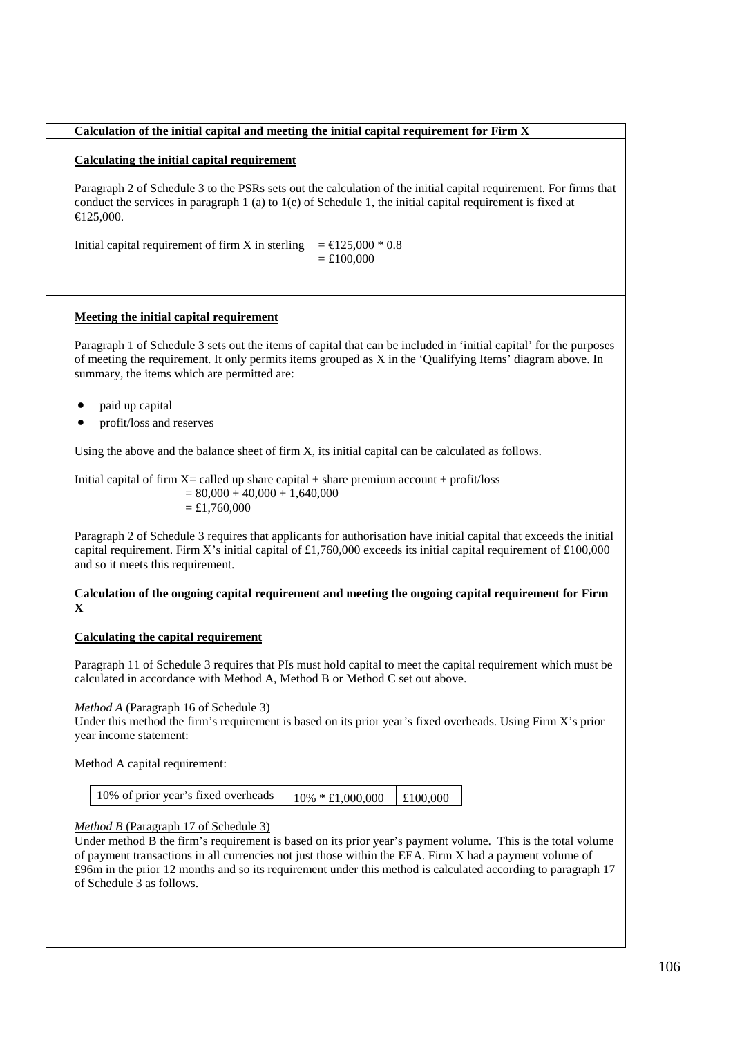**Calculation of the initial capital and meeting the initial capital requirement for Firm X**

**Calculating the initial capital requirement**

Paragraph 2 of Schedule 3 to the PSRs sets out the calculation of the initial capital requirement. For firms that conduct the services in paragraph 1 (a) to 1(e) of Schedule 1, the initial capital requirement is fixed at €125,000.

Initial capital requirement of firm X in sterling = €125,000 * 0.8
= £100,000

**Meeting the initial capital requirement**

Paragraph 1 of Schedule 3 sets out the items of capital that can be included in 'initial capital' for the purposes of meeting the requirement. It only permits items grouped as X in the 'Qualifying Items' diagram above. In summary, the items which are permitted are:

- paid up capital
- profit/loss and reserves

Using the above and the balance sheet of firm X, its initial capital can be calculated as follows.

Initial capital of firm X= called up share capital + share premium account + profit/loss
= 80,000 + 40,000 + 1,640,000
= £1,760,000

Paragraph 2 of Schedule 3 requires that applicants for authorisation have initial capital that exceeds the initial capital requirement. Firm X's initial capital of £1,760,000 exceeds its initial capital requirement of £100,000 and so it meets this requirement.

**Calculation of the ongoing capital requirement and meeting the ongoing capital requirement for Firm X**

**Calculating the capital requirement**

Paragraph 11 of Schedule 3 requires that PIs must hold capital to meet the capital requirement which must be calculated in accordance with Method A, Method B or Method C set out above.

*Method A* (Paragraph 16 of Schedule 3)
Under this method the firm's requirement is based on its prior year's fixed overheads. Using Firm X's prior year income statement:

Method A capital requirement:

| 10% of prior year's fixed overheads | 10% * £1,000,000 | £100,000 |
|---|---|---|

*Method B* (Paragraph 17 of Schedule 3)
Under method B the firm's requirement is based on its prior year's payment volume. This is the total volume of payment transactions in all currencies not just those within the EEA. Firm X had a payment volume of £96m in the prior 12 months and so its requirement under this method is calculated according to paragraph 17 of Schedule 3 as follows.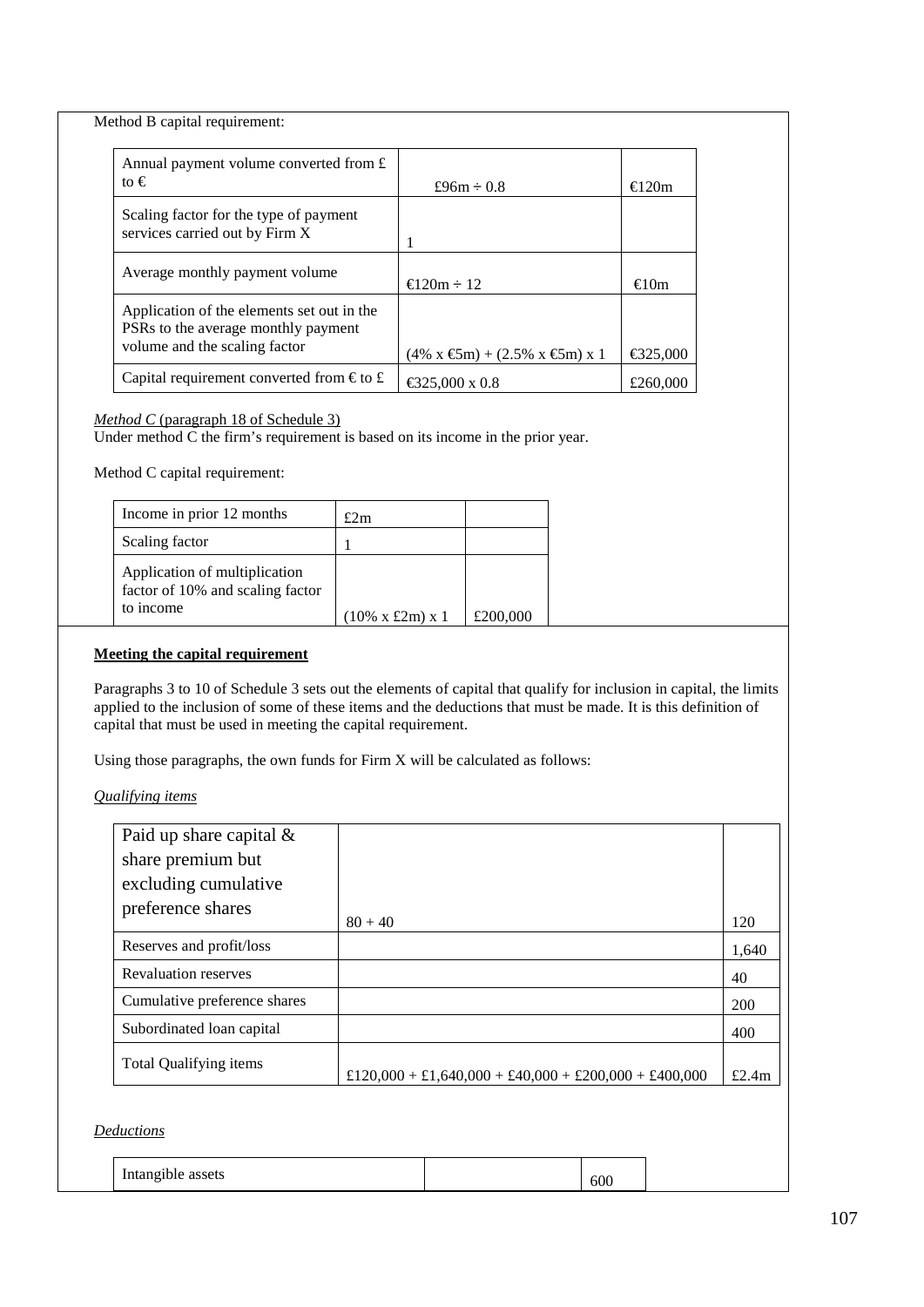Method B capital requirement:

| Annual payment volume converted from £ to € | £96m ÷ 0.8 | €120m |
|---|---|---|
| Scaling factor for the type of payment services carried out by Firm X | 1 | |
| Average monthly payment volume | €120m ÷ 12 | €10m |
| Application of the elements set out in the PSRs to the average monthly payment volume and the scaling factor | (4% x €5m) + (2.5% x €5m) x 1 | €325,000 |
| Capital requirement converted from € to £ | €325,000 x 0.8 | £260,000 |

*Method C* (paragraph 18 of Schedule 3)
Under method C the firm's requirement is based on its income in the prior year.

Method C capital requirement:

| Income in prior 12 months | £2m | |
|---|---|---|
| Scaling factor | 1 | |
| Application of multiplication factor of 10% and scaling factor to income | (10% x £2m) x 1 | £200,000 |

**Meeting the capital requirement**

Paragraphs 3 to 10 of Schedule 3 sets out the elements of capital that qualify for inclusion in capital, the limits applied to the inclusion of some of these items and the deductions that must be made. It is this definition of capital that must be used in meeting the capital requirement.

Using those paragraphs, the own funds for Firm X will be calculated as follows:

*Qualifying items*

| Paid up share capital & share premium but excluding cumulative preference shares | 80 + 40 | 120 |
|---|---|---|
| Reserves and profit/loss | | 1,640 |
| Revaluation reserves | | 40 |
| Cumulative preference shares | | 200 |
| Subordinated loan capital | | 400 |
| Total Qualifying items | £120,000 + £1,640,000 + £40,000 + £200,000 + £400,000 | £2.4m |

*Deductions*

| Intangible assets | | 600 |
|---|---|---|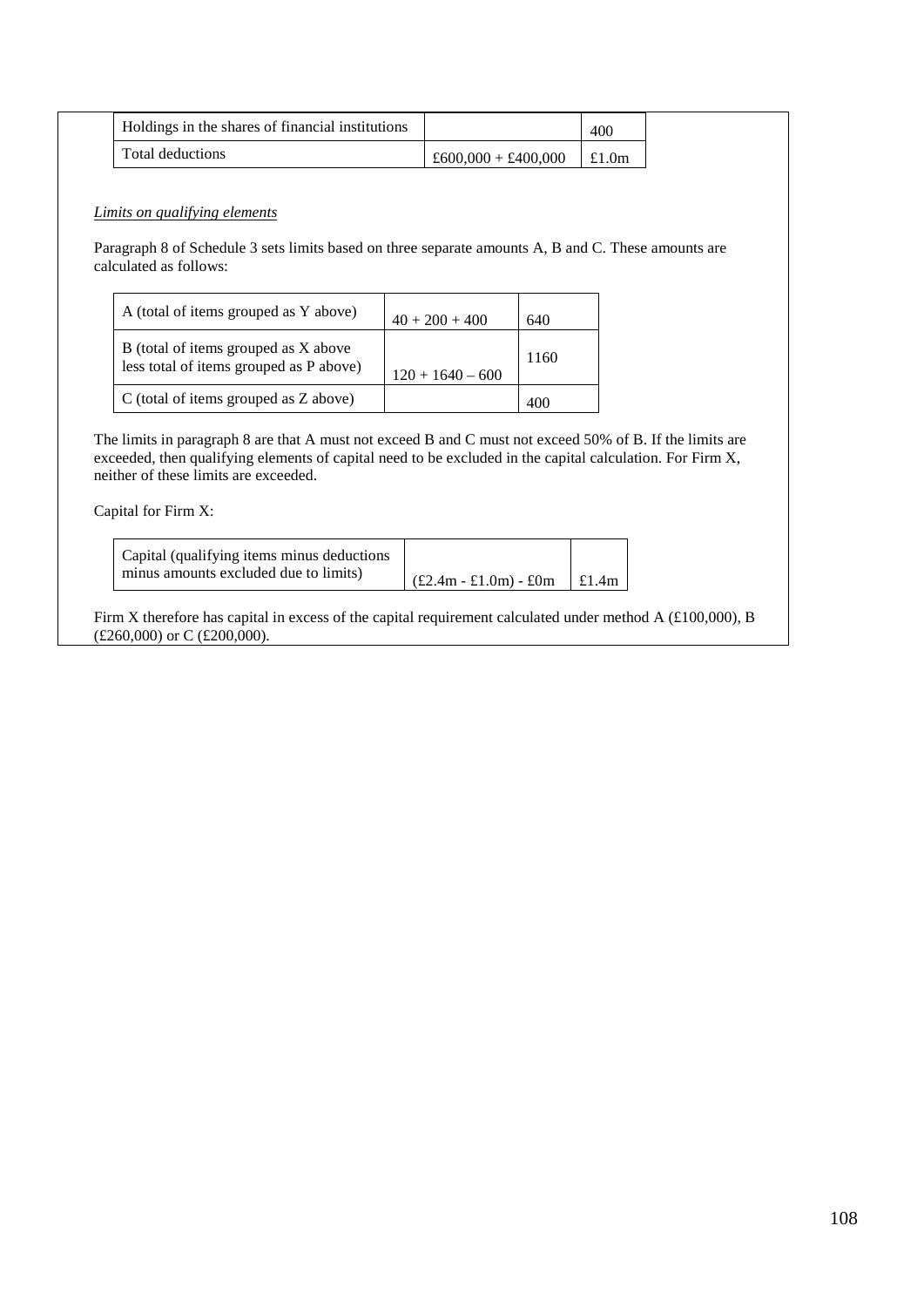| Holdings in the shares of financial institutions | | 400 |
|---|---|---|
| Total deductions | £600,000 + £400,000 | £1.0m |

*Limits on qualifying elements*

Paragraph 8 of Schedule 3 sets limits based on three separate amounts A, B and C. These amounts are calculated as follows:

| A (total of items grouped as Y above) | 40 + 200 + 400 | 640 |
|---|---|---|
| B (total of items grouped as X above less total of items grouped as P above) | 120 + 1640 – 600 | 1160 |
| C (total of items grouped as Z above) | | 400 |

The limits in paragraph 8 are that A must not exceed B and C must not exceed 50% of B. If the limits are exceeded, then qualifying elements of capital need to be excluded in the capital calculation. For Firm X, neither of these limits are exceeded.

Capital for Firm X:

| Capital (qualifying items minus deductions minus amounts excluded due to limits) | (£2.4m - £1.0m) - £0m | £1.4m |
|---|---|---|

Firm X therefore has capital in excess of the capital requirement calculated under method A (£100,000), B (£260,000) or C (£200,000).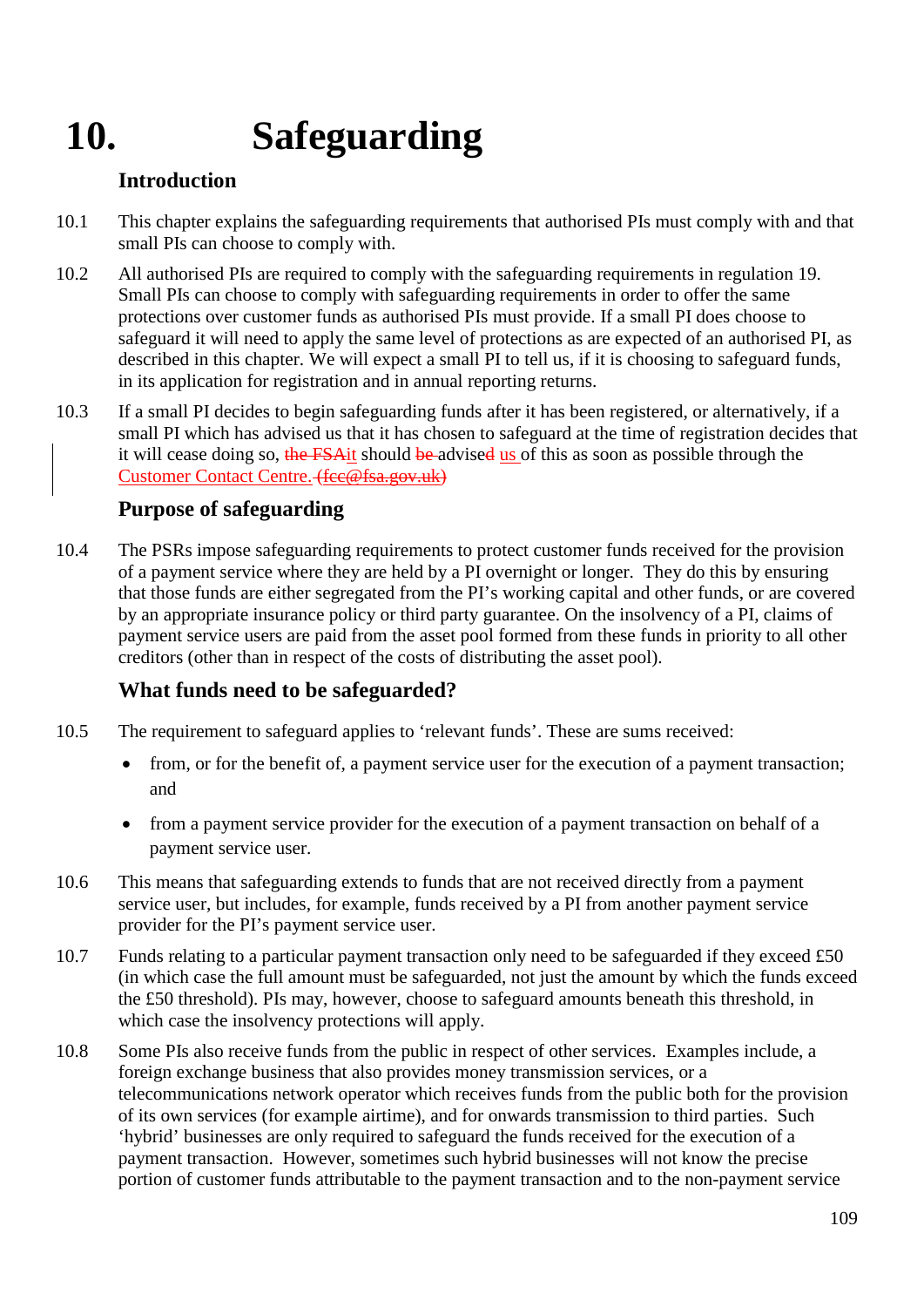# 10. Safeguarding

## Introduction

10.1 This chapter explains the safeguarding requirements that authorised PIs must comply with and that small PIs can choose to comply with.

10.2 All authorised PIs are required to comply with the safeguarding requirements in regulation 19. Small PIs can choose to comply with safeguarding requirements in order to offer the same protections over customer funds as authorised PIs must provide. If a small PI does choose to safeguard it will need to apply the same level of protections as are expected of an authorised PI, as described in this chapter. We will expect a small PI to tell us, if it is choosing to safeguard funds, in its application for registration and in annual reporting returns.

10.3 If a small PI decides to begin safeguarding funds after it has been registered, or alternatively, if a small PI which has advised us that it has chosen to safeguard at the time of registration decides that it will cease doing so, ~~the FSA~~it should ~~be~~ advise~~d~~ us of this as soon as possible through the Customer Contact Centre. ~~(fcc@fsa.gov.uk)~~

## Purpose of safeguarding

10.4 The PSRs impose safeguarding requirements to protect customer funds received for the provision of a payment service where they are held by a PI overnight or longer. They do this by ensuring that those funds are either segregated from the PI's working capital and other funds, or are covered by an appropriate insurance policy or third party guarantee. On the insolvency of a PI, claims of payment service users are paid from the asset pool formed from these funds in priority to all other creditors (other than in respect of the costs of distributing the asset pool).

## What funds need to be safeguarded?

10.5 The requirement to safeguard applies to 'relevant funds'. These are sums received:

- from, or for the benefit of, a payment service user for the execution of a payment transaction; and
- from a payment service provider for the execution of a payment transaction on behalf of a payment service user.

10.6 This means that safeguarding extends to funds that are not received directly from a payment service user, but includes, for example, funds received by a PI from another payment service provider for the PI's payment service user.

10.7 Funds relating to a particular payment transaction only need to be safeguarded if they exceed £50 (in which case the full amount must be safeguarded, not just the amount by which the funds exceed the £50 threshold). PIs may, however, choose to safeguard amounts beneath this threshold, in which case the insolvency protections will apply.

10.8 Some PIs also receive funds from the public in respect of other services. Examples include, a foreign exchange business that also provides money transmission services, or a telecommunications network operator which receives funds from the public both for the provision of its own services (for example airtime), and for onwards transmission to third parties. Such 'hybrid' businesses are only required to safeguard the funds received for the execution of a payment transaction. However, sometimes such hybrid businesses will not know the precise portion of customer funds attributable to the payment transaction and to the non-payment service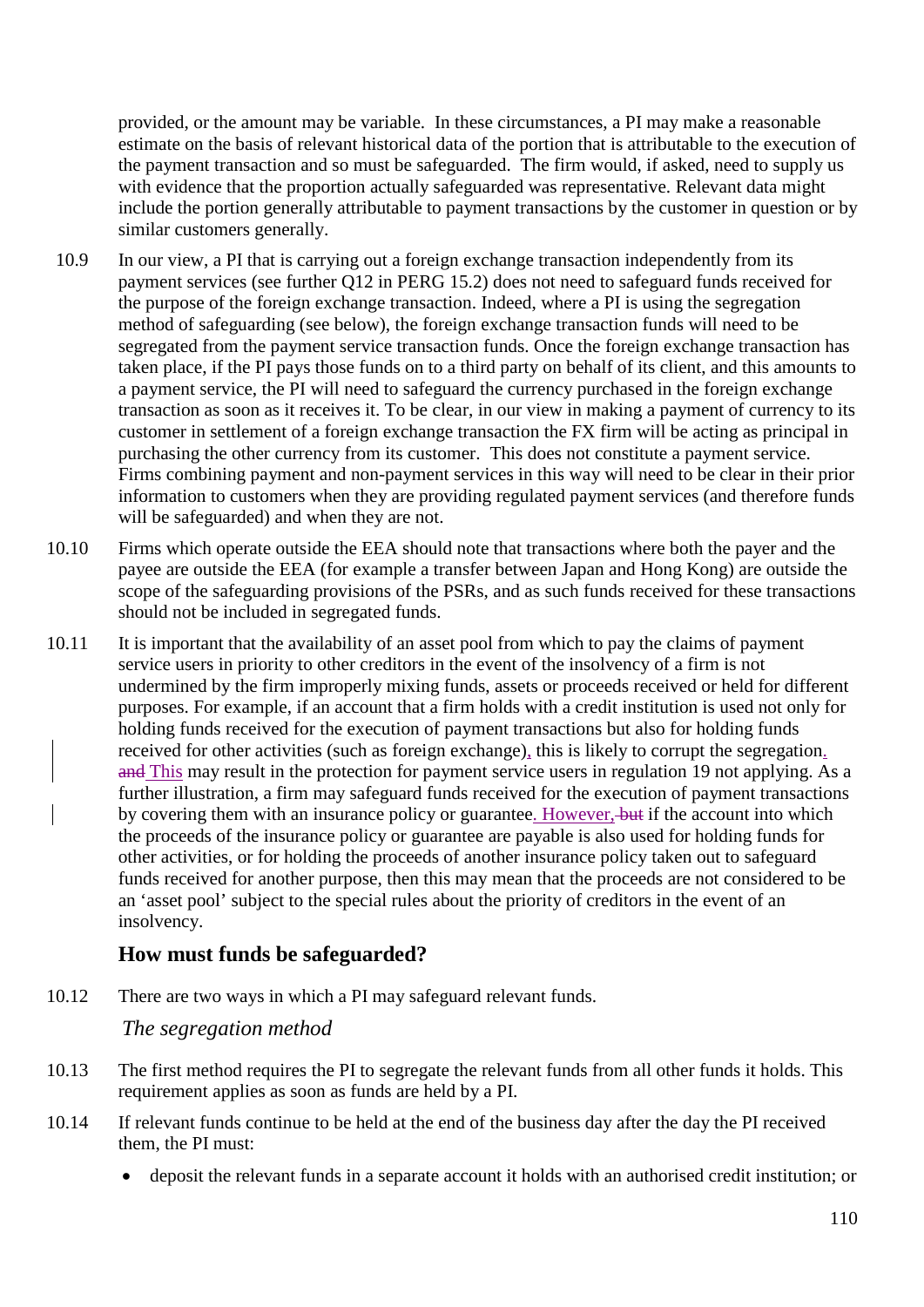provided, or the amount may be variable. In these circumstances, a PI may make a reasonable estimate on the basis of relevant historical data of the portion that is attributable to the execution of the payment transaction and so must be safeguarded. The firm would, if asked, need to supply us with evidence that the proportion actually safeguarded was representative. Relevant data might include the portion generally attributable to payment transactions by the customer in question or by similar customers generally.

10.9 In our view, a PI that is carrying out a foreign exchange transaction independently from its payment services (see further Q12 in PERG 15.2) does not need to safeguard funds received for the purpose of the foreign exchange transaction. Indeed, where a PI is using the segregation method of safeguarding (see below), the foreign exchange transaction funds will need to be segregated from the payment service transaction funds. Once the foreign exchange transaction has taken place, if the PI pays those funds on to a third party on behalf of its client, and this amounts to a payment service, the PI will need to safeguard the currency purchased in the foreign exchange transaction as soon as it receives it. To be clear, in our view in making a payment of currency to its customer in settlement of a foreign exchange transaction the FX firm will be acting as principal in purchasing the other currency from its customer. This does not constitute a payment service. Firms combining payment and non-payment services in this way will need to be clear in their prior information to customers when they are providing regulated payment services (and therefore funds will be safeguarded) and when they are not.

10.10 Firms which operate outside the EEA should note that transactions where both the payer and the payee are outside the EEA (for example a transfer between Japan and Hong Kong) are outside the scope of the safeguarding provisions of the PSRs, and as such funds received for these transactions should not be included in segregated funds.

10.11 It is important that the availability of an asset pool from which to pay the claims of payment service users in priority to other creditors in the event of the insolvency of a firm is not undermined by the firm improperly mixing funds, assets or proceeds received or held for different purposes. For example, if an account that a firm holds with a credit institution is used not only for holding funds received for the execution of payment transactions but also for holding funds received for other activities (such as foreign exchange), this is likely to corrupt the segregation. ~~and~~ This may result in the protection for payment service users in regulation 19 not applying. As a further illustration, a firm may safeguard funds received for the execution of payment transactions by covering them with an insurance policy or guarantee. However, ~~but~~ if the account into which the proceeds of the insurance policy or guarantee are payable is also used for holding funds for other activities, or for holding the proceeds of another insurance policy taken out to safeguard funds received for another purpose, then this may mean that the proceeds are not considered to be an 'asset pool' subject to the special rules about the priority of creditors in the event of an insolvency.

## How must funds be safeguarded?

10.12 There are two ways in which a PI may safeguard relevant funds.

*The segregation method*

10.13 The first method requires the PI to segregate the relevant funds from all other funds it holds. This requirement applies as soon as funds are held by a PI.

10.14 If relevant funds continue to be held at the end of the business day after the day the PI received them, the PI must:

- deposit the relevant funds in a separate account it holds with an authorised credit institution; or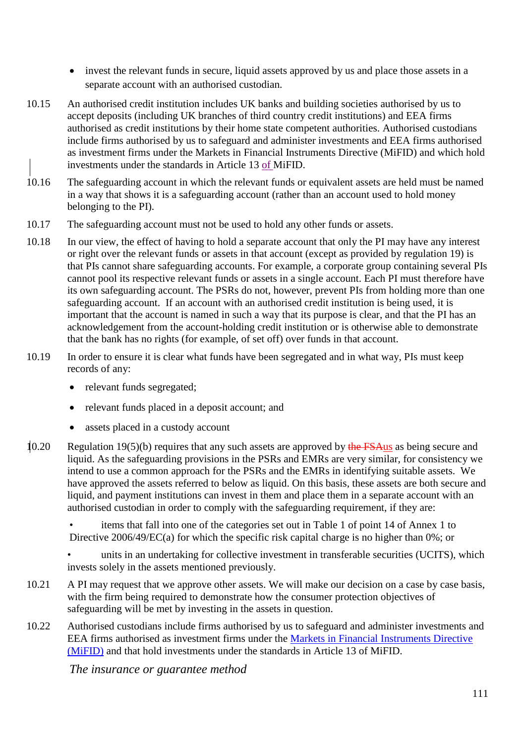- invest the relevant funds in secure, liquid assets approved by us and place those assets in a separate account with an authorised custodian.

10.15 An authorised credit institution includes UK banks and building societies authorised by us to accept deposits (including UK branches of third country credit institutions) and EEA firms authorised as credit institutions by their home state competent authorities. Authorised custodians include firms authorised by us to safeguard and administer investments and EEA firms authorised as investment firms under the Markets in Financial Instruments Directive (MiFID) and which hold investments under the standards in Article 13 of MiFID.

10.16 The safeguarding account in which the relevant funds or equivalent assets are held must be named in a way that shows it is a safeguarding account (rather than an account used to hold money belonging to the PI).

10.17 The safeguarding account must not be used to hold any other funds or assets.

10.18 In our view, the effect of having to hold a separate account that only the PI may have any interest or right over the relevant funds or assets in that account (except as provided by regulation 19) is that PIs cannot share safeguarding accounts. For example, a corporate group containing several PIs cannot pool its respective relevant funds or assets in a single account. Each PI must therefore have its own safeguarding account. The PSRs do not, however, prevent PIs from holding more than one safeguarding account. If an account with an authorised credit institution is being used, it is important that the account is named in such a way that its purpose is clear, and that the PI has an acknowledgement from the account-holding credit institution or is otherwise able to demonstrate that the bank has no rights (for example, of set off) over funds in that account.

10.19 In order to ensure it is clear what funds have been segregated and in what way, PIs must keep records of any:

- relevant funds segregated;
- relevant funds placed in a deposit account; and
- assets placed in a custody account

10.20 Regulation 19(5)(b) requires that any such assets are approved by ~~the FSA~~us as being secure and liquid. As the safeguarding provisions in the PSRs and EMRs are very similar, for consistency we intend to use a common approach for the PSRs and the EMRs in identifying suitable assets. We have approved the assets referred to below as liquid. On this basis, these assets are both secure and liquid, and payment institutions can invest in them and place them in a separate account with an authorised custodian in order to comply with the safeguarding requirement, if they are:

- items that fall into one of the categories set out in Table 1 of point 14 of Annex 1 to Directive 2006/49/EC(a) for which the specific risk capital charge is no higher than 0%; or
- units in an undertaking for collective investment in transferable securities (UCITS), which invests solely in the assets mentioned previously.

10.21 A PI may request that we approve other assets. We will make our decision on a case by case basis, with the firm being required to demonstrate how the consumer protection objectives of safeguarding will be met by investing in the assets in question.

10.22 Authorised custodians include firms authorised by us to safeguard and administer investments and EEA firms authorised as investment firms under the Markets in Financial Instruments Directive (MiFID) and that hold investments under the standards in Article 13 of MiFID.

*The insurance or guarantee method*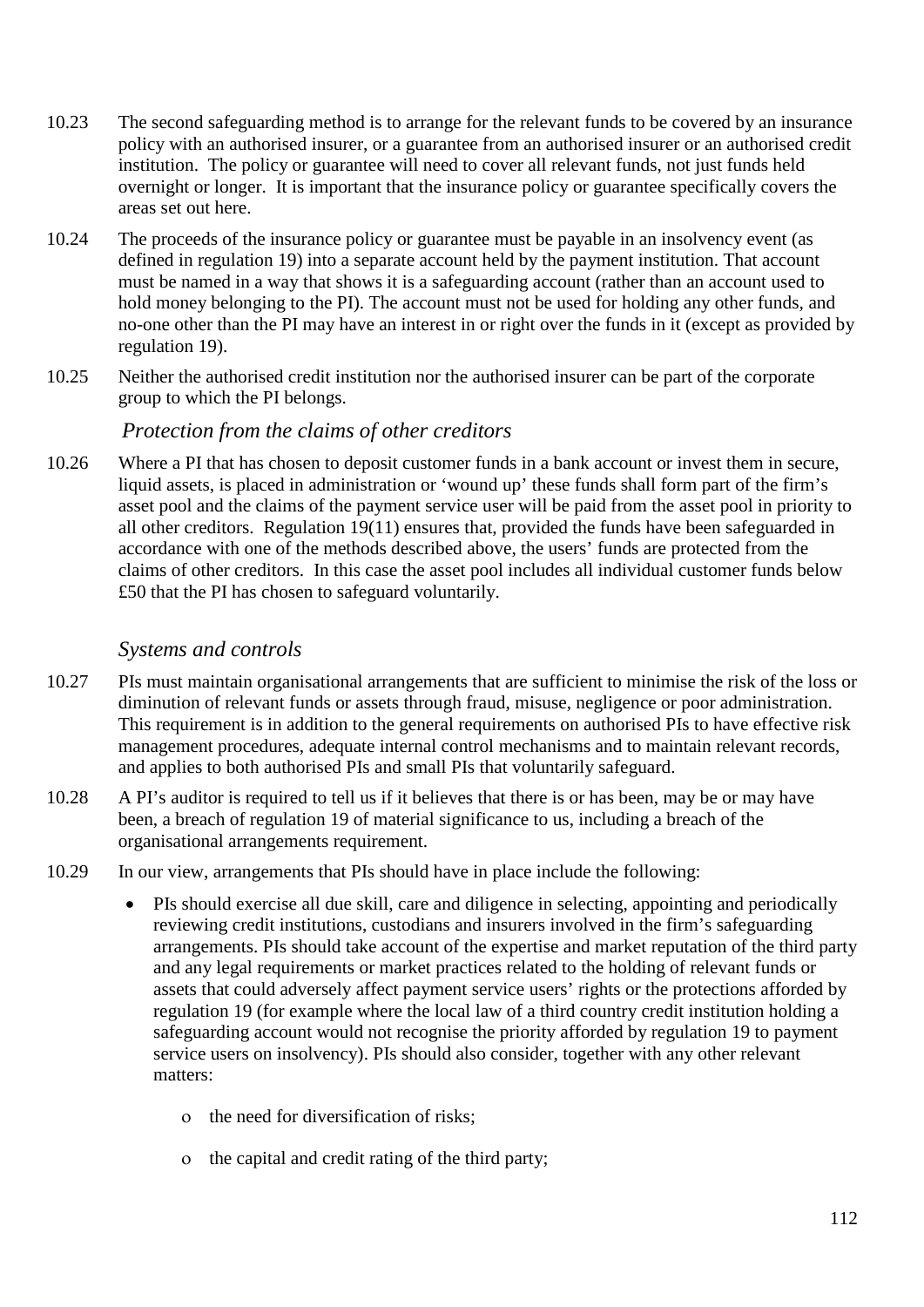10.23 The second safeguarding method is to arrange for the relevant funds to be covered by an insurance policy with an authorised insurer, or a guarantee from an authorised insurer or an authorised credit institution. The policy or guarantee will need to cover all relevant funds, not just funds held overnight or longer. It is important that the insurance policy or guarantee specifically covers the areas set out here.

10.24 The proceeds of the insurance policy or guarantee must be payable in an insolvency event (as defined in regulation 19) into a separate account held by the payment institution. That account must be named in a way that shows it is a safeguarding account (rather than an account used to hold money belonging to the PI). The account must not be used for holding any other funds, and no-one other than the PI may have an interest in or right over the funds in it (except as provided by regulation 19).

10.25 Neither the authorised credit institution nor the authorised insurer can be part of the corporate group to which the PI belongs.

### *Protection from the claims of other creditors*

10.26 Where a PI that has chosen to deposit customer funds in a bank account or invest them in secure, liquid assets, is placed in administration or 'wound up' these funds shall form part of the firm's asset pool and the claims of the payment service user will be paid from the asset pool in priority to all other creditors. Regulation 19(11) ensures that, provided the funds have been safeguarded in accordance with one of the methods described above, the users' funds are protected from the claims of other creditors. In this case the asset pool includes all individual customer funds below £50 that the PI has chosen to safeguard voluntarily.

### *Systems and controls*

10.27 PIs must maintain organisational arrangements that are sufficient to minimise the risk of the loss or diminution of relevant funds or assets through fraud, misuse, negligence or poor administration. This requirement is in addition to the general requirements on authorised PIs to have effective risk management procedures, adequate internal control mechanisms and to maintain relevant records, and applies to both authorised PIs and small PIs that voluntarily safeguard.

10.28 A PI's auditor is required to tell us if it believes that there is or has been, may be or may have been, a breach of regulation 19 of material significance to us, including a breach of the organisational arrangements requirement.

10.29 In our view, arrangements that PIs should have in place include the following:

- PIs should exercise all due skill, care and diligence in selecting, appointing and periodically reviewing credit institutions, custodians and insurers involved in the firm's safeguarding arrangements. PIs should take account of the expertise and market reputation of the third party and any legal requirements or market practices related to the holding of relevant funds or assets that could adversely affect payment service users' rights or the protections afforded by regulation 19 (for example where the local law of a third country credit institution holding a safeguarding account would not recognise the priority afforded by regulation 19 to payment service users on insolvency). PIs should also consider, together with any other relevant matters:
  - the need for diversification of risks;
  - the capital and credit rating of the third party;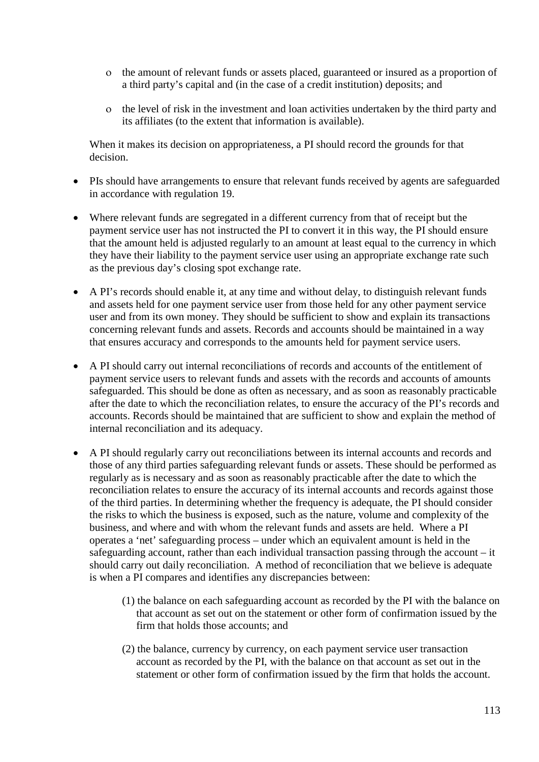- the amount of relevant funds or assets placed, guaranteed or insured as a proportion of a third party's capital and (in the case of a credit institution) deposits; and

  - the level of risk in the investment and loan activities undertaken by the third party and its affiliates (to the extent that information is available).

  When it makes its decision on appropriateness, a PI should record the grounds for that decision.

- PIs should have arrangements to ensure that relevant funds received by agents are safeguarded in accordance with regulation 19.

- Where relevant funds are segregated in a different currency from that of receipt but the payment service user has not instructed the PI to convert it in this way, the PI should ensure that the amount held is adjusted regularly to an amount at least equal to the currency in which they have their liability to the payment service user using an appropriate exchange rate such as the previous day's closing spot exchange rate.

- A PI's records should enable it, at any time and without delay, to distinguish relevant funds and assets held for one payment service user from those held for any other payment service user and from its own money. They should be sufficient to show and explain its transactions concerning relevant funds and assets. Records and accounts should be maintained in a way that ensures accuracy and corresponds to the amounts held for payment service users.

- A PI should carry out internal reconciliations of records and accounts of the entitlement of payment service users to relevant funds and assets with the records and accounts of amounts safeguarded. This should be done as often as necessary, and as soon as reasonably practicable after the date to which the reconciliation relates, to ensure the accuracy of the PI's records and accounts. Records should be maintained that are sufficient to show and explain the method of internal reconciliation and its adequacy.

- A PI should regularly carry out reconciliations between its internal accounts and records and those of any third parties safeguarding relevant funds or assets. These should be performed as regularly as is necessary and as soon as reasonably practicable after the date to which the reconciliation relates to ensure the accuracy of its internal accounts and records against those of the third parties. In determining whether the frequency is adequate, the PI should consider the risks to which the business is exposed, such as the nature, volume and complexity of the business, and where and with whom the relevant funds and assets are held. Where a PI operates a 'net' safeguarding process – under which an equivalent amount is held in the safeguarding account, rather than each individual transaction passing through the account – it should carry out daily reconciliation. A method of reconciliation that we believe is adequate is when a PI compares and identifies any discrepancies between:

  (1) the balance on each safeguarding account as recorded by the PI with the balance on that account as set out on the statement or other form of confirmation issued by the firm that holds those accounts; and

  (2) the balance, currency by currency, on each payment service user transaction account as recorded by the PI, with the balance on that account as set out in the statement or other form of confirmation issued by the firm that holds the account.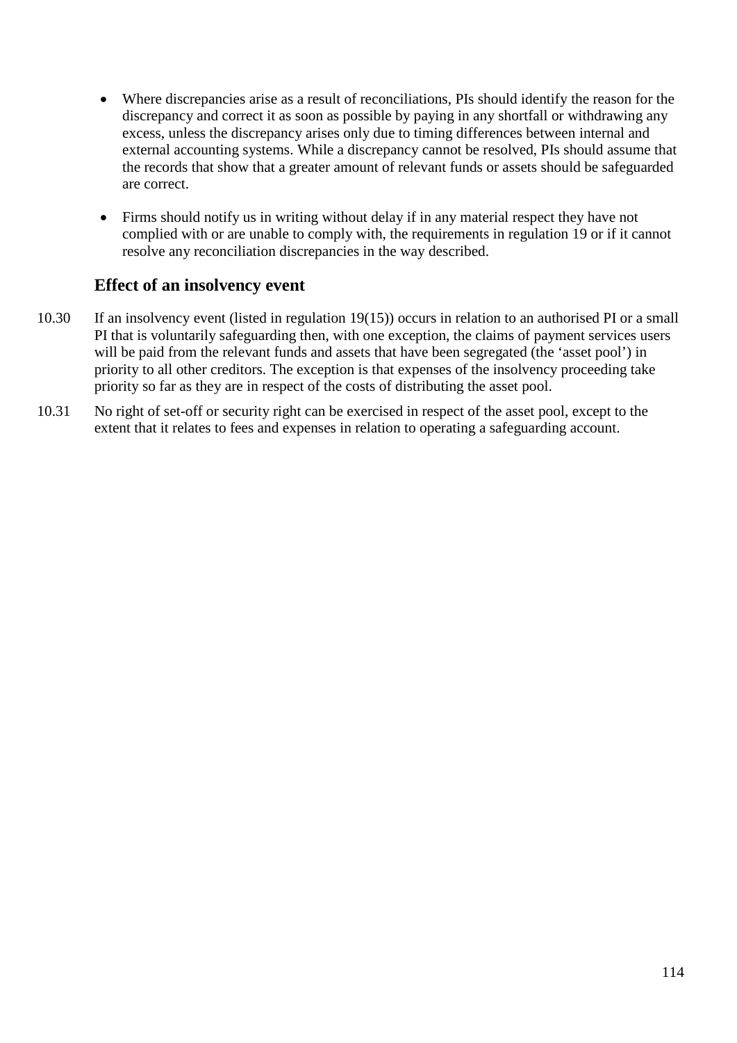- Where discrepancies arise as a result of reconciliations, PIs should identify the reason for the discrepancy and correct it as soon as possible by paying in any shortfall or withdrawing any excess, unless the discrepancy arises only due to timing differences between internal and external accounting systems. While a discrepancy cannot be resolved, PIs should assume that the records that show that a greater amount of relevant funds or assets should be safeguarded are correct.
- Firms should notify us in writing without delay if in any material respect they have not complied with or are unable to comply with, the requirements in regulation 19 or if it cannot resolve any reconciliation discrepancies in the way described.

### Effect of an insolvency event

10.30 If an insolvency event (listed in regulation 19(15)) occurs in relation to an authorised PI or a small PI that is voluntarily safeguarding then, with one exception, the claims of payment services users will be paid from the relevant funds and assets that have been segregated (the 'asset pool') in priority to all other creditors. The exception is that expenses of the insolvency proceeding take priority so far as they are in respect of the costs of distributing the asset pool.

10.31 No right of set-off or security right can be exercised in respect of the asset pool, except to the extent that it relates to fees and expenses in relation to operating a safeguarding account.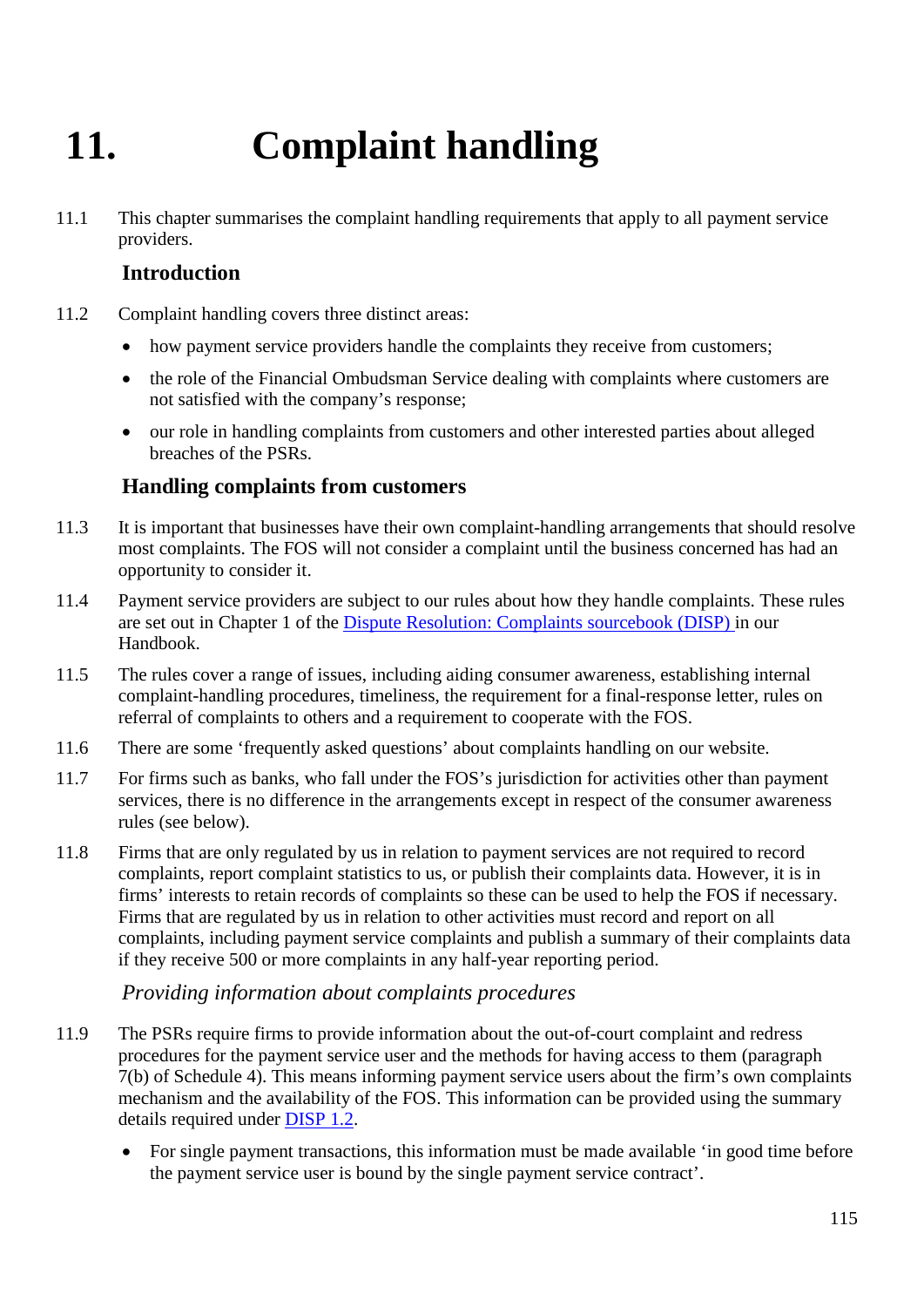# 11. Complaint handling

11.1 This chapter summarises the complaint handling requirements that apply to all payment service providers.

## Introduction

11.2 Complaint handling covers three distinct areas:

- how payment service providers handle the complaints they receive from customers;
- the role of the Financial Ombudsman Service dealing with complaints where customers are not satisfied with the company's response;
- our role in handling complaints from customers and other interested parties about alleged breaches of the PSRs.

## Handling complaints from customers

11.3 It is important that businesses have their own complaint-handling arrangements that should resolve most complaints. The FOS will not consider a complaint until the business concerned has had an opportunity to consider it.

11.4 Payment service providers are subject to our rules about how they handle complaints. These rules are set out in Chapter 1 of the Dispute Resolution: Complaints sourcebook (DISP) in our Handbook.

11.5 The rules cover a range of issues, including aiding consumer awareness, establishing internal complaint-handling procedures, timeliness, the requirement for a final-response letter, rules on referral of complaints to others and a requirement to cooperate with the FOS.

11.6 There are some 'frequently asked questions' about complaints handling on our website.

11.7 For firms such as banks, who fall under the FOS's jurisdiction for activities other than payment services, there is no difference in the arrangements except in respect of the consumer awareness rules (see below).

11.8 Firms that are only regulated by us in relation to payment services are not required to record complaints, report complaint statistics to us, or publish their complaints data. However, it is in firms' interests to retain records of complaints so these can be used to help the FOS if necessary. Firms that are regulated by us in relation to other activities must record and report on all complaints, including payment service complaints and publish a summary of their complaints data if they receive 500 or more complaints in any half-year reporting period.

### *Providing information about complaints procedures*

11.9 The PSRs require firms to provide information about the out-of-court complaint and redress procedures for the payment service user and the methods for having access to them (paragraph 7(b) of Schedule 4). This means informing payment service users about the firm's own complaints mechanism and the availability of the FOS. This information can be provided using the summary details required under DISP 1.2.

- For single payment transactions, this information must be made available 'in good time before the payment service user is bound by the single payment service contract'.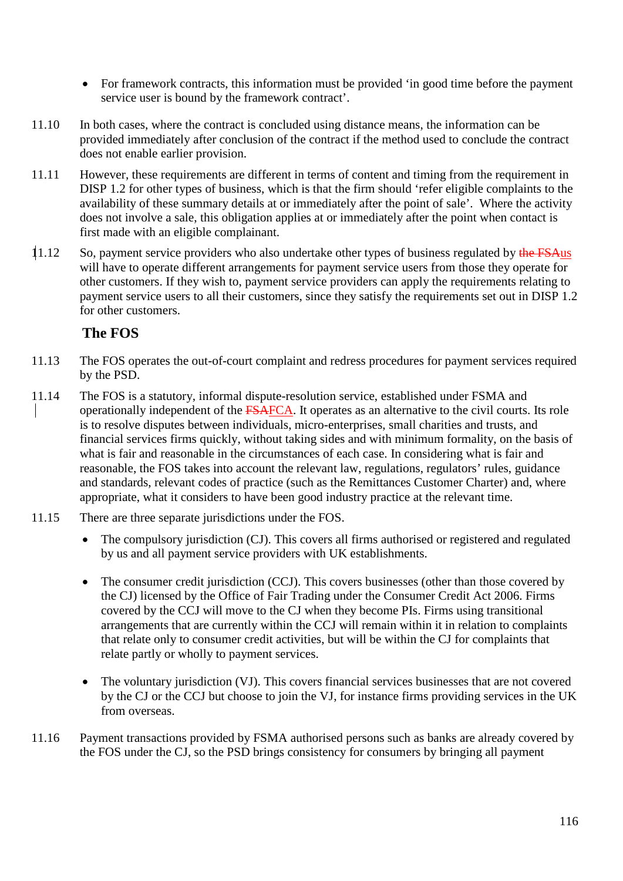- For framework contracts, this information must be provided 'in good time before the payment service user is bound by the framework contract'.

11.10 In both cases, where the contract is concluded using distance means, the information can be provided immediately after conclusion of the contract if the method used to conclude the contract does not enable earlier provision.

11.11 However, these requirements are different in terms of content and timing from the requirement in DISP 1.2 for other types of business, which is that the firm should 'refer eligible complaints to the availability of these summary details at or immediately after the point of sale'. Where the activity does not involve a sale, this obligation applies at or immediately after the point when contact is first made with an eligible complainant.

11.12 So, payment service providers who also undertake other types of business regulated by ~~the FSA~~us will have to operate different arrangements for payment service users from those they operate for other customers. If they wish to, payment service providers can apply the requirements relating to payment service users to all their customers, since they satisfy the requirements set out in DISP 1.2 for other customers.

## The FOS

11.13 The FOS operates the out-of-court complaint and redress procedures for payment services required by the PSD.

11.14 The FOS is a statutory, informal dispute-resolution service, established under FSMA and operationally independent of the ~~FSA~~FCA. It operates as an alternative to the civil courts. Its role is to resolve disputes between individuals, micro-enterprises, small charities and trusts, and financial services firms quickly, without taking sides and with minimum formality, on the basis of what is fair and reasonable in the circumstances of each case. In considering what is fair and reasonable, the FOS takes into account the relevant law, regulations, regulators' rules, guidance and standards, relevant codes of practice (such as the Remittances Customer Charter) and, where appropriate, what it considers to have been good industry practice at the relevant time.

11.15 There are three separate jurisdictions under the FOS.

- The compulsory jurisdiction (CJ). This covers all firms authorised or registered and regulated by us and all payment service providers with UK establishments.

- The consumer credit jurisdiction (CCJ). This covers businesses (other than those covered by the CJ) licensed by the Office of Fair Trading under the Consumer Credit Act 2006. Firms covered by the CCJ will move to the CJ when they become PIs. Firms using transitional arrangements that are currently within the CCJ will remain within it in relation to complaints that relate only to consumer credit activities, but will be within the CJ for complaints that relate partly or wholly to payment services.

- The voluntary jurisdiction (VJ). This covers financial services businesses that are not covered by the CJ or the CCJ but choose to join the VJ, for instance firms providing services in the UK from overseas.

11.16 Payment transactions provided by FSMA authorised persons such as banks are already covered by the FOS under the CJ, so the PSD brings consistency for consumers by bringing all payment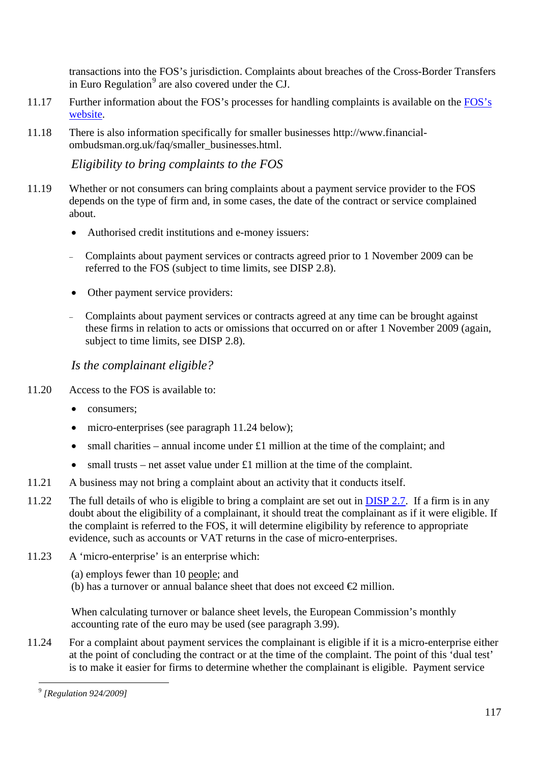transactions into the FOS's jurisdiction. Complaints about breaches of the Cross-Border Transfers in Euro Regulation[9] are also covered under the CJ.

11.17 Further information about the FOS's processes for handling complaints is available on the FOS's website.

11.18 There is also information specifically for smaller businesses http://www.financial-ombudsman.org.uk/faq/smaller_businesses.html.

### *Eligibility to bring complaints to the FOS*

11.19 Whether or not consumers can bring complaints about a payment service provider to the FOS depends on the type of firm and, in some cases, the date of the contract or service complained about.

- Authorised credit institutions and e-money issuers:
  - Complaints about payment services or contracts agreed prior to 1 November 2009 can be referred to the FOS (subject to time limits, see DISP 2.8).
- Other payment service providers:
  - Complaints about payment services or contracts agreed at any time can be brought against these firms in relation to acts or omissions that occurred on or after 1 November 2009 (again, subject to time limits, see DISP 2.8).

### *Is the complainant eligible?*

11.20 Access to the FOS is available to:

- consumers;
- micro-enterprises (see paragraph 11.24 below);
- small charities – annual income under £1 million at the time of the complaint; and
- small trusts – net asset value under £1 million at the time of the complaint.

11.21 A business may not bring a complaint about an activity that it conducts itself.

11.22 The full details of who is eligible to bring a complaint are set out in DISP 2.7. If a firm is in any doubt about the eligibility of a complainant, it should treat the complainant as if it were eligible. If the complaint is referred to the FOS, it will determine eligibility by reference to appropriate evidence, such as accounts or VAT returns in the case of micro-enterprises.

11.23 A 'micro-enterprise' is an enterprise which:

(a) employs fewer than 10 people; and
(b) has a turnover or annual balance sheet that does not exceed €2 million.

When calculating turnover or balance sheet levels, the European Commission's monthly accounting rate of the euro may be used (see paragraph 3.99).

11.24 For a complaint about payment services the complainant is eligible if it is a micro-enterprise either at the point of concluding the contract or at the time of the complaint. The point of this 'dual test' is to make it easier for firms to determine whether the complainant is eligible. Payment service

---

[9] *[Regulation 924/2009]*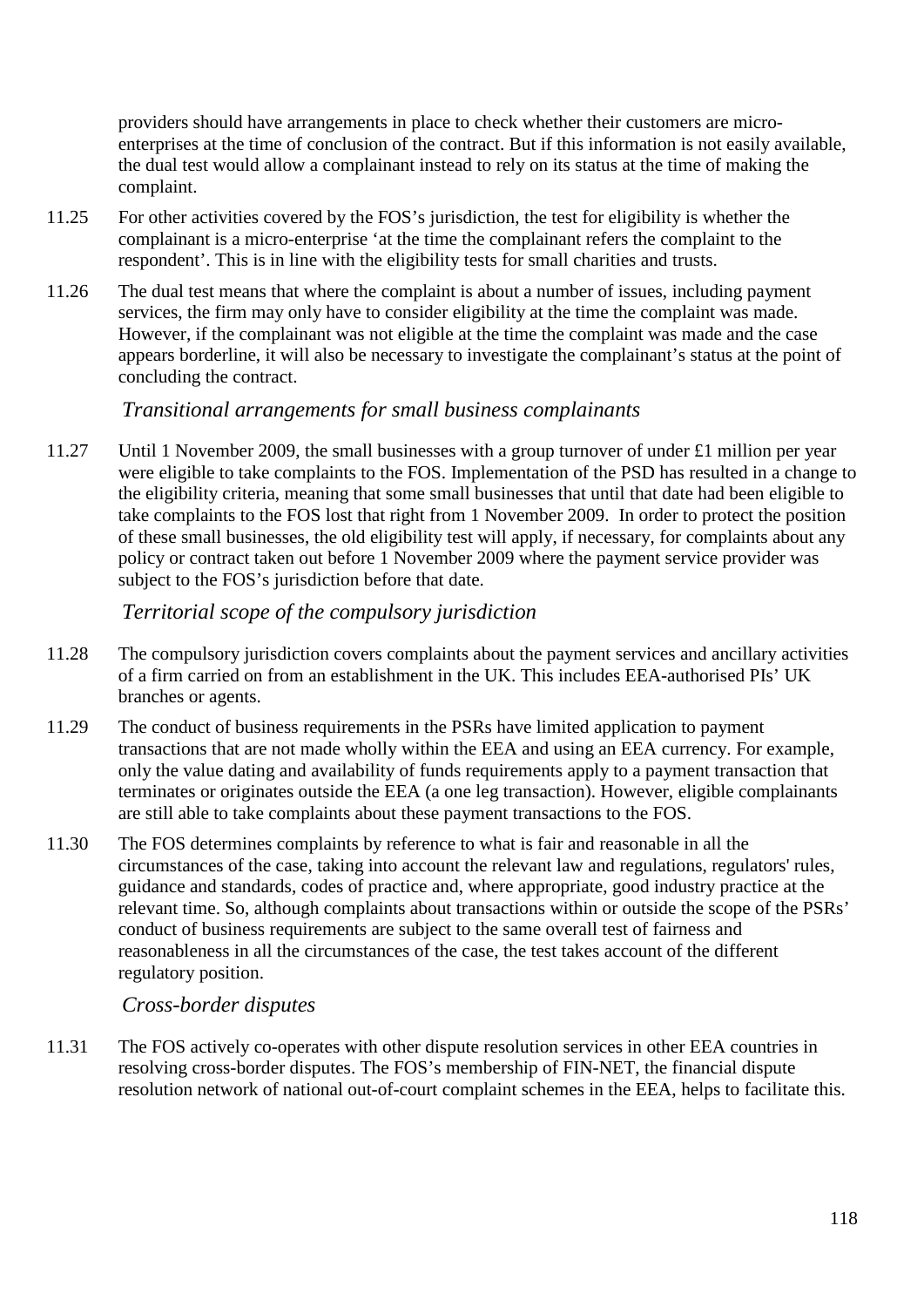providers should have arrangements in place to check whether their customers are micro-enterprises at the time of conclusion of the contract. But if this information is not easily available, the dual test would allow a complainant instead to rely on its status at the time of making the complaint.

11.25 For other activities covered by the FOS's jurisdiction, the test for eligibility is whether the complainant is a micro-enterprise 'at the time the complainant refers the complaint to the respondent'. This is in line with the eligibility tests for small charities and trusts.

11.26 The dual test means that where the complaint is about a number of issues, including payment services, the firm may only have to consider eligibility at the time the complaint was made. However, if the complainant was not eligible at the time the complaint was made and the case appears borderline, it will also be necessary to investigate the complainant's status at the point of concluding the contract.

### *Transitional arrangements for small business complainants*

11.27 Until 1 November 2009, the small businesses with a group turnover of under £1 million per year were eligible to take complaints to the FOS. Implementation of the PSD has resulted in a change to the eligibility criteria, meaning that some small businesses that until that date had been eligible to take complaints to the FOS lost that right from 1 November 2009. In order to protect the position of these small businesses, the old eligibility test will apply, if necessary, for complaints about any policy or contract taken out before 1 November 2009 where the payment service provider was subject to the FOS's jurisdiction before that date.

### *Territorial scope of the compulsory jurisdiction*

11.28 The compulsory jurisdiction covers complaints about the payment services and ancillary activities of a firm carried on from an establishment in the UK. This includes EEA-authorised PIs' UK branches or agents.

11.29 The conduct of business requirements in the PSRs have limited application to payment transactions that are not made wholly within the EEA and using an EEA currency. For example, only the value dating and availability of funds requirements apply to a payment transaction that terminates or originates outside the EEA (a one leg transaction). However, eligible complainants are still able to take complaints about these payment transactions to the FOS.

11.30 The FOS determines complaints by reference to what is fair and reasonable in all the circumstances of the case, taking into account the relevant law and regulations, regulators' rules, guidance and standards, codes of practice and, where appropriate, good industry practice at the relevant time. So, although complaints about transactions within or outside the scope of the PSRs' conduct of business requirements are subject to the same overall test of fairness and reasonableness in all the circumstances of the case, the test takes account of the different regulatory position.

### *Cross-border disputes*

11.31 The FOS actively co-operates with other dispute resolution services in other EEA countries in resolving cross-border disputes. The FOS's membership of FIN-NET, the financial dispute resolution network of national out-of-court complaint schemes in the EEA, helps to facilitate this.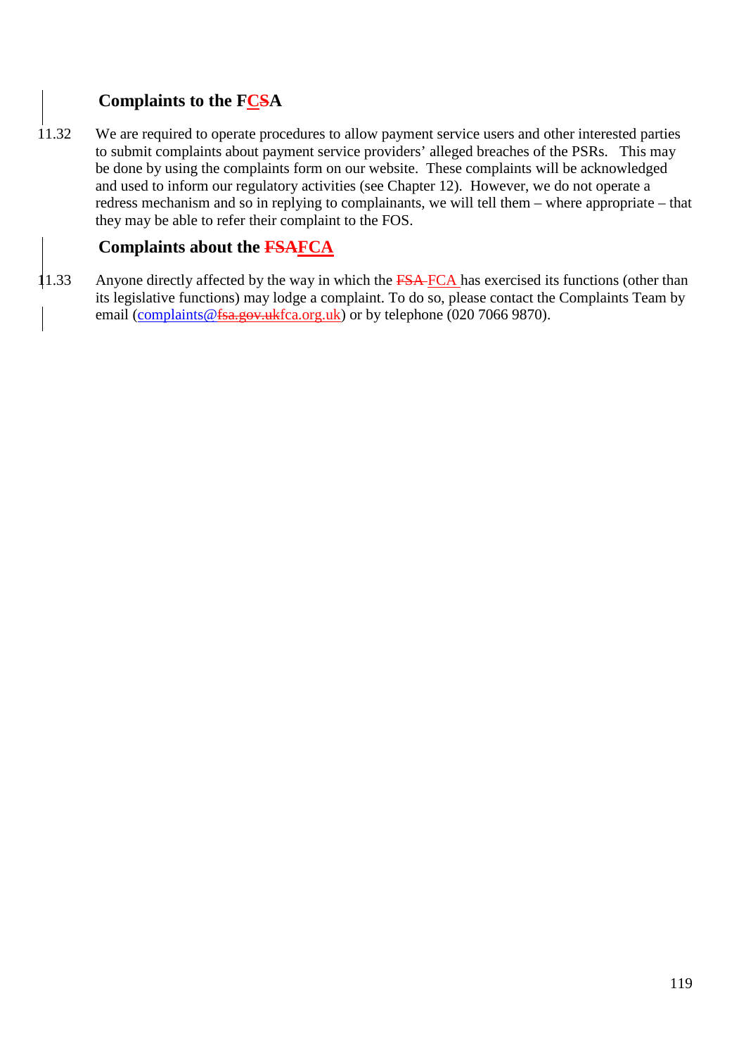## Complaints to the FC~~S~~A

11.32 We are required to operate procedures to allow payment service users and other interested parties to submit complaints about payment service providers' alleged breaches of the PSRs. This may be done by using the complaints form on our website. These complaints will be acknowledged and used to inform our regulatory activities (see Chapter 12). However, we do not operate a redress mechanism and so in replying to complainants, we will tell them – where appropriate – that they may be able to refer their complaint to the FOS.

## Complaints about the ~~FSA~~FCA

11.33 Anyone directly affected by the way in which the ~~FSA~~ FCA has exercised its functions (other than its legislative functions) may lodge a complaint. To do so, please contact the Complaints Team by email (complaints@~~fsa.gov.uk~~fca.org.uk) or by telephone (020 7066 9870).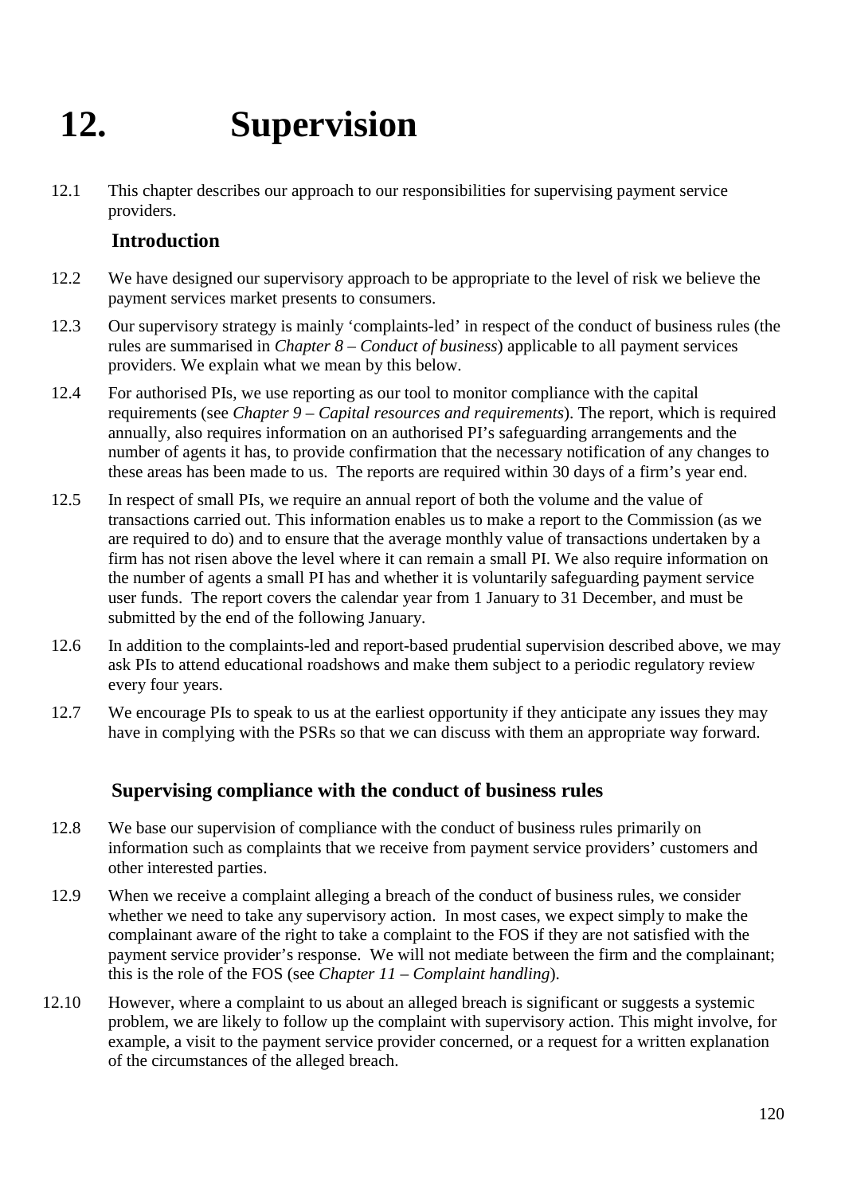// 12. Supervision

12.1 This chapter describes our approach to our responsibilities for supervising payment service providers.

## Introduction

12.2 We have designed our supervisory approach to be appropriate to the level of risk we believe the payment services market presents to consumers.

12.3 Our supervisory strategy is mainly 'complaints-led' in respect of the conduct of business rules (the rules are summarised in *Chapter 8 – Conduct of business*) applicable to all payment services providers. We explain what we mean by this below.

12.4 For authorised PIs, we use reporting as our tool to monitor compliance with the capital requirements (see *Chapter 9 – Capital resources and requirements*). The report, which is required annually, also requires information on an authorised PI's safeguarding arrangements and the number of agents it has, to provide confirmation that the necessary notification of any changes to these areas has been made to us. The reports are required within 30 days of a firm's year end.

12.5 In respect of small PIs, we require an annual report of both the volume and the value of transactions carried out. This information enables us to make a report to the Commission (as we are required to do) and to ensure that the average monthly value of transactions undertaken by a firm has not risen above the level where it can remain a small PI. We also require information on the number of agents a small PI has and whether it is voluntarily safeguarding payment service user funds. The report covers the calendar year from 1 January to 31 December, and must be submitted by the end of the following January.

12.6 In addition to the complaints-led and report-based prudential supervision described above, we may ask PIs to attend educational roadshows and make them subject to a periodic regulatory review every four years.

12.7 We encourage PIs to speak to us at the earliest opportunity if they anticipate any issues they may have in complying with the PSRs so that we can discuss with them an appropriate way forward.

## Supervising compliance with the conduct of business rules

12.8 We base our supervision of compliance with the conduct of business rules primarily on information such as complaints that we receive from payment service providers' customers and other interested parties.

12.9 When we receive a complaint alleging a breach of the conduct of business rules, we consider whether we need to take any supervisory action. In most cases, we expect simply to make the complainant aware of the right to take a complaint to the FOS if they are not satisfied with the payment service provider's response. We will not mediate between the firm and the complainant; this is the role of the FOS (see *Chapter 11 – Complaint handling*).

12.10 However, where a complaint to us about an alleged breach is significant or suggests a systemic problem, we are likely to follow up the complaint with supervisory action. This might involve, for example, a visit to the payment service provider concerned, or a request for a written explanation of the circumstances of the alleged breach.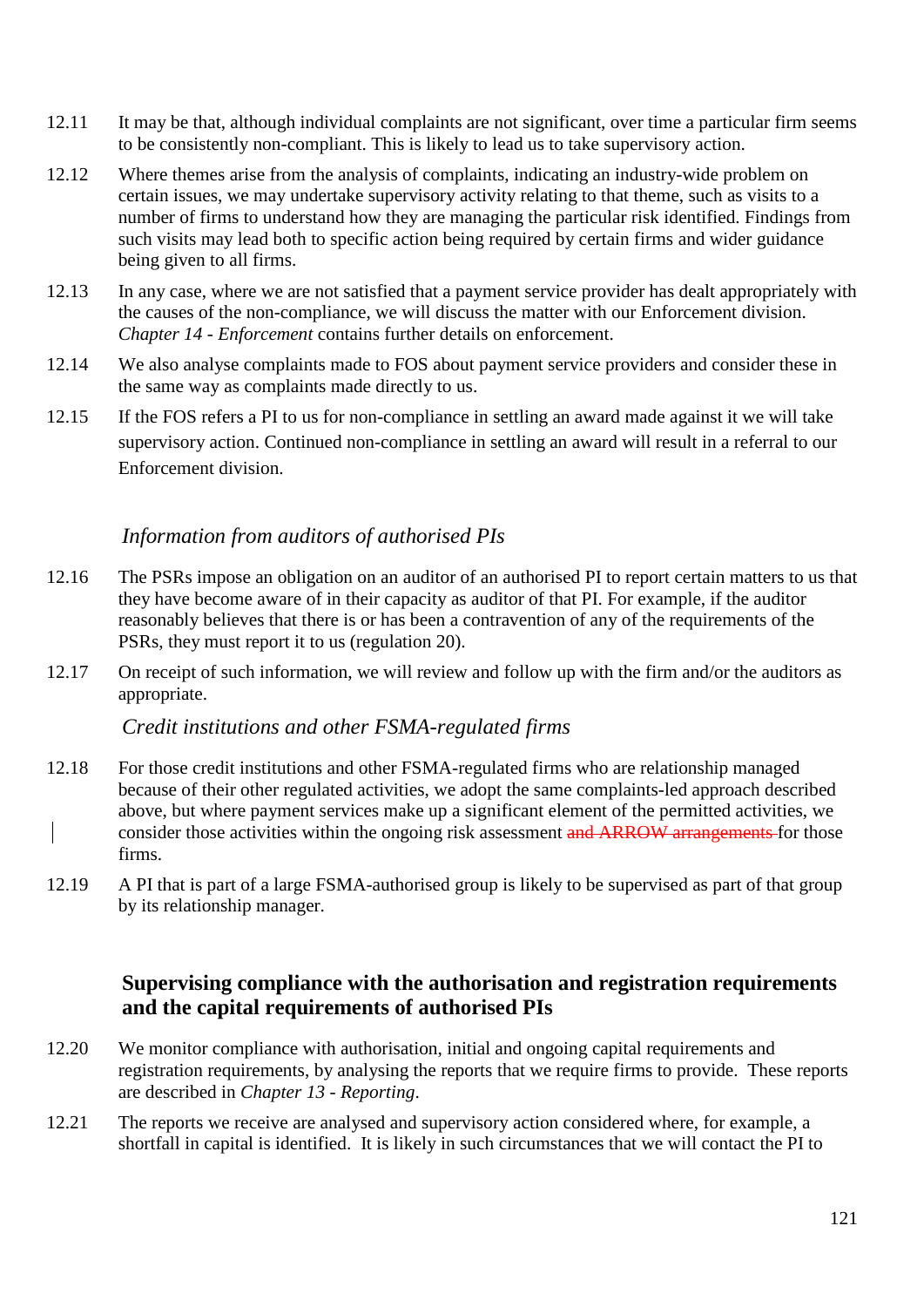12.11 It may be that, although individual complaints are not significant, over time a particular firm seems to be consistently non-compliant. This is likely to lead us to take supervisory action.

12.12 Where themes arise from the analysis of complaints, indicating an industry-wide problem on certain issues, we may undertake supervisory activity relating to that theme, such as visits to a number of firms to understand how they are managing the particular risk identified. Findings from such visits may lead both to specific action being required by certain firms and wider guidance being given to all firms.

12.13 In any case, where we are not satisfied that a payment service provider has dealt appropriately with the causes of the non-compliance, we will discuss the matter with our Enforcement division. *Chapter 14 - Enforcement* contains further details on enforcement.

12.14 We also analyse complaints made to FOS about payment service providers and consider these in the same way as complaints made directly to us.

12.15 If the FOS refers a PI to us for non-compliance in settling an award made against it we will take supervisory action. Continued non-compliance in settling an award will result in a referral to our Enforcement division.

### *Information from auditors of authorised PIs*

12.16 The PSRs impose an obligation on an auditor of an authorised PI to report certain matters to us that they have become aware of in their capacity as auditor of that PI. For example, if the auditor reasonably believes that there is or has been a contravention of any of the requirements of the PSRs, they must report it to us (regulation 20).

12.17 On receipt of such information, we will review and follow up with the firm and/or the auditors as appropriate.

### *Credit institutions and other FSMA-regulated firms*

12.18 For those credit institutions and other FSMA-regulated firms who are relationship managed because of their other regulated activities, we adopt the same complaints-led approach described above, but where payment services make up a significant element of the permitted activities, we consider those activities within the ongoing risk assessment ~~and ARROW arrangements~~ for those firms.

12.19 A PI that is part of a large FSMA-authorised group is likely to be supervised as part of that group by its relationship manager.

## Supervising compliance with the authorisation and registration requirements and the capital requirements of authorised PIs

12.20 We monitor compliance with authorisation, initial and ongoing capital requirements and registration requirements, by analysing the reports that we require firms to provide. These reports are described in *Chapter 13 - Reporting*.

12.21 The reports we receive are analysed and supervisory action considered where, for example, a shortfall in capital is identified. It is likely in such circumstances that we will contact the PI to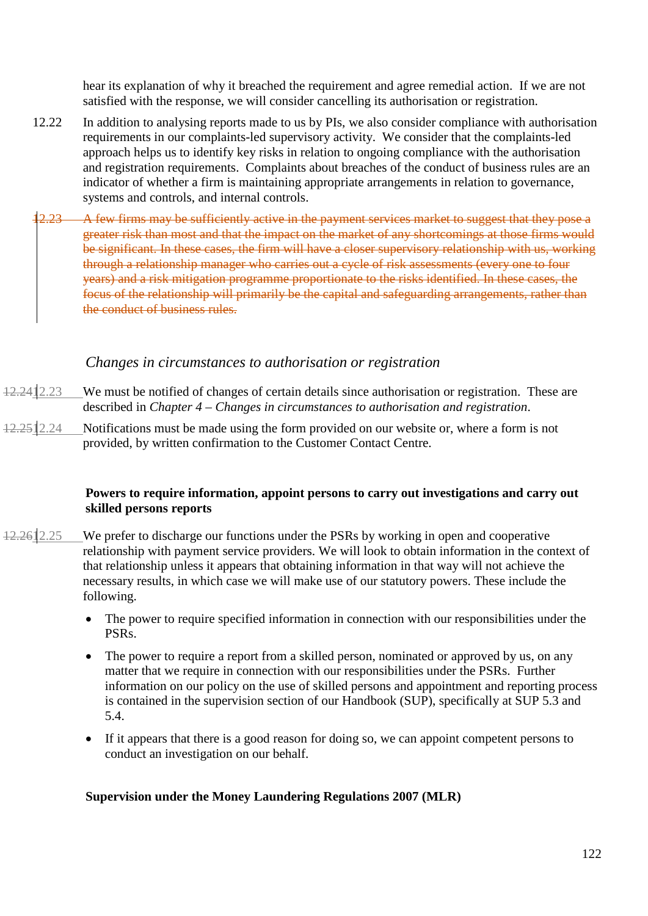hear its explanation of why it breached the requirement and agree remedial action. If we are not satisfied with the response, we will consider cancelling its authorisation or registration.

12.22 In addition to analysing reports made to us by PIs, we also consider compliance with authorisation requirements in our complaints-led supervisory activity. We consider that the complaints-led approach helps us to identify key risks in relation to ongoing compliance with the authorisation and registration requirements. Complaints about breaches of the conduct of business rules are an indicator of whether a firm is maintaining appropriate arrangements in relation to governance, systems and controls, and internal controls.

~~12.23 A few firms may be sufficiently active in the payment services market to suggest that they pose a greater risk than most and that the impact on the market of any shortcomings at those firms would be significant. In these cases, the firm will have a closer supervisory relationship with us, working through a relationship manager who carries out a cycle of risk assessments (every one to four years) and a risk mitigation programme proportionate to the risks identified. In these cases, the focus of the relationship will primarily be the capital and safeguarding arrangements, rather than the conduct of business rules.~~

### *Changes in circumstances to authorisation or registration*

~~12.24~~12.23 We must be notified of changes of certain details since authorisation or registration. These are described in *Chapter 4 – Changes in circumstances to authorisation and registration*.

~~12.25~~12.24 Notifications must be made using the form provided on our website or, where a form is not provided, by written confirmation to the Customer Contact Centre.

### **Powers to require information, appoint persons to carry out investigations and carry out skilled persons reports**

~~12.26~~12.25 We prefer to discharge our functions under the PSRs by working in open and cooperative relationship with payment service providers. We will look to obtain information in the context of that relationship unless it appears that obtaining information in that way will not achieve the necessary results, in which case we will make use of our statutory powers. These include the following.

- The power to require specified information in connection with our responsibilities under the PSRs.
- The power to require a report from a skilled person, nominated or approved by us, on any matter that we require in connection with our responsibilities under the PSRs. Further information on our policy on the use of skilled persons and appointment and reporting process is contained in the supervision section of our Handbook (SUP), specifically at SUP 5.3 and 5.4.
- If it appears that there is a good reason for doing so, we can appoint competent persons to conduct an investigation on our behalf.

### **Supervision under the Money Laundering Regulations 2007 (MLR)**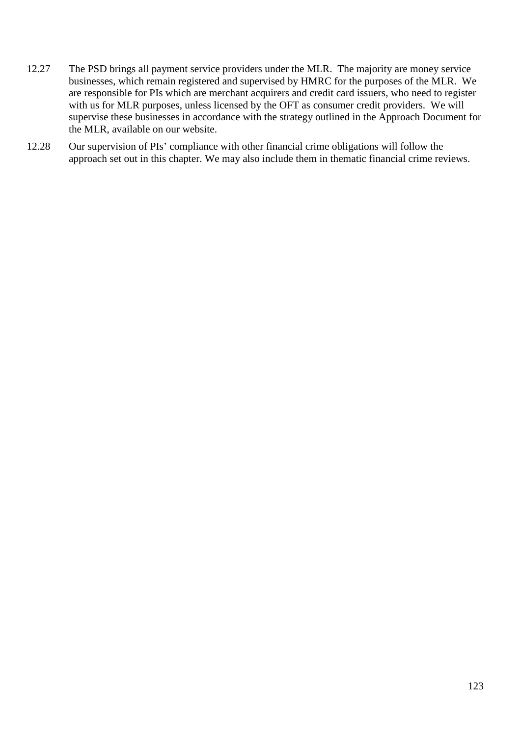12.27 The PSD brings all payment service providers under the MLR. The majority are money service businesses, which remain registered and supervised by HMRC for the purposes of the MLR. We are responsible for PIs which are merchant acquirers and credit card issuers, who need to register with us for MLR purposes, unless licensed by the OFT as consumer credit providers. We will supervise these businesses in accordance with the strategy outlined in the Approach Document for the MLR, available on our website.

12.28 Our supervision of PIs' compliance with other financial crime obligations will follow the approach set out in this chapter. We may also include them in thematic financial crime reviews.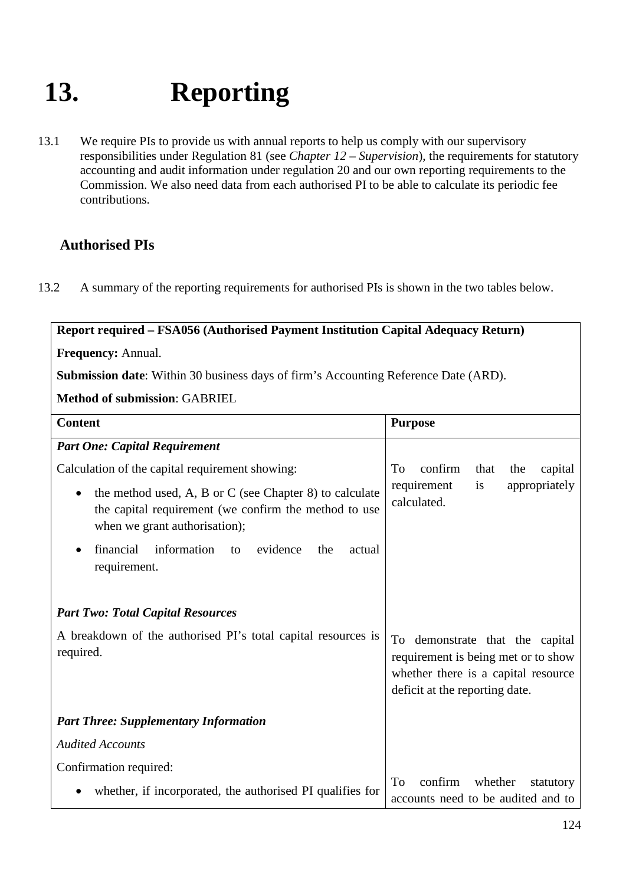# 13. Reporting

13.1 We require PIs to provide us with annual reports to help us comply with our supervisory responsibilities under Regulation 81 (see *Chapter 12 – Supervision*), the requirements for statutory accounting and audit information under regulation 20 and our own reporting requirements to the Commission. We also need data from each authorised PI to be able to calculate its periodic fee contributions.

## Authorised PIs

13.2 A summary of the reporting requirements for authorised PIs is shown in the two tables below.

| **Report required – FSA056 (Authorised Payment Institution Capital Adequacy Return)**<br><br>**Frequency:** Annual.<br><br>**Submission date**: Within 30 business days of firm's Accounting Reference Date (ARD).<br><br>**Method of submission**: GABRIEL | |
|---|---|
| **Content** | **Purpose** |
| ***Part One: Capital Requirement***<br><br>Calculation of the capital requirement showing:<br><br>• the method used, A, B or C (see Chapter 8) to calculate the capital requirement (we confirm the method to use when we grant authorisation);<br><br>• financial information to evidence the actual requirement. | To confirm that the capital requirement is appropriately calculated. |
| ***Part Two: Total Capital Resources***<br><br>A breakdown of the authorised PI's total capital resources is required. | To demonstrate that the capital requirement is being met or to show whether there is a capital resource deficit at the reporting date. |
| ***Part Three: Supplementary Information***<br><br>*Audited Accounts*<br><br>Confirmation required:<br><br>• whether, if incorporated, the authorised PI qualifies for | To confirm whether statutory accounts need to be audited and to |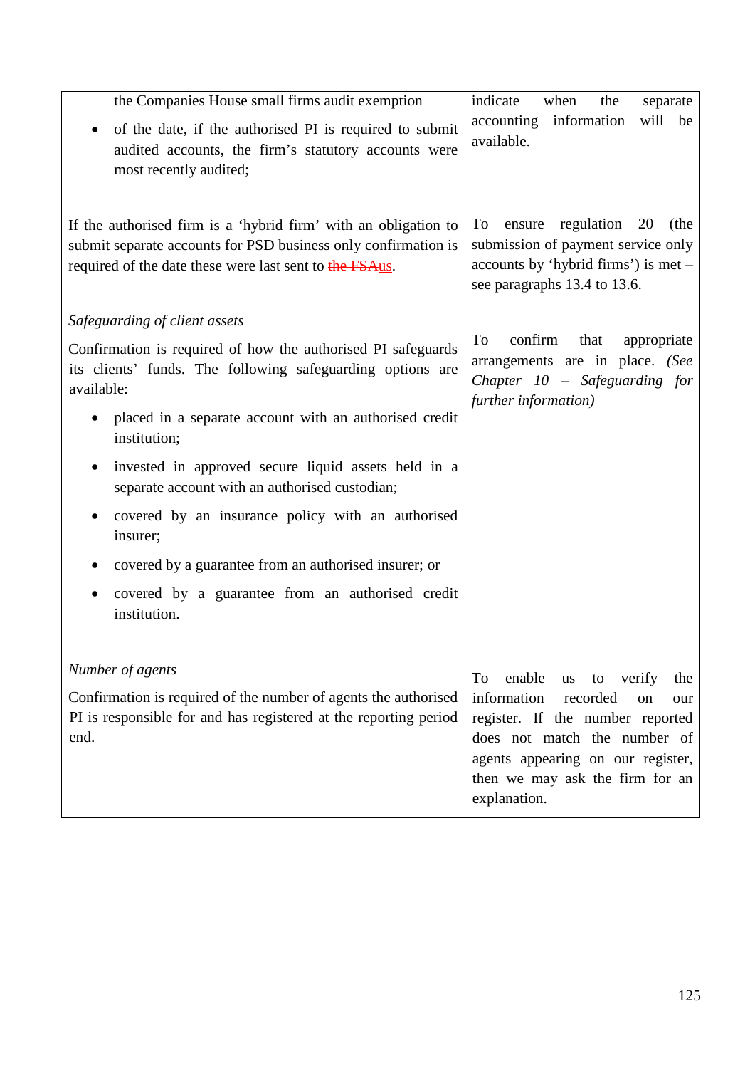| | |
|---|---|
| the Companies House small firms audit exemption<br>• of the date, if the authorised PI is required to submit audited accounts, the firm's statutory accounts were most recently audited; | indicate when the separate accounting information will be available. |
| If the authorised firm is a 'hybrid firm' with an obligation to submit separate accounts for PSD business only confirmation is required of the date these were last sent to ~~the FSA~~us. | To ensure regulation 20 (the submission of payment service only accounts by 'hybrid firms') is met – see paragraphs 13.4 to 13.6. |
| *Safeguarding of client assets*<br>Confirmation is required of how the authorised PI safeguards its clients' funds. The following safeguarding options are available:<br>• placed in a separate account with an authorised credit institution;<br>• invested in approved secure liquid assets held in a separate account with an authorised custodian;<br>• covered by an insurance policy with an authorised insurer;<br>• covered by a guarantee from an authorised insurer; or<br>• covered by a guarantee from an authorised credit institution. | To confirm that appropriate arrangements are in place. *(See Chapter 10 – Safeguarding for further information)* |
| *Number of agents*<br>Confirmation is required of the number of agents the authorised PI is responsible for and has registered at the reporting period end. | To enable us to verify the information recorded on our register. If the number reported does not match the number of agents appearing on our register, then we may ask the firm for an explanation. |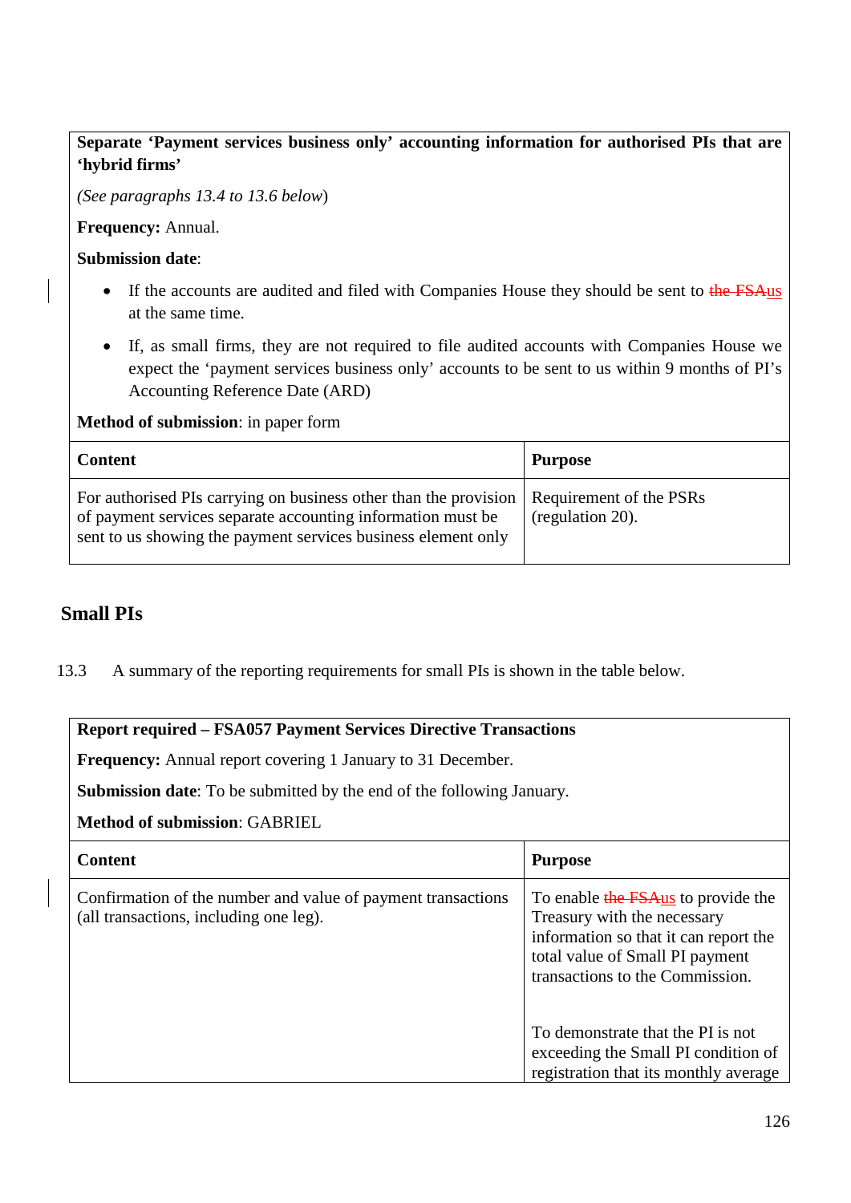**Separate 'Payment services business only' accounting information for authorised PIs that are 'hybrid firms'**

*(See paragraphs 13.4 to 13.6 below*)

**Frequency:** Annual.

**Submission date**:

- If the accounts are audited and filed with Companies House they should be sent to ~~the FSA~~us at the same time.
- If, as small firms, they are not required to file audited accounts with Companies House we expect the 'payment services business only' accounts to be sent to us within 9 months of PI's Accounting Reference Date (ARD)

**Method of submission**: in paper form

| Content | Purpose |
|---|---|
| For authorised PIs carrying on business other than the provision of payment services separate accounting information must be sent to us showing the payment services business element only | Requirement of the PSRs (regulation 20). |

## Small PIs

13.3 A summary of the reporting requirements for small PIs is shown in the table below.

**Report required – FSA057 Payment Services Directive Transactions**

**Frequency:** Annual report covering 1 January to 31 December.

**Submission date**: To be submitted by the end of the following January.

**Method of submission**: GABRIEL

| Content | Purpose |
|---|---|
| Confirmation of the number and value of payment transactions (all transactions, including one leg). | To enable ~~the FSA~~us to provide the Treasury with the necessary information so that it can report the total value of Small PI payment transactions to the Commission.<br><br>To demonstrate that the PI is not exceeding the Small PI condition of registration that its monthly average |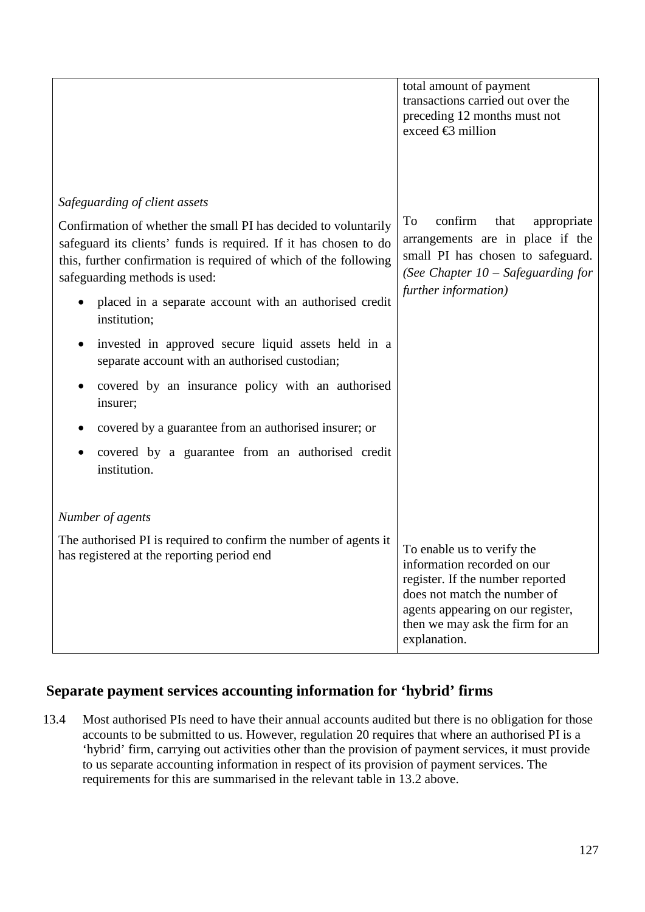| | |
|---|---|
| | total amount of payment transactions carried out over the preceding 12 months must not exceed €3 million |
| *Safeguarding of client assets*<br><br>Confirmation of whether the small PI has decided to voluntarily safeguard its clients' funds is required. If it has chosen to do this, further confirmation is required of which of the following safeguarding methods is used:<br><br>• placed in a separate account with an authorised credit institution;<br>• invested in approved secure liquid assets held in a separate account with an authorised custodian;<br>• covered by an insurance policy with an authorised insurer;<br>• covered by a guarantee from an authorised insurer; or<br>• covered by a guarantee from an authorised credit institution. | To confirm that appropriate arrangements are in place if the small PI has chosen to safeguard. *(See Chapter 10 – Safeguarding for further information)* |
| *Number of agents*<br><br>The authorised PI is required to confirm the number of agents it has registered at the reporting period end | To enable us to verify the information recorded on our register. If the number reported does not match the number of agents appearing on our register, then we may ask the firm for an explanation. |

## Separate payment services accounting information for 'hybrid' firms

13.4 Most authorised PIs need to have their annual accounts audited but there is no obligation for those accounts to be submitted to us. However, regulation 20 requires that where an authorised PI is a 'hybrid' firm, carrying out activities other than the provision of payment services, it must provide to us separate accounting information in respect of its provision of payment services. The requirements for this are summarised in the relevant table in 13.2 above.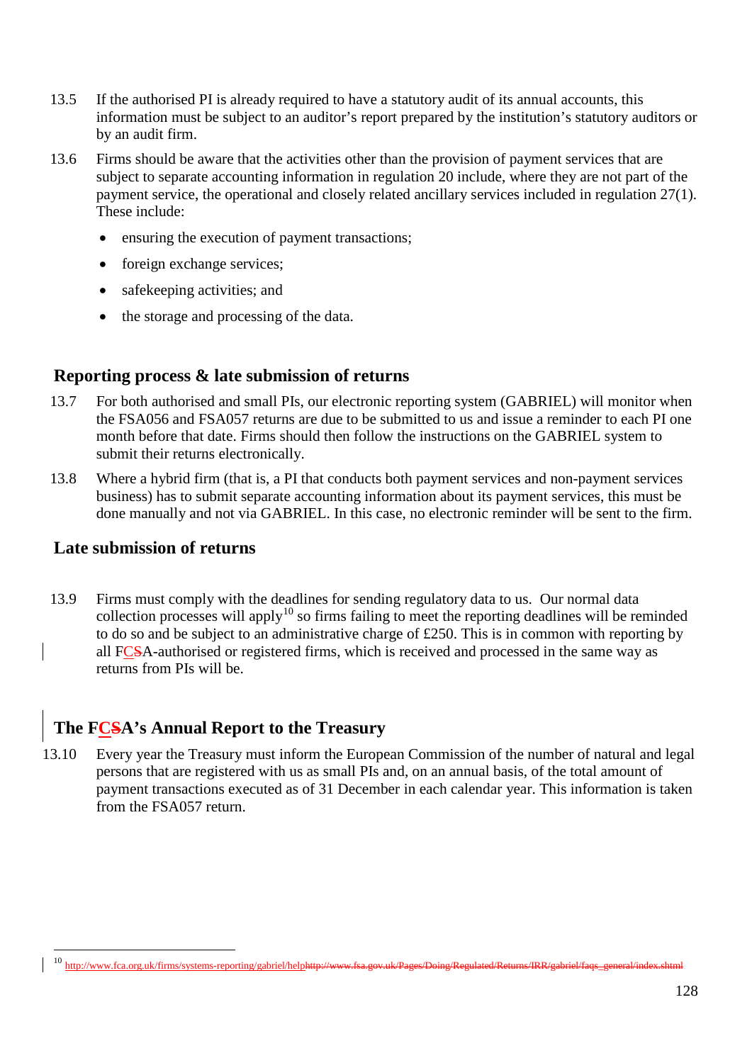13.5 If the authorised PI is already required to have a statutory audit of its annual accounts, this information must be subject to an auditor's report prepared by the institution's statutory auditors or by an audit firm.

13.6 Firms should be aware that the activities other than the provision of payment services that are subject to separate accounting information in regulation 20 include, where they are not part of the payment service, the operational and closely related ancillary services included in regulation 27(1). These include:

- ensuring the execution of payment transactions;
- foreign exchange services;
- safekeeping activities; and
- the storage and processing of the data.

## Reporting process & late submission of returns

13.7 For both authorised and small PIs, our electronic reporting system (GABRIEL) will monitor when the FSA056 and FSA057 returns are due to be submitted to us and issue a reminder to each PI one month before that date. Firms should then follow the instructions on the GABRIEL system to submit their returns electronically.

13.8 Where a hybrid firm (that is, a PI that conducts both payment services and non-payment services business) has to submit separate accounting information about its payment services, this must be done manually and not via GABRIEL. In this case, no electronic reminder will be sent to the firm.

## Late submission of returns

13.9 Firms must comply with the deadlines for sending regulatory data to us. Our normal data collection processes will apply[10] so firms failing to meet the reporting deadlines will be reminded to do so and be subject to an administrative charge of £250. This is in common with reporting by all FC~~S~~A-authorised or registered firms, which is received and processed in the same way as returns from PIs will be.

## The FC~~S~~A's Annual Report to the Treasury

13.10 Every year the Treasury must inform the European Commission of the number of natural and legal persons that are registered with us as small PIs and, on an annual basis, of the total amount of payment transactions executed as of 31 December in each calendar year. This information is taken from the FSA057 return.

---

[10] http://www.fca.org.uk/firms/systems-reporting/gabriel/help~~http://www.fsa.gov.uk/Pages/Doing/Regulated/Returns/IRR/gabriel/faqs_general/index.shtml~~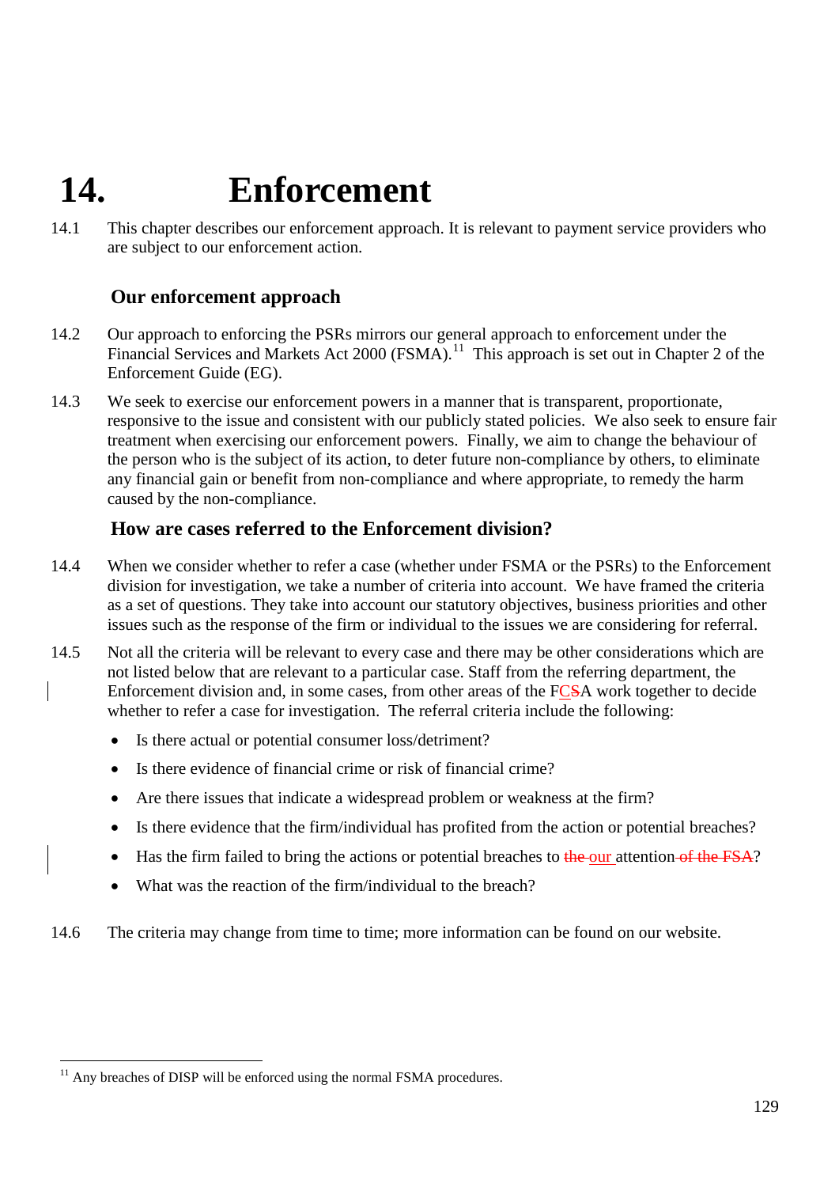# 14. Enforcement

14.1 This chapter describes our enforcement approach. It is relevant to payment service providers who are subject to our enforcement action.

## Our enforcement approach

14.2 Our approach to enforcing the PSRs mirrors our general approach to enforcement under the Financial Services and Markets Act 2000 (FSMA).[11] This approach is set out in Chapter 2 of the Enforcement Guide (EG).

14.3 We seek to exercise our enforcement powers in a manner that is transparent, proportionate, responsive to the issue and consistent with our publicly stated policies. We also seek to ensure fair treatment when exercising our enforcement powers. Finally, we aim to change the behaviour of the person who is the subject of its action, to deter future non-compliance by others, to eliminate any financial gain or benefit from non-compliance and where appropriate, to remedy the harm caused by the non-compliance.

## How are cases referred to the Enforcement division?

14.4 When we consider whether to refer a case (whether under FSMA or the PSRs) to the Enforcement division for investigation, we take a number of criteria into account. We have framed the criteria as a set of questions. They take into account our statutory objectives, business priorities and other issues such as the response of the firm or individual to the issues we are considering for referral.

14.5 Not all the criteria will be relevant to every case and there may be other considerations which are not listed below that are relevant to a particular case. Staff from the referring department, the Enforcement division and, in some cases, from other areas of the F~~S~~CA work together to decide whether to refer a case for investigation. The referral criteria include the following:

- Is there actual or potential consumer loss/detriment?
- Is there evidence of financial crime or risk of financial crime?
- Are there issues that indicate a widespread problem or weakness at the firm?
- Is there evidence that the firm/individual has profited from the action or potential breaches?
- Has the firm failed to bring the actions or potential breaches to ~~the~~ our attention ~~of the FSA~~?
- What was the reaction of the firm/individual to the breach?

14.6 The criteria may change from time to time; more information can be found on our website.

[11] Any breaches of DISP will be enforced using the normal FSMA procedures.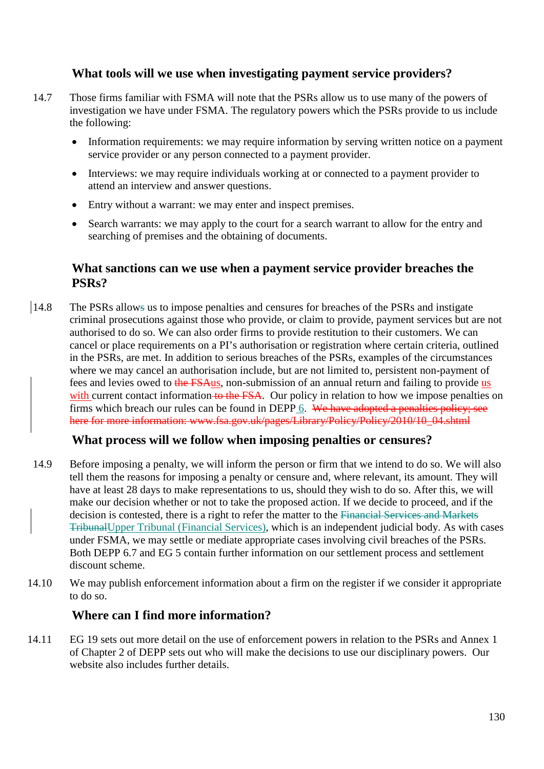### What tools will we use when investigating payment service providers?

14.7 Those firms familiar with FSMA will note that the PSRs allow us to use many of the powers of investigation we have under FSMA. The regulatory powers which the PSRs provide to us include the following:

- Information requirements: we may require information by serving written notice on a payment service provider or any person connected to a payment provider.
- Interviews: we may require individuals working at or connected to a payment provider to attend an interview and answer questions.
- Entry without a warrant: we may enter and inspect premises.
- Search warrants: we may apply to the court for a search warrant to allow for the entry and searching of premises and the obtaining of documents.

### What sanctions can we use when a payment service provider breaches the PSRs?

14.8 The PSRs allow~~s~~ us to impose penalties and censures for breaches of the PSRs and instigate criminal prosecutions against those who provide, or claim to provide, payment services but are not authorised to do so. We can also order firms to provide restitution to their customers. We can cancel or place requirements on a PI's authorisation or registration where certain criteria, outlined in the PSRs, are met. In addition to serious breaches of the PSRs, examples of the circumstances where we may cancel an authorisation include, but are not limited to, persistent non-payment of fees and levies owed to ~~the FSA~~us, non-submission of an annual return and failing to provide us with current contact information ~~to the FSA~~. Our policy in relation to how we impose penalties on firms which breach our rules can be found in DEPP 6. ~~We have adopted a penalties policy; see here for more information: www.fsa.gov.uk/pages/Library/Policy/Policy/2010/10_04.shtml~~

### What process will we follow when imposing penalties or censures?

14.9 Before imposing a penalty, we will inform the person or firm that we intend to do so. We will also tell them the reasons for imposing a penalty or censure and, where relevant, its amount. They will have at least 28 days to make representations to us, should they wish to do so. After this, we will make our decision whether or not to take the proposed action. If we decide to proceed, and if the decision is contested, there is a right to refer the matter to the ~~Financial Services and Markets Tribunal~~Upper Tribunal (Financial Services), which is an independent judicial body. As with cases under FSMA, we may settle or mediate appropriate cases involving civil breaches of the PSRs. Both DEPP 6.7 and EG 5 contain further information on our settlement process and settlement discount scheme.

14.10 We may publish enforcement information about a firm on the register if we consider it appropriate to do so.

### Where can I find more information?

14.11 EG 19 sets out more detail on the use of enforcement powers in relation to the PSRs and Annex 1 of Chapter 2 of DEPP sets out who will make the decisions to use our disciplinary powers. Our website also includes further details.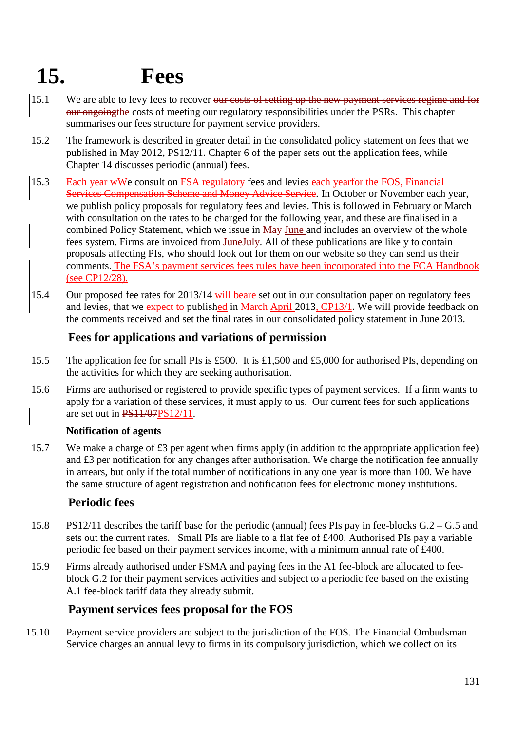# 15. Fees

15.1 We are able to levy fees to recover ~~our costs of setting up the new payment services regime and for our ongoing~~the costs of meeting our regulatory responsibilities under the PSRs. This chapter summarises our fees structure for payment service providers.

15.2 The framework is described in greater detail in the consolidated policy statement on fees that we published in May 2012, PS12/11. Chapter 6 of the paper sets out the application fees, while Chapter 14 discusses periodic (annual) fees.

15.3 ~~Each year w~~We consult on ~~FSA~~ regulatory fees and levies each year~~for the FOS, Financial Services Compensation Scheme and Money Advice Service~~. In October or November each year, we publish policy proposals for regulatory fees and levies. This is followed in February or March with consultation on the rates to be charged for the following year, and these are finalised in a combined Policy Statement, which we issue in ~~May~~ June and includes an overview of the whole fees system. Firms are invoiced from ~~June~~July. All of these publications are likely to contain proposals affecting PIs, who should look out for them on our website so they can send us their comments. The FSA's payment services fees rules have been incorporated into the FCA Handbook (see CP12/28).

15.4 Our proposed fee rates for 2013/14 ~~will be~~are set out in our consultation paper on regulatory fees and levies~~,~~ that we ~~expect to~~ published in ~~March~~ April 2013, CP13/1. We will provide feedback on the comments received and set the final rates in our consolidated policy statement in June 2013.

## Fees for applications and variations of permission

15.5 The application fee for small PIs is £500. It is £1,500 and £5,000 for authorised PIs, depending on the activities for which they are seeking authorisation.

15.6 Firms are authorised or registered to provide specific types of payment services. If a firm wants to apply for a variation of these services, it must apply to us. Our current fees for such applications are set out in ~~PS11/07~~PS12/11.

### Notification of agents

15.7 We make a charge of £3 per agent when firms apply (in addition to the appropriate application fee) and £3 per notification for any changes after authorisation. We charge the notification fee annually in arrears, but only if the total number of notifications in any one year is more than 100. We have the same structure of agent registration and notification fees for electronic money institutions.

## Periodic fees

15.8 PS12/11 describes the tariff base for the periodic (annual) fees PIs pay in fee-blocks G.2 – G.5 and sets out the current rates. Small PIs are liable to a flat fee of £400. Authorised PIs pay a variable periodic fee based on their payment services income, with a minimum annual rate of £400.

15.9 Firms already authorised under FSMA and paying fees in the A1 fee-block are allocated to fee-block G.2 for their payment services activities and subject to a periodic fee based on the existing A.1 fee-block tariff data they already submit.

## Payment services fees proposal for the FOS

15.10 Payment service providers are subject to the jurisdiction of the FOS. The Financial Ombudsman Service charges an annual levy to firms in its compulsory jurisdiction, which we collect on its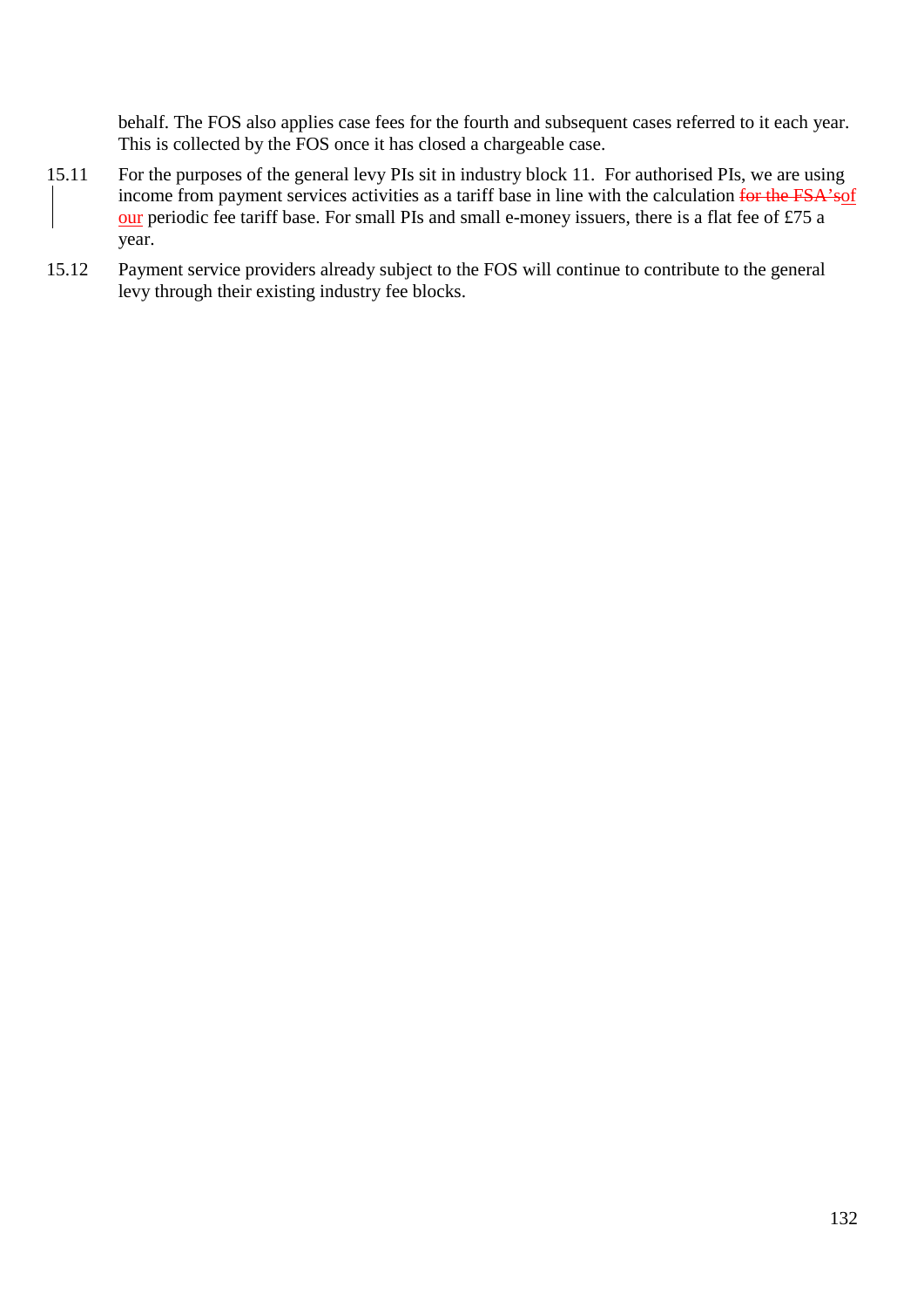behalf. The FOS also applies case fees for the fourth and subsequent cases referred to it each year. This is collected by the FOS once it has closed a chargeable case.

15.11 For the purposes of the general levy PIs sit in industry block 11. For authorised PIs, we are using income from payment services activities as a tariff base in line with the calculation ~~for the FSA's~~of our periodic fee tariff base. For small PIs and small e-money issuers, there is a flat fee of £75 a year.

15.12 Payment service providers already subject to the FOS will continue to contribute to the general levy through their existing industry fee blocks.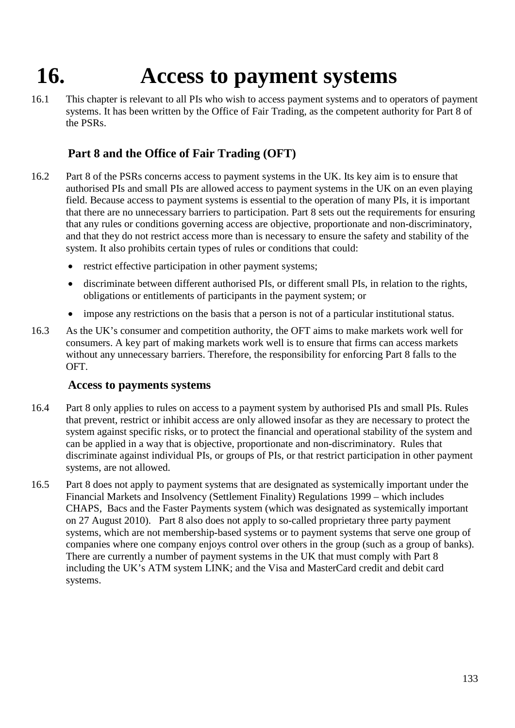# 16. Access to payment systems

16.1 This chapter is relevant to all PIs who wish to access payment systems and to operators of payment systems. It has been written by the Office of Fair Trading, as the competent authority for Part 8 of the PSRs.

## Part 8 and the Office of Fair Trading (OFT)

16.2 Part 8 of the PSRs concerns access to payment systems in the UK. Its key aim is to ensure that authorised PIs and small PIs are allowed access to payment systems in the UK on an even playing field. Because access to payment systems is essential to the operation of many PIs, it is important that there are no unnecessary barriers to participation. Part 8 sets out the requirements for ensuring that any rules or conditions governing access are objective, proportionate and non-discriminatory, and that they do not restrict access more than is necessary to ensure the safety and stability of the system. It also prohibits certain types of rules or conditions that could:

- restrict effective participation in other payment systems;
- discriminate between different authorised PIs, or different small PIs, in relation to the rights, obligations or entitlements of participants in the payment system; or
- impose any restrictions on the basis that a person is not of a particular institutional status.

16.3 As the UK's consumer and competition authority, the OFT aims to make markets work well for consumers. A key part of making markets work well is to ensure that firms can access markets without any unnecessary barriers. Therefore, the responsibility for enforcing Part 8 falls to the OFT.

## Access to payments systems

16.4 Part 8 only applies to rules on access to a payment system by authorised PIs and small PIs. Rules that prevent, restrict or inhibit access are only allowed insofar as they are necessary to protect the system against specific risks, or to protect the financial and operational stability of the system and can be applied in a way that is objective, proportionate and non-discriminatory. Rules that discriminate against individual PIs, or groups of PIs, or that restrict participation in other payment systems, are not allowed.

16.5 Part 8 does not apply to payment systems that are designated as systemically important under the Financial Markets and Insolvency (Settlement Finality) Regulations 1999 – which includes CHAPS, Bacs and the Faster Payments system (which was designated as systemically important on 27 August 2010). Part 8 also does not apply to so-called proprietary three party payment systems, which are not membership-based systems or to payment systems that serve one group of companies where one company enjoys control over others in the group (such as a group of banks). There are currently a number of payment systems in the UK that must comply with Part 8 including the UK's ATM system LINK; and the Visa and MasterCard credit and debit card systems.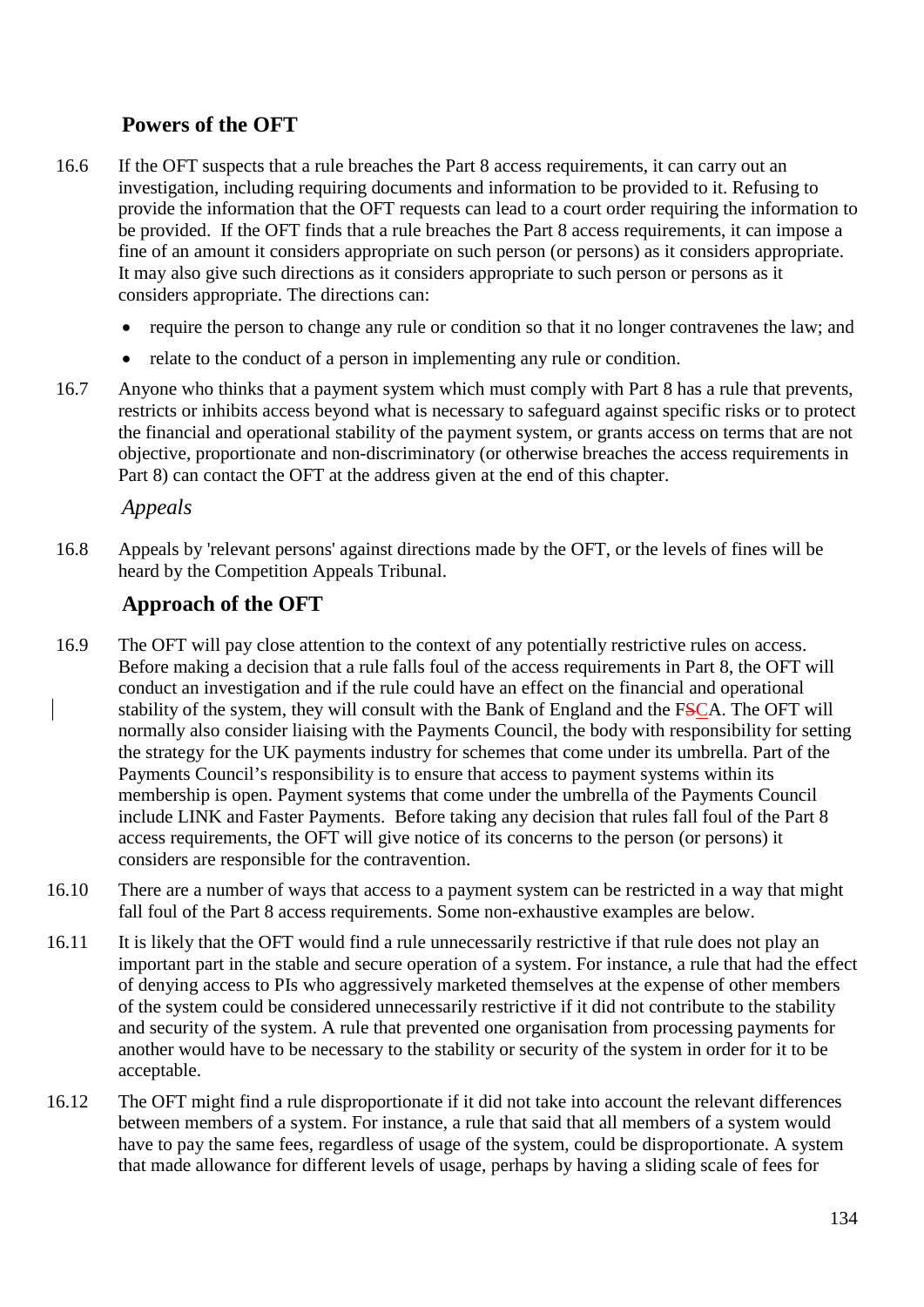## Powers of the OFT

16.6 If the OFT suspects that a rule breaches the Part 8 access requirements, it can carry out an investigation, including requiring documents and information to be provided to it. Refusing to provide the information that the OFT requests can lead to a court order requiring the information to be provided. If the OFT finds that a rule breaches the Part 8 access requirements, it can impose a fine of an amount it considers appropriate on such person (or persons) as it considers appropriate. It may also give such directions as it considers appropriate to such person or persons as it considers appropriate. The directions can:

- require the person to change any rule or condition so that it no longer contravenes the law; and
- relate to the conduct of a person in implementing any rule or condition.

16.7 Anyone who thinks that a payment system which must comply with Part 8 has a rule that prevents, restricts or inhibits access beyond what is necessary to safeguard against specific risks or to protect the financial and operational stability of the payment system, or grants access on terms that are not objective, proportionate and non-discriminatory (or otherwise breaches the access requirements in Part 8) can contact the OFT at the address given at the end of this chapter.

### *Appeals*

16.8 Appeals by 'relevant persons' against directions made by the OFT, or the levels of fines will be heard by the Competition Appeals Tribunal.

## Approach of the OFT

16.9 The OFT will pay close attention to the context of any potentially restrictive rules on access. Before making a decision that a rule falls foul of the access requirements in Part 8, the OFT will conduct an investigation and if the rule could have an effect on the financial and operational stability of the system, they will consult with the Bank of England and the FSCA. The OFT will normally also consider liaising with the Payments Council, the body with responsibility for setting the strategy for the UK payments industry for schemes that come under its umbrella. Part of the Payments Council's responsibility is to ensure that access to payment systems within its membership is open. Payment systems that come under the umbrella of the Payments Council include LINK and Faster Payments. Before taking any decision that rules fall foul of the Part 8 access requirements, the OFT will give notice of its concerns to the person (or persons) it considers are responsible for the contravention.

16.10 There are a number of ways that access to a payment system can be restricted in a way that might fall foul of the Part 8 access requirements. Some non-exhaustive examples are below.

16.11 It is likely that the OFT would find a rule unnecessarily restrictive if that rule does not play an important part in the stable and secure operation of a system. For instance, a rule that had the effect of denying access to PIs who aggressively marketed themselves at the expense of other members of the system could be considered unnecessarily restrictive if it did not contribute to the stability and security of the system. A rule that prevented one organisation from processing payments for another would have to be necessary to the stability or security of the system in order for it to be acceptable.

16.12 The OFT might find a rule disproportionate if it did not take into account the relevant differences between members of a system. For instance, a rule that said that all members of a system would have to pay the same fees, regardless of usage of the system, could be disproportionate. A system that made allowance for different levels of usage, perhaps by having a sliding scale of fees for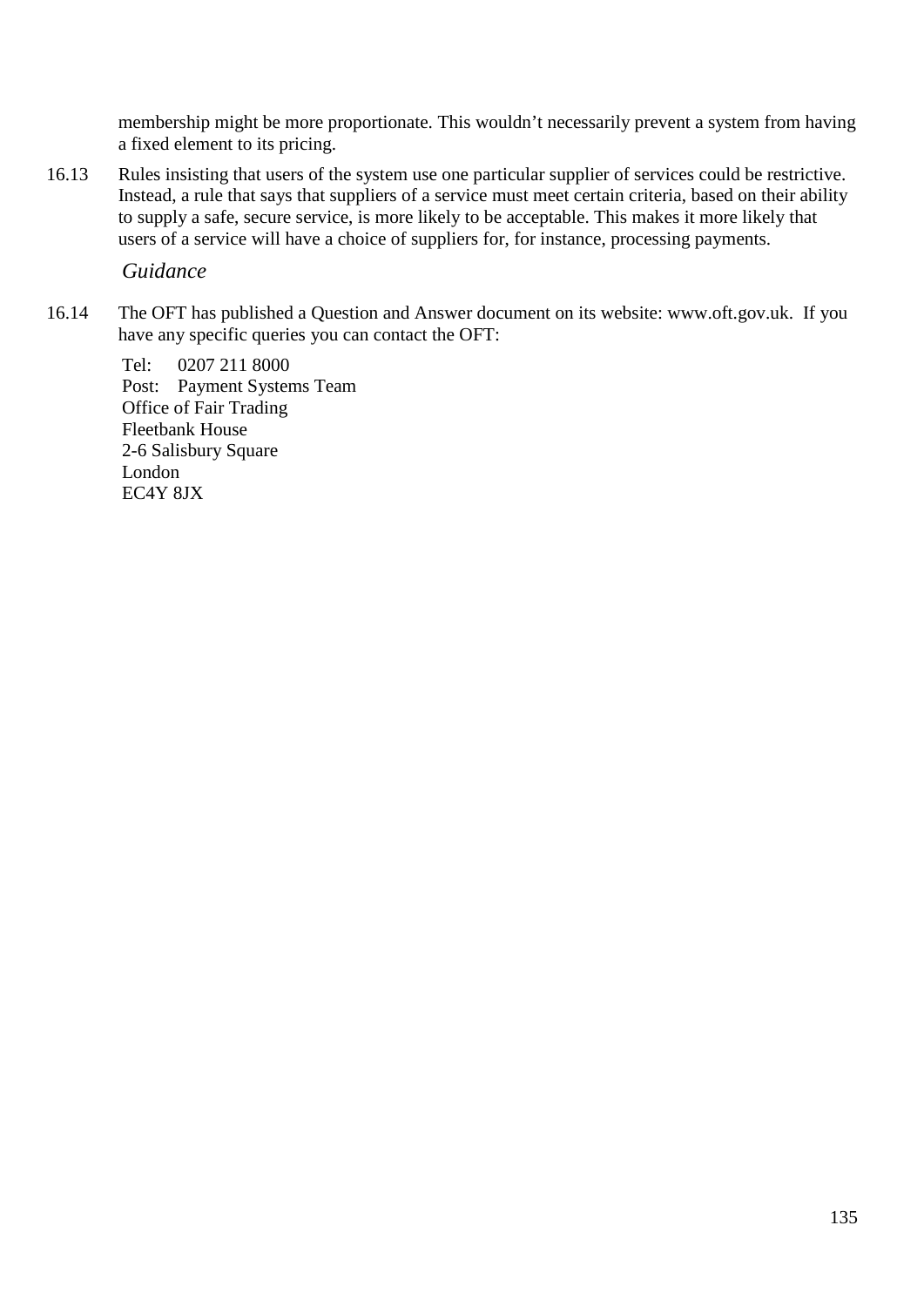membership might be more proportionate. This wouldn't necessarily prevent a system from having a fixed element to its pricing.

16.13 Rules insisting that users of the system use one particular supplier of services could be restrictive. Instead, a rule that says that suppliers of a service must meet certain criteria, based on their ability to supply a safe, secure service, is more likely to be acceptable. This makes it more likely that users of a service will have a choice of suppliers for, for instance, processing payments.

*Guidance*

16.14 The OFT has published a Question and Answer document on its website: www.oft.gov.uk. If you have any specific queries you can contact the OFT:

Tel: 0207 211 8000
Post: Payment Systems Team
Office of Fair Trading
Fleetbank House
2-6 Salisbury Square
London
EC4Y 8JX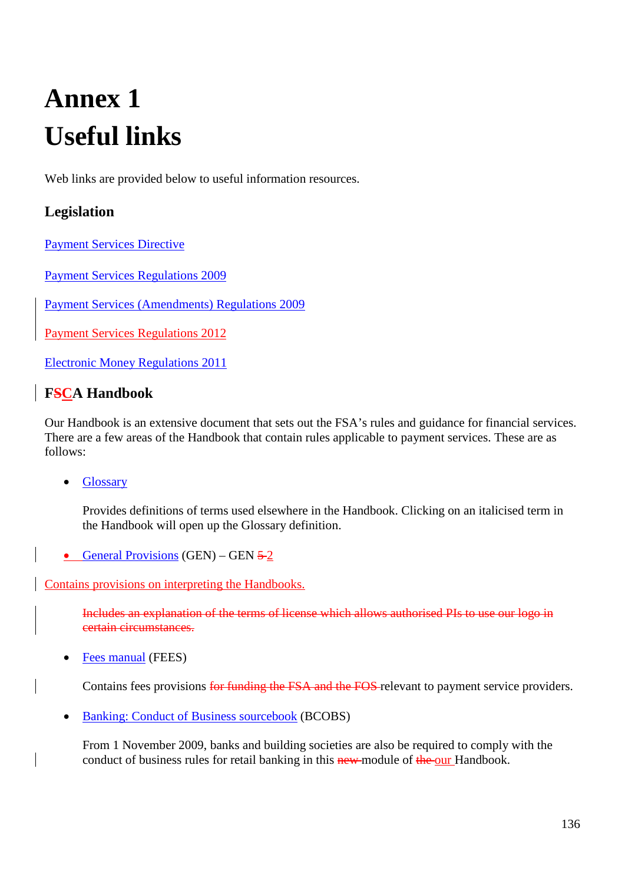# Annex 1
# Useful links

Web links are provided below to useful information resources.

## Legislation

Payment Services Directive

Payment Services Regulations 2009

Payment Services (Amendments) Regulations 2009

Payment Services Regulations 2012

Electronic Money Regulations 2011

## F~~S~~CA Handbook

Our Handbook is an extensive document that sets out the FSA's rules and guidance for financial services. There are a few areas of the Handbook that contain rules applicable to payment services. These are as follows:

- Glossary

  Provides definitions of terms used elsewhere in the Handbook. Clicking on an italicised term in the Handbook will open up the Glossary definition.

- General Provisions (GEN) – GEN ~~5~~ 2

Contains provisions on interpreting the Handbooks.

  ~~Includes an explanation of the terms of license which allows authorised PIs to use our logo in certain circumstances.~~

- Fees manual (FEES)

  Contains fees provisions ~~for funding the FSA and the FOS~~ relevant to payment service providers.

- Banking: Conduct of Business sourcebook (BCOBS)

  From 1 November 2009, banks and building societies are also be required to comply with the conduct of business rules for retail banking in this ~~new~~ module of ~~the~~ our Handbook.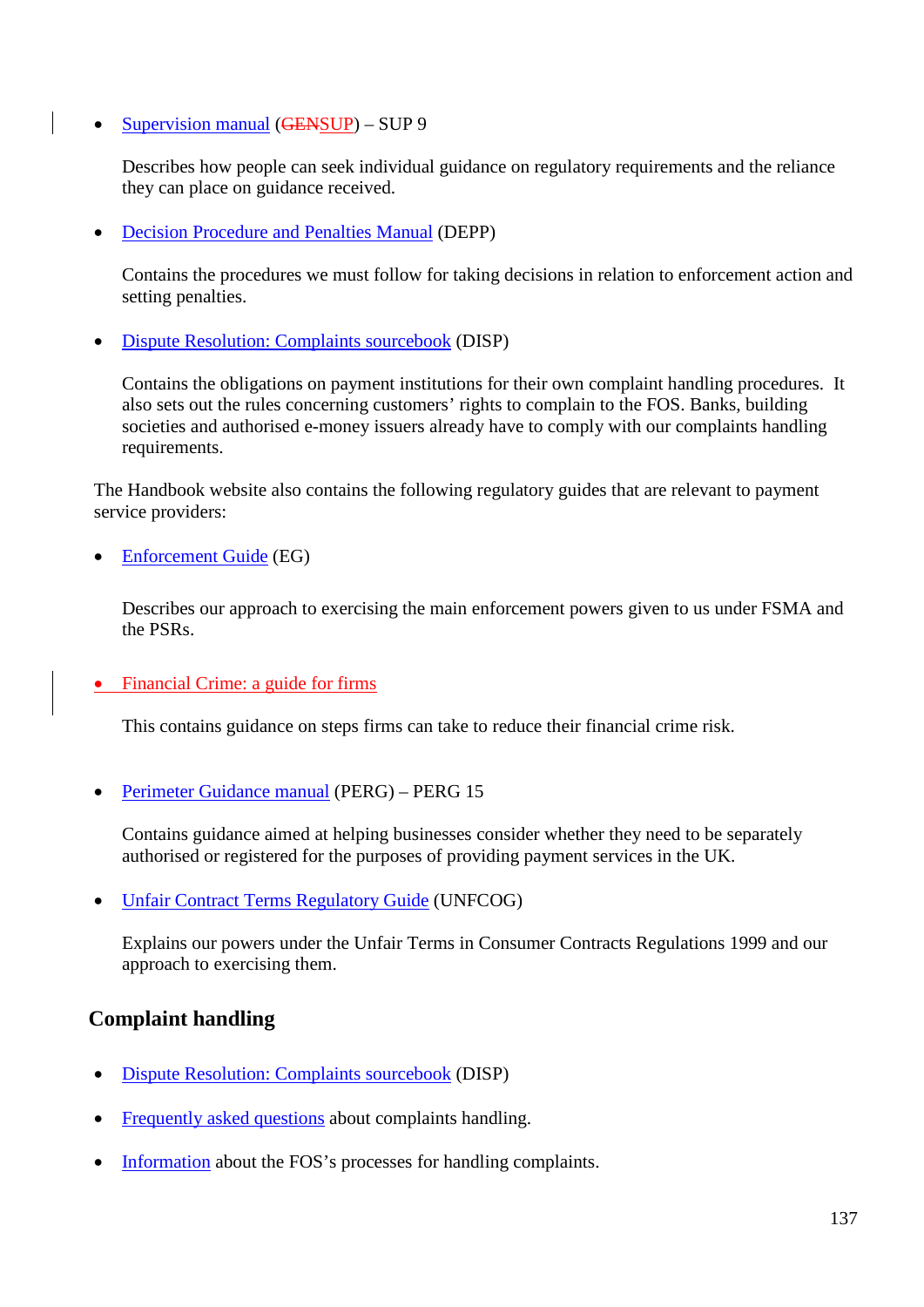- Supervision manual (~~GEN~~SUP) – SUP 9

  Describes how people can seek individual guidance on regulatory requirements and the reliance they can place on guidance received.

- Decision Procedure and Penalties Manual (DEPP)

  Contains the procedures we must follow for taking decisions in relation to enforcement action and setting penalties.

- Dispute Resolution: Complaints sourcebook (DISP)

  Contains the obligations on payment institutions for their own complaint handling procedures. It also sets out the rules concerning customers' rights to complain to the FOS. Banks, building societies and authorised e-money issuers already have to comply with our complaints handling requirements.

The Handbook website also contains the following regulatory guides that are relevant to payment service providers:

- Enforcement Guide (EG)

  Describes our approach to exercising the main enforcement powers given to us under FSMA and the PSRs.

- Financial Crime: a guide for firms

  This contains guidance on steps firms can take to reduce their financial crime risk.

- Perimeter Guidance manual (PERG) – PERG 15

  Contains guidance aimed at helping businesses consider whether they need to be separately authorised or registered for the purposes of providing payment services in the UK.

- Unfair Contract Terms Regulatory Guide (UNFCOG)

  Explains our powers under the Unfair Terms in Consumer Contracts Regulations 1999 and our approach to exercising them.

## Complaint handling

- Dispute Resolution: Complaints sourcebook (DISP)
- Frequently asked questions about complaints handling.
- Information about the FOS's processes for handling complaints.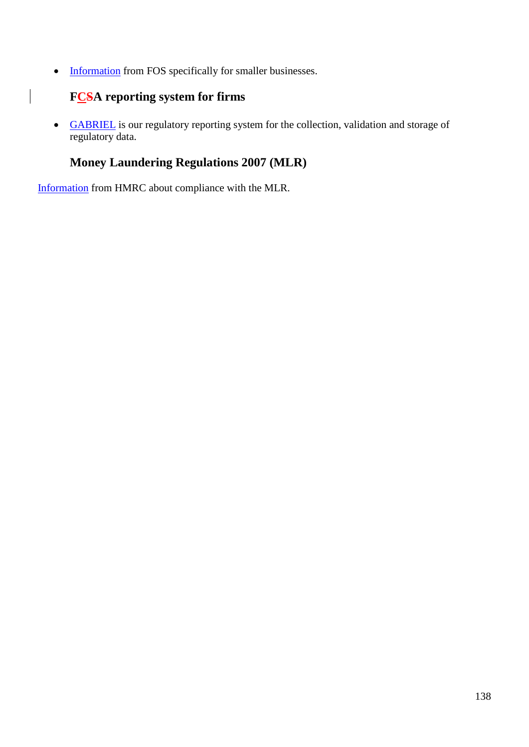- Information from FOS specifically for smaller businesses.

### FCSA reporting system for firms

- GABRIEL is our regulatory reporting system for the collection, validation and storage of regulatory data.

### Money Laundering Regulations 2007 (MLR)

Information from HMRC about compliance with the MLR.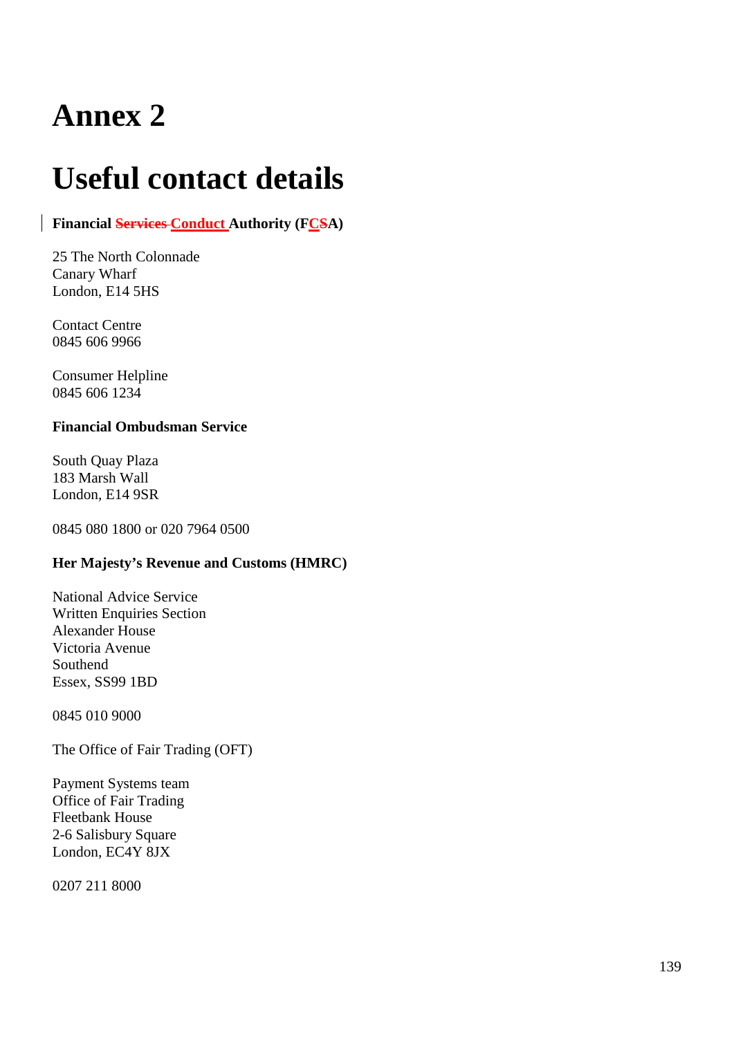# Annex 2

# Useful contact details

**Financial ~~Services~~ Conduct Authority (F~~S~~CA)**

25 The North Colonnade
Canary Wharf
London, E14 5HS

Contact Centre
0845 606 9966

Consumer Helpline
0845 606 1234

**Financial Ombudsman Service**

South Quay Plaza
183 Marsh Wall
London, E14 9SR

0845 080 1800 or 020 7964 0500

**Her Majesty's Revenue and Customs (HMRC)**

National Advice Service
Written Enquiries Section
Alexander House
Victoria Avenue
Southend
Essex, SS99 1BD

0845 010 9000

The Office of Fair Trading (OFT)

Payment Systems team
Office of Fair Trading
Fleetbank House
2-6 Salisbury Square
London, EC4Y 8JX

0207 211 8000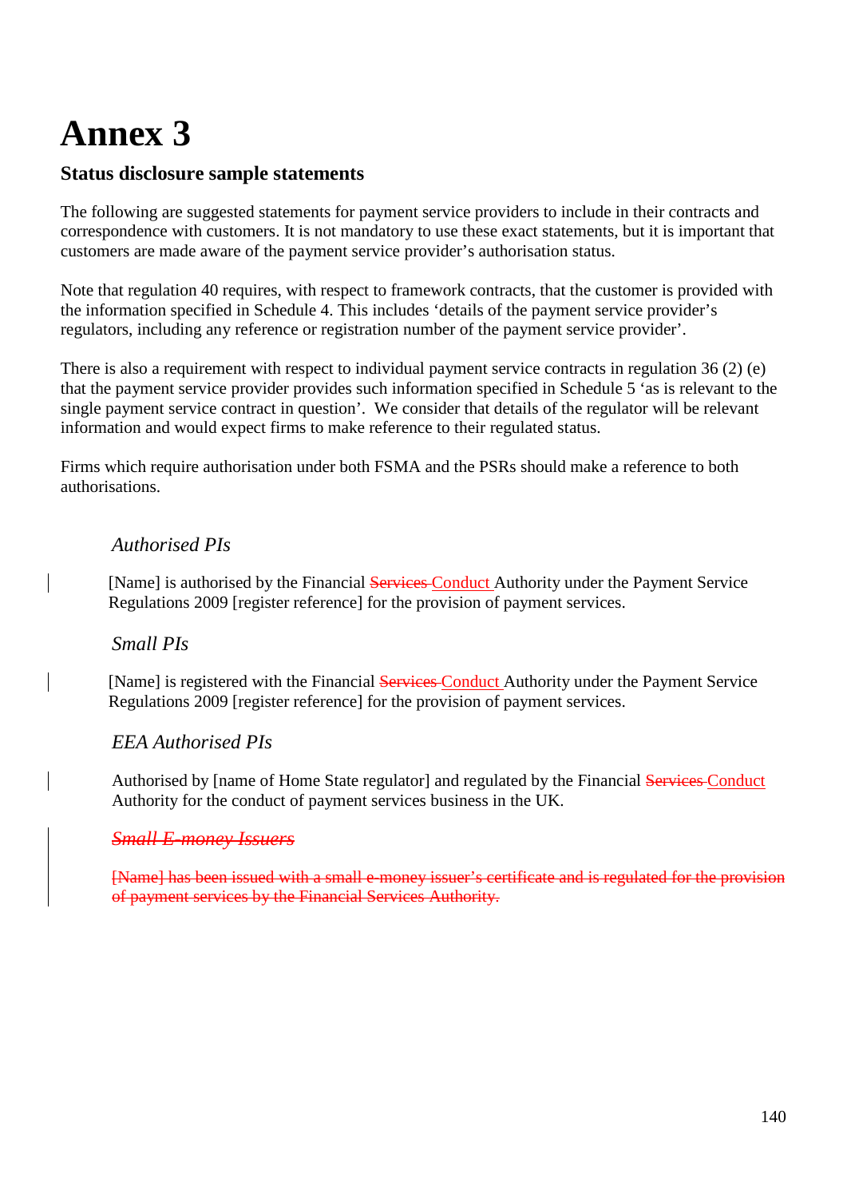# Annex 3

### Status disclosure sample statements

The following are suggested statements for payment service providers to include in their contracts and correspondence with customers. It is not mandatory to use these exact statements, but it is important that customers are made aware of the payment service provider's authorisation status.

Note that regulation 40 requires, with respect to framework contracts, that the customer is provided with the information specified in Schedule 4. This includes 'details of the payment service provider's regulators, including any reference or registration number of the payment service provider'.

There is also a requirement with respect to individual payment service contracts in regulation 36 (2) (e) that the payment service provider provides such information specified in Schedule 5 'as is relevant to the single payment service contract in question'. We consider that details of the regulator will be relevant information and would expect firms to make reference to their regulated status.

Firms which require authorisation under both FSMA and the PSRs should make a reference to both authorisations.

*Authorised PIs*

[Name] is authorised by the Financial ~~Services~~ Conduct Authority under the Payment Service Regulations 2009 [register reference] for the provision of payment services.

*Small PIs*

[Name] is registered with the Financial ~~Services~~ Conduct Authority under the Payment Service Regulations 2009 [register reference] for the provision of payment services.

*EEA Authorised PIs*

Authorised by [name of Home State regulator] and regulated by the Financial ~~Services~~ Conduct Authority for the conduct of payment services business in the UK.

~~*Small E-money Issuers*~~

~~[Name] has been issued with a small e-money issuer's certificate and is regulated for the provision of payment services by the Financial Services Authority.~~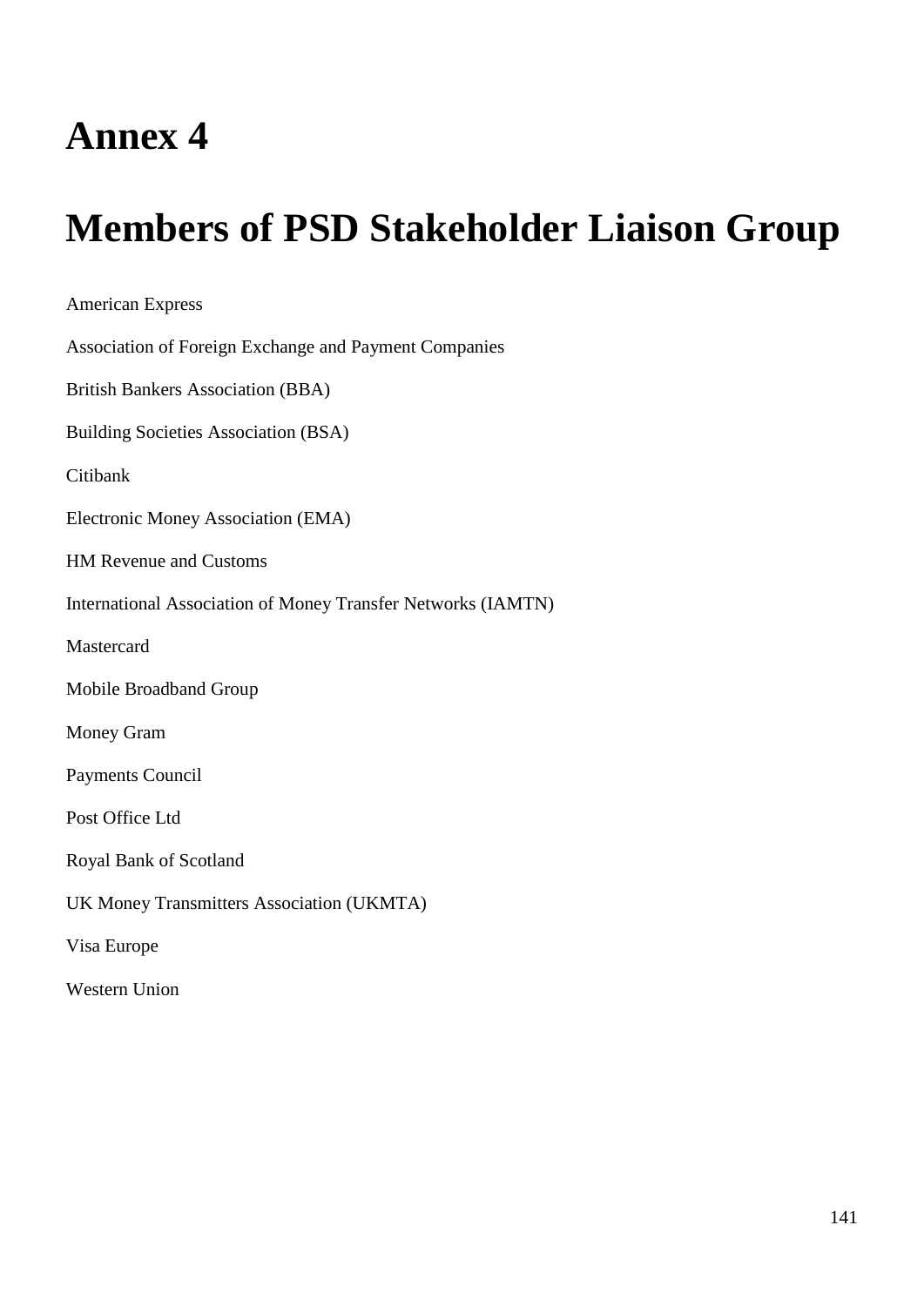# Annex 4

# Members of PSD Stakeholder Liaison Group

American Express

Association of Foreign Exchange and Payment Companies

British Bankers Association (BBA)

Building Societies Association (BSA)

Citibank

Electronic Money Association (EMA)

HM Revenue and Customs

International Association of Money Transfer Networks (IAMTN)

Mastercard

Mobile Broadband Group

Money Gram

Payments Council

Post Office Ltd

Royal Bank of Scotland

UK Money Transmitters Association (UKMTA)

Visa Europe

Western Union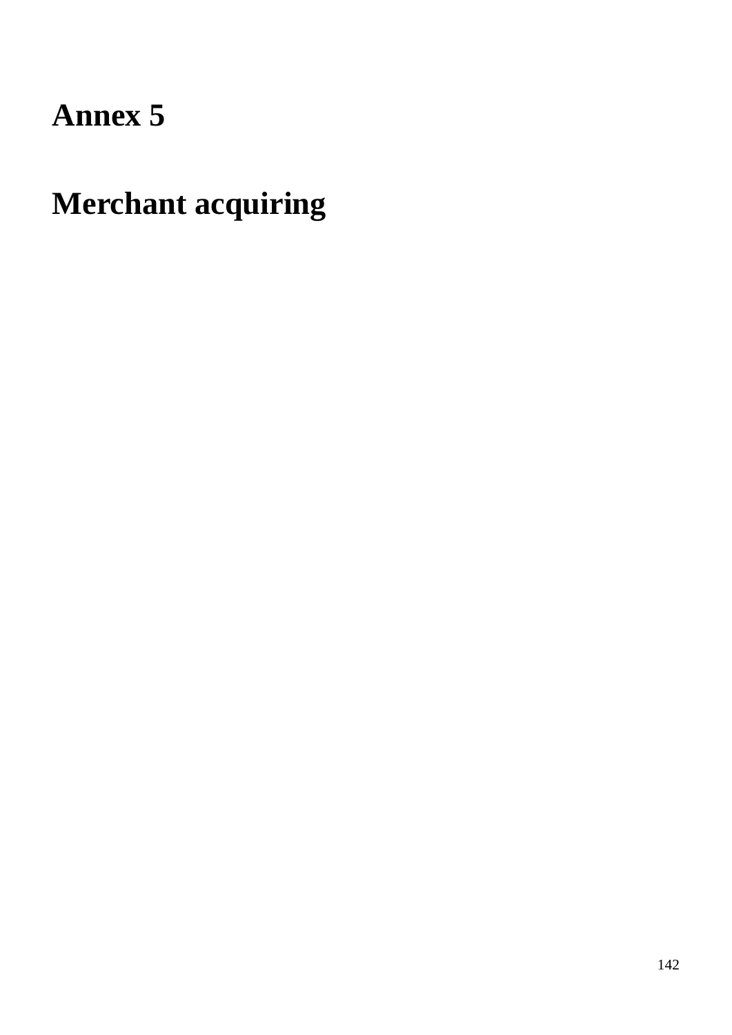# Annex 5

# Merchant acquiring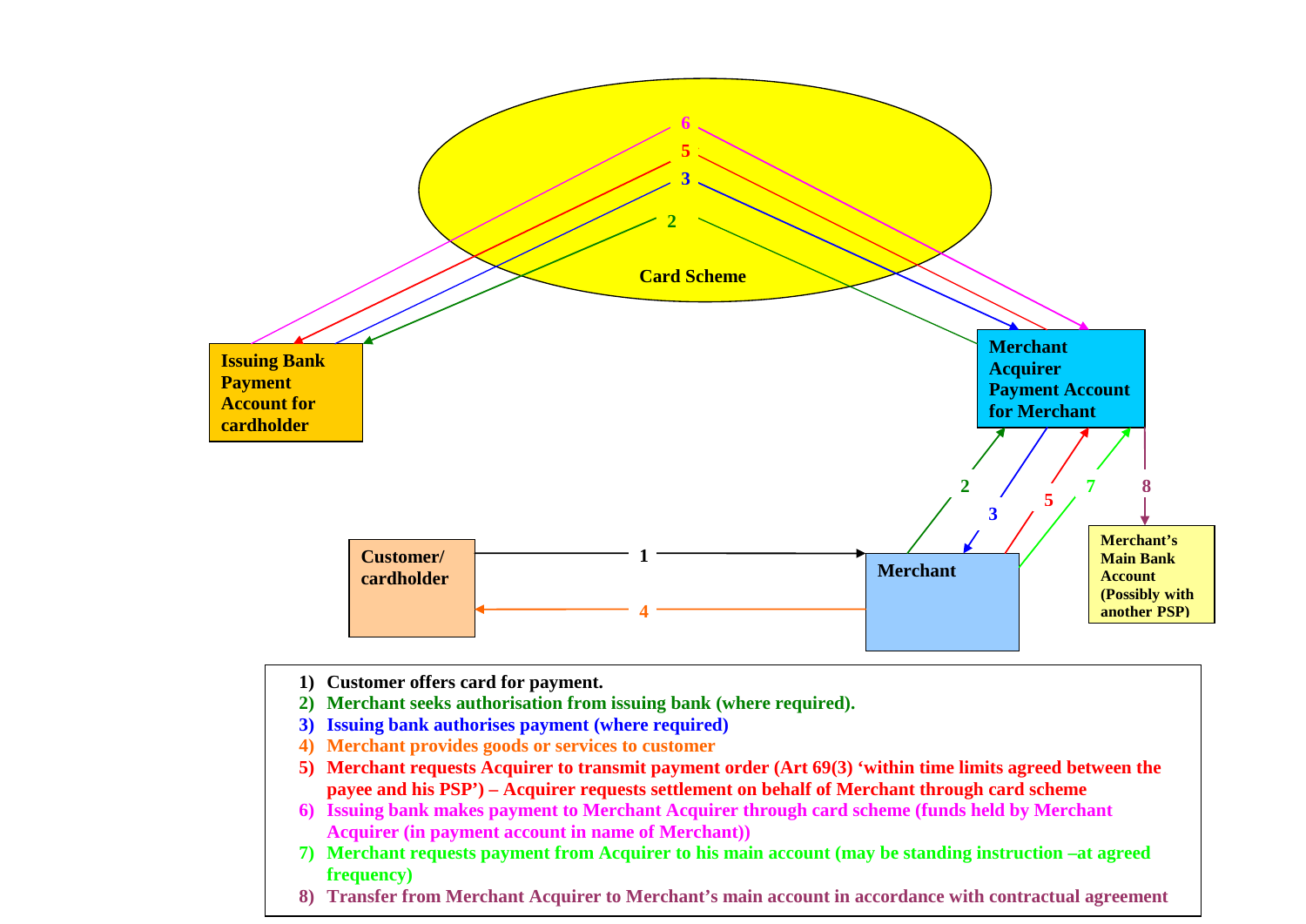Card Scheme

Issuing Bank Payment Account for cardholder

Merchant Acquirer Payment Account for Merchant

Customer/ cardholder

Merchant

Merchant's Main Bank Account (Possibly with another PSP)

1) Customer offers card for payment.
2) Merchant seeks authorisation from issuing bank (where required).
3) Issuing bank authorises payment (where required)
4) Merchant provides goods or services to customer
5) Merchant requests Acquirer to transmit payment order (Art 69(3) 'within time limits agreed between the payee and his PSP') – Acquirer requests settlement on behalf of Merchant through card scheme
6) Issuing bank makes payment to Merchant Acquirer through card scheme (funds held by Merchant Acquirer (in payment account in name of Merchant))
7) Merchant requests payment from Acquirer to his main account (may be standing instruction –at agreed frequency)
8) Transfer from Merchant Acquirer to Merchant's main account in accordance with contractual agreement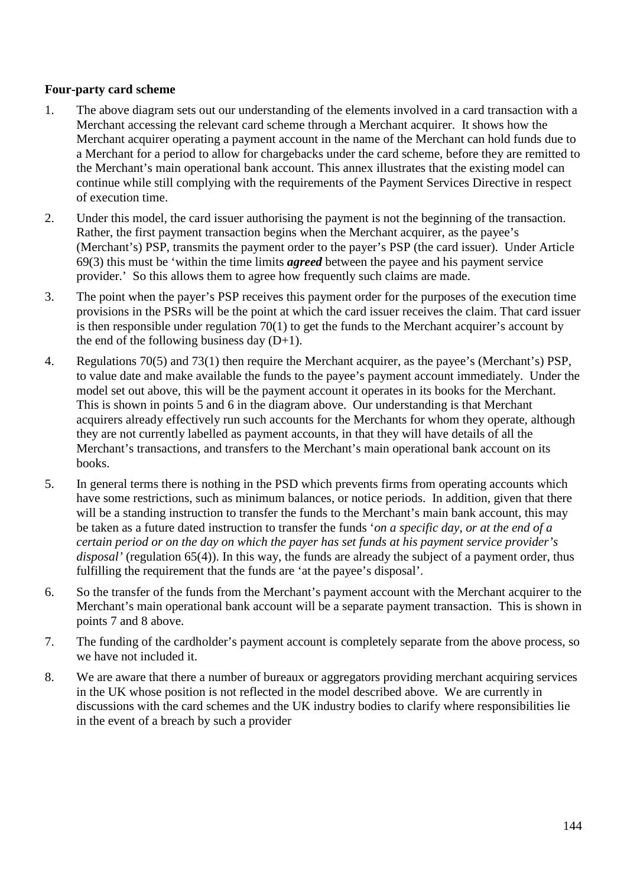**Four-party card scheme**

1. The above diagram sets out our understanding of the elements involved in a card transaction with a Merchant accessing the relevant card scheme through a Merchant acquirer. It shows how the Merchant acquirer operating a payment account in the name of the Merchant can hold funds due to a Merchant for a period to allow for chargebacks under the card scheme, before they are remitted to the Merchant's main operational bank account. This annex illustrates that the existing model can continue while still complying with the requirements of the Payment Services Directive in respect of execution time.

2. Under this model, the card issuer authorising the payment is not the beginning of the transaction. Rather, the first payment transaction begins when the Merchant acquirer, as the payee's (Merchant's) PSP, transmits the payment order to the payer's PSP (the card issuer). Under Article 69(3) this must be 'within the time limits ***agreed*** between the payee and his payment service provider.' So this allows them to agree how frequently such claims are made.

3. The point when the payer's PSP receives this payment order for the purposes of the execution time provisions in the PSRs will be the point at which the card issuer receives the claim. That card issuer is then responsible under regulation 70(1) to get the funds to the Merchant acquirer's account by the end of the following business day (D+1).

4. Regulations 70(5) and 73(1) then require the Merchant acquirer, as the payee's (Merchant's) PSP, to value date and make available the funds to the payee's payment account immediately. Under the model set out above, this will be the payment account it operates in its books for the Merchant. This is shown in points 5 and 6 in the diagram above. Our understanding is that Merchant acquirers already effectively run such accounts for the Merchants for whom they operate, although they are not currently labelled as payment accounts, in that they will have details of all the Merchant's transactions, and transfers to the Merchant's main operational bank account on its books.

5. In general terms there is nothing in the PSD which prevents firms from operating accounts which have some restrictions, such as minimum balances, or notice periods. In addition, given that there will be a standing instruction to transfer the funds to the Merchant's main bank account, this may be taken as a future dated instruction to transfer the funds '*on a specific day, or at the end of a certain period or on the day on which the payer has set funds at his payment service provider's disposal'* (regulation 65(4)). In this way, the funds are already the subject of a payment order, thus fulfilling the requirement that the funds are 'at the payee's disposal'.

6. So the transfer of the funds from the Merchant's payment account with the Merchant acquirer to the Merchant's main operational bank account will be a separate payment transaction. This is shown in points 7 and 8 above.

7. The funding of the cardholder's payment account is completely separate from the above process, so we have not included it.

8. We are aware that there a number of bureaux or aggregators providing merchant acquiring services in the UK whose position is not reflected in the model described above. We are currently in discussions with the card schemes and the UK industry bodies to clarify where responsibilities lie in the event of a breach by such a provider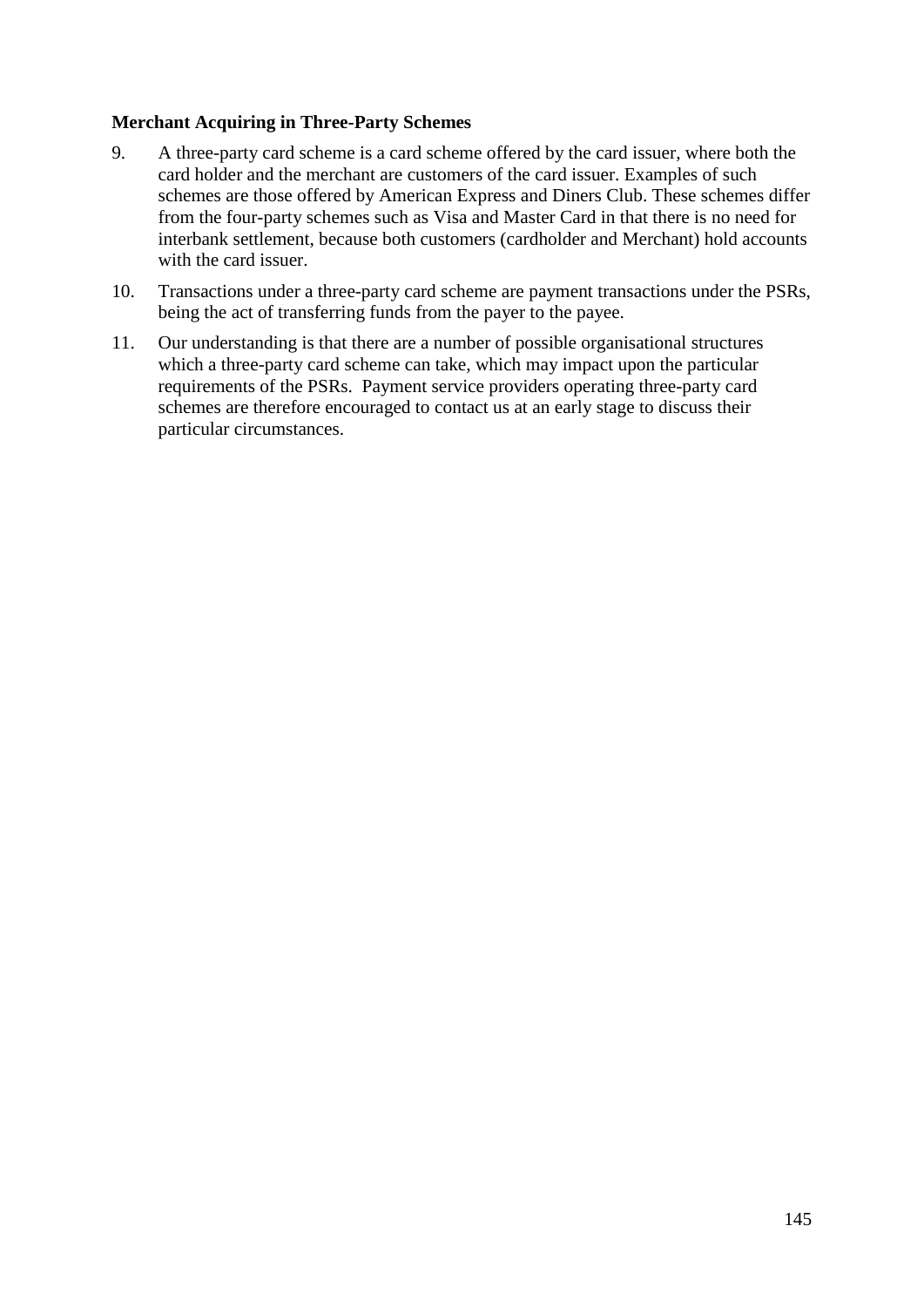**Merchant Acquiring in Three-Party Schemes**

9. A three-party card scheme is a card scheme offered by the card issuer, where both the card holder and the merchant are customers of the card issuer. Examples of such schemes are those offered by American Express and Diners Club. These schemes differ from the four-party schemes such as Visa and Master Card in that there is no need for interbank settlement, because both customers (cardholder and Merchant) hold accounts with the card issuer.

10. Transactions under a three-party card scheme are payment transactions under the PSRs, being the act of transferring funds from the payer to the payee.

11. Our understanding is that there are a number of possible organisational structures which a three-party card scheme can take, which may impact upon the particular requirements of the PSRs. Payment service providers operating three-party card schemes are therefore encouraged to contact us at an early stage to discuss their particular circumstances.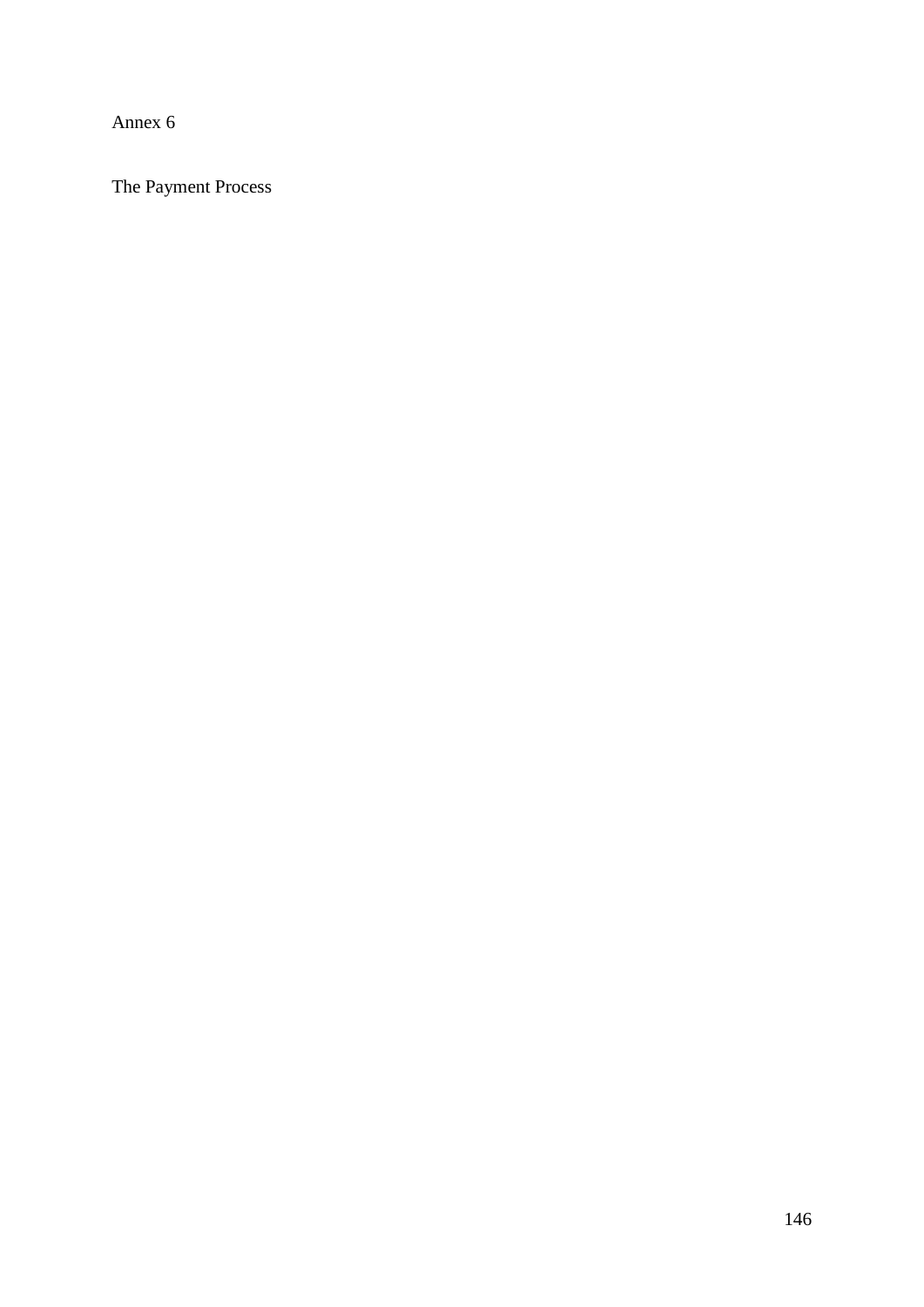# Annex 6

## The Payment Process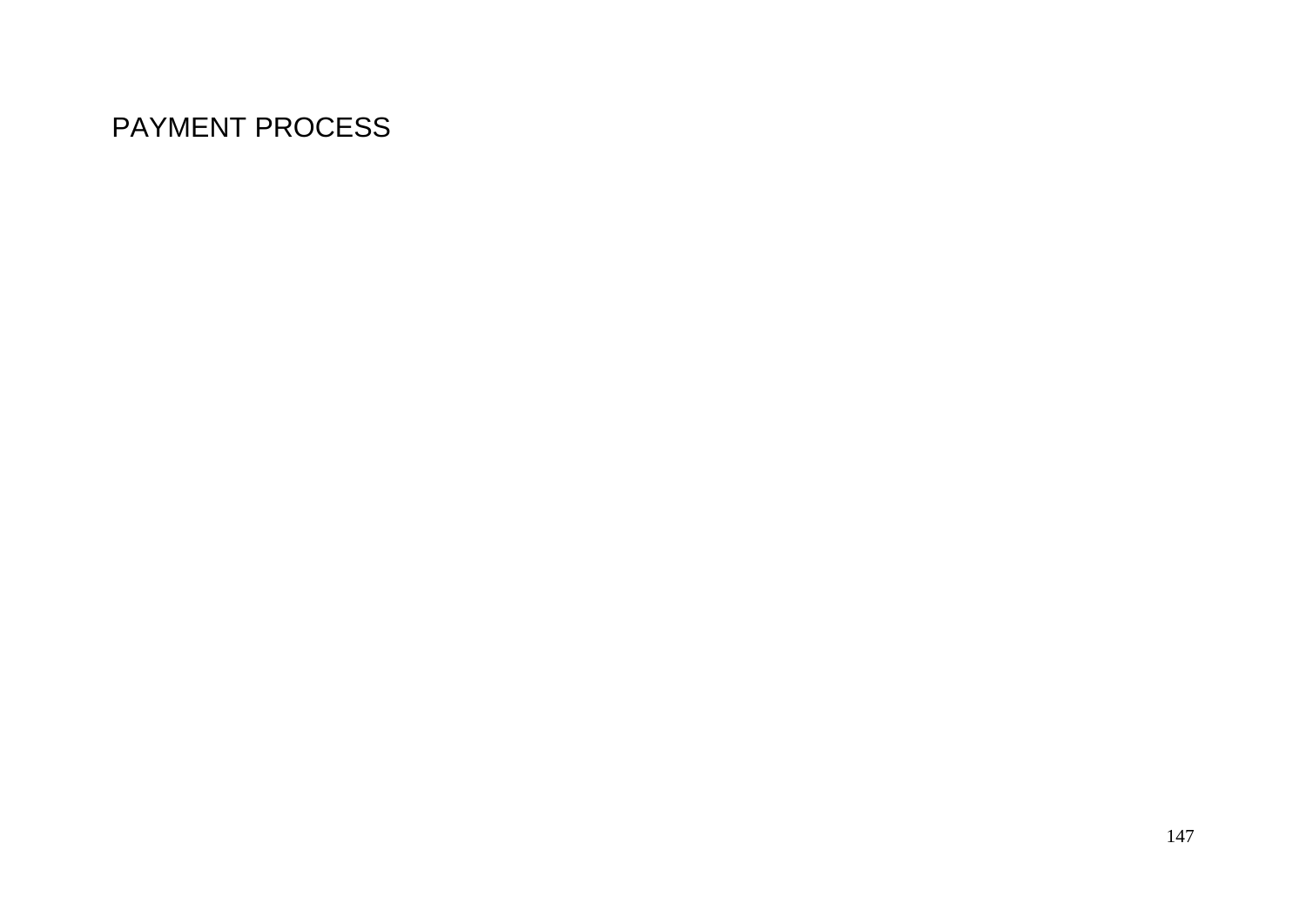# PAYMENT PROCESS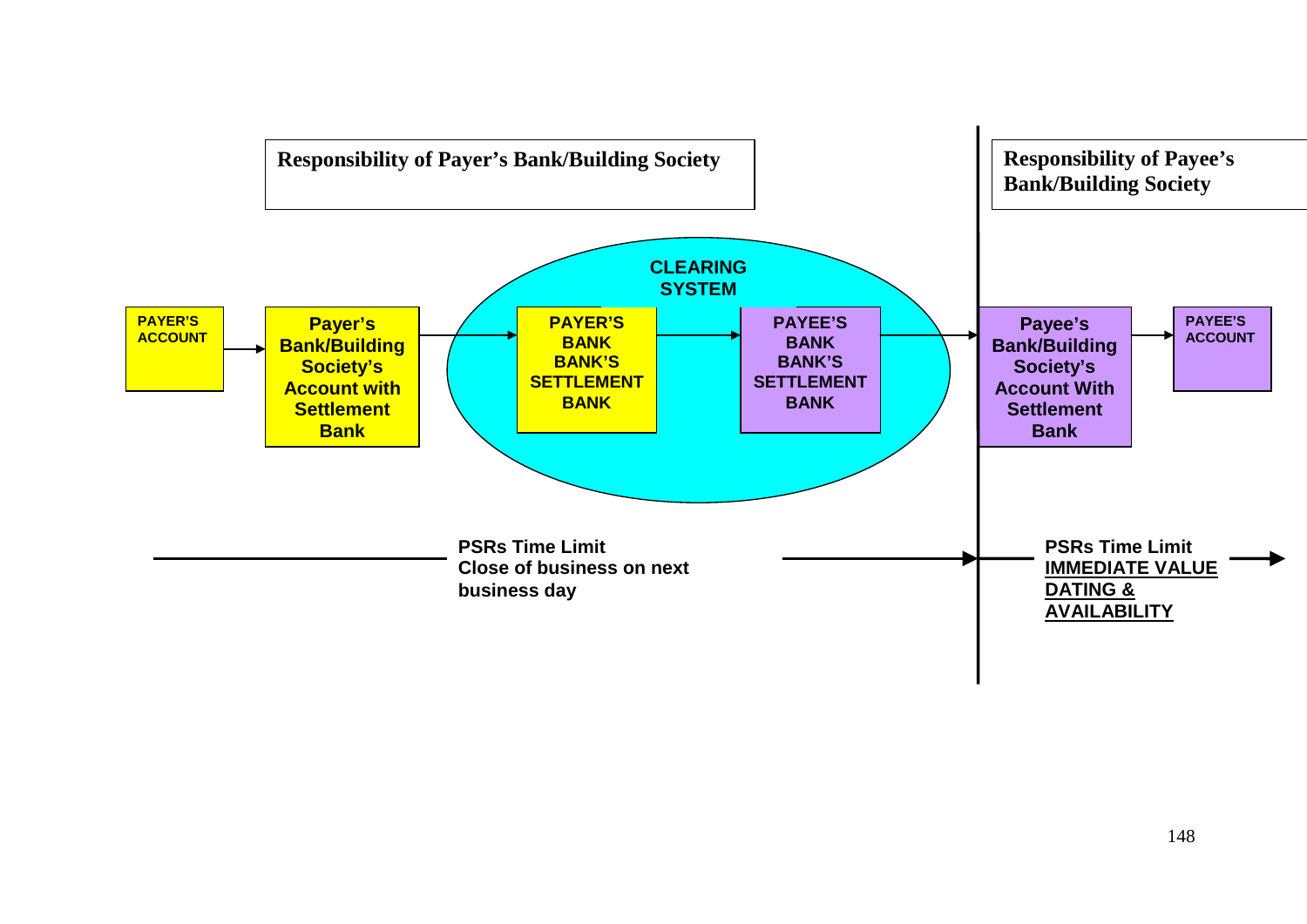**Responsibility of Payer's Bank/Building Society**

**Responsibility of Payee's Bank/Building Society**

**CLEARING SYSTEM**

**PAYER'S ACCOUNT** → **Payer's Bank/Building Society's Account with Settlement Bank** → **PAYER'S BANK BANK'S SETTLEMENT BANK** → **PAYEE'S BANK BANK'S SETTLEMENT BANK** → **Payee's Bank/Building Society's Account With Settlement Bank** → **PAYEE'S ACCOUNT**

**PSRs Time Limit Close of business on next business day**

**PSRs Time Limit <u>IMMEDIATE VALUE DATING & AVAILABILITY</u>**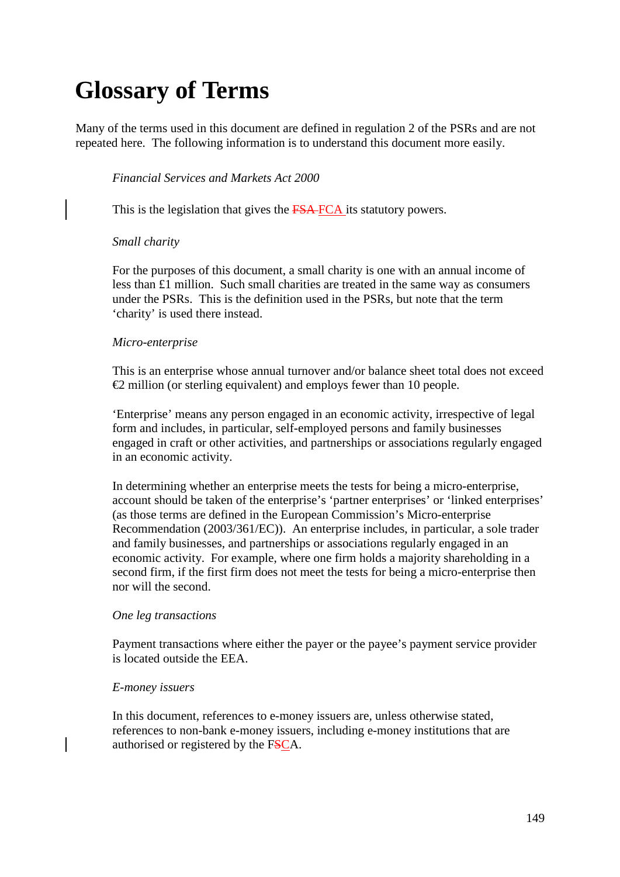# Glossary of Terms

Many of the terms used in this document are defined in regulation 2 of the PSRs and are not repeated here. The following information is to understand this document more easily.

*Financial Services and Markets Act 2000*

This is the legislation that gives the ~~FSA~~ FCA its statutory powers.

*Small charity*

For the purposes of this document, a small charity is one with an annual income of less than £1 million. Such small charities are treated in the same way as consumers under the PSRs. This is the definition used in the PSRs, but note that the term 'charity' is used there instead.

*Micro-enterprise*

This is an enterprise whose annual turnover and/or balance sheet total does not exceed €2 million (or sterling equivalent) and employs fewer than 10 people.

'Enterprise' means any person engaged in an economic activity, irrespective of legal form and includes, in particular, self-employed persons and family businesses engaged in craft or other activities, and partnerships or associations regularly engaged in an economic activity.

In determining whether an enterprise meets the tests for being a micro-enterprise, account should be taken of the enterprise's 'partner enterprises' or 'linked enterprises' (as those terms are defined in the European Commission's Micro-enterprise Recommendation (2003/361/EC)). An enterprise includes, in particular, a sole trader and family businesses, and partnerships or associations regularly engaged in an economic activity. For example, where one firm holds a majority shareholding in a second firm, if the first firm does not meet the tests for being a micro-enterprise then nor will the second.

*One leg transactions*

Payment transactions where either the payer or the payee's payment service provider is located outside the EEA.

*E-money issuers*

In this document, references to e-money issuers are, unless otherwise stated, references to non-bank e-money issuers, including e-money institutions that are authorised or registered by the F~~S~~CA.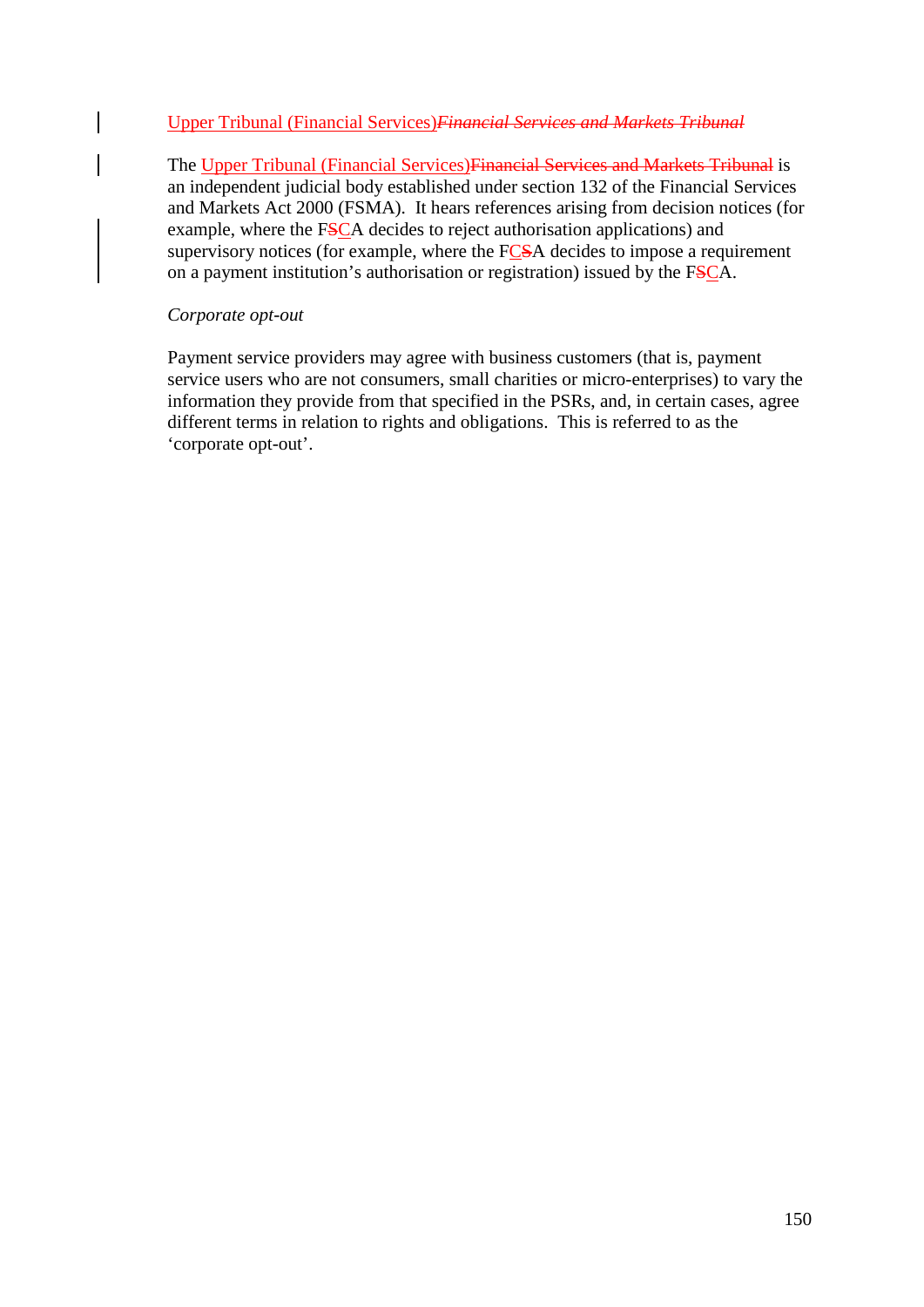Upper Tribunal (Financial Services)~~*Financial Services and Markets Tribunal*~~

The Upper Tribunal (Financial Services)~~Financial Services and Markets Tribunal~~ is an independent judicial body established under section 132 of the Financial Services and Markets Act 2000 (FSMA). It hears references arising from decision notices (for example, where the F~~S~~CA decides to reject authorisation applications) and supervisory notices (for example, where the FC~~S~~A decides to impose a requirement on a payment institution's authorisation or registration) issued by the F~~S~~CA.

*Corporate opt-out*

Payment service providers may agree with business customers (that is, payment service users who are not consumers, small charities or micro-enterprises) to vary the information they provide from that specified in the PSRs, and, in certain cases, agree different terms in relation to rights and obligations. This is referred to as the 'corporate opt-out'.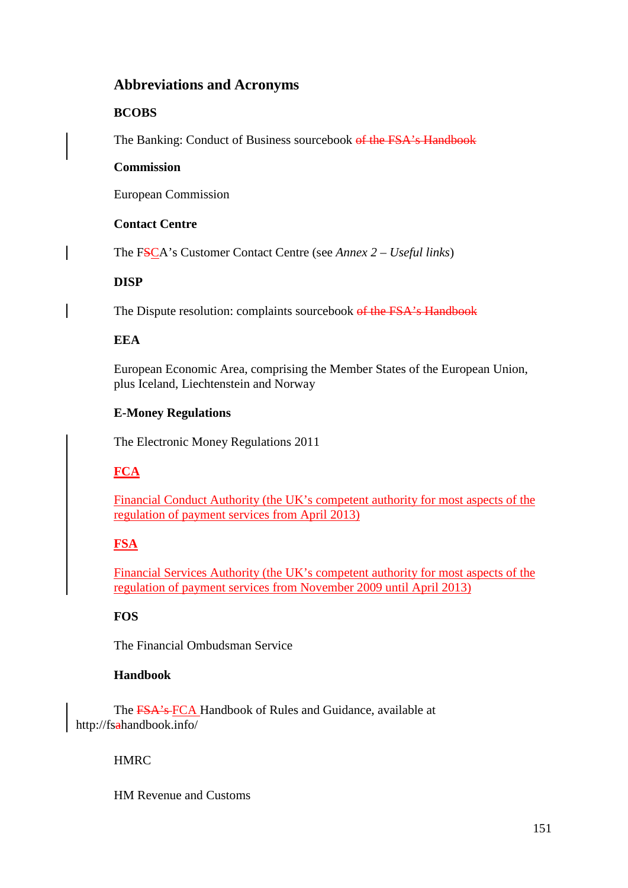## Abbreviations and Acronyms

**BCOBS**

The Banking: Conduct of Business sourcebook ~~of the FSA's Handbook~~

**Commission**

European Commission

**Contact Centre**

The F~~S~~CA's Customer Contact Centre (see *Annex 2 – Useful links*)

**DISP**

The Dispute resolution: complaints sourcebook ~~of the FSA's Handbook~~

**EEA**

European Economic Area, comprising the Member States of the European Union, plus Iceland, Liechtenstein and Norway

**E-Money Regulations**

The Electronic Money Regulations 2011

**FCA**

Financial Conduct Authority (the UK's competent authority for most aspects of the regulation of payment services from April 2013)

**FSA**

Financial Services Authority (the UK's competent authority for most aspects of the regulation of payment services from November 2009 until April 2013)

**FOS**

The Financial Ombudsman Service

**Handbook**

The ~~FSA's~~ FCA Handbook of Rules and Guidance, available at http://fsahandbook.info/

HMRC

HM Revenue and Customs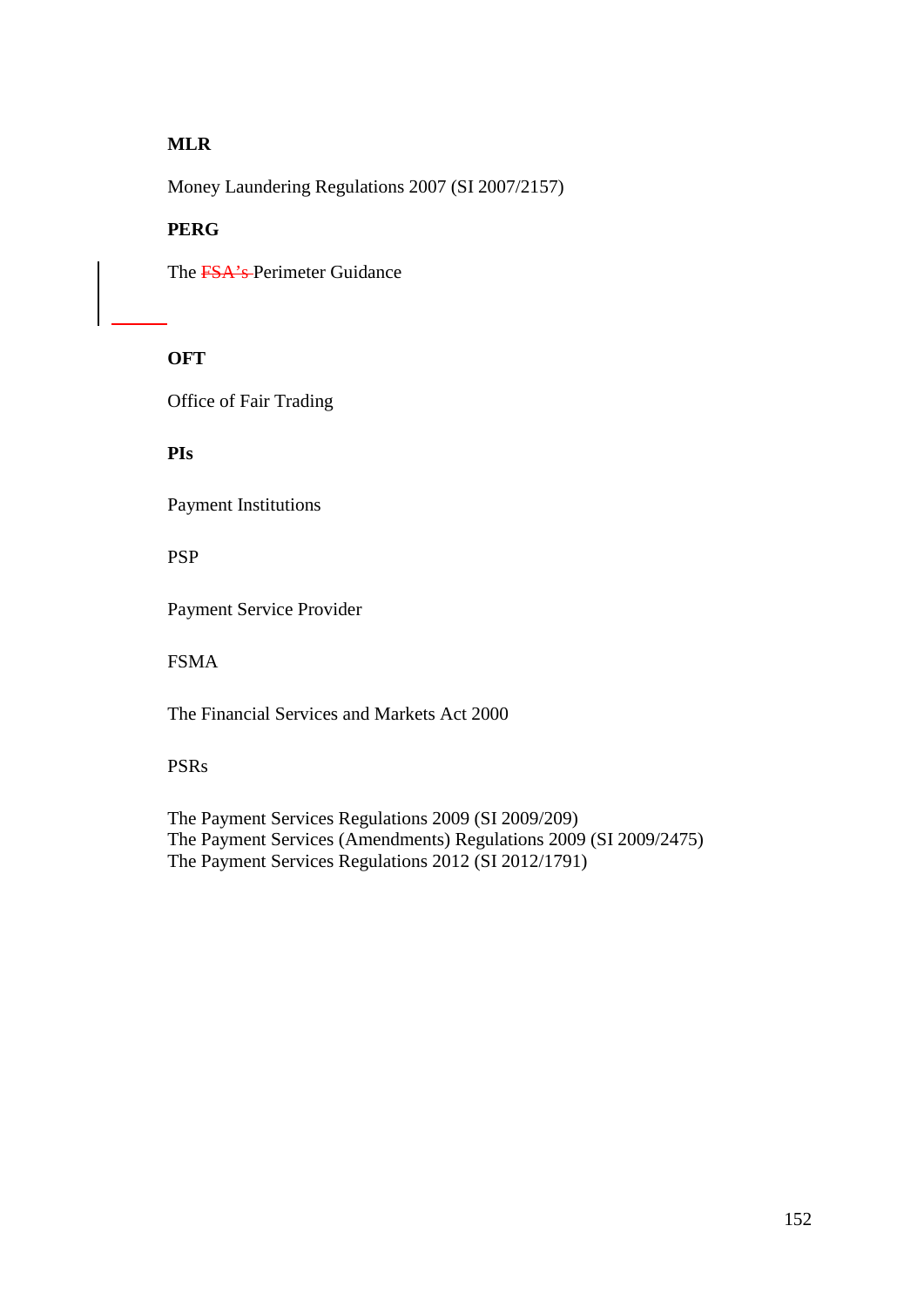**MLR**

Money Laundering Regulations 2007 (SI 2007/2157)

**PERG**

The ~~FSA's~~ Perimeter Guidance

**OFT**

Office of Fair Trading

**PIs**

Payment Institutions

PSP

Payment Service Provider

FSMA

The Financial Services and Markets Act 2000

PSRs

The Payment Services Regulations 2009 (SI 2009/209)
The Payment Services (Amendments) Regulations 2009 (SI 2009/2475)
The Payment Services Regulations 2012 (SI 2012/1791)